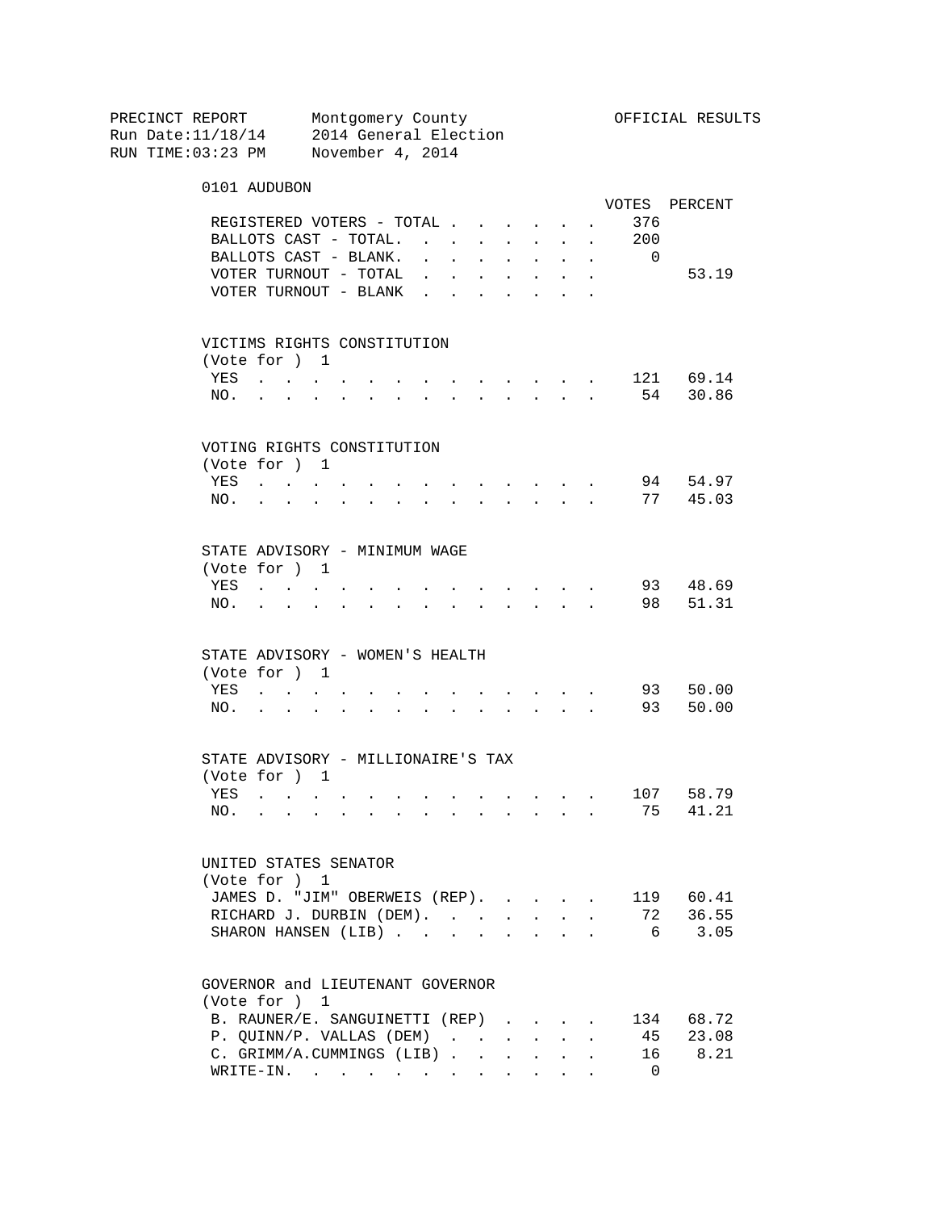PRECINCT REPORT Montgomery County OFFICIAL RESULTS
Run Date:11/18/14 2014 General Election
RUN TIME:03:23 PM November 4, 2014

## 0101 AUDUBON

| | VOTES | PERCENT |
|---|---|---|
| REGISTERED VOTERS - TOTAL | 376 | |
| BALLOTS CAST - TOTAL. | 200 | |
| BALLOTS CAST - BLANK. | 0 | |
| VOTER TURNOUT - TOTAL | | 53.19 |
| VOTER TURNOUT - BLANK | | |

### VICTIMS RIGHTS CONSTITUTION
(Vote for ) 1

| | VOTES | PERCENT |
|---|---|---|
| YES | 121 | 69.14 |
| NO. | 54 | 30.86 |

### VOTING RIGHTS CONSTITUTION
(Vote for ) 1

| | VOTES | PERCENT |
|---|---|---|
| YES | 94 | 54.97 |
| NO. | 77 | 45.03 |

### STATE ADVISORY - MINIMUM WAGE
(Vote for ) 1

| | VOTES | PERCENT |
|---|---|---|
| YES | 93 | 48.69 |
| NO. | 98 | 51.31 |

### STATE ADVISORY - WOMEN'S HEALTH
(Vote for ) 1

| | VOTES | PERCENT |
|---|---|---|
| YES | 93 | 50.00 |
| NO. | 93 | 50.00 |

### STATE ADVISORY - MILLIONAIRE'S TAX
(Vote for ) 1

| | VOTES | PERCENT |
|---|---|---|
| YES | 107 | 58.79 |
| NO. | 75 | 41.21 |

### UNITED STATES SENATOR
(Vote for ) 1

| | VOTES | PERCENT |
|---|---|---|
| JAMES D. "JIM" OBERWEIS (REP). | 119 | 60.41 |
| RICHARD J. DURBIN (DEM). | 72 | 36.55 |
| SHARON HANSEN (LIB) | 6 | 3.05 |

### GOVERNOR and LIEUTENANT GOVERNOR
(Vote for ) 1

| | VOTES | PERCENT |
|---|---|---|
| B. RAUNER/E. SANGUINETTI (REP) | 134 | 68.72 |
| P. QUINN/P. VALLAS (DEM) | 45 | 23.08 |
| C. GRIMM/A.CUMMINGS (LIB) | 16 | 8.21 |
| WRITE-IN. | 0 | |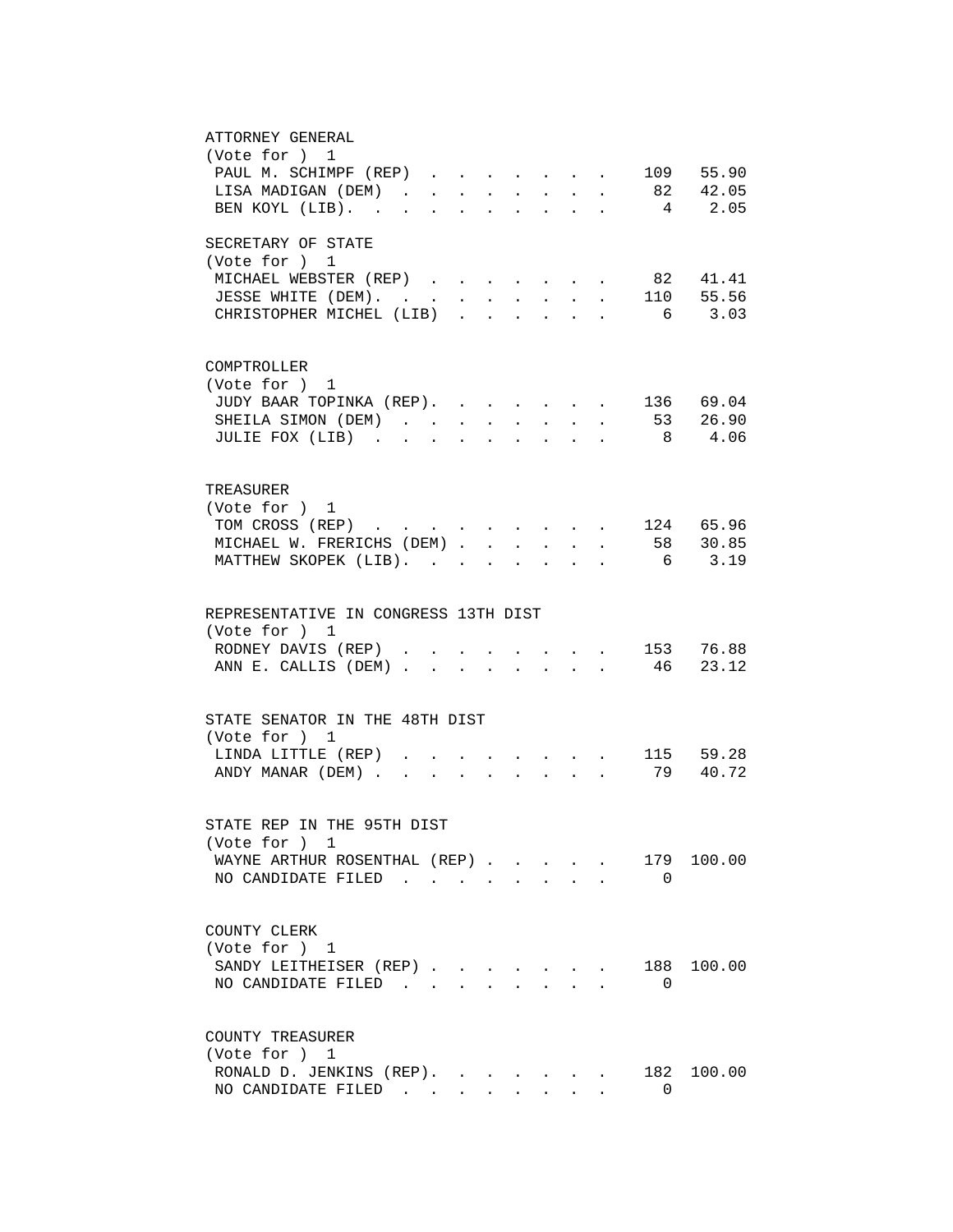ATTORNEY GENERAL
(Vote for ) 1

| Candidate | Votes | Percent |
| --- | --- | --- |
| PAUL M. SCHIMPF (REP) | 109 | 55.90 |
| LISA MADIGAN (DEM) | 82 | 42.05 |
| BEN KOYL (LIB) | 4 | 2.05 |

SECRETARY OF STATE
(Vote for ) 1

| Candidate | Votes | Percent |
| --- | --- | --- |
| MICHAEL WEBSTER (REP) | 82 | 41.41 |
| JESSE WHITE (DEM) | 110 | 55.56 |
| CHRISTOPHER MICHEL (LIB) | 6 | 3.03 |

COMPTROLLER
(Vote for ) 1

| Candidate | Votes | Percent |
| --- | --- | --- |
| JUDY BAAR TOPINKA (REP) | 136 | 69.04 |
| SHEILA SIMON (DEM) | 53 | 26.90 |
| JULIE FOX (LIB) | 8 | 4.06 |

TREASURER
(Vote for ) 1

| Candidate | Votes | Percent |
| --- | --- | --- |
| TOM CROSS (REP) | 124 | 65.96 |
| MICHAEL W. FRERICHS (DEM) | 58 | 30.85 |
| MATTHEW SKOPEK (LIB) | 6 | 3.19 |

REPRESENTATIVE IN CONGRESS 13TH DIST
(Vote for ) 1

| Candidate | Votes | Percent |
| --- | --- | --- |
| RODNEY DAVIS (REP) | 153 | 76.88 |
| ANN E. CALLIS (DEM) | 46 | 23.12 |

STATE SENATOR IN THE 48TH DIST
(Vote for ) 1

| Candidate | Votes | Percent |
| --- | --- | --- |
| LINDA LITTLE (REP) | 115 | 59.28 |
| ANDY MANAR (DEM) | 79 | 40.72 |

STATE REP IN THE 95TH DIST
(Vote for ) 1

| Candidate | Votes | Percent |
| --- | --- | --- |
| WAYNE ARTHUR ROSENTHAL (REP) | 179 | 100.00 |
| NO CANDIDATE FILED | 0 | |

COUNTY CLERK
(Vote for ) 1

| Candidate | Votes | Percent |
| --- | --- | --- |
| SANDY LEITHEISER (REP) | 188 | 100.00 |
| NO CANDIDATE FILED | 0 | |

COUNTY TREASURER
(Vote for ) 1

| Candidate | Votes | Percent |
| --- | --- | --- |
| RONALD D. JENKINS (REP) | 182 | 100.00 |
| NO CANDIDATE FILED | 0 | |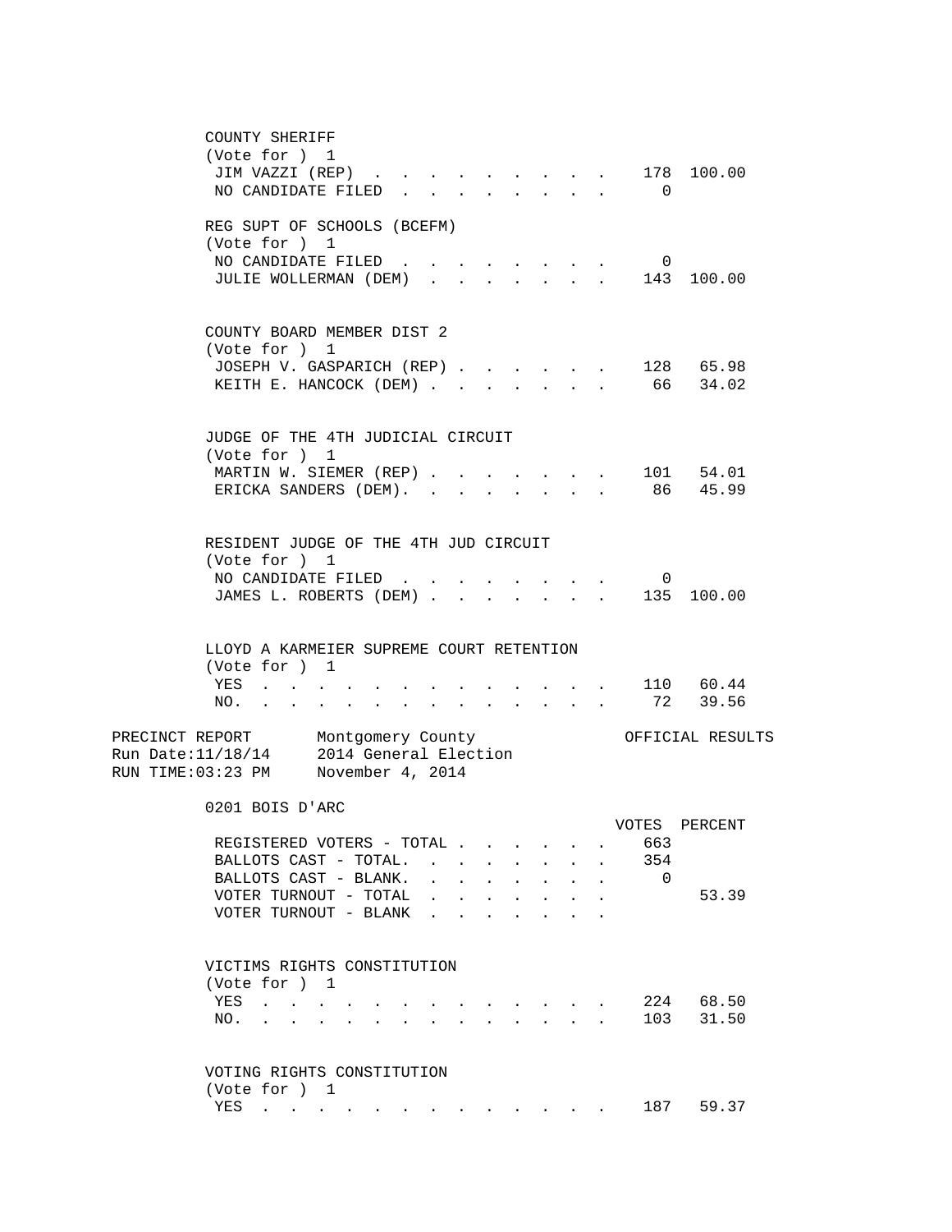COUNTY SHERIFF
(Vote for ) 1

| | VOTES | PERCENT |
|---|---|---|
| JIM VAZZI (REP) | 178 | 100.00 |
| NO CANDIDATE FILED | 0 | |

REG SUPT OF SCHOOLS (BCEFM)
(Vote for ) 1

| | VOTES | PERCENT |
|---|---|---|
| NO CANDIDATE FILED | 0 | |
| JULIE WOLLERMAN (DEM) | 143 | 100.00 |

COUNTY BOARD MEMBER DIST 2
(Vote for ) 1

| | VOTES | PERCENT |
|---|---|---|
| JOSEPH V. GASPARICH (REP) | 128 | 65.98 |
| KEITH E. HANCOCK (DEM) | 66 | 34.02 |

JUDGE OF THE 4TH JUDICIAL CIRCUIT
(Vote for ) 1

| | VOTES | PERCENT |
|---|---|---|
| MARTIN W. SIEMER (REP) | 101 | 54.01 |
| ERICKA SANDERS (DEM) | 86 | 45.99 |

RESIDENT JUDGE OF THE 4TH JUD CIRCUIT
(Vote for ) 1

| | VOTES | PERCENT |
|---|---|---|
| NO CANDIDATE FILED | 0 | |
| JAMES L. ROBERTS (DEM) | 135 | 100.00 |

LLOYD A KARMEIER SUPREME COURT RETENTION
(Vote for ) 1

| | VOTES | PERCENT |
|---|---|---|
| YES | 110 | 60.44 |
| NO | 72 | 39.56 |

PRECINCT REPORT — Montgomery County — OFFICIAL RESULTS
Run Date:11/18/14 — 2014 General Election
RUN TIME:03:23 PM — November 4, 2014

## 0201 BOIS D'ARC

| | VOTES | PERCENT |
|---|---|---|
| REGISTERED VOTERS - TOTAL | 663 | |
| BALLOTS CAST - TOTAL | 354 | |
| BALLOTS CAST - BLANK | 0 | |
| VOTER TURNOUT - TOTAL | | 53.39 |
| VOTER TURNOUT - BLANK | | |

VICTIMS RIGHTS CONSTITUTION
(Vote for ) 1

| | VOTES | PERCENT |
|---|---|---|
| YES | 224 | 68.50 |
| NO | 103 | 31.50 |

VOTING RIGHTS CONSTITUTION
(Vote for ) 1

| | VOTES | PERCENT |
|---|---|---|
| YES | 187 | 59.37 |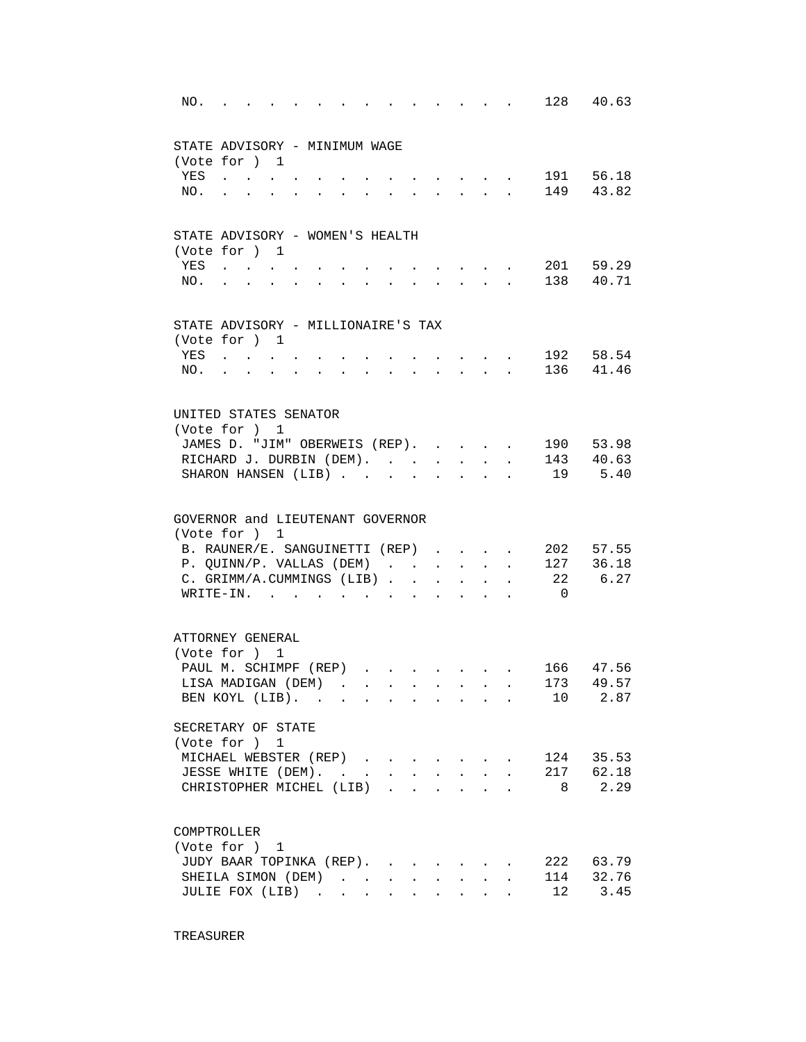| | | |
|---|---|---|
| NO. | 128 | 40.63 |

STATE ADVISORY - MINIMUM WAGE
(Vote for ) 1

| | | |
|---|---|---|
| YES | 191 | 56.18 |
| NO. | 149 | 43.82 |

STATE ADVISORY - WOMEN'S HEALTH
(Vote for ) 1

| | | |
|---|---|---|
| YES | 201 | 59.29 |
| NO. | 138 | 40.71 |

STATE ADVISORY - MILLIONAIRE'S TAX
(Vote for ) 1

| | | |
|---|---|---|
| YES | 192 | 58.54 |
| NO. | 136 | 41.46 |

UNITED STATES SENATOR
(Vote for ) 1

| | | |
|---|---|---|
| JAMES D. "JIM" OBERWEIS (REP) | 190 | 53.98 |
| RICHARD J. DURBIN (DEM) | 143 | 40.63 |
| SHARON HANSEN (LIB) | 19 | 5.40 |

GOVERNOR and LIEUTENANT GOVERNOR
(Vote for ) 1

| | | |
|---|---|---|
| B. RAUNER/E. SANGUINETTI (REP) | 202 | 57.55 |
| P. QUINN/P. VALLAS (DEM) | 127 | 36.18 |
| C. GRIMM/A.CUMMINGS (LIB) | 22 | 6.27 |
| WRITE-IN. | 0 | |

ATTORNEY GENERAL
(Vote for ) 1

| | | |
|---|---|---|
| PAUL M. SCHIMPF (REP) | 166 | 47.56 |
| LISA MADIGAN (DEM) | 173 | 49.57 |
| BEN KOYL (LIB). | 10 | 2.87 |

SECRETARY OF STATE
(Vote for ) 1

| | | |
|---|---|---|
| MICHAEL WEBSTER (REP) | 124 | 35.53 |
| JESSE WHITE (DEM). | 217 | 62.18 |
| CHRISTOPHER MICHEL (LIB) | 8 | 2.29 |

COMPTROLLER
(Vote for ) 1

| | | |
|---|---|---|
| JUDY BAAR TOPINKA (REP). | 222 | 63.79 |
| SHEILA SIMON (DEM) | 114 | 32.76 |
| JULIE FOX (LIB) | 12 | 3.45 |

TREASURER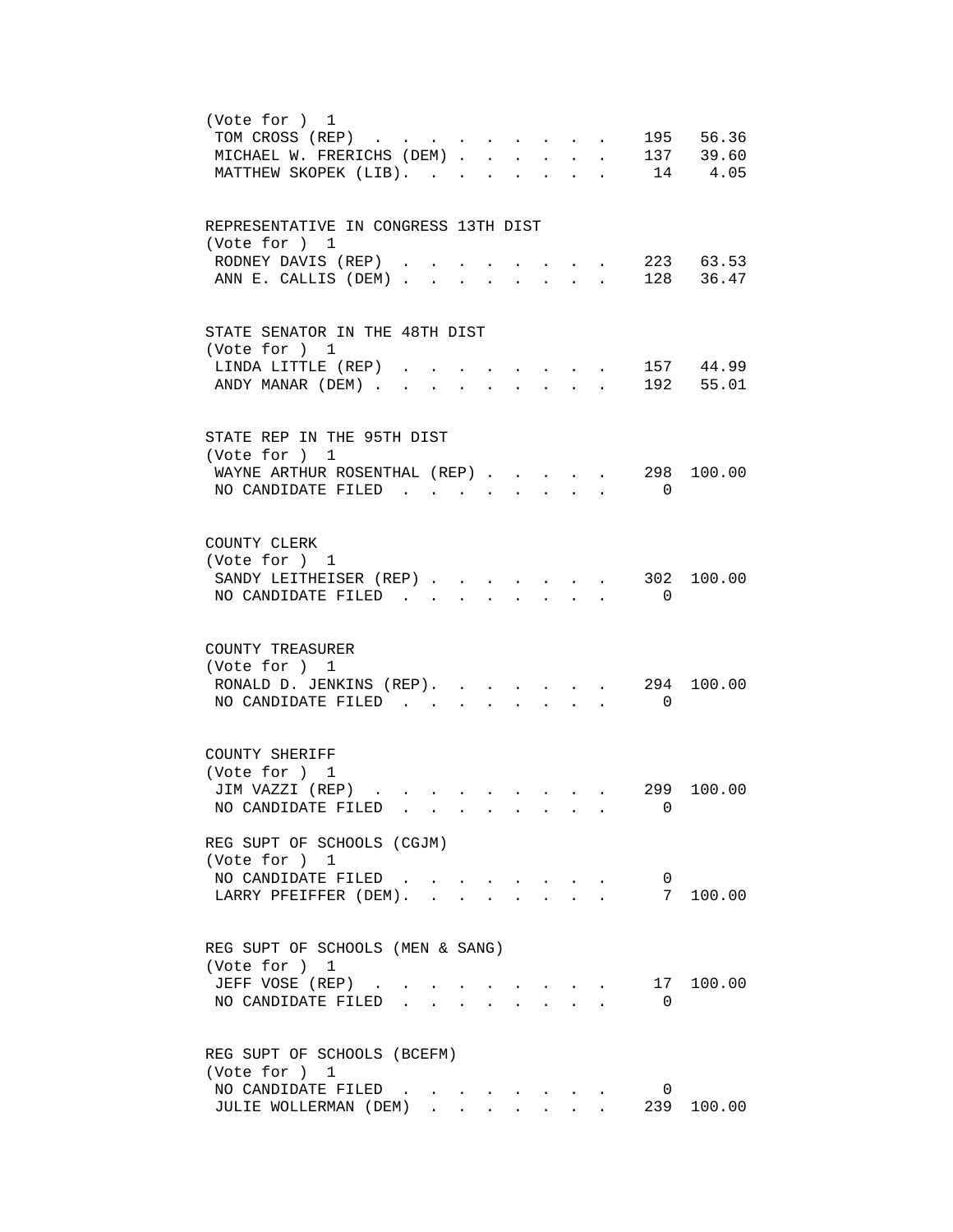(Vote for ) 1

| Candidate | Votes | Percent |
|---|---|---|
| TOM CROSS (REP) | 195 | 56.36 |
| MICHAEL W. FRERICHS (DEM) | 137 | 39.60 |
| MATTHEW SKOPEK (LIB) | 14 | 4.05 |

REPRESENTATIVE IN CONGRESS 13TH DIST
(Vote for ) 1

| Candidate | Votes | Percent |
|---|---|---|
| RODNEY DAVIS (REP) | 223 | 63.53 |
| ANN E. CALLIS (DEM) | 128 | 36.47 |

STATE SENATOR IN THE 48TH DIST
(Vote for ) 1

| Candidate | Votes | Percent |
|---|---|---|
| LINDA LITTLE (REP) | 157 | 44.99 |
| ANDY MANAR (DEM) | 192 | 55.01 |

STATE REP IN THE 95TH DIST
(Vote for ) 1

| Candidate | Votes | Percent |
|---|---|---|
| WAYNE ARTHUR ROSENTHAL (REP) | 298 | 100.00 |
| NO CANDIDATE FILED | 0 | |

COUNTY CLERK
(Vote for ) 1

| Candidate | Votes | Percent |
|---|---|---|
| SANDY LEITHEISER (REP) | 302 | 100.00 |
| NO CANDIDATE FILED | 0 | |

COUNTY TREASURER
(Vote for ) 1

| Candidate | Votes | Percent |
|---|---|---|
| RONALD D. JENKINS (REP) | 294 | 100.00 |
| NO CANDIDATE FILED | 0 | |

COUNTY SHERIFF
(Vote for ) 1

| Candidate | Votes | Percent |
|---|---|---|
| JIM VAZZI (REP) | 299 | 100.00 |
| NO CANDIDATE FILED | 0 | |

REG SUPT OF SCHOOLS (CGJM)
(Vote for ) 1

| Candidate | Votes | Percent |
|---|---|---|
| NO CANDIDATE FILED | 0 | |
| LARRY PFEIFFER (DEM) | 7 | 100.00 |

REG SUPT OF SCHOOLS (MEN & SANG)
(Vote for ) 1

| Candidate | Votes | Percent |
|---|---|---|
| JEFF VOSE (REP) | 17 | 100.00 |
| NO CANDIDATE FILED | 0 | |

REG SUPT OF SCHOOLS (BCEFM)
(Vote for ) 1

| Candidate | Votes | Percent |
|---|---|---|
| NO CANDIDATE FILED | 0 | |
| JULIE WOLLERMAN (DEM) | 239 | 100.00 |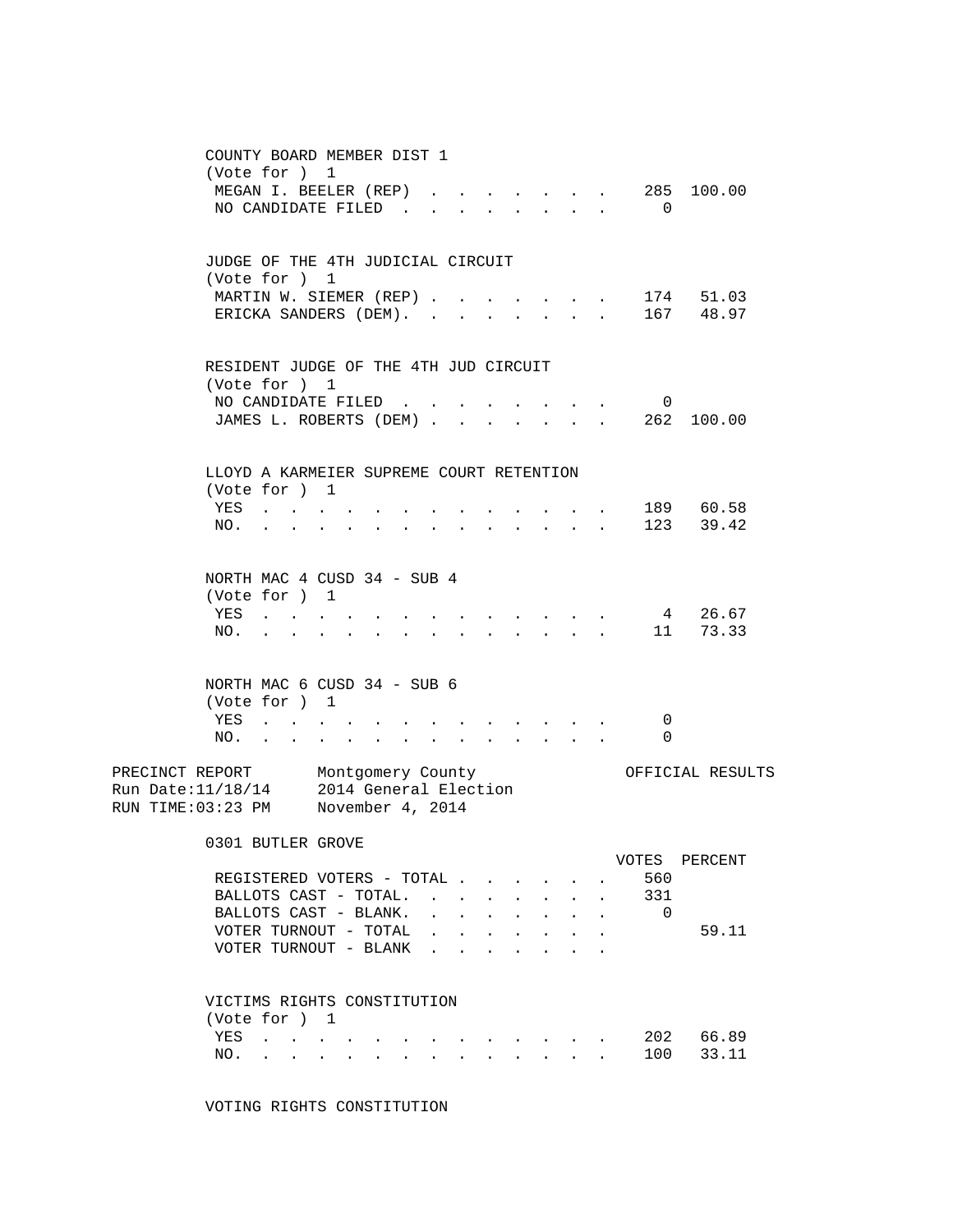COUNTY BOARD MEMBER DIST 1
(Vote for ) 1

| | VOTES | PERCENT |
|---|---|---|
| MEGAN I. BEELER (REP) | 285 | 100.00 |
| NO CANDIDATE FILED | 0 | |

JUDGE OF THE 4TH JUDICIAL CIRCUIT
(Vote for ) 1

| | VOTES | PERCENT |
|---|---|---|
| MARTIN W. SIEMER (REP) | 174 | 51.03 |
| ERICKA SANDERS (DEM) | 167 | 48.97 |

RESIDENT JUDGE OF THE 4TH JUD CIRCUIT
(Vote for ) 1

| | VOTES | PERCENT |
|---|---|---|
| NO CANDIDATE FILED | 0 | |
| JAMES L. ROBERTS (DEM) | 262 | 100.00 |

LLOYD A KARMEIER SUPREME COURT RETENTION
(Vote for ) 1

| | VOTES | PERCENT |
|---|---|---|
| YES | 189 | 60.58 |
| NO. | 123 | 39.42 |

NORTH MAC 4 CUSD 34 - SUB 4
(Vote for ) 1

| | VOTES | PERCENT |
|---|---|---|
| YES | 4 | 26.67 |
| NO. | 11 | 73.33 |

NORTH MAC 6 CUSD 34 - SUB 6
(Vote for ) 1

| | VOTES | PERCENT |
|---|---|---|
| YES | 0 | |
| NO. | 0 | |

PRECINCT REPORT — Montgomery County — OFFICIAL RESULTS
Run Date:11/18/14 — 2014 General Election
RUN TIME:03:23 PM — November 4, 2014

## 0301 BUTLER GROVE

| | VOTES | PERCENT |
|---|---|---|
| REGISTERED VOTERS - TOTAL | 560 | |
| BALLOTS CAST - TOTAL. | 331 | |
| BALLOTS CAST - BLANK. | 0 | |
| VOTER TURNOUT - TOTAL | | 59.11 |
| VOTER TURNOUT - BLANK | | |

VICTIMS RIGHTS CONSTITUTION
(Vote for ) 1

| | VOTES | PERCENT |
|---|---|---|
| YES | 202 | 66.89 |
| NO. | 100 | 33.11 |

VOTING RIGHTS CONSTITUTION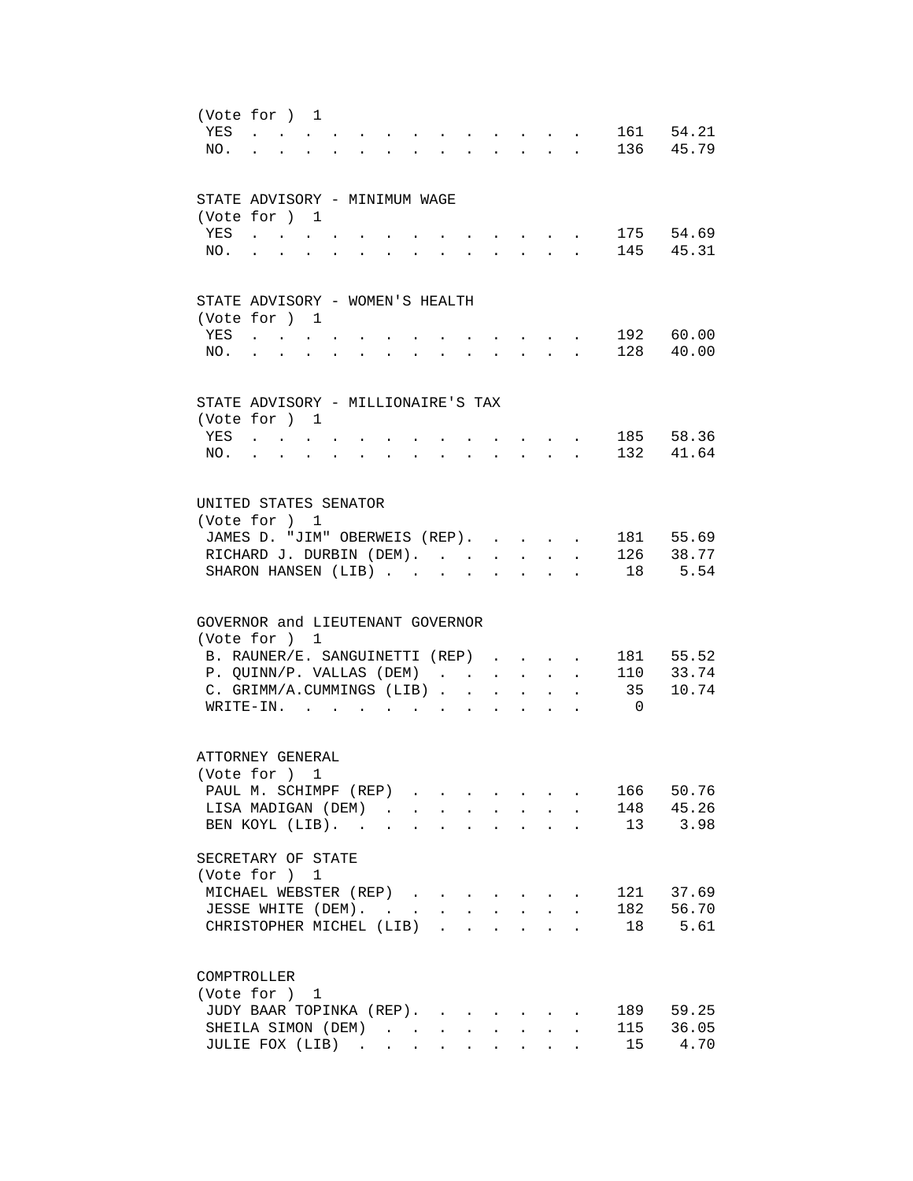(Vote for ) 1

| | Votes | Percent |
|---|---|---|
| YES | 161 | 54.21 |
| NO. | 136 | 45.79 |

STATE ADVISORY - MINIMUM WAGE
(Vote for ) 1

| | Votes | Percent |
|---|---|---|
| YES | 175 | 54.69 |
| NO. | 145 | 45.31 |

STATE ADVISORY - WOMEN'S HEALTH
(Vote for ) 1

| | Votes | Percent |
|---|---|---|
| YES | 192 | 60.00 |
| NO. | 128 | 40.00 |

STATE ADVISORY - MILLIONAIRE'S TAX
(Vote for ) 1

| | Votes | Percent |
|---|---|---|
| YES | 185 | 58.36 |
| NO. | 132 | 41.64 |

UNITED STATES SENATOR
(Vote for ) 1

| | Votes | Percent |
|---|---|---|
| JAMES D. "JIM" OBERWEIS (REP). | 181 | 55.69 |
| RICHARD J. DURBIN (DEM). | 126 | 38.77 |
| SHARON HANSEN (LIB) | 18 | 5.54 |

GOVERNOR and LIEUTENANT GOVERNOR
(Vote for ) 1

| | Votes | Percent |
|---|---|---|
| B. RAUNER/E. SANGUINETTI (REP) | 181 | 55.52 |
| P. QUINN/P. VALLAS (DEM) | 110 | 33.74 |
| C. GRIMM/A.CUMMINGS (LIB) | 35 | 10.74 |
| WRITE-IN. | 0 | |

ATTORNEY GENERAL
(Vote for ) 1

| | Votes | Percent |
|---|---|---|
| PAUL M. SCHIMPF (REP) | 166 | 50.76 |
| LISA MADIGAN (DEM) | 148 | 45.26 |
| BEN KOYL (LIB). | 13 | 3.98 |

SECRETARY OF STATE
(Vote for ) 1

| | Votes | Percent |
|---|---|---|
| MICHAEL WEBSTER (REP) | 121 | 37.69 |
| JESSE WHITE (DEM). | 182 | 56.70 |
| CHRISTOPHER MICHEL (LIB) | 18 | 5.61 |

COMPTROLLER
(Vote for ) 1

| | Votes | Percent |
|---|---|---|
| JUDY BAAR TOPINKA (REP). | 189 | 59.25 |
| SHEILA SIMON (DEM) | 115 | 36.05 |
| JULIE FOX (LIB) | 15 | 4.70 |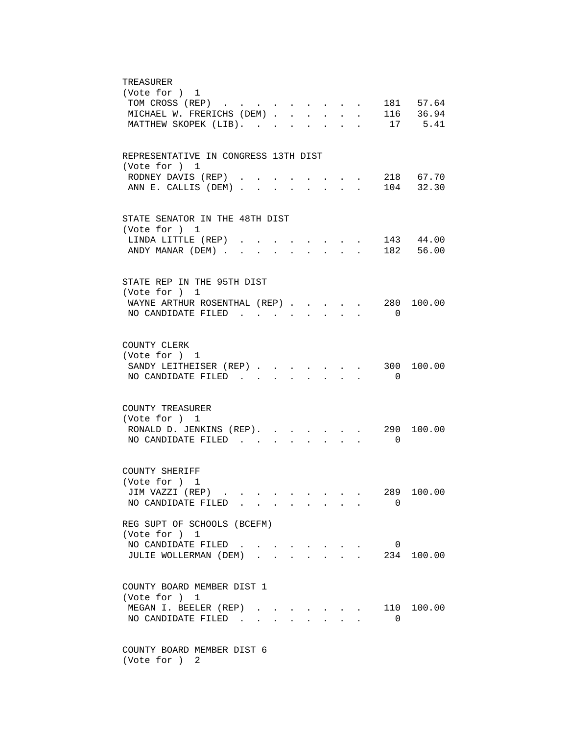## TREASURER
(Vote for ) 1

| Candidate | Votes | Percent |
|---|---|---|
| TOM CROSS (REP) | 181 | 57.64 |
| MICHAEL W. FRERICHS (DEM) | 116 | 36.94 |
| MATTHEW SKOPEK (LIB) | 17 | 5.41 |

## REPRESENTATIVE IN CONGRESS 13TH DIST
(Vote for ) 1

| Candidate | Votes | Percent |
|---|---|---|
| RODNEY DAVIS (REP) | 218 | 67.70 |
| ANN E. CALLIS (DEM) | 104 | 32.30 |

## STATE SENATOR IN THE 48TH DIST
(Vote for ) 1

| Candidate | Votes | Percent |
|---|---|---|
| LINDA LITTLE (REP) | 143 | 44.00 |
| ANDY MANAR (DEM) | 182 | 56.00 |

## STATE REP IN THE 95TH DIST
(Vote for ) 1

| Candidate | Votes | Percent |
|---|---|---|
| WAYNE ARTHUR ROSENTHAL (REP) | 280 | 100.00 |
| NO CANDIDATE FILED | 0 | |

## COUNTY CLERK
(Vote for ) 1

| Candidate | Votes | Percent |
|---|---|---|
| SANDY LEITHEISER (REP) | 300 | 100.00 |
| NO CANDIDATE FILED | 0 | |

## COUNTY TREASURER
(Vote for ) 1

| Candidate | Votes | Percent |
|---|---|---|
| RONALD D. JENKINS (REP) | 290 | 100.00 |
| NO CANDIDATE FILED | 0 | |

## COUNTY SHERIFF
(Vote for ) 1

| Candidate | Votes | Percent |
|---|---|---|
| JIM VAZZI (REP) | 289 | 100.00 |
| NO CANDIDATE FILED | 0 | |

## REG SUPT OF SCHOOLS (BCEFM)
(Vote for ) 1

| Candidate | Votes | Percent |
|---|---|---|
| NO CANDIDATE FILED | 0 | |
| JULIE WOLLERMAN (DEM) | 234 | 100.00 |

## COUNTY BOARD MEMBER DIST 1
(Vote for ) 1

| Candidate | Votes | Percent |
|---|---|---|
| MEGAN I. BEELER (REP) | 110 | 100.00 |
| NO CANDIDATE FILED | 0 | |

## COUNTY BOARD MEMBER DIST 6
(Vote for ) 2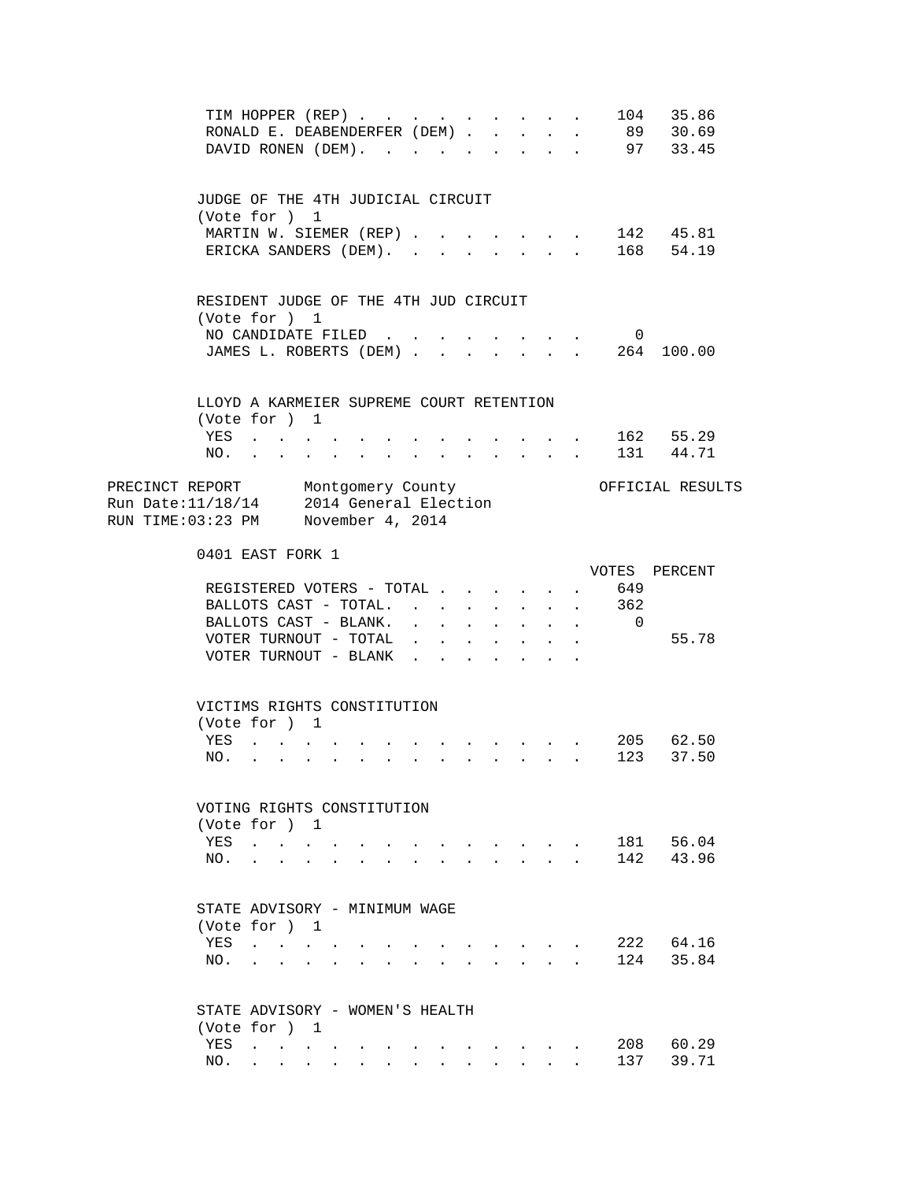| | VOTES | PERCENT |
|---|---|---|
| TIM HOPPER (REP) | 104 | 35.86 |
| RONALD E. DEABENDERFER (DEM) | 89 | 30.69 |
| DAVID RONEN (DEM) | 97 | 33.45 |

JUDGE OF THE 4TH JUDICIAL CIRCUIT
(Vote for ) 1

| | VOTES | PERCENT |
|---|---|---|
| MARTIN W. SIEMER (REP) | 142 | 45.81 |
| ERICKA SANDERS (DEM) | 168 | 54.19 |

RESIDENT JUDGE OF THE 4TH JUD CIRCUIT
(Vote for ) 1

| | VOTES | PERCENT |
|---|---|---|
| NO CANDIDATE FILED | 0 | |
| JAMES L. ROBERTS (DEM) | 264 | 100.00 |

LLOYD A KARMEIER SUPREME COURT RETENTION
(Vote for ) 1

| | VOTES | PERCENT |
|---|---|---|
| YES | 162 | 55.29 |
| NO | 131 | 44.71 |

PRECINCT REPORT Montgomery County OFFICIAL RESULTS
Run Date:11/18/14 2014 General Election
RUN TIME:03:23 PM November 4, 2014

## 0401 EAST FORK 1

| | VOTES | PERCENT |
|---|---|---|
| REGISTERED VOTERS - TOTAL | 649 | |
| BALLOTS CAST - TOTAL | 362 | |
| BALLOTS CAST - BLANK | 0 | |
| VOTER TURNOUT - TOTAL | | 55.78 |
| VOTER TURNOUT - BLANK | | |

VICTIMS RIGHTS CONSTITUTION
(Vote for ) 1

| | VOTES | PERCENT |
|---|---|---|
| YES | 205 | 62.50 |
| NO | 123 | 37.50 |

VOTING RIGHTS CONSTITUTION
(Vote for ) 1

| | VOTES | PERCENT |
|---|---|---|
| YES | 181 | 56.04 |
| NO | 142 | 43.96 |

STATE ADVISORY - MINIMUM WAGE
(Vote for ) 1

| | VOTES | PERCENT |
|---|---|---|
| YES | 222 | 64.16 |
| NO | 124 | 35.84 |

STATE ADVISORY - WOMEN'S HEALTH
(Vote for ) 1

| | VOTES | PERCENT |
|---|---|---|
| YES | 208 | 60.29 |
| NO | 137 | 39.71 |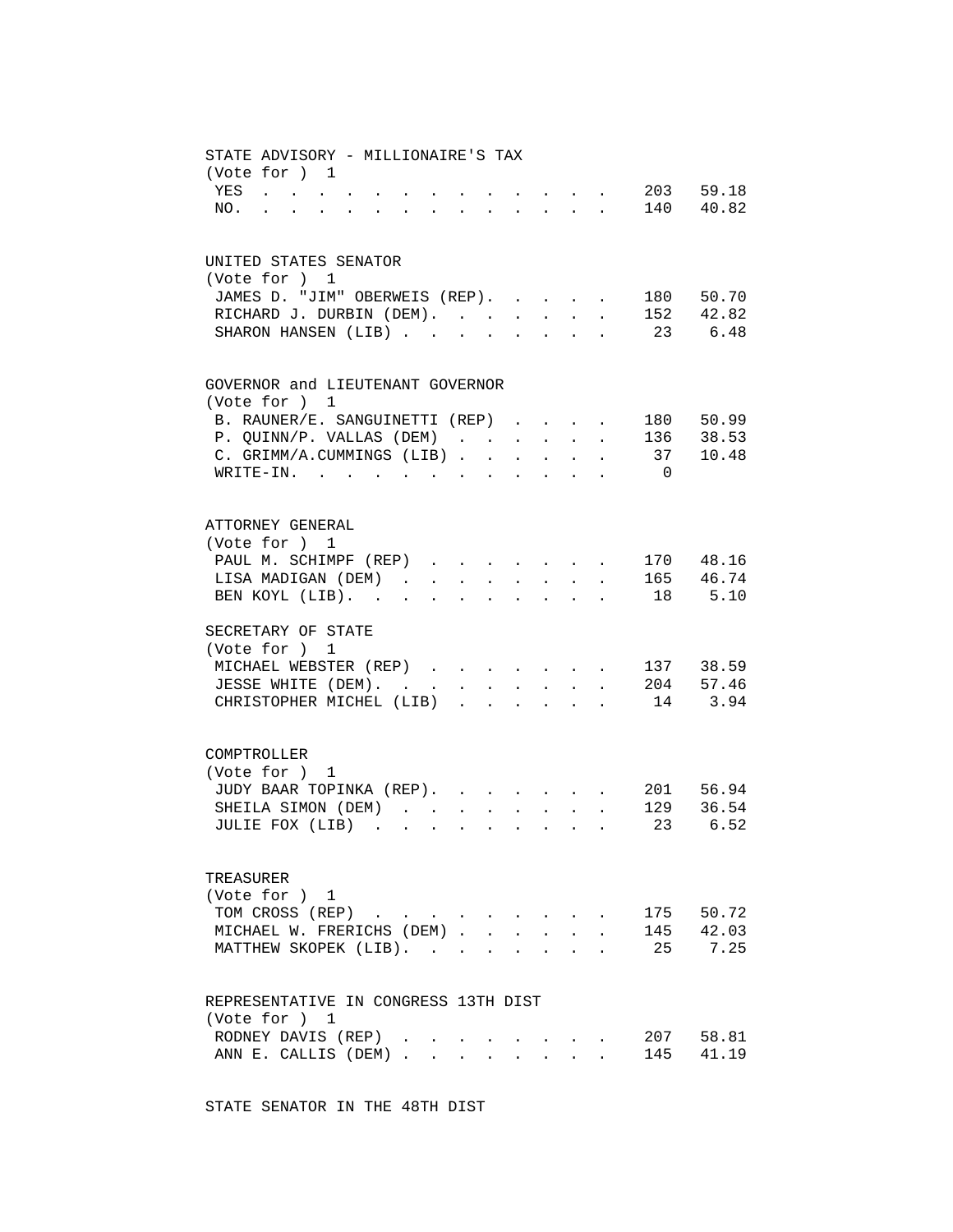## STATE ADVISORY - MILLIONAIRE'S TAX

(Vote for ) 1

| | Votes | Percent |
|---|---|---|
| YES | 203 | 59.18 |
| NO. | 140 | 40.82 |

## UNITED STATES SENATOR

(Vote for ) 1

| | Votes | Percent |
|---|---|---|
| JAMES D. "JIM" OBERWEIS (REP). | 180 | 50.70 |
| RICHARD J. DURBIN (DEM). | 152 | 42.82 |
| SHARON HANSEN (LIB) | 23 | 6.48 |

## GOVERNOR and LIEUTENANT GOVERNOR

(Vote for ) 1

| | Votes | Percent |
|---|---|---|
| B. RAUNER/E. SANGUINETTI (REP) | 180 | 50.99 |
| P. QUINN/P. VALLAS (DEM) | 136 | 38.53 |
| C. GRIMM/A.CUMMINGS (LIB) | 37 | 10.48 |
| WRITE-IN. | 0 | |

## ATTORNEY GENERAL

(Vote for ) 1

| | Votes | Percent |
|---|---|---|
| PAUL M. SCHIMPF (REP) | 170 | 48.16 |
| LISA MADIGAN (DEM) | 165 | 46.74 |
| BEN KOYL (LIB). | 18 | 5.10 |

## SECRETARY OF STATE

(Vote for ) 1

| | Votes | Percent |
|---|---|---|
| MICHAEL WEBSTER (REP) | 137 | 38.59 |
| JESSE WHITE (DEM). | 204 | 57.46 |
| CHRISTOPHER MICHEL (LIB) | 14 | 3.94 |

## COMPTROLLER

(Vote for ) 1

| | Votes | Percent |
|---|---|---|
| JUDY BAAR TOPINKA (REP). | 201 | 56.94 |
| SHEILA SIMON (DEM) | 129 | 36.54 |
| JULIE FOX (LIB) | 23 | 6.52 |

## TREASURER

(Vote for ) 1

| | Votes | Percent |
|---|---|---|
| TOM CROSS (REP) | 175 | 50.72 |
| MICHAEL W. FRERICHS (DEM) | 145 | 42.03 |
| MATTHEW SKOPEK (LIB). | 25 | 7.25 |

## REPRESENTATIVE IN CONGRESS 13TH DIST

(Vote for ) 1

| | Votes | Percent |
|---|---|---|
| RODNEY DAVIS (REP) | 207 | 58.81 |
| ANN E. CALLIS (DEM) | 145 | 41.19 |

## STATE SENATOR IN THE 48TH DIST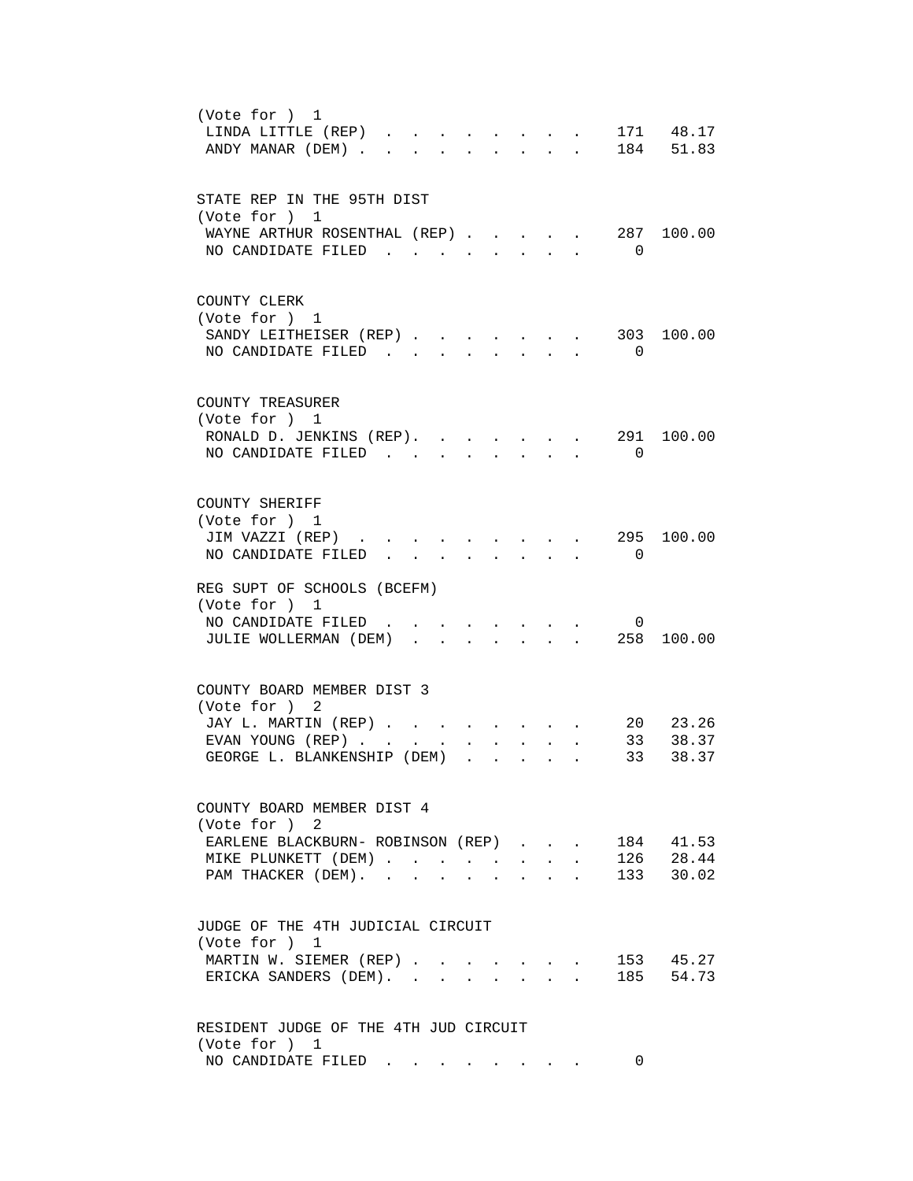(Vote for ) 1

| Candidate | Votes | Percent |
|---|---|---|
| LINDA LITTLE (REP) | 171 | 48.17 |
| ANDY MANAR (DEM) | 184 | 51.83 |

## STATE REP IN THE 95TH DIST

(Vote for ) 1

| Candidate | Votes | Percent |
|---|---|---|
| WAYNE ARTHUR ROSENTHAL (REP) | 287 | 100.00 |
| NO CANDIDATE FILED | 0 | |

## COUNTY CLERK

(Vote for ) 1

| Candidate | Votes | Percent |
|---|---|---|
| SANDY LEITHEISER (REP) | 303 | 100.00 |
| NO CANDIDATE FILED | 0 | |

## COUNTY TREASURER

(Vote for ) 1

| Candidate | Votes | Percent |
|---|---|---|
| RONALD D. JENKINS (REP) | 291 | 100.00 |
| NO CANDIDATE FILED | 0 | |

## COUNTY SHERIFF

(Vote for ) 1

| Candidate | Votes | Percent |
|---|---|---|
| JIM VAZZI (REP) | 295 | 100.00 |
| NO CANDIDATE FILED | 0 | |

## REG SUPT OF SCHOOLS (BCEFM)

(Vote for ) 1

| Candidate | Votes | Percent |
|---|---|---|
| NO CANDIDATE FILED | 0 | |
| JULIE WOLLERMAN (DEM) | 258 | 100.00 |

## COUNTY BOARD MEMBER DIST 3

(Vote for ) 2

| Candidate | Votes | Percent |
|---|---|---|
| JAY L. MARTIN (REP) | 20 | 23.26 |
| EVAN YOUNG (REP) | 33 | 38.37 |
| GEORGE L. BLANKENSHIP (DEM) | 33 | 38.37 |

## COUNTY BOARD MEMBER DIST 4

(Vote for ) 2

| Candidate | Votes | Percent |
|---|---|---|
| EARLENE BLACKBURN- ROBINSON (REP) | 184 | 41.53 |
| MIKE PLUNKETT (DEM) | 126 | 28.44 |
| PAM THACKER (DEM) | 133 | 30.02 |

## JUDGE OF THE 4TH JUDICIAL CIRCUIT

(Vote for ) 1

| Candidate | Votes | Percent |
|---|---|---|
| MARTIN W. SIEMER (REP) | 153 | 45.27 |
| ERICKA SANDERS (DEM) | 185 | 54.73 |

## RESIDENT JUDGE OF THE 4TH JUD CIRCUIT

(Vote for ) 1

| Candidate | Votes | Percent |
|---|---|---|
| NO CANDIDATE FILED | 0 | |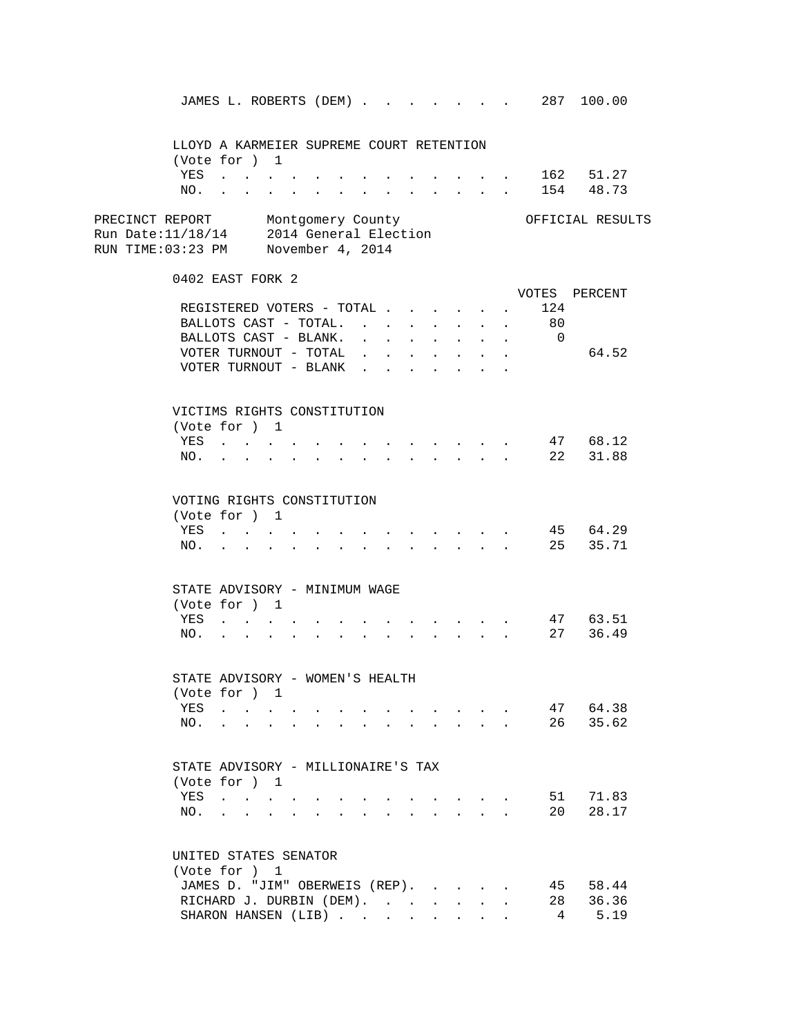| | VOTES | PERCENT |
|---|---|---|
| JAMES L. ROBERTS (DEM) | 287 | 100.00 |

LLOYD A KARMEIER SUPREME COURT RETENTION
(Vote for ) 1

| | VOTES | PERCENT |
|---|---|---|
| YES | 162 | 51.27 |
| NO. | 154 | 48.73 |

PRECINCT REPORT — Montgomery County — OFFICIAL RESULTS
Run Date:11/18/14 — 2014 General Election
RUN TIME:03:23 PM — November 4, 2014

## 0402 EAST FORK 2

| | VOTES | PERCENT |
|---|---|---|
| REGISTERED VOTERS - TOTAL | 124 | |
| BALLOTS CAST - TOTAL. | 80 | |
| BALLOTS CAST - BLANK. | 0 | |
| VOTER TURNOUT - TOTAL | | 64.52 |
| VOTER TURNOUT - BLANK | | |

VICTIMS RIGHTS CONSTITUTION
(Vote for ) 1

| | VOTES | PERCENT |
|---|---|---|
| YES | 47 | 68.12 |
| NO. | 22 | 31.88 |

VOTING RIGHTS CONSTITUTION
(Vote for ) 1

| | VOTES | PERCENT |
|---|---|---|
| YES | 45 | 64.29 |
| NO. | 25 | 35.71 |

STATE ADVISORY - MINIMUM WAGE
(Vote for ) 1

| | VOTES | PERCENT |
|---|---|---|
| YES | 47 | 63.51 |
| NO. | 27 | 36.49 |

STATE ADVISORY - WOMEN'S HEALTH
(Vote for ) 1

| | VOTES | PERCENT |
|---|---|---|
| YES | 47 | 64.38 |
| NO. | 26 | 35.62 |

STATE ADVISORY - MILLIONAIRE'S TAX
(Vote for ) 1

| | VOTES | PERCENT |
|---|---|---|
| YES | 51 | 71.83 |
| NO. | 20 | 28.17 |

UNITED STATES SENATOR
(Vote for ) 1

| | VOTES | PERCENT |
|---|---|---|
| JAMES D. "JIM" OBERWEIS (REP). | 45 | 58.44 |
| RICHARD J. DURBIN (DEM). | 28 | 36.36 |
| SHARON HANSEN (LIB) | 4 | 5.19 |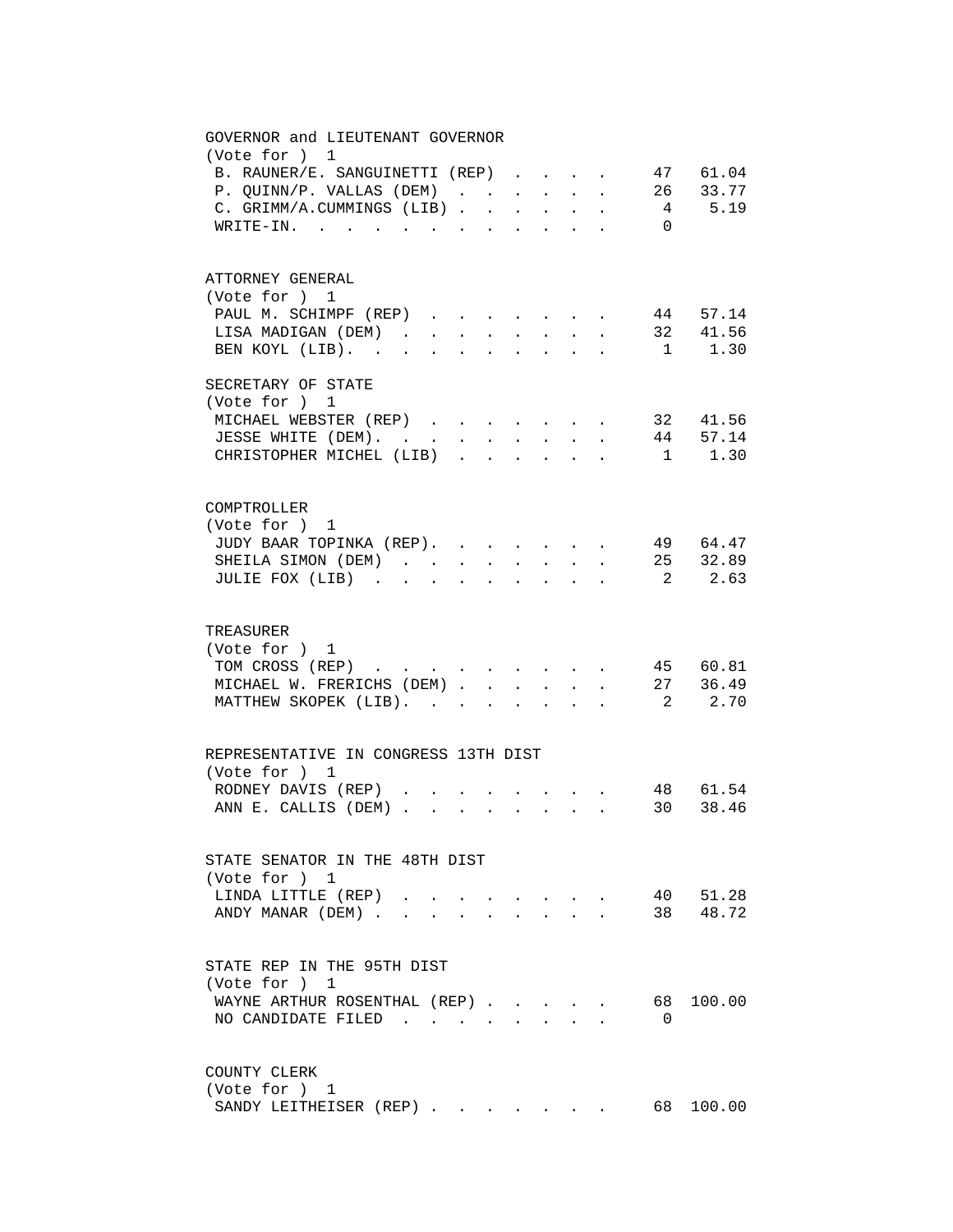GOVERNOR and LIEUTENANT GOVERNOR
(Vote for ) 1

| Candidate | Votes | Percent |
|---|---|---|
| B. RAUNER/E. SANGUINETTI (REP) | 47 | 61.04 |
| P. QUINN/P. VALLAS (DEM) | 26 | 33.77 |
| C. GRIMM/A.CUMMINGS (LIB) | 4 | 5.19 |
| WRITE-IN. | 0 | |

ATTORNEY GENERAL
(Vote for ) 1

| Candidate | Votes | Percent |
|---|---|---|
| PAUL M. SCHIMPF (REP) | 44 | 57.14 |
| LISA MADIGAN (DEM) | 32 | 41.56 |
| BEN KOYL (LIB). | 1 | 1.30 |

SECRETARY OF STATE
(Vote for ) 1

| Candidate | Votes | Percent |
|---|---|---|
| MICHAEL WEBSTER (REP) | 32 | 41.56 |
| JESSE WHITE (DEM). | 44 | 57.14 |
| CHRISTOPHER MICHEL (LIB) | 1 | 1.30 |

COMPTROLLER
(Vote for ) 1

| Candidate | Votes | Percent |
|---|---|---|
| JUDY BAAR TOPINKA (REP). | 49 | 64.47 |
| SHEILA SIMON (DEM) | 25 | 32.89 |
| JULIE FOX (LIB) | 2 | 2.63 |

TREASURER
(Vote for ) 1

| Candidate | Votes | Percent |
|---|---|---|
| TOM CROSS (REP) | 45 | 60.81 |
| MICHAEL W. FRERICHS (DEM) | 27 | 36.49 |
| MATTHEW SKOPEK (LIB). | 2 | 2.70 |

REPRESENTATIVE IN CONGRESS 13TH DIST
(Vote for ) 1

| Candidate | Votes | Percent |
|---|---|---|
| RODNEY DAVIS (REP) | 48 | 61.54 |
| ANN E. CALLIS (DEM) | 30 | 38.46 |

STATE SENATOR IN THE 48TH DIST
(Vote for ) 1

| Candidate | Votes | Percent |
|---|---|---|
| LINDA LITTLE (REP) | 40 | 51.28 |
| ANDY MANAR (DEM) | 38 | 48.72 |

STATE REP IN THE 95TH DIST
(Vote for ) 1

| Candidate | Votes | Percent |
|---|---|---|
| WAYNE ARTHUR ROSENTHAL (REP) | 68 | 100.00 |
| NO CANDIDATE FILED | 0 | |

COUNTY CLERK
(Vote for ) 1

| Candidate | Votes | Percent |
|---|---|---|
| SANDY LEITHEISER (REP) | 68 | 100.00 |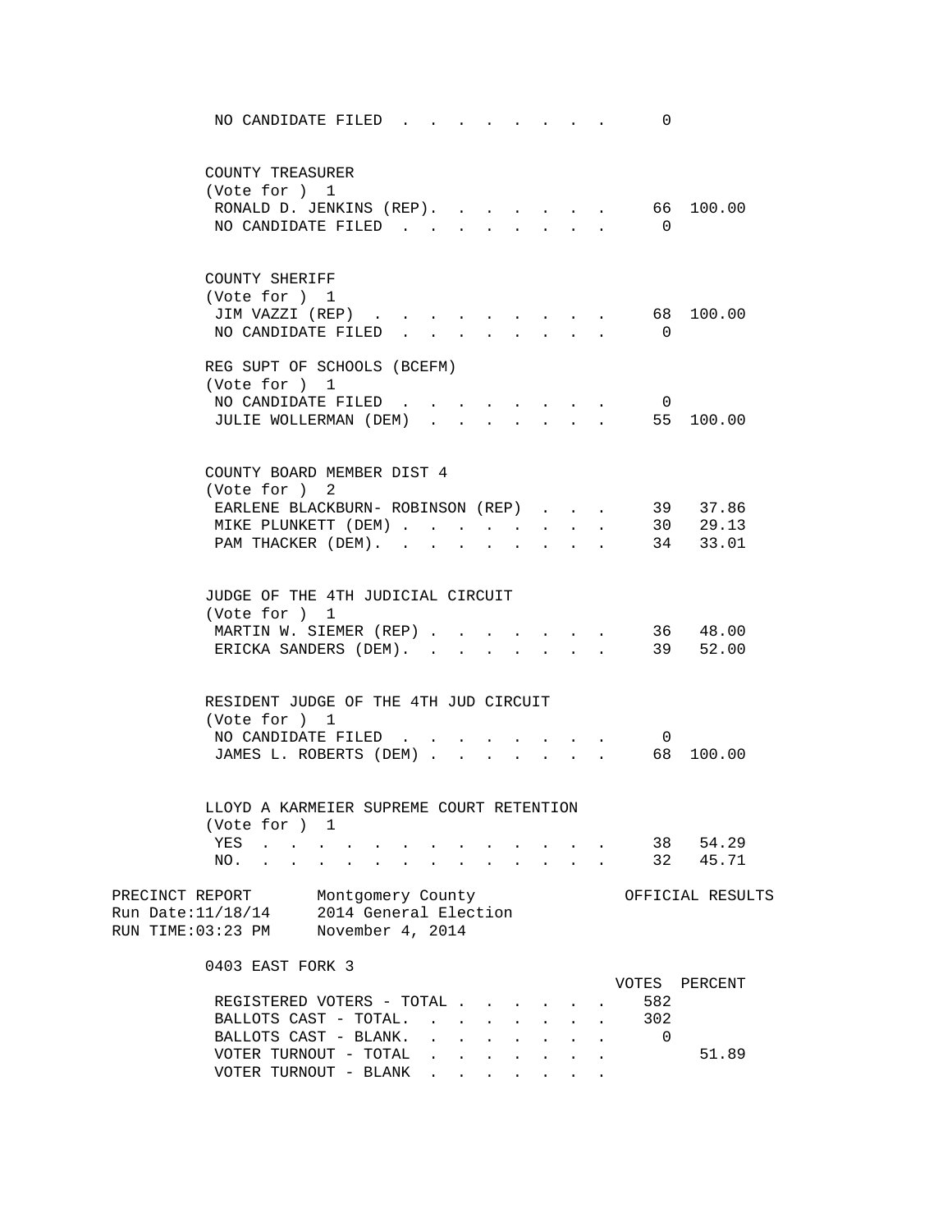NO CANDIDATE FILED . . . . . . . . . 0

COUNTY TREASURER
(Vote for ) 1

| | VOTES | PERCENT |
|---|---|---|
| RONALD D. JENKINS (REP). | 66 | 100.00 |
| NO CANDIDATE FILED | 0 | |

COUNTY SHERIFF
(Vote for ) 1

| | VOTES | PERCENT |
|---|---|---|
| JIM VAZZI (REP) | 68 | 100.00 |
| NO CANDIDATE FILED | 0 | |

REG SUPT OF SCHOOLS (BCEFM)
(Vote for ) 1

| | VOTES | PERCENT |
|---|---|---|
| NO CANDIDATE FILED | 0 | |
| JULIE WOLLERMAN (DEM) | 55 | 100.00 |

COUNTY BOARD MEMBER DIST 4
(Vote for ) 2

| | VOTES | PERCENT |
|---|---|---|
| EARLENE BLACKBURN- ROBINSON (REP) | 39 | 37.86 |
| MIKE PLUNKETT (DEM) | 30 | 29.13 |
| PAM THACKER (DEM). | 34 | 33.01 |

JUDGE OF THE 4TH JUDICIAL CIRCUIT
(Vote for ) 1

| | VOTES | PERCENT |
|---|---|---|
| MARTIN W. SIEMER (REP) | 36 | 48.00 |
| ERICKA SANDERS (DEM). | 39 | 52.00 |

RESIDENT JUDGE OF THE 4TH JUD CIRCUIT
(Vote for ) 1

| | VOTES | PERCENT |
|---|---|---|
| NO CANDIDATE FILED | 0 | |
| JAMES L. ROBERTS (DEM) | 68 | 100.00 |

LLOYD A KARMEIER SUPREME COURT RETENTION
(Vote for ) 1

| | VOTES | PERCENT |
|---|---|---|
| YES | 38 | 54.29 |
| NO. | 32 | 45.71 |

PRECINCT REPORT Montgomery County OFFICIAL RESULTS
Run Date:11/18/14 2014 General Election
RUN TIME:03:23 PM November 4, 2014

## 0403 EAST FORK 3

| | VOTES | PERCENT |
|---|---|---|
| REGISTERED VOTERS - TOTAL | 582 | |
| BALLOTS CAST - TOTAL. | 302 | |
| BALLOTS CAST - BLANK. | 0 | |
| VOTER TURNOUT - TOTAL | | 51.89 |
| VOTER TURNOUT - BLANK | | |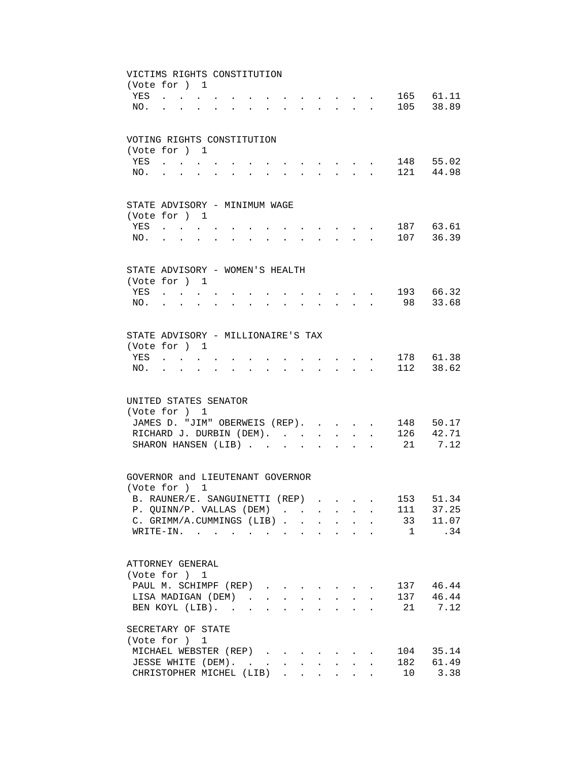VICTIMS RIGHTS CONSTITUTION
(Vote for ) 1

| | Votes | Percent |
|---|---|---|
| YES | 165 | 61.11 |
| NO. | 105 | 38.89 |

VOTING RIGHTS CONSTITUTION
(Vote for ) 1

| | Votes | Percent |
|---|---|---|
| YES | 148 | 55.02 |
| NO. | 121 | 44.98 |

STATE ADVISORY - MINIMUM WAGE
(Vote for ) 1

| | Votes | Percent |
|---|---|---|
| YES | 187 | 63.61 |
| NO. | 107 | 36.39 |

STATE ADVISORY - WOMEN'S HEALTH
(Vote for ) 1

| | Votes | Percent |
|---|---|---|
| YES | 193 | 66.32 |
| NO. | 98 | 33.68 |

STATE ADVISORY - MILLIONAIRE'S TAX
(Vote for ) 1

| | Votes | Percent |
|---|---|---|
| YES | 178 | 61.38 |
| NO. | 112 | 38.62 |

UNITED STATES SENATOR
(Vote for ) 1

| | Votes | Percent |
|---|---|---|
| JAMES D. "JIM" OBERWEIS (REP) | 148 | 50.17 |
| RICHARD J. DURBIN (DEM) | 126 | 42.71 |
| SHARON HANSEN (LIB) | 21 | 7.12 |

GOVERNOR and LIEUTENANT GOVERNOR
(Vote for ) 1

| | Votes | Percent |
|---|---|---|
| B. RAUNER/E. SANGUINETTI (REP) | 153 | 51.34 |
| P. QUINN/P. VALLAS (DEM) | 111 | 37.25 |
| C. GRIMM/A.CUMMINGS (LIB) | 33 | 11.07 |
| WRITE-IN. | 1 | .34 |

ATTORNEY GENERAL
(Vote for ) 1

| | Votes | Percent |
|---|---|---|
| PAUL M. SCHIMPF (REP) | 137 | 46.44 |
| LISA MADIGAN (DEM) | 137 | 46.44 |
| BEN KOYL (LIB). | 21 | 7.12 |

SECRETARY OF STATE
(Vote for ) 1

| | Votes | Percent |
|---|---|---|
| MICHAEL WEBSTER (REP) | 104 | 35.14 |
| JESSE WHITE (DEM). | 182 | 61.49 |
| CHRISTOPHER MICHEL (LIB) | 10 | 3.38 |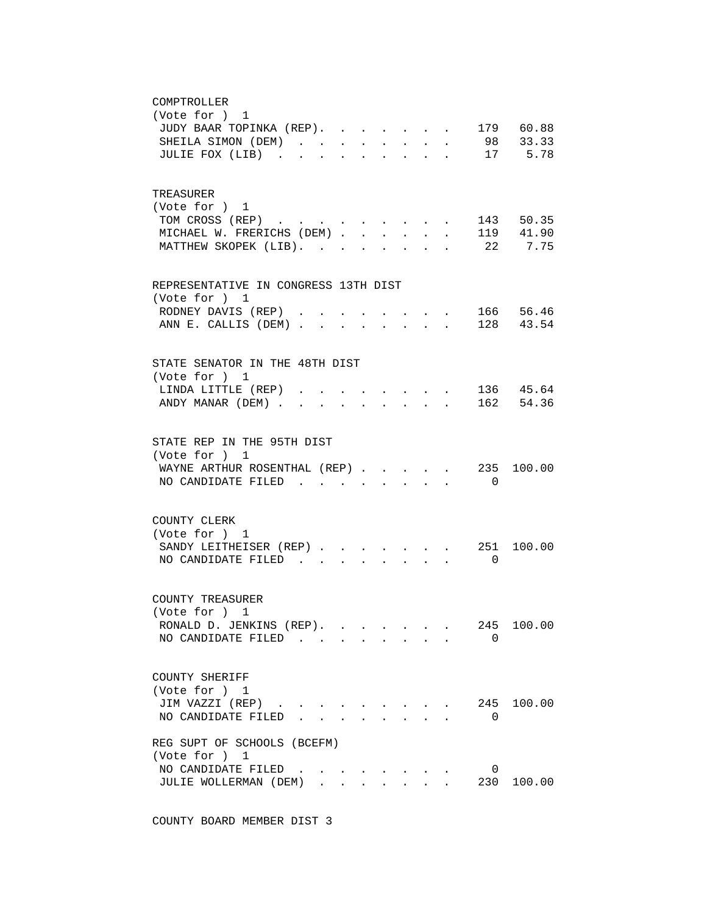COMPTROLLER
(Vote for ) 1

| Candidate | Votes | Percent |
|---|---|---|
| JUDY BAAR TOPINKA (REP) | 179 | 60.88 |
| SHEILA SIMON (DEM) | 98 | 33.33 |
| JULIE FOX (LIB) | 17 | 5.78 |

TREASURER
(Vote for ) 1

| Candidate | Votes | Percent |
|---|---|---|
| TOM CROSS (REP) | 143 | 50.35 |
| MICHAEL W. FRERICHS (DEM) | 119 | 41.90 |
| MATTHEW SKOPEK (LIB) | 22 | 7.75 |

REPRESENTATIVE IN CONGRESS 13TH DIST
(Vote for ) 1

| Candidate | Votes | Percent |
|---|---|---|
| RODNEY DAVIS (REP) | 166 | 56.46 |
| ANN E. CALLIS (DEM) | 128 | 43.54 |

STATE SENATOR IN THE 48TH DIST
(Vote for ) 1

| Candidate | Votes | Percent |
|---|---|---|
| LINDA LITTLE (REP) | 136 | 45.64 |
| ANDY MANAR (DEM) | 162 | 54.36 |

STATE REP IN THE 95TH DIST
(Vote for ) 1

| Candidate | Votes | Percent |
|---|---|---|
| WAYNE ARTHUR ROSENTHAL (REP) | 235 | 100.00 |
| NO CANDIDATE FILED | 0 | |

COUNTY CLERK
(Vote for ) 1

| Candidate | Votes | Percent |
|---|---|---|
| SANDY LEITHEISER (REP) | 251 | 100.00 |
| NO CANDIDATE FILED | 0 | |

COUNTY TREASURER
(Vote for ) 1

| Candidate | Votes | Percent |
|---|---|---|
| RONALD D. JENKINS (REP) | 245 | 100.00 |
| NO CANDIDATE FILED | 0 | |

COUNTY SHERIFF
(Vote for ) 1

| Candidate | Votes | Percent |
|---|---|---|
| JIM VAZZI (REP) | 245 | 100.00 |
| NO CANDIDATE FILED | 0 | |

REG SUPT OF SCHOOLS (BCEFM)
(Vote for ) 1

| Candidate | Votes | Percent |
|---|---|---|
| NO CANDIDATE FILED | 0 | |
| JULIE WOLLERMAN (DEM) | 230 | 100.00 |

COUNTY BOARD MEMBER DIST 3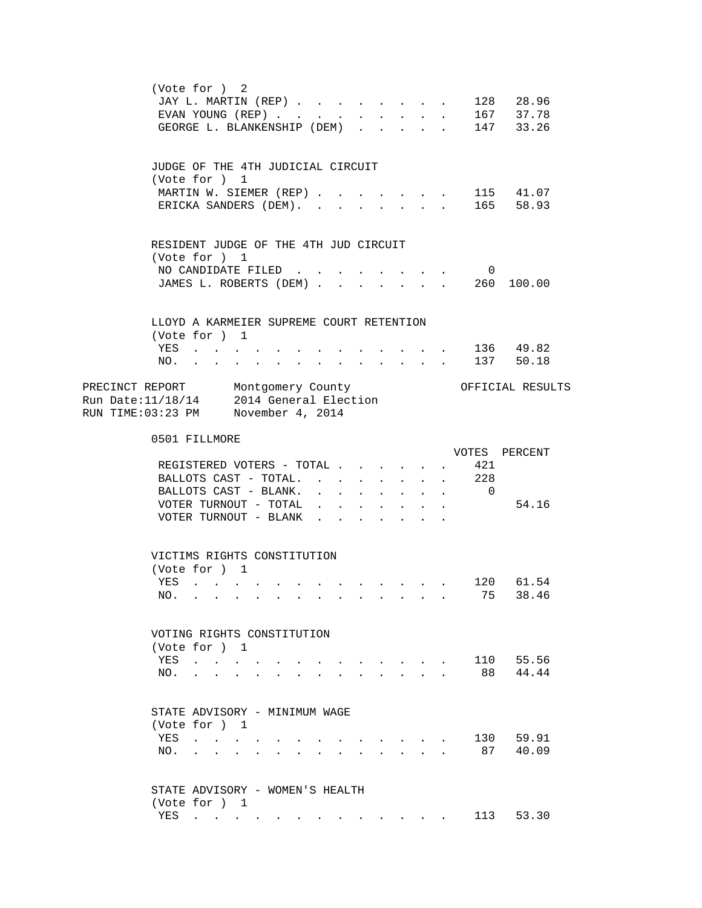(Vote for ) 2

| | | |
|---|---|---|
| JAY L. MARTIN (REP) | 128 | 28.96 |
| EVAN YOUNG (REP) | 167 | 37.78 |
| GEORGE L. BLANKENSHIP (DEM) | 147 | 33.26 |

JUDGE OF THE 4TH JUDICIAL CIRCUIT
(Vote for ) 1

| | | |
|---|---|---|
| MARTIN W. SIEMER (REP) | 115 | 41.07 |
| ERICKA SANDERS (DEM). | 165 | 58.93 |

RESIDENT JUDGE OF THE 4TH JUD CIRCUIT
(Vote for ) 1

| | | |
|---|---|---|
| NO CANDIDATE FILED | 0 | |
| JAMES L. ROBERTS (DEM) | 260 | 100.00 |

LLOYD A KARMEIER SUPREME COURT RETENTION
(Vote for ) 1

| | | |
|---|---|---|
| YES | 136 | 49.82 |
| NO. | 137 | 50.18 |

PRECINCT REPORT Montgomery County OFFICIAL RESULTS
Run Date:11/18/14 2014 General Election
RUN TIME:03:23 PM November 4, 2014

0501 FILLMORE

| | VOTES | PERCENT |
|---|---|---|
| REGISTERED VOTERS - TOTAL | 421 | |
| BALLOTS CAST - TOTAL. | 228 | |
| BALLOTS CAST - BLANK. | 0 | |
| VOTER TURNOUT - TOTAL | | 54.16 |
| VOTER TURNOUT - BLANK | | |

VICTIMS RIGHTS CONSTITUTION
(Vote for ) 1

| | | |
|---|---|---|
| YES | 120 | 61.54 |
| NO. | 75 | 38.46 |

VOTING RIGHTS CONSTITUTION
(Vote for ) 1

| | | |
|---|---|---|
| YES | 110 | 55.56 |
| NO. | 88 | 44.44 |

STATE ADVISORY - MINIMUM WAGE
(Vote for ) 1

| | | |
|---|---|---|
| YES | 130 | 59.91 |
| NO. | 87 | 40.09 |

STATE ADVISORY - WOMEN'S HEALTH
(Vote for ) 1

| | | |
|---|---|---|
| YES | 113 | 53.30 |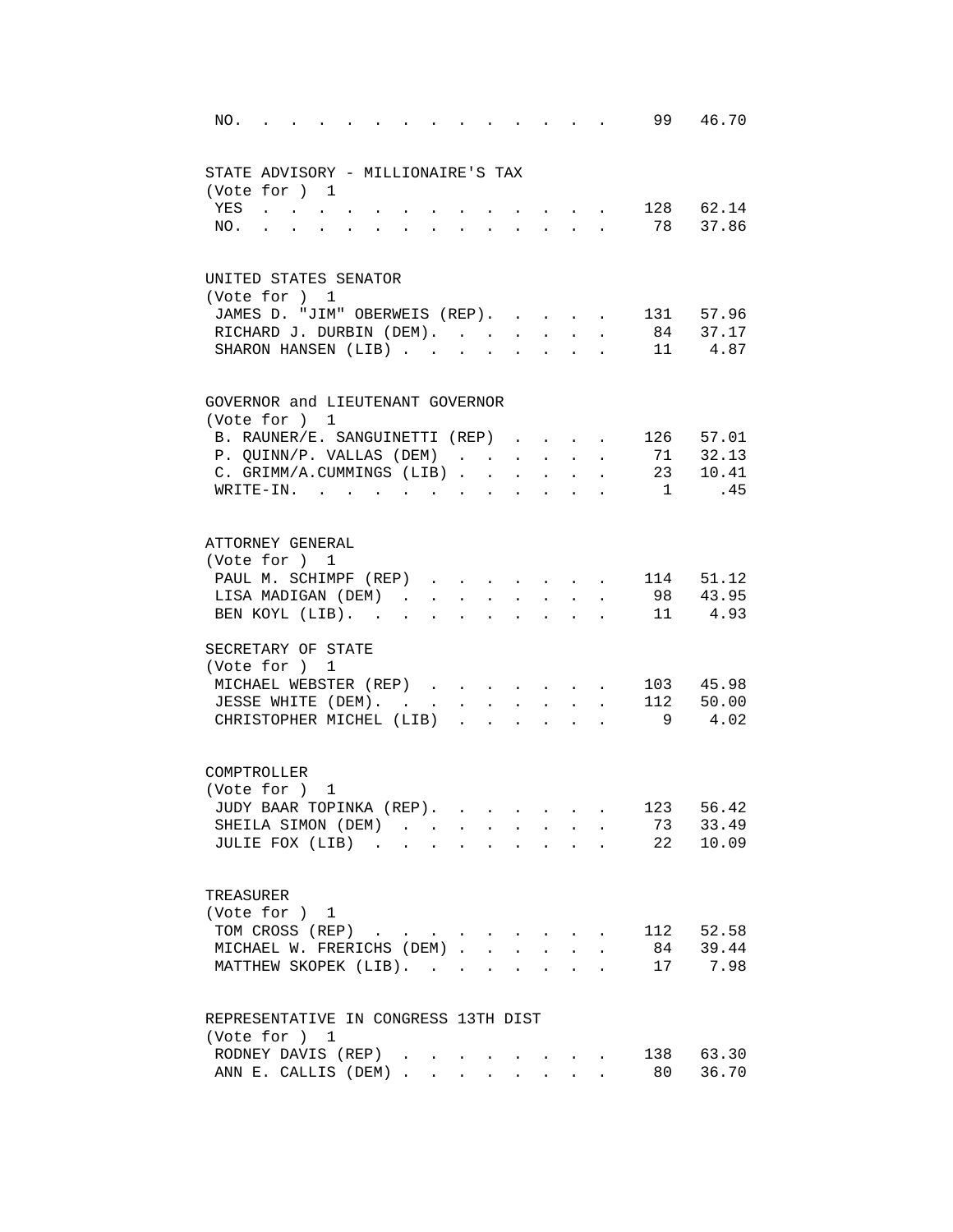| | | |
|---|---|---|
| NO. | 99 | 46.70 |

STATE ADVISORY - MILLIONAIRE'S TAX
(Vote for ) 1

| | | |
|---|---|---|
| YES | 128 | 62.14 |
| NO. | 78 | 37.86 |

UNITED STATES SENATOR
(Vote for ) 1

| | | |
|---|---|---|
| JAMES D. "JIM" OBERWEIS (REP). | 131 | 57.96 |
| RICHARD J. DURBIN (DEM). | 84 | 37.17 |
| SHARON HANSEN (LIB) | 11 | 4.87 |

GOVERNOR and LIEUTENANT GOVERNOR
(Vote for ) 1

| | | |
|---|---|---|
| B. RAUNER/E. SANGUINETTI (REP) | 126 | 57.01 |
| P. QUINN/P. VALLAS (DEM) | 71 | 32.13 |
| C. GRIMM/A.CUMMINGS (LIB) | 23 | 10.41 |
| WRITE-IN. | 1 | .45 |

ATTORNEY GENERAL
(Vote for ) 1

| | | |
|---|---|---|
| PAUL M. SCHIMPF (REP) | 114 | 51.12 |
| LISA MADIGAN (DEM) | 98 | 43.95 |
| BEN KOYL (LIB). | 11 | 4.93 |

SECRETARY OF STATE
(Vote for ) 1

| | | |
|---|---|---|
| MICHAEL WEBSTER (REP) | 103 | 45.98 |
| JESSE WHITE (DEM). | 112 | 50.00 |
| CHRISTOPHER MICHEL (LIB) | 9 | 4.02 |

COMPTROLLER
(Vote for ) 1

| | | |
|---|---|---|
| JUDY BAAR TOPINKA (REP). | 123 | 56.42 |
| SHEILA SIMON (DEM) | 73 | 33.49 |
| JULIE FOX (LIB) | 22 | 10.09 |

TREASURER
(Vote for ) 1

| | | |
|---|---|---|
| TOM CROSS (REP) | 112 | 52.58 |
| MICHAEL W. FRERICHS (DEM) | 84 | 39.44 |
| MATTHEW SKOPEK (LIB). | 17 | 7.98 |

REPRESENTATIVE IN CONGRESS 13TH DIST
(Vote for ) 1

| | | |
|---|---|---|
| RODNEY DAVIS (REP) | 138 | 63.30 |
| ANN E. CALLIS (DEM) | 80 | 36.70 |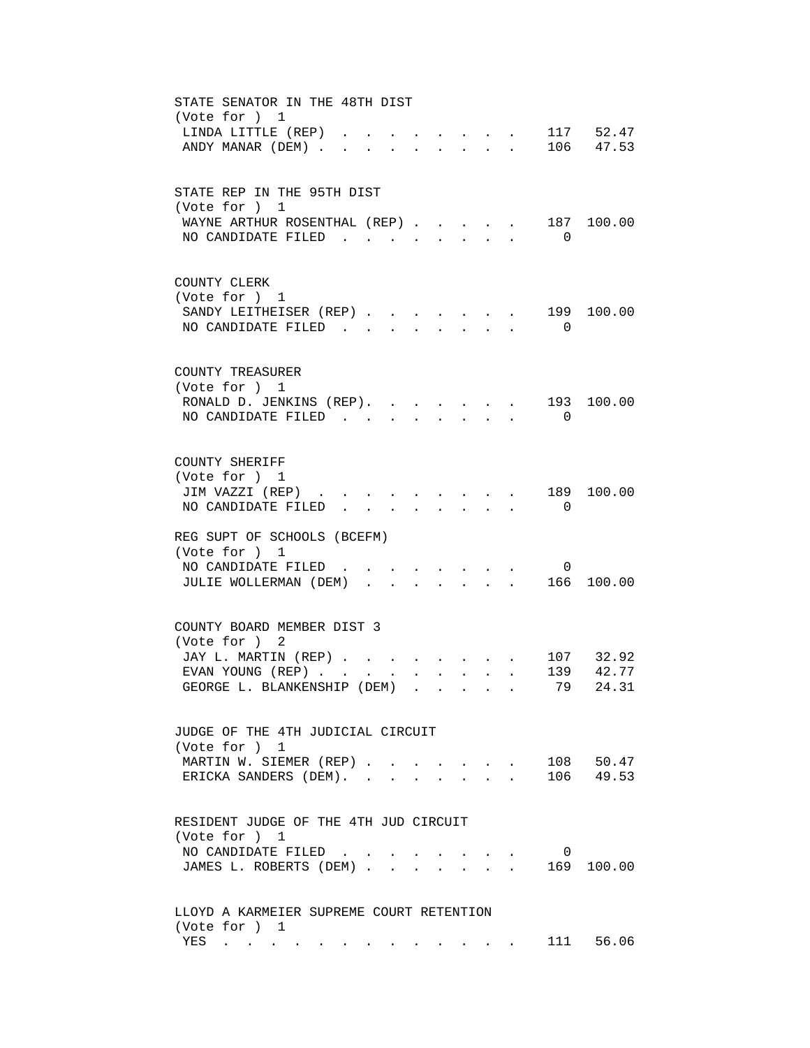STATE SENATOR IN THE 48TH DIST
(Vote for ) 1

| Candidate | Votes | Percent |
|---|---|---|
| LINDA LITTLE (REP) | 117 | 52.47 |
| ANDY MANAR (DEM) | 106 | 47.53 |

STATE REP IN THE 95TH DIST
(Vote for ) 1

| Candidate | Votes | Percent |
|---|---|---|
| WAYNE ARTHUR ROSENTHAL (REP) | 187 | 100.00 |
| NO CANDIDATE FILED | 0 | |

COUNTY CLERK
(Vote for ) 1

| Candidate | Votes | Percent |
|---|---|---|
| SANDY LEITHEISER (REP) | 199 | 100.00 |
| NO CANDIDATE FILED | 0 | |

COUNTY TREASURER
(Vote for ) 1

| Candidate | Votes | Percent |
|---|---|---|
| RONALD D. JENKINS (REP) | 193 | 100.00 |
| NO CANDIDATE FILED | 0 | |

COUNTY SHERIFF
(Vote for ) 1

| Candidate | Votes | Percent |
|---|---|---|
| JIM VAZZI (REP) | 189 | 100.00 |
| NO CANDIDATE FILED | 0 | |

REG SUPT OF SCHOOLS (BCEFM)
(Vote for ) 1

| Candidate | Votes | Percent |
|---|---|---|
| NO CANDIDATE FILED | 0 | |
| JULIE WOLLERMAN (DEM) | 166 | 100.00 |

COUNTY BOARD MEMBER DIST 3
(Vote for ) 2

| Candidate | Votes | Percent |
|---|---|---|
| JAY L. MARTIN (REP) | 107 | 32.92 |
| EVAN YOUNG (REP) | 139 | 42.77 |
| GEORGE L. BLANKENSHIP (DEM) | 79 | 24.31 |

JUDGE OF THE 4TH JUDICIAL CIRCUIT
(Vote for ) 1

| Candidate | Votes | Percent |
|---|---|---|
| MARTIN W. SIEMER (REP) | 108 | 50.47 |
| ERICKA SANDERS (DEM) | 106 | 49.53 |

RESIDENT JUDGE OF THE 4TH JUD CIRCUIT
(Vote for ) 1

| Candidate | Votes | Percent |
|---|---|---|
| NO CANDIDATE FILED | 0 | |
| JAMES L. ROBERTS (DEM) | 169 | 100.00 |

LLOYD A KARMEIER SUPREME COURT RETENTION
(Vote for ) 1

| Choice | Votes | Percent |
|---|---|---|
| YES | 111 | 56.06 |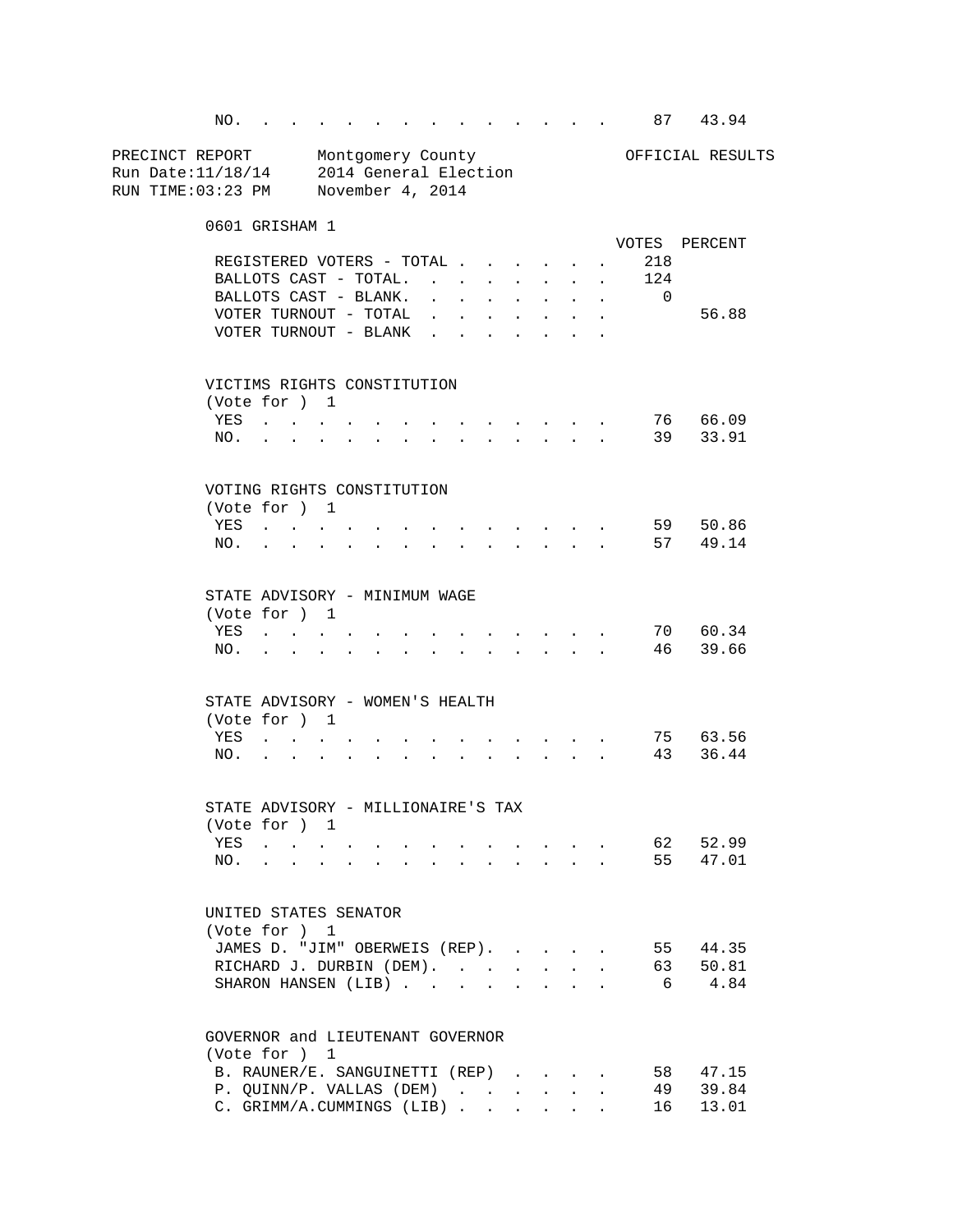| | VOTES | PERCENT |
|---|---|---|
| NO. | 87 | 43.94 |

PRECINCT REPORT — Montgomery County — OFFICIAL RESULTS
Run Date:11/18/14 — 2014 General Election
RUN TIME:03:23 PM — November 4, 2014

## 0601 GRISHAM 1

| | VOTES | PERCENT |
|---|---|---|
| REGISTERED VOTERS - TOTAL | 218 | |
| BALLOTS CAST - TOTAL. | 124 | |
| BALLOTS CAST - BLANK. | 0 | |
| VOTER TURNOUT - TOTAL | | 56.88 |
| VOTER TURNOUT - BLANK | | |

### VICTIMS RIGHTS CONSTITUTION
(Vote for ) 1

| | VOTES | PERCENT |
|---|---|---|
| YES | 76 | 66.09 |
| NO. | 39 | 33.91 |

### VOTING RIGHTS CONSTITUTION
(Vote for ) 1

| | VOTES | PERCENT |
|---|---|---|
| YES | 59 | 50.86 |
| NO. | 57 | 49.14 |

### STATE ADVISORY - MINIMUM WAGE
(Vote for ) 1

| | VOTES | PERCENT |
|---|---|---|
| YES | 70 | 60.34 |
| NO. | 46 | 39.66 |

### STATE ADVISORY - WOMEN'S HEALTH
(Vote for ) 1

| | VOTES | PERCENT |
|---|---|---|
| YES | 75 | 63.56 |
| NO. | 43 | 36.44 |

### STATE ADVISORY - MILLIONAIRE'S TAX
(Vote for ) 1

| | VOTES | PERCENT |
|---|---|---|
| YES | 62 | 52.99 |
| NO. | 55 | 47.01 |

### UNITED STATES SENATOR
(Vote for ) 1

| | VOTES | PERCENT |
|---|---|---|
| JAMES D. "JIM" OBERWEIS (REP). | 55 | 44.35 |
| RICHARD J. DURBIN (DEM). | 63 | 50.81 |
| SHARON HANSEN (LIB) | 6 | 4.84 |

### GOVERNOR and LIEUTENANT GOVERNOR
(Vote for ) 1

| | VOTES | PERCENT |
|---|---|---|
| B. RAUNER/E. SANGUINETTI (REP) | 58 | 47.15 |
| P. QUINN/P. VALLAS (DEM) | 49 | 39.84 |
| C. GRIMM/A.CUMMINGS (LIB) | 16 | 13.01 |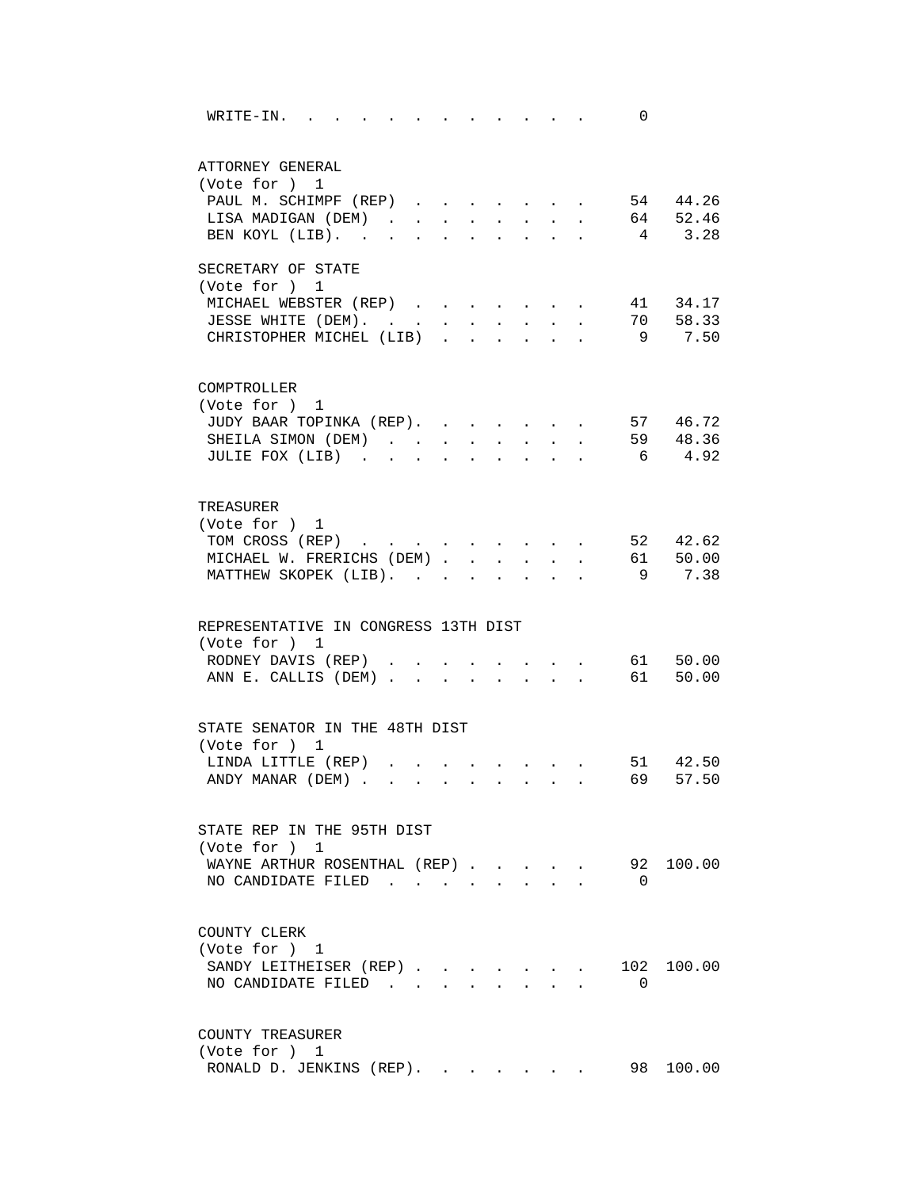WRITE-IN. . . . . . . . . . . . . 0

ATTORNEY GENERAL
(Vote for ) 1

| Candidate | Votes | Percent |
|---|---|---|
| PAUL M. SCHIMPF (REP) | 54 | 44.26 |
| LISA MADIGAN (DEM) | 64 | 52.46 |
| BEN KOYL (LIB) | 4 | 3.28 |

SECRETARY OF STATE
(Vote for ) 1

| Candidate | Votes | Percent |
|---|---|---|
| MICHAEL WEBSTER (REP) | 41 | 34.17 |
| JESSE WHITE (DEM) | 70 | 58.33 |
| CHRISTOPHER MICHEL (LIB) | 9 | 7.50 |

COMPTROLLER
(Vote for ) 1

| Candidate | Votes | Percent |
|---|---|---|
| JUDY BAAR TOPINKA (REP) | 57 | 46.72 |
| SHEILA SIMON (DEM) | 59 | 48.36 |
| JULIE FOX (LIB) | 6 | 4.92 |

TREASURER
(Vote for ) 1

| Candidate | Votes | Percent |
|---|---|---|
| TOM CROSS (REP) | 52 | 42.62 |
| MICHAEL W. FRERICHS (DEM) | 61 | 50.00 |
| MATTHEW SKOPEK (LIB) | 9 | 7.38 |

REPRESENTATIVE IN CONGRESS 13TH DIST
(Vote for ) 1

| Candidate | Votes | Percent |
|---|---|---|
| RODNEY DAVIS (REP) | 61 | 50.00 |
| ANN E. CALLIS (DEM) | 61 | 50.00 |

STATE SENATOR IN THE 48TH DIST
(Vote for ) 1

| Candidate | Votes | Percent |
|---|---|---|
| LINDA LITTLE (REP) | 51 | 42.50 |
| ANDY MANAR (DEM) | 69 | 57.50 |

STATE REP IN THE 95TH DIST
(Vote for ) 1

| Candidate | Votes | Percent |
|---|---|---|
| WAYNE ARTHUR ROSENTHAL (REP) | 92 | 100.00 |
| NO CANDIDATE FILED | 0 | |

COUNTY CLERK
(Vote for ) 1

| Candidate | Votes | Percent |
|---|---|---|
| SANDY LEITHEISER (REP) | 102 | 100.00 |
| NO CANDIDATE FILED | 0 | |

COUNTY TREASURER
(Vote for ) 1

| Candidate | Votes | Percent |
|---|---|---|
| RONALD D. JENKINS (REP) | 98 | 100.00 |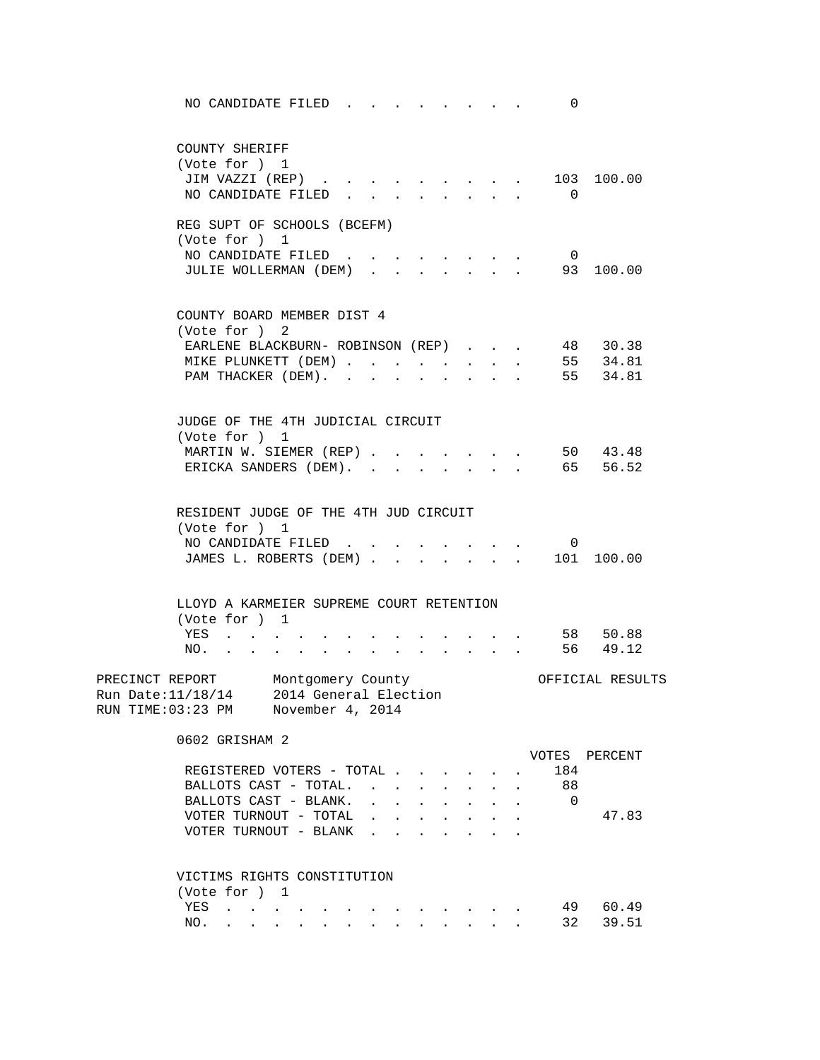NO CANDIDATE FILED . . . . . . . . . 0

COUNTY SHERIFF
(Vote for ) 1

| | | |
|---|---|---|
| JIM VAZZI (REP) | 103 | 100.00 |
| NO CANDIDATE FILED | 0 | |

REG SUPT OF SCHOOLS (BCEFM)
(Vote for ) 1

| | | |
|---|---|---|
| NO CANDIDATE FILED | 0 | |
| JULIE WOLLERMAN (DEM) | 93 | 100.00 |

COUNTY BOARD MEMBER DIST 4
(Vote for ) 2

| | | |
|---|---|---|
| EARLENE BLACKBURN- ROBINSON (REP) | 48 | 30.38 |
| MIKE PLUNKETT (DEM) | 55 | 34.81 |
| PAM THACKER (DEM). | 55 | 34.81 |

JUDGE OF THE 4TH JUDICIAL CIRCUIT
(Vote for ) 1

| | | |
|---|---|---|
| MARTIN W. SIEMER (REP) | 50 | 43.48 |
| ERICKA SANDERS (DEM). | 65 | 56.52 |

RESIDENT JUDGE OF THE 4TH JUD CIRCUIT
(Vote for ) 1

| | | |
|---|---|---|
| NO CANDIDATE FILED | 0 | |
| JAMES L. ROBERTS (DEM) | 101 | 100.00 |

LLOYD A KARMEIER SUPREME COURT RETENTION
(Vote for ) 1

| | | |
|---|---|---|
| YES | 58 | 50.88 |
| NO. | 56 | 49.12 |

PRECINCT REPORT Montgomery County OFFICIAL RESULTS
Run Date:11/18/14 2014 General Election
RUN TIME:03:23 PM November 4, 2014

0602 GRISHAM 2

| | VOTES | PERCENT |
|---|---|---|
| REGISTERED VOTERS - TOTAL | 184 | |
| BALLOTS CAST - TOTAL. | 88 | |
| BALLOTS CAST - BLANK. | 0 | |
| VOTER TURNOUT - TOTAL | | 47.83 |
| VOTER TURNOUT - BLANK | | |

VICTIMS RIGHTS CONSTITUTION
(Vote for ) 1

| | | |
|---|---|---|
| YES | 49 | 60.49 |
| NO. | 32 | 39.51 |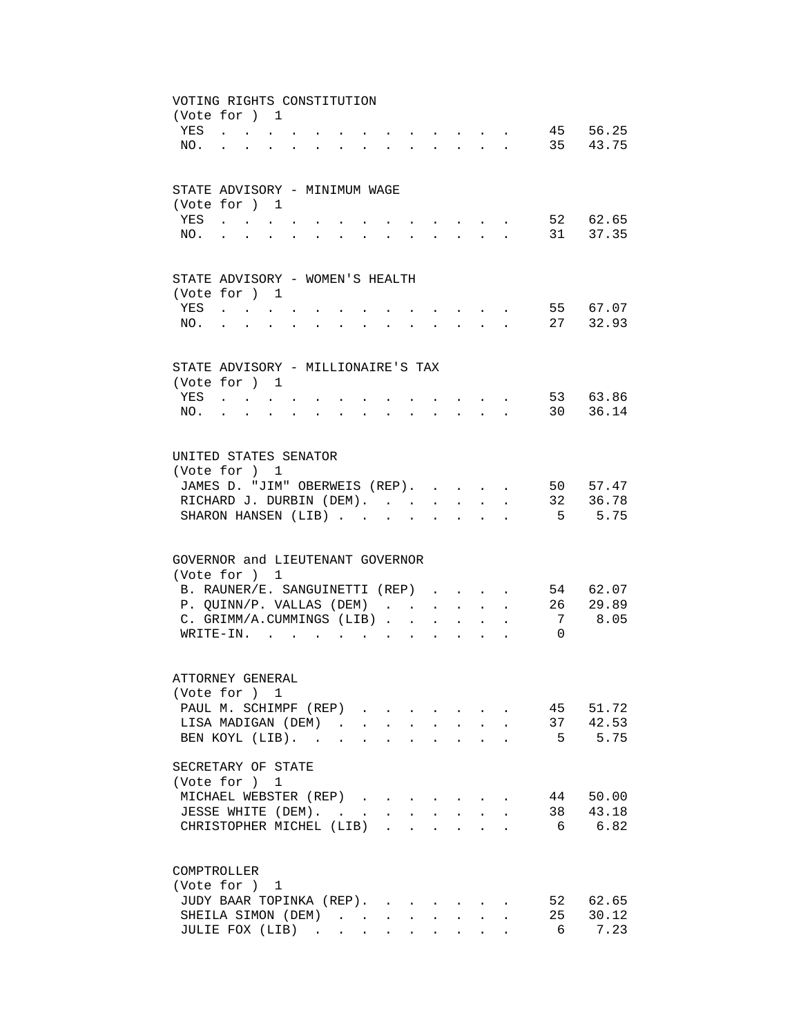VOTING RIGHTS CONSTITUTION
(Vote for ) 1

| Choice | Votes | Percent |
|---|---|---|
| YES | 45 | 56.25 |
| NO. | 35 | 43.75 |

STATE ADVISORY - MINIMUM WAGE
(Vote for ) 1

| Choice | Votes | Percent |
|---|---|---|
| YES | 52 | 62.65 |
| NO. | 31 | 37.35 |

STATE ADVISORY - WOMEN'S HEALTH
(Vote for ) 1

| Choice | Votes | Percent |
|---|---|---|
| YES | 55 | 67.07 |
| NO. | 27 | 32.93 |

STATE ADVISORY - MILLIONAIRE'S TAX
(Vote for ) 1

| Choice | Votes | Percent |
|---|---|---|
| YES | 53 | 63.86 |
| NO. | 30 | 36.14 |

UNITED STATES SENATOR
(Vote for ) 1

| Candidate | Votes | Percent |
|---|---|---|
| JAMES D. "JIM" OBERWEIS (REP). | 50 | 57.47 |
| RICHARD J. DURBIN (DEM). | 32 | 36.78 |
| SHARON HANSEN (LIB) | 5 | 5.75 |

GOVERNOR and LIEUTENANT GOVERNOR
(Vote for ) 1

| Candidate | Votes | Percent |
|---|---|---|
| B. RAUNER/E. SANGUINETTI (REP) | 54 | 62.07 |
| P. QUINN/P. VALLAS (DEM) | 26 | 29.89 |
| C. GRIMM/A.CUMMINGS (LIB) | 7 | 8.05 |
| WRITE-IN. | 0 | |

ATTORNEY GENERAL
(Vote for ) 1

| Candidate | Votes | Percent |
|---|---|---|
| PAUL M. SCHIMPF (REP) | 45 | 51.72 |
| LISA MADIGAN (DEM) | 37 | 42.53 |
| BEN KOYL (LIB). | 5 | 5.75 |

SECRETARY OF STATE
(Vote for ) 1

| Candidate | Votes | Percent |
|---|---|---|
| MICHAEL WEBSTER (REP) | 44 | 50.00 |
| JESSE WHITE (DEM). | 38 | 43.18 |
| CHRISTOPHER MICHEL (LIB) | 6 | 6.82 |

COMPTROLLER
(Vote for ) 1

| Candidate | Votes | Percent |
|---|---|---|
| JUDY BAAR TOPINKA (REP). | 52 | 62.65 |
| SHEILA SIMON (DEM) | 25 | 30.12 |
| JULIE FOX (LIB) | 6 | 7.23 |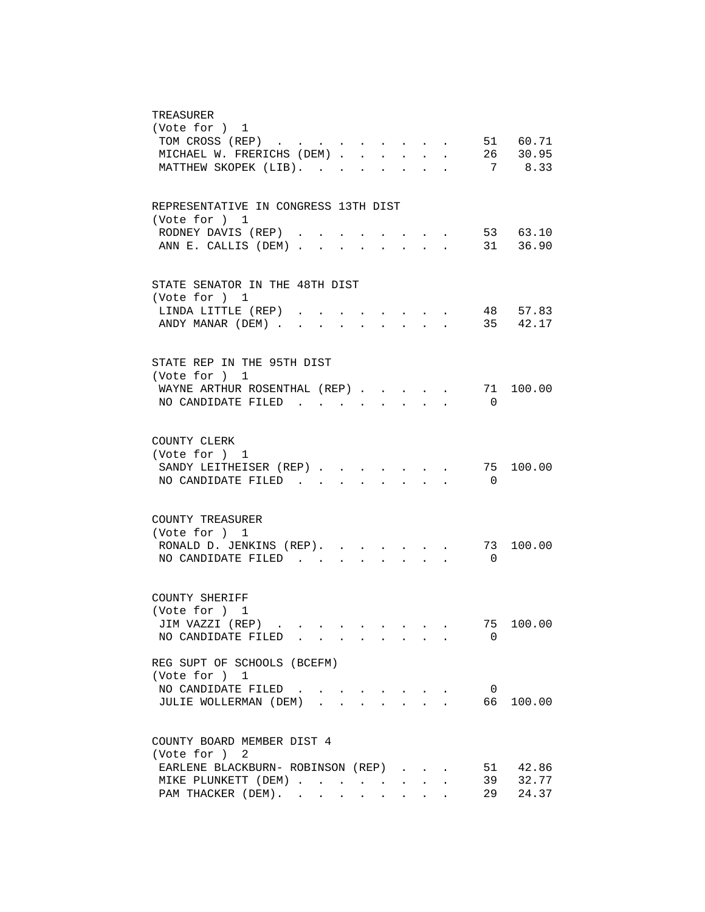TREASURER
(Vote for ) 1

| Candidate | Votes | Percent |
|---|---|---|
| TOM CROSS (REP) | 51 | 60.71 |
| MICHAEL W. FRERICHS (DEM) | 26 | 30.95 |
| MATTHEW SKOPEK (LIB) | 7 | 8.33 |

REPRESENTATIVE IN CONGRESS 13TH DIST
(Vote for ) 1

| Candidate | Votes | Percent |
|---|---|---|
| RODNEY DAVIS (REP) | 53 | 63.10 |
| ANN E. CALLIS (DEM) | 31 | 36.90 |

STATE SENATOR IN THE 48TH DIST
(Vote for ) 1

| Candidate | Votes | Percent |
|---|---|---|
| LINDA LITTLE (REP) | 48 | 57.83 |
| ANDY MANAR (DEM) | 35 | 42.17 |

STATE REP IN THE 95TH DIST
(Vote for ) 1

| Candidate | Votes | Percent |
|---|---|---|
| WAYNE ARTHUR ROSENTHAL (REP) | 71 | 100.00 |
| NO CANDIDATE FILED | 0 | |

COUNTY CLERK
(Vote for ) 1

| Candidate | Votes | Percent |
|---|---|---|
| SANDY LEITHEISER (REP) | 75 | 100.00 |
| NO CANDIDATE FILED | 0 | |

COUNTY TREASURER
(Vote for ) 1

| Candidate | Votes | Percent |
|---|---|---|
| RONALD D. JENKINS (REP) | 73 | 100.00 |
| NO CANDIDATE FILED | 0 | |

COUNTY SHERIFF
(Vote for ) 1

| Candidate | Votes | Percent |
|---|---|---|
| JIM VAZZI (REP) | 75 | 100.00 |
| NO CANDIDATE FILED | 0 | |

REG SUPT OF SCHOOLS (BCEFM)
(Vote for ) 1

| Candidate | Votes | Percent |
|---|---|---|
| NO CANDIDATE FILED | 0 | |
| JULIE WOLLERMAN (DEM) | 66 | 100.00 |

COUNTY BOARD MEMBER DIST 4
(Vote for ) 2

| Candidate | Votes | Percent |
|---|---|---|
| EARLENE BLACKBURN- ROBINSON (REP) | 51 | 42.86 |
| MIKE PLUNKETT (DEM) | 39 | 32.77 |
| PAM THACKER (DEM) | 29 | 24.37 |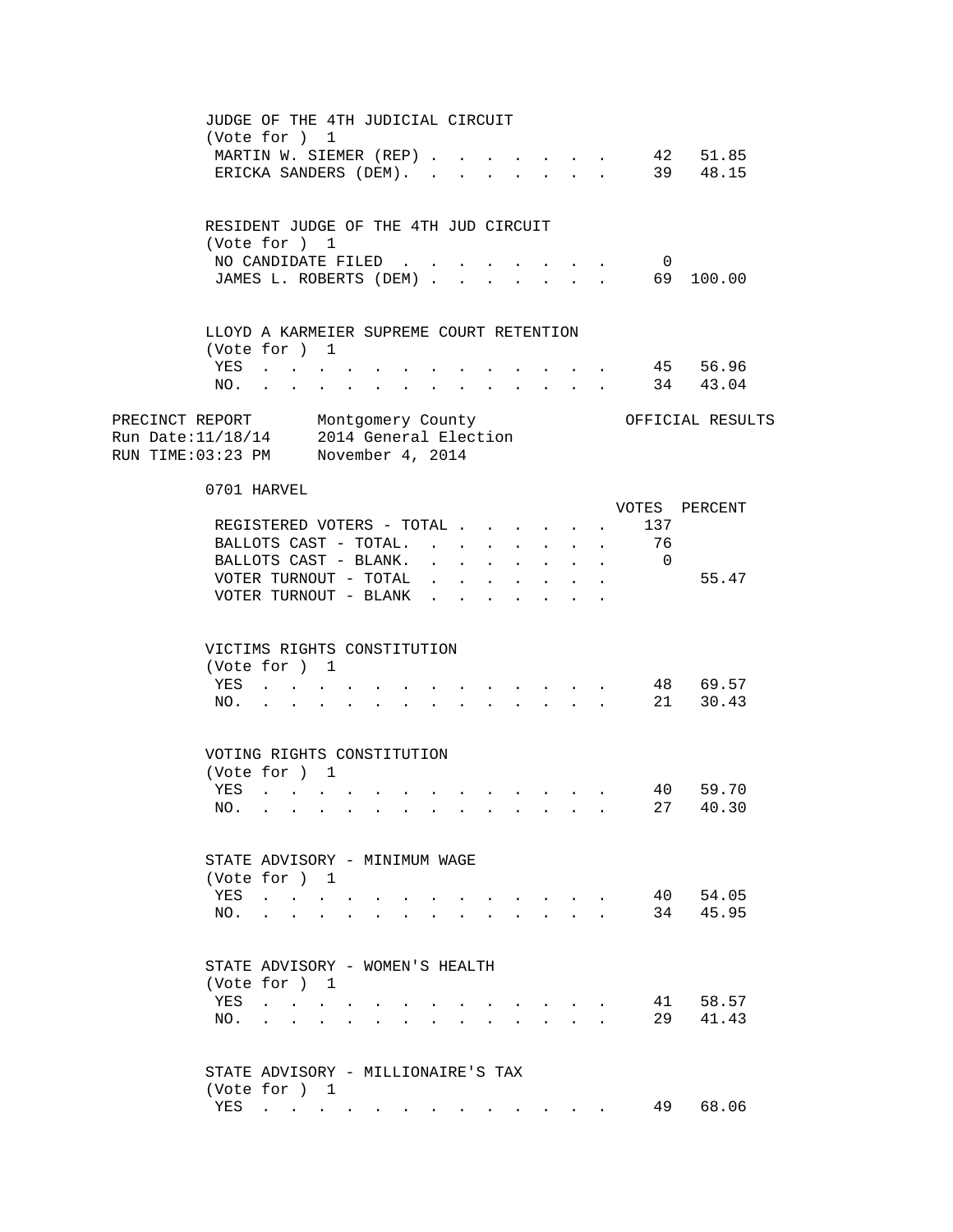JUDGE OF THE 4TH JUDICIAL CIRCUIT
(Vote for ) 1

| | VOTES | PERCENT |
|---|---|---|
| MARTIN W. SIEMER (REP) | 42 | 51.85 |
| ERICKA SANDERS (DEM) | 39 | 48.15 |

RESIDENT JUDGE OF THE 4TH JUD CIRCUIT
(Vote for ) 1

| | VOTES | PERCENT |
|---|---|---|
| NO CANDIDATE FILED | 0 | |
| JAMES L. ROBERTS (DEM) | 69 | 100.00 |

LLOYD A KARMEIER SUPREME COURT RETENTION
(Vote for ) 1

| | VOTES | PERCENT |
|---|---|---|
| YES | 45 | 56.96 |
| NO | 34 | 43.04 |

PRECINCT REPORT — Montgomery County — OFFICIAL RESULTS
Run Date:11/18/14 — 2014 General Election
RUN TIME:03:23 PM — November 4, 2014

## 0701 HARVEL

| | VOTES | PERCENT |
|---|---|---|
| REGISTERED VOTERS - TOTAL | 137 | |
| BALLOTS CAST - TOTAL. | 76 | |
| BALLOTS CAST - BLANK. | 0 | |
| VOTER TURNOUT - TOTAL | | 55.47 |
| VOTER TURNOUT - BLANK | | |

VICTIMS RIGHTS CONSTITUTION
(Vote for ) 1

| | VOTES | PERCENT |
|---|---|---|
| YES | 48 | 69.57 |
| NO | 21 | 30.43 |

VOTING RIGHTS CONSTITUTION
(Vote for ) 1

| | VOTES | PERCENT |
|---|---|---|
| YES | 40 | 59.70 |
| NO | 27 | 40.30 |

STATE ADVISORY - MINIMUM WAGE
(Vote for ) 1

| | VOTES | PERCENT |
|---|---|---|
| YES | 40 | 54.05 |
| NO | 34 | 45.95 |

STATE ADVISORY - WOMEN'S HEALTH
(Vote for ) 1

| | VOTES | PERCENT |
|---|---|---|
| YES | 41 | 58.57 |
| NO | 29 | 41.43 |

STATE ADVISORY - MILLIONAIRE'S TAX
(Vote for ) 1

| | VOTES | PERCENT |
|---|---|---|
| YES | 49 | 68.06 |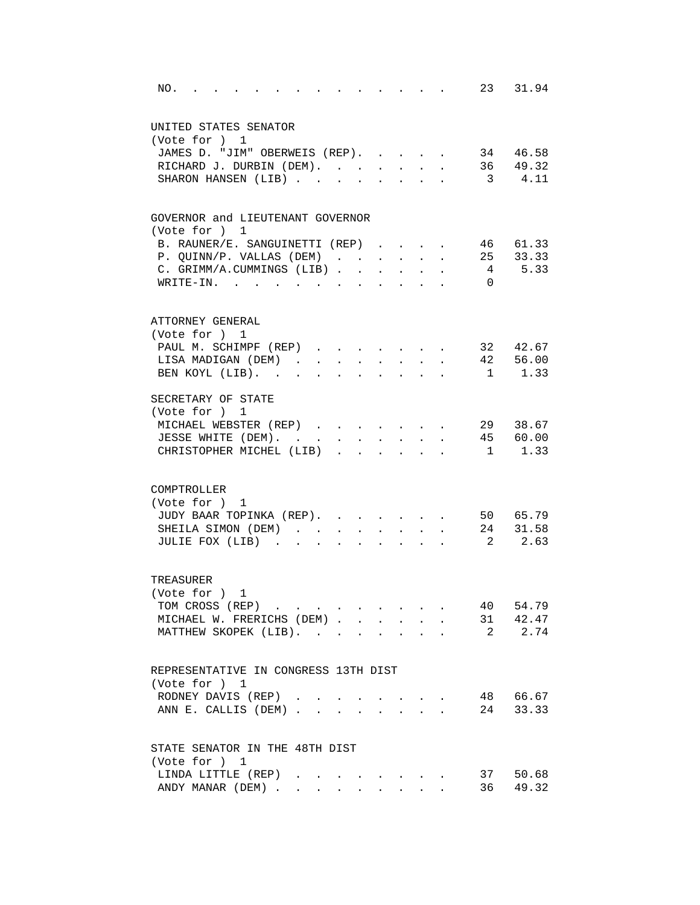| | | |
|---|---|---|
| NO. | 23 | 31.94 |

UNITED STATES SENATOR
(Vote for ) 1

| | | |
|---|---|---|
| JAMES D. "JIM" OBERWEIS (REP) | 34 | 46.58 |
| RICHARD J. DURBIN (DEM) | 36 | 49.32 |
| SHARON HANSEN (LIB) | 3 | 4.11 |

GOVERNOR and LIEUTENANT GOVERNOR
(Vote for ) 1

| | | |
|---|---|---|
| B. RAUNER/E. SANGUINETTI (REP) | 46 | 61.33 |
| P. QUINN/P. VALLAS (DEM) | 25 | 33.33 |
| C. GRIMM/A.CUMMINGS (LIB) | 4 | 5.33 |
| WRITE-IN. | 0 | |

ATTORNEY GENERAL
(Vote for ) 1

| | | |
|---|---|---|
| PAUL M. SCHIMPF (REP) | 32 | 42.67 |
| LISA MADIGAN (DEM) | 42 | 56.00 |
| BEN KOYL (LIB) | 1 | 1.33 |

SECRETARY OF STATE
(Vote for ) 1

| | | |
|---|---|---|
| MICHAEL WEBSTER (REP) | 29 | 38.67 |
| JESSE WHITE (DEM) | 45 | 60.00 |
| CHRISTOPHER MICHEL (LIB) | 1 | 1.33 |

COMPTROLLER
(Vote for ) 1

| | | |
|---|---|---|
| JUDY BAAR TOPINKA (REP) | 50 | 65.79 |
| SHEILA SIMON (DEM) | 24 | 31.58 |
| JULIE FOX (LIB) | 2 | 2.63 |

TREASURER
(Vote for ) 1

| | | |
|---|---|---|
| TOM CROSS (REP) | 40 | 54.79 |
| MICHAEL W. FRERICHS (DEM) | 31 | 42.47 |
| MATTHEW SKOPEK (LIB) | 2 | 2.74 |

REPRESENTATIVE IN CONGRESS 13TH DIST
(Vote for ) 1

| | | |
|---|---|---|
| RODNEY DAVIS (REP) | 48 | 66.67 |
| ANN E. CALLIS (DEM) | 24 | 33.33 |

STATE SENATOR IN THE 48TH DIST
(Vote for ) 1

| | | |
|---|---|---|
| LINDA LITTLE (REP) | 37 | 50.68 |
| ANDY MANAR (DEM) | 36 | 49.32 |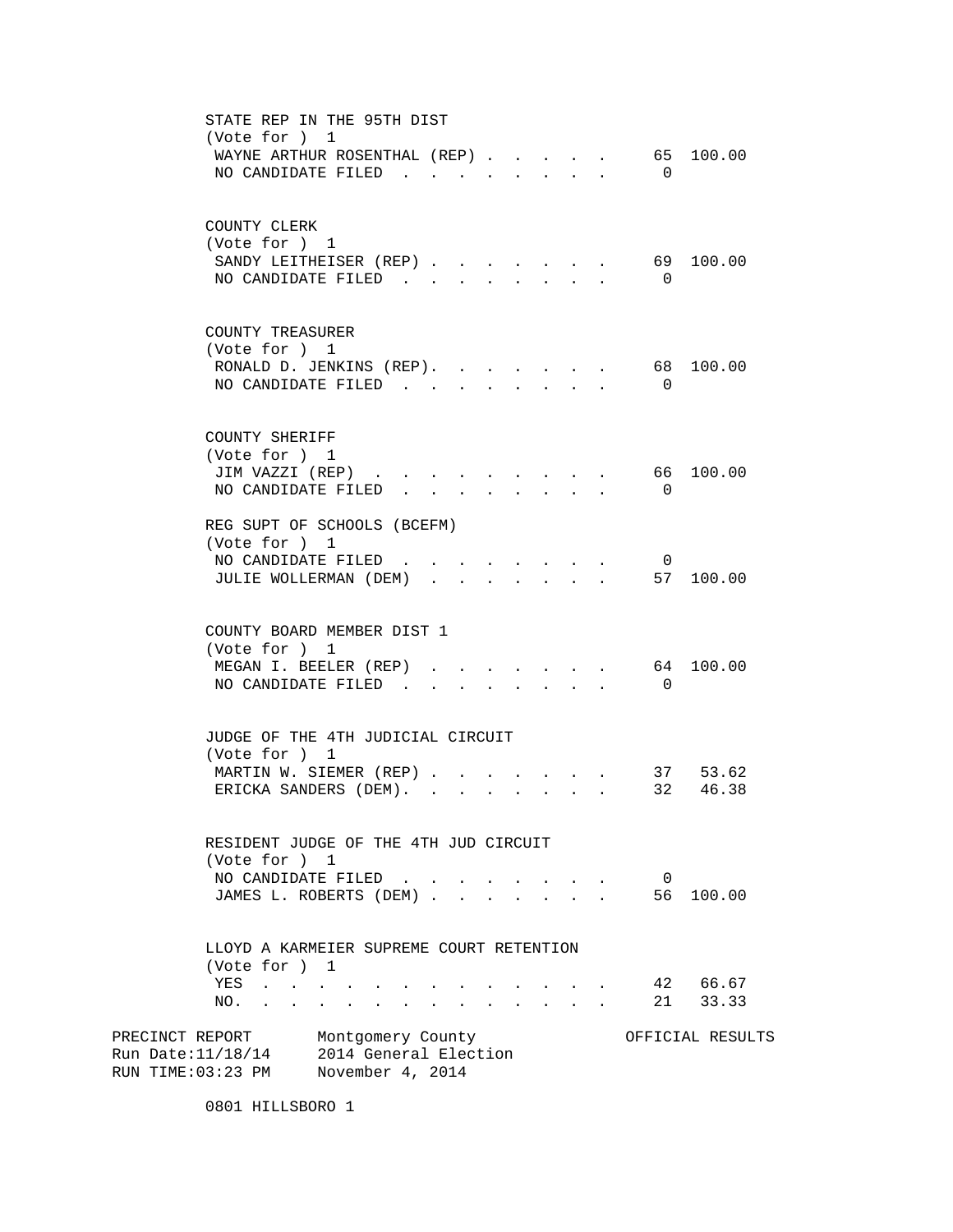STATE REP IN THE 95TH DIST
(Vote for ) 1

| Candidate | Votes | Percent |
|---|---|---|
| WAYNE ARTHUR ROSENTHAL (REP) | 65 | 100.00 |
| NO CANDIDATE FILED | 0 | |

COUNTY CLERK
(Vote for ) 1

| Candidate | Votes | Percent |
|---|---|---|
| SANDY LEITHEISER (REP) | 69 | 100.00 |
| NO CANDIDATE FILED | 0 | |

COUNTY TREASURER
(Vote for ) 1

| Candidate | Votes | Percent |
|---|---|---|
| RONALD D. JENKINS (REP) | 68 | 100.00 |
| NO CANDIDATE FILED | 0 | |

COUNTY SHERIFF
(Vote for ) 1

| Candidate | Votes | Percent |
|---|---|---|
| JIM VAZZI (REP) | 66 | 100.00 |
| NO CANDIDATE FILED | 0 | |

REG SUPT OF SCHOOLS (BCEFM)
(Vote for ) 1

| Candidate | Votes | Percent |
|---|---|---|
| NO CANDIDATE FILED | 0 | |
| JULIE WOLLERMAN (DEM) | 57 | 100.00 |

COUNTY BOARD MEMBER DIST 1
(Vote for ) 1

| Candidate | Votes | Percent |
|---|---|---|
| MEGAN I. BEELER (REP) | 64 | 100.00 |
| NO CANDIDATE FILED | 0 | |

JUDGE OF THE 4TH JUDICIAL CIRCUIT
(Vote for ) 1

| Candidate | Votes | Percent |
|---|---|---|
| MARTIN W. SIEMER (REP) | 37 | 53.62 |
| ERICKA SANDERS (DEM) | 32 | 46.38 |

RESIDENT JUDGE OF THE 4TH JUD CIRCUIT
(Vote for ) 1

| Candidate | Votes | Percent |
|---|---|---|
| NO CANDIDATE FILED | 0 | |
| JAMES L. ROBERTS (DEM) | 56 | 100.00 |

LLOYD A KARMEIER SUPREME COURT RETENTION
(Vote for ) 1

| Choice | Votes | Percent |
|---|---|---|
| YES | 42 | 66.67 |
| NO | 21 | 33.33 |

PRECINCT REPORT Montgomery County OFFICIAL RESULTS
Run Date:11/18/14 2014 General Election
RUN TIME:03:23 PM November 4, 2014

0801 HILLSBORO 1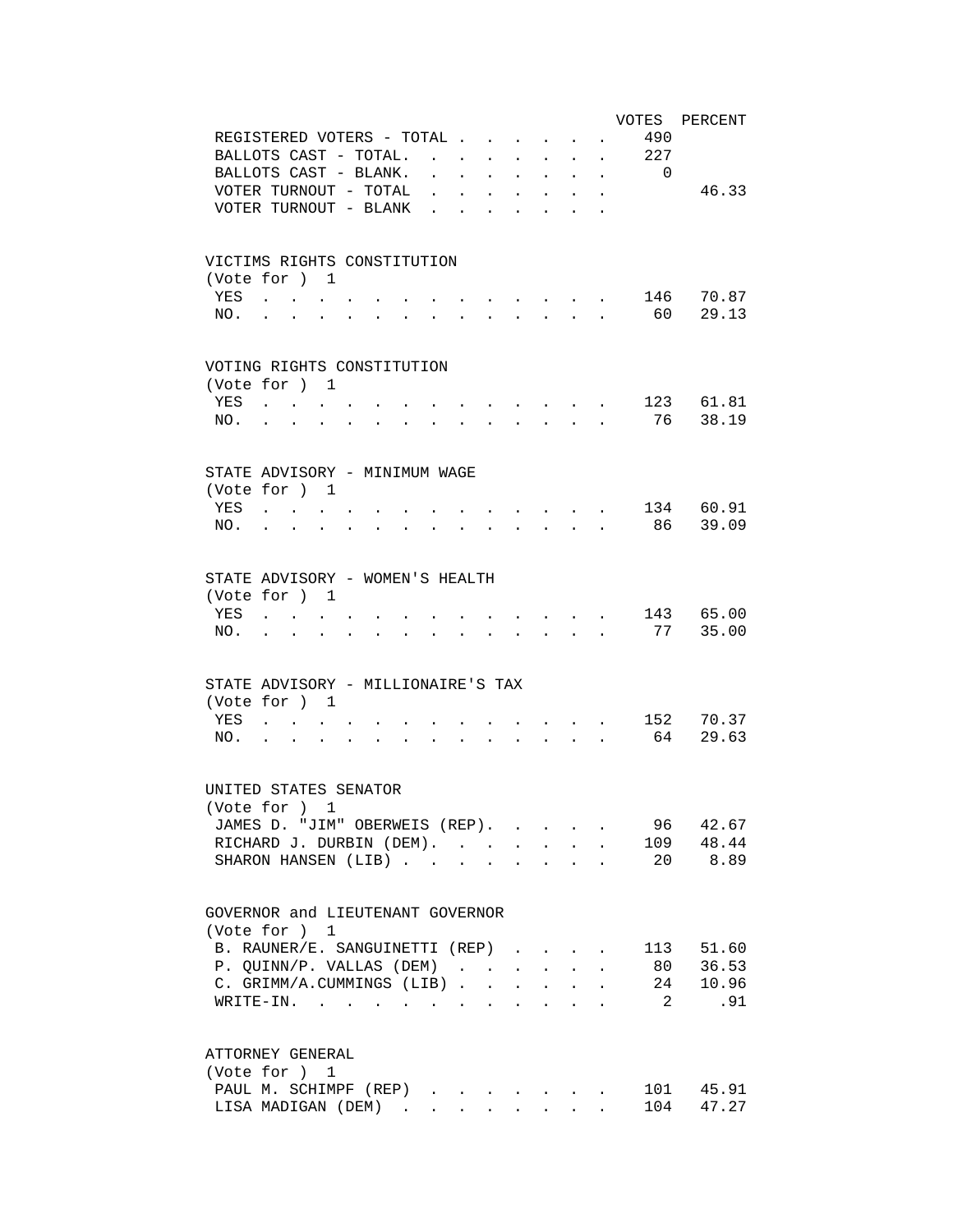| | VOTES | PERCENT |
|---|---|---|
| REGISTERED VOTERS - TOTAL | 490 | |
| BALLOTS CAST - TOTAL. | 227 | |
| BALLOTS CAST - BLANK. | 0 | |
| VOTER TURNOUT - TOTAL | | 46.33 |
| VOTER TURNOUT - BLANK | | |

VICTIMS RIGHTS CONSTITUTION
(Vote for ) 1

| | VOTES | PERCENT |
|---|---|---|
| YES | 146 | 70.87 |
| NO. | 60 | 29.13 |

VOTING RIGHTS CONSTITUTION
(Vote for ) 1

| | VOTES | PERCENT |
|---|---|---|
| YES | 123 | 61.81 |
| NO. | 76 | 38.19 |

STATE ADVISORY - MINIMUM WAGE
(Vote for ) 1

| | VOTES | PERCENT |
|---|---|---|
| YES | 134 | 60.91 |
| NO. | 86 | 39.09 |

STATE ADVISORY - WOMEN'S HEALTH
(Vote for ) 1

| | VOTES | PERCENT |
|---|---|---|
| YES | 143 | 65.00 |
| NO. | 77 | 35.00 |

STATE ADVISORY - MILLIONAIRE'S TAX
(Vote for ) 1

| | VOTES | PERCENT |
|---|---|---|
| YES | 152 | 70.37 |
| NO. | 64 | 29.63 |

UNITED STATES SENATOR
(Vote for ) 1

| | VOTES | PERCENT |
|---|---|---|
| JAMES D. "JIM" OBERWEIS (REP). | 96 | 42.67 |
| RICHARD J. DURBIN (DEM). | 109 | 48.44 |
| SHARON HANSEN (LIB) | 20 | 8.89 |

GOVERNOR and LIEUTENANT GOVERNOR
(Vote for ) 1

| | VOTES | PERCENT |
|---|---|---|
| B. RAUNER/E. SANGUINETTI (REP) | 113 | 51.60 |
| P. QUINN/P. VALLAS (DEM) | 80 | 36.53 |
| C. GRIMM/A.CUMMINGS (LIB) | 24 | 10.96 |
| WRITE-IN. | 2 | .91 |

ATTORNEY GENERAL
(Vote for ) 1

| | VOTES | PERCENT |
|---|---|---|
| PAUL M. SCHIMPF (REP) | 101 | 45.91 |
| LISA MADIGAN (DEM) | 104 | 47.27 |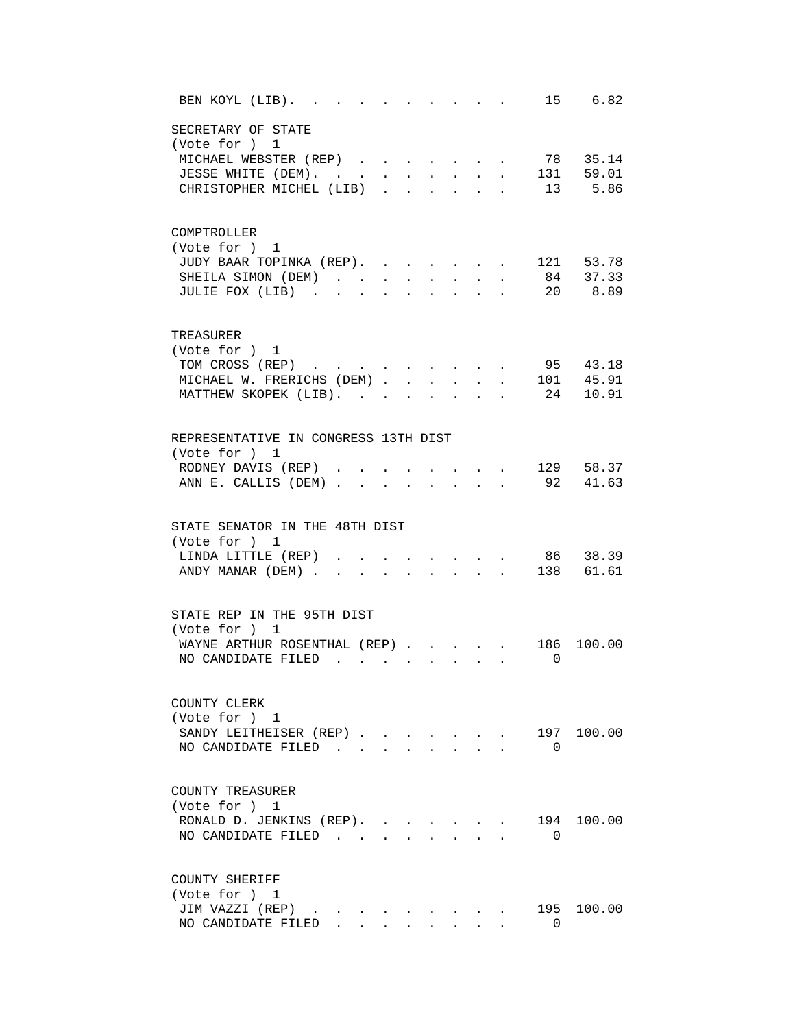| | | |
|---|---|---|
| BEN KOYL (LIB) | 15 | 6.82 |

SECRETARY OF STATE
(Vote for ) 1

| Candidate | Votes | Percent |
|---|---|---|
| MICHAEL WEBSTER (REP) | 78 | 35.14 |
| JESSE WHITE (DEM) | 131 | 59.01 |
| CHRISTOPHER MICHEL (LIB) | 13 | 5.86 |

COMPTROLLER
(Vote for ) 1

| Candidate | Votes | Percent |
|---|---|---|
| JUDY BAAR TOPINKA (REP) | 121 | 53.78 |
| SHEILA SIMON (DEM) | 84 | 37.33 |
| JULIE FOX (LIB) | 20 | 8.89 |

TREASURER
(Vote for ) 1

| Candidate | Votes | Percent |
|---|---|---|
| TOM CROSS (REP) | 95 | 43.18 |
| MICHAEL W. FRERICHS (DEM) | 101 | 45.91 |
| MATTHEW SKOPEK (LIB) | 24 | 10.91 |

REPRESENTATIVE IN CONGRESS 13TH DIST
(Vote for ) 1

| Candidate | Votes | Percent |
|---|---|---|
| RODNEY DAVIS (REP) | 129 | 58.37 |
| ANN E. CALLIS (DEM) | 92 | 41.63 |

STATE SENATOR IN THE 48TH DIST
(Vote for ) 1

| Candidate | Votes | Percent |
|---|---|---|
| LINDA LITTLE (REP) | 86 | 38.39 |
| ANDY MANAR (DEM) | 138 | 61.61 |

STATE REP IN THE 95TH DIST
(Vote for ) 1

| Candidate | Votes | Percent |
|---|---|---|
| WAYNE ARTHUR ROSENTHAL (REP) | 186 | 100.00 |
| NO CANDIDATE FILED | 0 | |

COUNTY CLERK
(Vote for ) 1

| Candidate | Votes | Percent |
|---|---|---|
| SANDY LEITHEISER (REP) | 197 | 100.00 |
| NO CANDIDATE FILED | 0 | |

COUNTY TREASURER
(Vote for ) 1

| Candidate | Votes | Percent |
|---|---|---|
| RONALD D. JENKINS (REP) | 194 | 100.00 |
| NO CANDIDATE FILED | 0 | |

COUNTY SHERIFF
(Vote for ) 1

| Candidate | Votes | Percent |
|---|---|---|
| JIM VAZZI (REP) | 195 | 100.00 |
| NO CANDIDATE FILED | 0 | |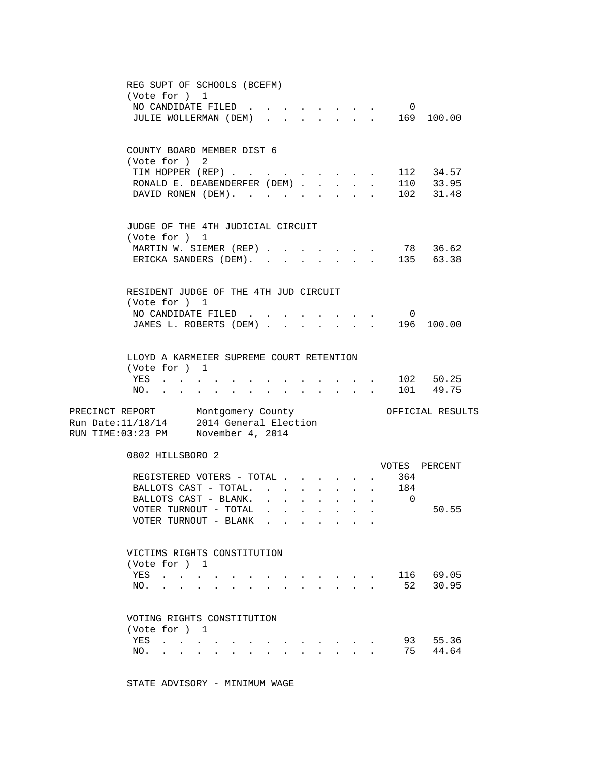REG SUPT OF SCHOOLS (BCEFM)
(Vote for ) 1

| | VOTES | PERCENT |
|---|---|---|
| NO CANDIDATE FILED | 0 | |
| JULIE WOLLERMAN (DEM) | 169 | 100.00 |

COUNTY BOARD MEMBER DIST 6
(Vote for ) 2

| | VOTES | PERCENT |
|---|---|---|
| TIM HOPPER (REP) | 112 | 34.57 |
| RONALD E. DEABENDERFER (DEM) | 110 | 33.95 |
| DAVID RONEN (DEM) | 102 | 31.48 |

JUDGE OF THE 4TH JUDICIAL CIRCUIT
(Vote for ) 1

| | VOTES | PERCENT |
|---|---|---|
| MARTIN W. SIEMER (REP) | 78 | 36.62 |
| ERICKA SANDERS (DEM) | 135 | 63.38 |

RESIDENT JUDGE OF THE 4TH JUD CIRCUIT
(Vote for ) 1

| | VOTES | PERCENT |
|---|---|---|
| NO CANDIDATE FILED | 0 | |
| JAMES L. ROBERTS (DEM) | 196 | 100.00 |

LLOYD A KARMEIER SUPREME COURT RETENTION
(Vote for ) 1

| | VOTES | PERCENT |
|---|---|---|
| YES | 102 | 50.25 |
| NO | 101 | 49.75 |

PRECINCT REPORT — Montgomery County — OFFICIAL RESULTS
Run Date:11/18/14 — 2014 General Election
RUN TIME:03:23 PM — November 4, 2014

## 0802 HILLSBORO 2

| | VOTES | PERCENT |
|---|---|---|
| REGISTERED VOTERS - TOTAL | 364 | |
| BALLOTS CAST - TOTAL | 184 | |
| BALLOTS CAST - BLANK | 0 | |
| VOTER TURNOUT - TOTAL | | 50.55 |
| VOTER TURNOUT - BLANK | | |

VICTIMS RIGHTS CONSTITUTION
(Vote for ) 1

| | VOTES | PERCENT |
|---|---|---|
| YES | 116 | 69.05 |
| NO | 52 | 30.95 |

VOTING RIGHTS CONSTITUTION
(Vote for ) 1

| | VOTES | PERCENT |
|---|---|---|
| YES | 93 | 55.36 |
| NO | 75 | 44.64 |

STATE ADVISORY - MINIMUM WAGE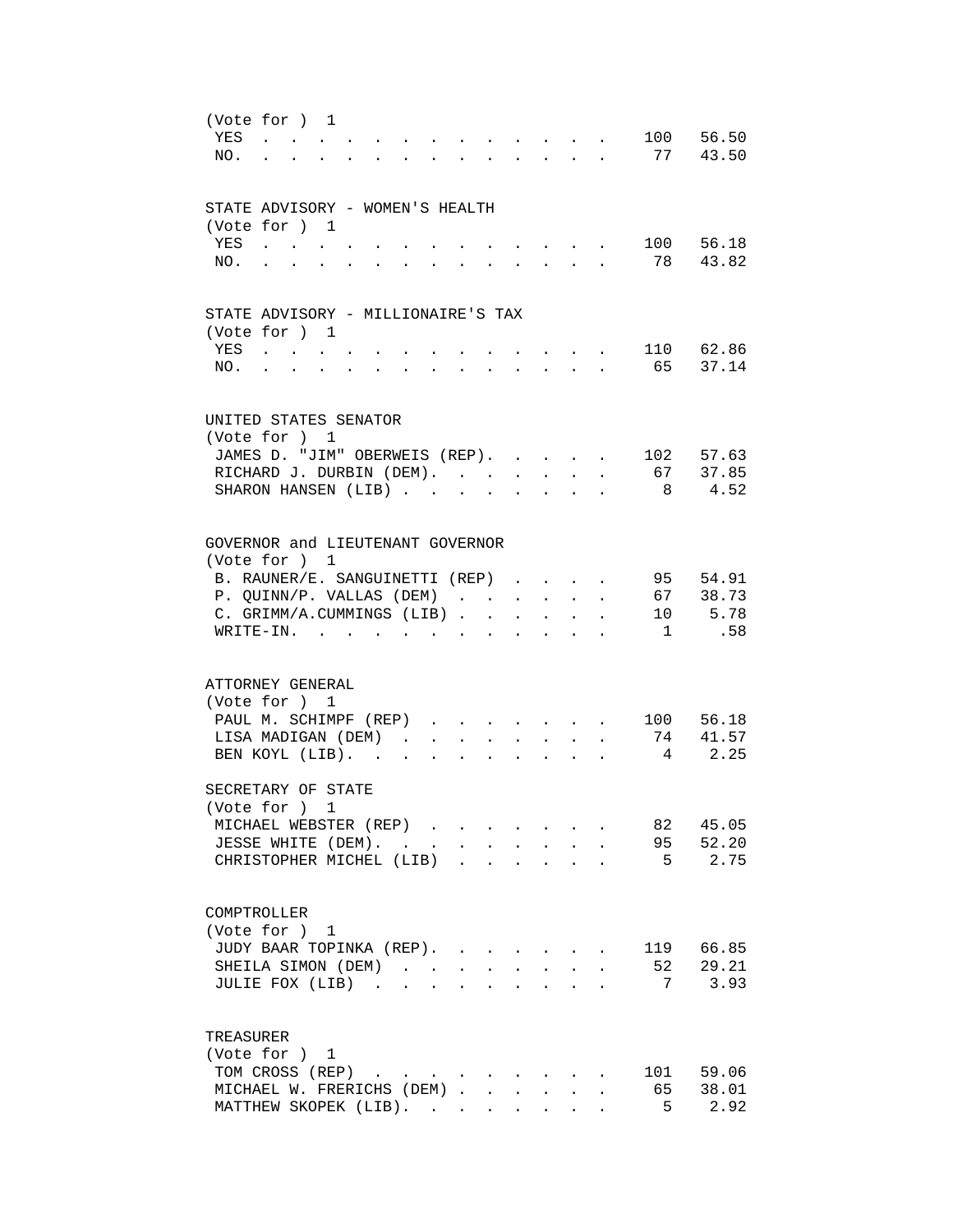(Vote for ) 1

| | | |
|---|---|---|
| YES | 100 | 56.50 |
| NO. | 77 | 43.50 |

STATE ADVISORY - WOMEN'S HEALTH
(Vote for ) 1

| | | |
|---|---|---|
| YES | 100 | 56.18 |
| NO. | 78 | 43.82 |

STATE ADVISORY - MILLIONAIRE'S TAX
(Vote for ) 1

| | | |
|---|---|---|
| YES | 110 | 62.86 |
| NO. | 65 | 37.14 |

UNITED STATES SENATOR
(Vote for ) 1

| | | |
|---|---|---|
| JAMES D. "JIM" OBERWEIS (REP). | 102 | 57.63 |
| RICHARD J. DURBIN (DEM). | 67 | 37.85 |
| SHARON HANSEN (LIB) | 8 | 4.52 |

GOVERNOR and LIEUTENANT GOVERNOR
(Vote for ) 1

| | | |
|---|---|---|
| B. RAUNER/E. SANGUINETTI (REP) | 95 | 54.91 |
| P. QUINN/P. VALLAS (DEM) | 67 | 38.73 |
| C. GRIMM/A.CUMMINGS (LIB) | 10 | 5.78 |
| WRITE-IN. | 1 | .58 |

ATTORNEY GENERAL
(Vote for ) 1

| | | |
|---|---|---|
| PAUL M. SCHIMPF (REP) | 100 | 56.18 |
| LISA MADIGAN (DEM) | 74 | 41.57 |
| BEN KOYL (LIB). | 4 | 2.25 |

SECRETARY OF STATE
(Vote for ) 1

| | | |
|---|---|---|
| MICHAEL WEBSTER (REP) | 82 | 45.05 |
| JESSE WHITE (DEM). | 95 | 52.20 |
| CHRISTOPHER MICHEL (LIB) | 5 | 2.75 |

COMPTROLLER
(Vote for ) 1

| | | |
|---|---|---|
| JUDY BAAR TOPINKA (REP). | 119 | 66.85 |
| SHEILA SIMON (DEM) | 52 | 29.21 |
| JULIE FOX (LIB) | 7 | 3.93 |

TREASURER
(Vote for ) 1

| | | |
|---|---|---|
| TOM CROSS (REP) | 101 | 59.06 |
| MICHAEL W. FRERICHS (DEM) | 65 | 38.01 |
| MATTHEW SKOPEK (LIB). | 5 | 2.92 |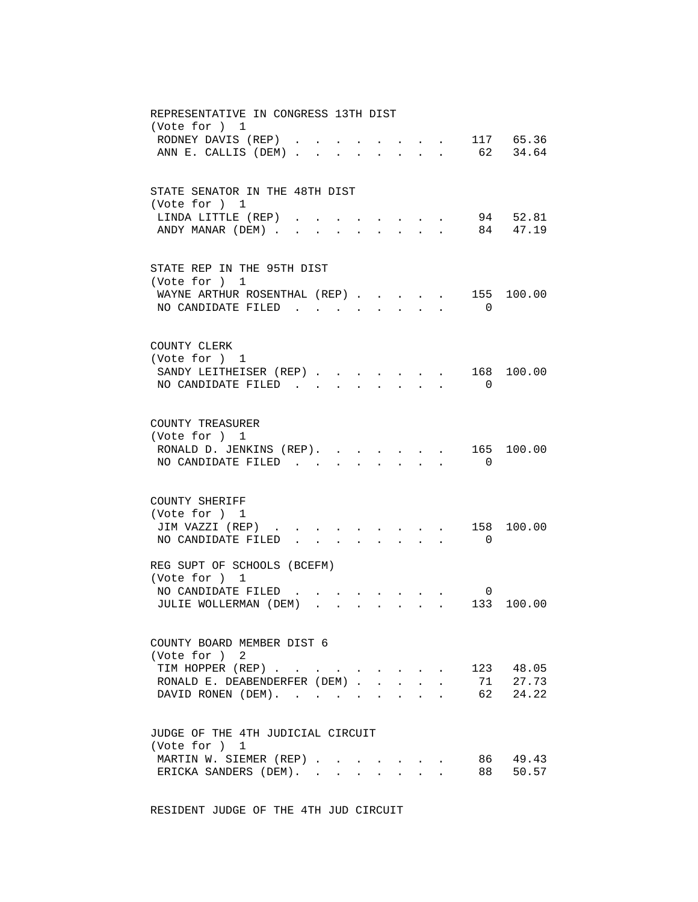REPRESENTATIVE IN CONGRESS 13TH DIST
(Vote for ) 1

| Candidate | Votes | Percent |
|---|---|---|
| RODNEY DAVIS (REP) | 117 | 65.36 |
| ANN E. CALLIS (DEM) | 62 | 34.64 |

STATE SENATOR IN THE 48TH DIST
(Vote for ) 1

| Candidate | Votes | Percent |
|---|---|---|
| LINDA LITTLE (REP) | 94 | 52.81 |
| ANDY MANAR (DEM) | 84 | 47.19 |

STATE REP IN THE 95TH DIST
(Vote for ) 1

| Candidate | Votes | Percent |
|---|---|---|
| WAYNE ARTHUR ROSENTHAL (REP) | 155 | 100.00 |
| NO CANDIDATE FILED | 0 | |

COUNTY CLERK
(Vote for ) 1

| Candidate | Votes | Percent |
|---|---|---|
| SANDY LEITHEISER (REP) | 168 | 100.00 |
| NO CANDIDATE FILED | 0 | |

COUNTY TREASURER
(Vote for ) 1

| Candidate | Votes | Percent |
|---|---|---|
| RONALD D. JENKINS (REP) | 165 | 100.00 |
| NO CANDIDATE FILED | 0 | |

COUNTY SHERIFF
(Vote for ) 1

| Candidate | Votes | Percent |
|---|---|---|
| JIM VAZZI (REP) | 158 | 100.00 |
| NO CANDIDATE FILED | 0 | |

REG SUPT OF SCHOOLS (BCEFM)
(Vote for ) 1

| Candidate | Votes | Percent |
|---|---|---|
| NO CANDIDATE FILED | 0 | |
| JULIE WOLLERMAN (DEM) | 133 | 100.00 |

COUNTY BOARD MEMBER DIST 6
(Vote for ) 2

| Candidate | Votes | Percent |
|---|---|---|
| TIM HOPPER (REP) | 123 | 48.05 |
| RONALD E. DEABENDERFER (DEM) | 71 | 27.73 |
| DAVID RONEN (DEM) | 62 | 24.22 |

JUDGE OF THE 4TH JUDICIAL CIRCUIT
(Vote for ) 1

| Candidate | Votes | Percent |
|---|---|---|
| MARTIN W. SIEMER (REP) | 86 | 49.43 |
| ERICKA SANDERS (DEM) | 88 | 50.57 |

RESIDENT JUDGE OF THE 4TH JUD CIRCUIT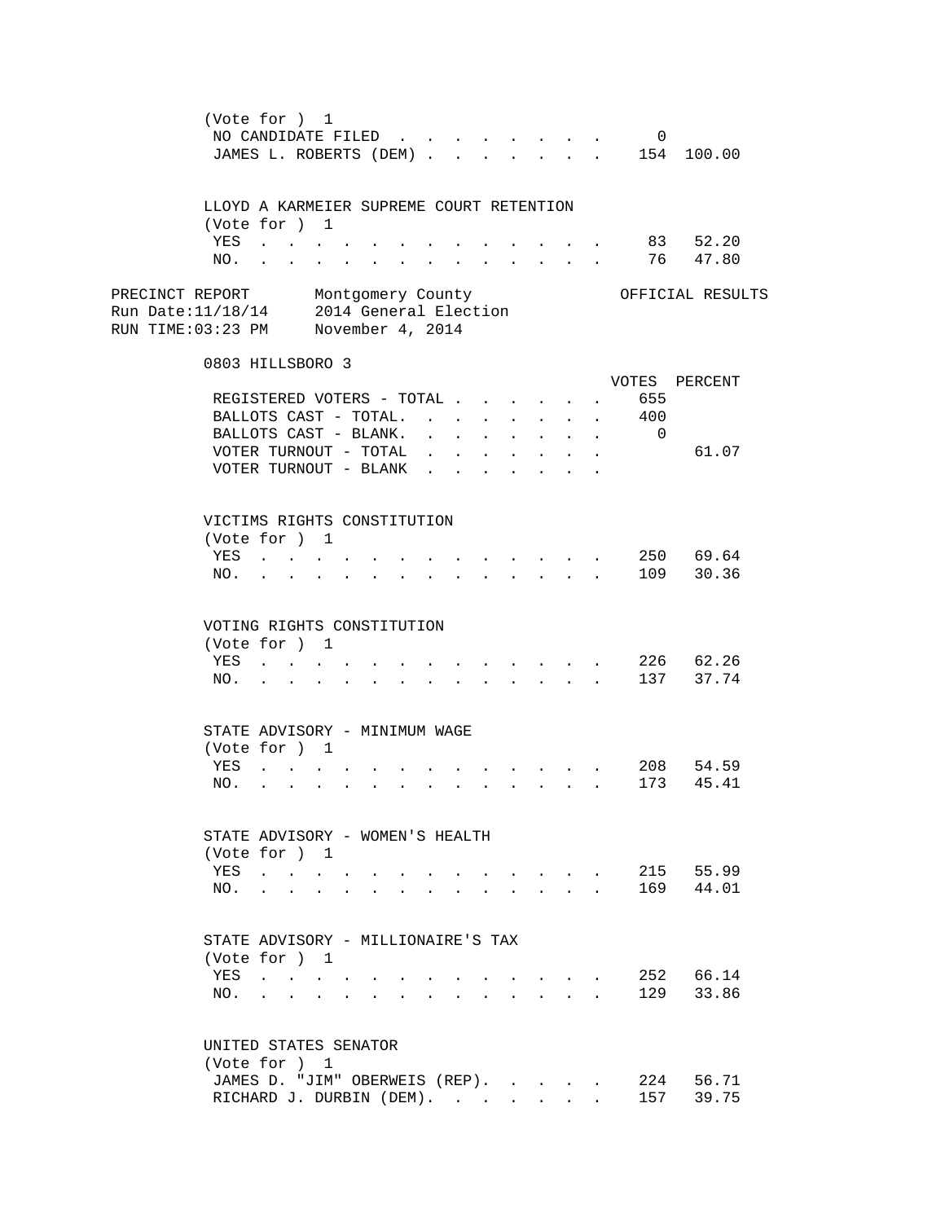(Vote for ) 1

| | VOTES | PERCENT |
|---|---|---|
| NO CANDIDATE FILED | 0 | |
| JAMES L. ROBERTS (DEM) | 154 | 100.00 |

LLOYD A KARMEIER SUPREME COURT RETENTION
(Vote for ) 1

| | VOTES | PERCENT |
|---|---|---|
| YES | 83 | 52.20 |
| NO. | 76 | 47.80 |

PRECINCT REPORT — Montgomery County — OFFICIAL RESULTS
Run Date:11/18/14 — 2014 General Election
RUN TIME:03:23 PM — November 4, 2014

## 0803 HILLSBORO 3

| | VOTES | PERCENT |
|---|---|---|
| REGISTERED VOTERS - TOTAL | 655 | |
| BALLOTS CAST - TOTAL. | 400 | |
| BALLOTS CAST - BLANK. | 0 | |
| VOTER TURNOUT - TOTAL | | 61.07 |
| VOTER TURNOUT - BLANK | | |

VICTIMS RIGHTS CONSTITUTION
(Vote for ) 1

| | VOTES | PERCENT |
|---|---|---|
| YES | 250 | 69.64 |
| NO. | 109 | 30.36 |

VOTING RIGHTS CONSTITUTION
(Vote for ) 1

| | VOTES | PERCENT |
|---|---|---|
| YES | 226 | 62.26 |
| NO. | 137 | 37.74 |

STATE ADVISORY - MINIMUM WAGE
(Vote for ) 1

| | VOTES | PERCENT |
|---|---|---|
| YES | 208 | 54.59 |
| NO. | 173 | 45.41 |

STATE ADVISORY - WOMEN'S HEALTH
(Vote for ) 1

| | VOTES | PERCENT |
|---|---|---|
| YES | 215 | 55.99 |
| NO. | 169 | 44.01 |

STATE ADVISORY - MILLIONAIRE'S TAX
(Vote for ) 1

| | VOTES | PERCENT |
|---|---|---|
| YES | 252 | 66.14 |
| NO. | 129 | 33.86 |

UNITED STATES SENATOR
(Vote for ) 1

| | VOTES | PERCENT |
|---|---|---|
| JAMES D. "JIM" OBERWEIS (REP). | 224 | 56.71 |
| RICHARD J. DURBIN (DEM). | 157 | 39.75 |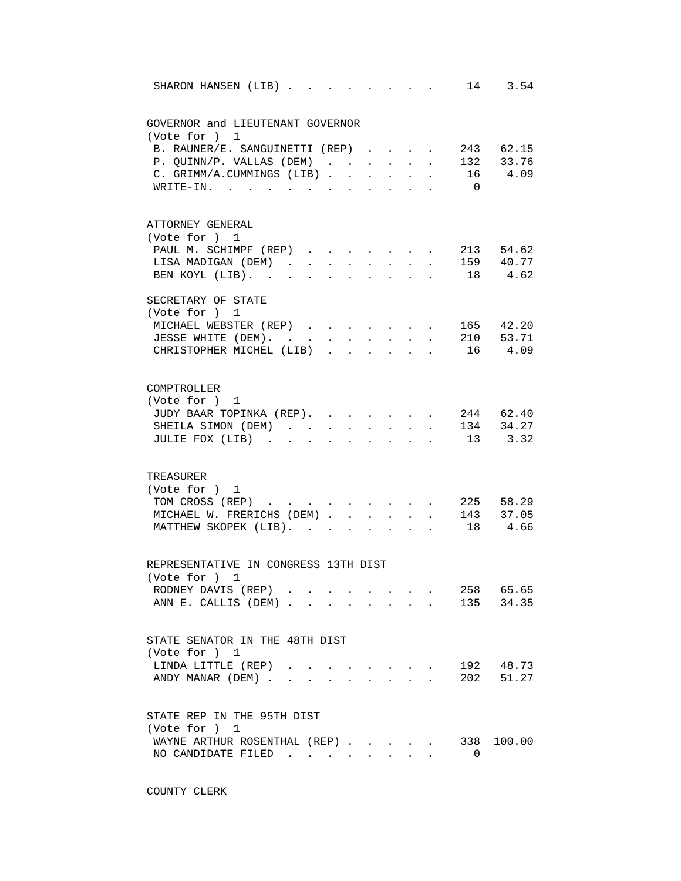SHARON HANSEN (LIB) . . . . . . . . . 14 3.54

GOVERNOR and LIEUTENANT GOVERNOR
(Vote for ) 1

| Candidate | Votes | Percent |
|---|---|---|
| B. RAUNER/E. SANGUINETTI (REP) | 243 | 62.15 |
| P. QUINN/P. VALLAS (DEM) | 132 | 33.76 |
| C. GRIMM/A.CUMMINGS (LIB) | 16 | 4.09 |
| WRITE-IN. | 0 | |

ATTORNEY GENERAL
(Vote for ) 1

| Candidate | Votes | Percent |
|---|---|---|
| PAUL M. SCHIMPF (REP) | 213 | 54.62 |
| LISA MADIGAN (DEM) | 159 | 40.77 |
| BEN KOYL (LIB). | 18 | 4.62 |

SECRETARY OF STATE
(Vote for ) 1

| Candidate | Votes | Percent |
|---|---|---|
| MICHAEL WEBSTER (REP) | 165 | 42.20 |
| JESSE WHITE (DEM). | 210 | 53.71 |
| CHRISTOPHER MICHEL (LIB) | 16 | 4.09 |

COMPTROLLER
(Vote for ) 1

| Candidate | Votes | Percent |
|---|---|---|
| JUDY BAAR TOPINKA (REP). | 244 | 62.40 |
| SHEILA SIMON (DEM) | 134 | 34.27 |
| JULIE FOX (LIB) | 13 | 3.32 |

TREASURER
(Vote for ) 1

| Candidate | Votes | Percent |
|---|---|---|
| TOM CROSS (REP) | 225 | 58.29 |
| MICHAEL W. FRERICHS (DEM) | 143 | 37.05 |
| MATTHEW SKOPEK (LIB). | 18 | 4.66 |

REPRESENTATIVE IN CONGRESS 13TH DIST
(Vote for ) 1

| Candidate | Votes | Percent |
|---|---|---|
| RODNEY DAVIS (REP) | 258 | 65.65 |
| ANN E. CALLIS (DEM) | 135 | 34.35 |

STATE SENATOR IN THE 48TH DIST
(Vote for ) 1

| Candidate | Votes | Percent |
|---|---|---|
| LINDA LITTLE (REP) | 192 | 48.73 |
| ANDY MANAR (DEM) | 202 | 51.27 |

STATE REP IN THE 95TH DIST
(Vote for ) 1

| Candidate | Votes | Percent |
|---|---|---|
| WAYNE ARTHUR ROSENTHAL (REP) | 338 | 100.00 |
| NO CANDIDATE FILED | 0 | |

COUNTY CLERK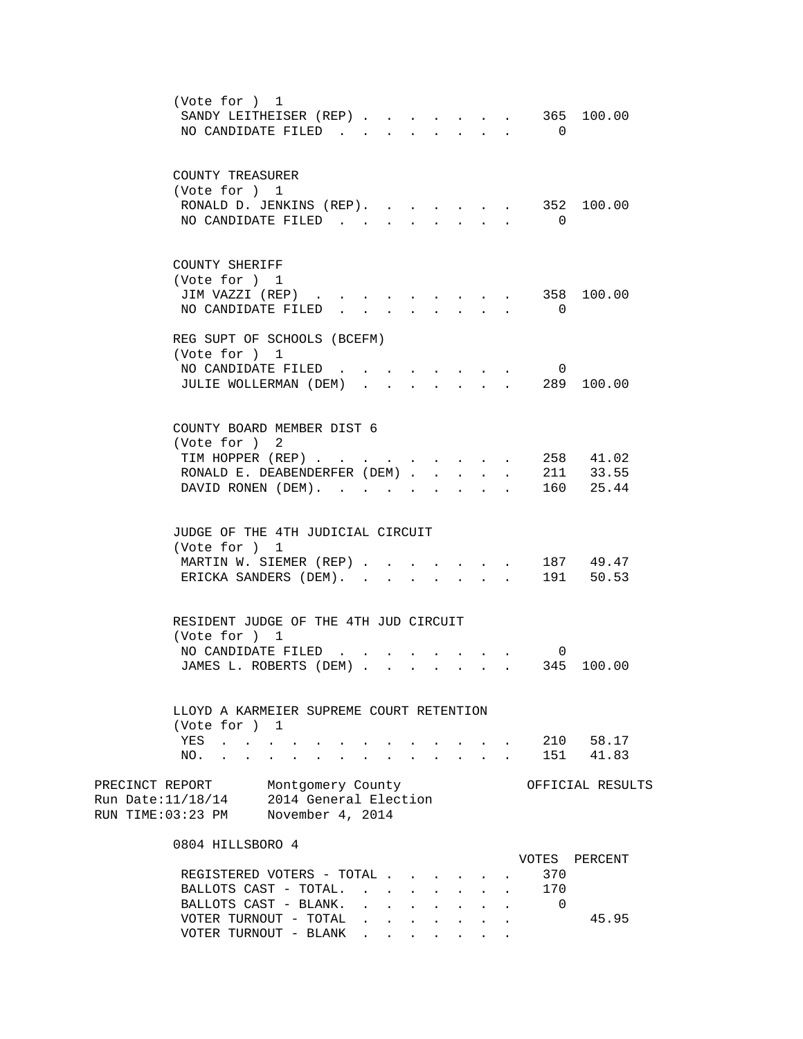(Vote for ) 1

| | VOTES | PERCENT |
|---|---|---|
| SANDY LEITHEISER (REP) | 365 | 100.00 |
| NO CANDIDATE FILED | 0 | |

COUNTY TREASURER

(Vote for ) 1

| | VOTES | PERCENT |
|---|---|---|
| RONALD D. JENKINS (REP) | 352 | 100.00 |
| NO CANDIDATE FILED | 0 | |

COUNTY SHERIFF

(Vote for ) 1

| | VOTES | PERCENT |
|---|---|---|
| JIM VAZZI (REP) | 358 | 100.00 |
| NO CANDIDATE FILED | 0 | |

REG SUPT OF SCHOOLS (BCEFM)

(Vote for ) 1

| | VOTES | PERCENT |
|---|---|---|
| NO CANDIDATE FILED | 0 | |
| JULIE WOLLERMAN (DEM) | 289 | 100.00 |

COUNTY BOARD MEMBER DIST 6

(Vote for ) 2

| | VOTES | PERCENT |
|---|---|---|
| TIM HOPPER (REP) | 258 | 41.02 |
| RONALD E. DEABENDERFER (DEM) | 211 | 33.55 |
| DAVID RONEN (DEM) | 160 | 25.44 |

JUDGE OF THE 4TH JUDICIAL CIRCUIT

(Vote for ) 1

| | VOTES | PERCENT |
|---|---|---|
| MARTIN W. SIEMER (REP) | 187 | 49.47 |
| ERICKA SANDERS (DEM) | 191 | 50.53 |

RESIDENT JUDGE OF THE 4TH JUD CIRCUIT

(Vote for ) 1

| | VOTES | PERCENT |
|---|---|---|
| NO CANDIDATE FILED | 0 | |
| JAMES L. ROBERTS (DEM) | 345 | 100.00 |

LLOYD A KARMEIER SUPREME COURT RETENTION

(Vote for ) 1

| | VOTES | PERCENT |
|---|---|---|
| YES | 210 | 58.17 |
| NO | 151 | 41.83 |

PRECINCT REPORT Montgomery County OFFICIAL RESULTS
Run Date:11/18/14 2014 General Election
RUN TIME:03:23 PM November 4, 2014

## 0804 HILLSBORO 4

| | VOTES | PERCENT |
|---|---|---|
| REGISTERED VOTERS - TOTAL | 370 | |
| BALLOTS CAST - TOTAL | 170 | |
| BALLOTS CAST - BLANK | 0 | |
| VOTER TURNOUT - TOTAL | | 45.95 |
| VOTER TURNOUT - BLANK | | |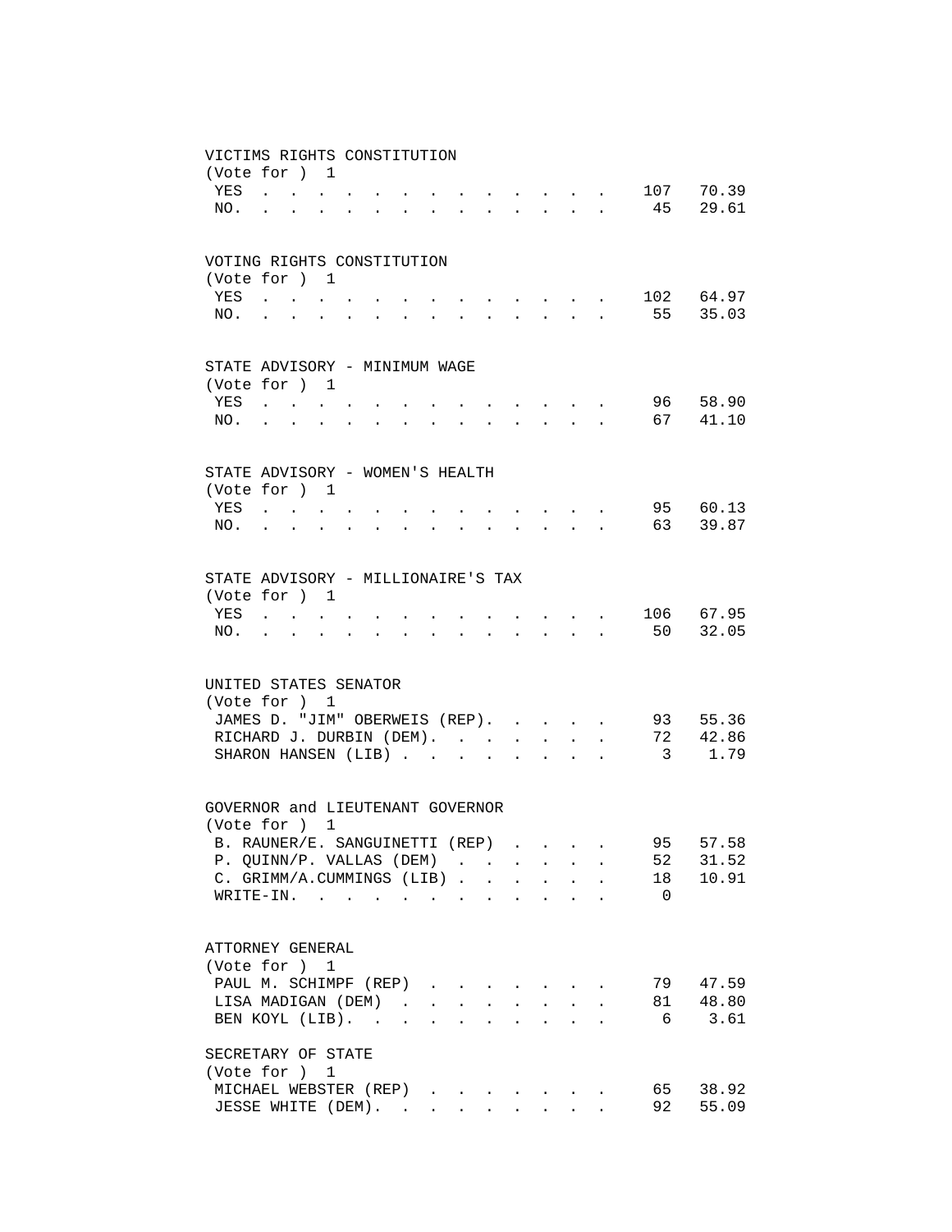## VICTIMS RIGHTS CONSTITUTION

(Vote for ) 1

| | Votes | Percent |
|---|---|---|
| YES | 107 | 70.39 |
| NO. | 45 | 29.61 |

## VOTING RIGHTS CONSTITUTION

(Vote for ) 1

| | Votes | Percent |
|---|---|---|
| YES | 102 | 64.97 |
| NO. | 55 | 35.03 |

## STATE ADVISORY - MINIMUM WAGE

(Vote for ) 1

| | Votes | Percent |
|---|---|---|
| YES | 96 | 58.90 |
| NO. | 67 | 41.10 |

## STATE ADVISORY - WOMEN'S HEALTH

(Vote for ) 1

| | Votes | Percent |
|---|---|---|
| YES | 95 | 60.13 |
| NO. | 63 | 39.87 |

## STATE ADVISORY - MILLIONAIRE'S TAX

(Vote for ) 1

| | Votes | Percent |
|---|---|---|
| YES | 106 | 67.95 |
| NO. | 50 | 32.05 |

## UNITED STATES SENATOR

(Vote for ) 1

| | Votes | Percent |
|---|---|---|
| JAMES D. "JIM" OBERWEIS (REP). | 93 | 55.36 |
| RICHARD J. DURBIN (DEM). | 72 | 42.86 |
| SHARON HANSEN (LIB) | 3 | 1.79 |

## GOVERNOR and LIEUTENANT GOVERNOR

(Vote for ) 1

| | Votes | Percent |
|---|---|---|
| B. RAUNER/E. SANGUINETTI (REP) | 95 | 57.58 |
| P. QUINN/P. VALLAS (DEM) | 52 | 31.52 |
| C. GRIMM/A.CUMMINGS (LIB) | 18 | 10.91 |
| WRITE-IN. | 0 | |

## ATTORNEY GENERAL

(Vote for ) 1

| | Votes | Percent |
|---|---|---|
| PAUL M. SCHIMPF (REP) | 79 | 47.59 |
| LISA MADIGAN (DEM) | 81 | 48.80 |
| BEN KOYL (LIB). | 6 | 3.61 |

## SECRETARY OF STATE

(Vote for ) 1

| | Votes | Percent |
|---|---|---|
| MICHAEL WEBSTER (REP) | 65 | 38.92 |
| JESSE WHITE (DEM). | 92 | 55.09 |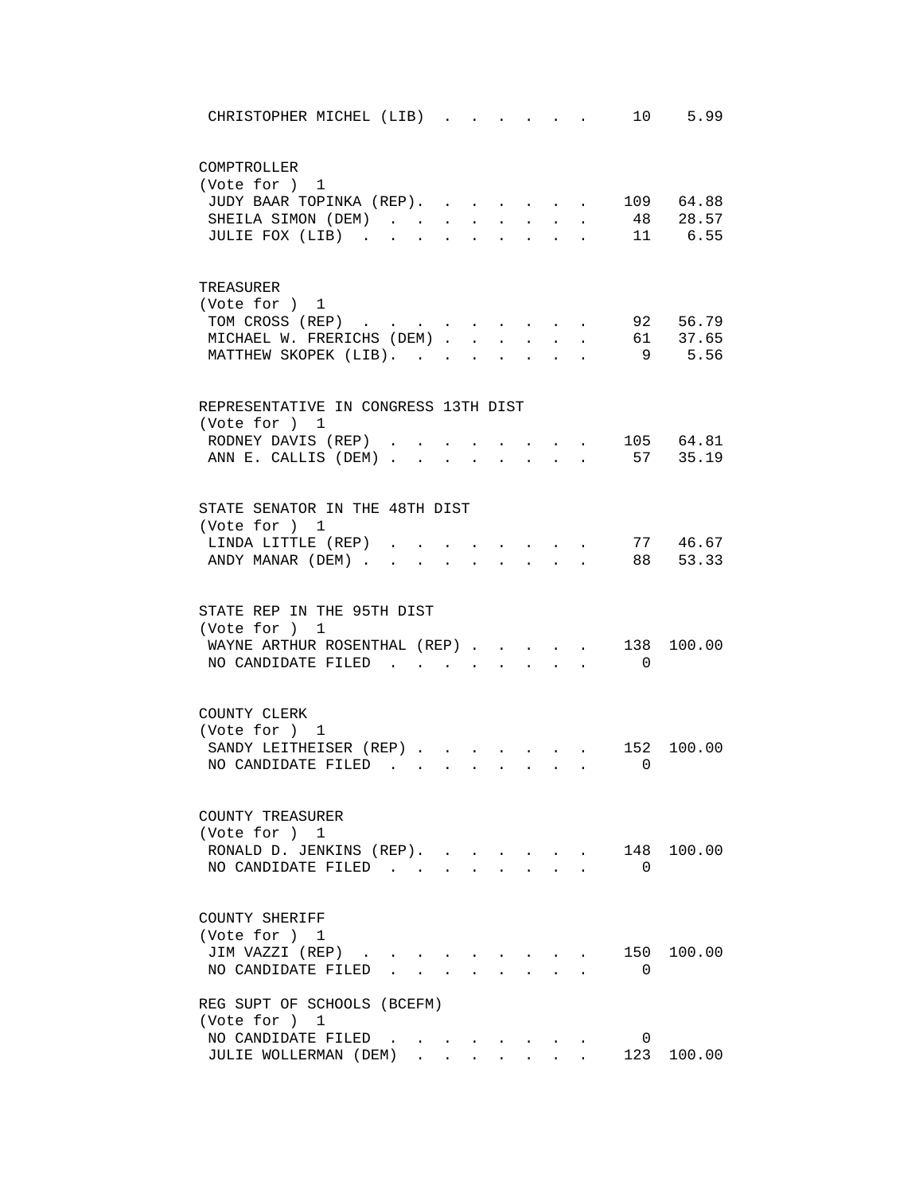| | | |
|---|---|---|
| CHRISTOPHER MICHEL (LIB) | 10 | 5.99 |

COMPTROLLER
(Vote for ) 1

| Candidate | Votes | Percent |
|---|---|---|
| JUDY BAAR TOPINKA (REP). | 109 | 64.88 |
| SHEILA SIMON (DEM) | 48 | 28.57 |
| JULIE FOX (LIB) | 11 | 6.55 |

TREASURER
(Vote for ) 1

| Candidate | Votes | Percent |
|---|---|---|
| TOM CROSS (REP) | 92 | 56.79 |
| MICHAEL W. FRERICHS (DEM) | 61 | 37.65 |
| MATTHEW SKOPEK (LIB). | 9 | 5.56 |

REPRESENTATIVE IN CONGRESS 13TH DIST
(Vote for ) 1

| Candidate | Votes | Percent |
|---|---|---|
| RODNEY DAVIS (REP) | 105 | 64.81 |
| ANN E. CALLIS (DEM) | 57 | 35.19 |

STATE SENATOR IN THE 48TH DIST
(Vote for ) 1

| Candidate | Votes | Percent |
|---|---|---|
| LINDA LITTLE (REP) | 77 | 46.67 |
| ANDY MANAR (DEM) | 88 | 53.33 |

STATE REP IN THE 95TH DIST
(Vote for ) 1

| Candidate | Votes | Percent |
|---|---|---|
| WAYNE ARTHUR ROSENTHAL (REP) | 138 | 100.00 |
| NO CANDIDATE FILED | 0 | |

COUNTY CLERK
(Vote for ) 1

| Candidate | Votes | Percent |
|---|---|---|
| SANDY LEITHEISER (REP) | 152 | 100.00 |
| NO CANDIDATE FILED | 0 | |

COUNTY TREASURER
(Vote for ) 1

| Candidate | Votes | Percent |
|---|---|---|
| RONALD D. JENKINS (REP). | 148 | 100.00 |
| NO CANDIDATE FILED | 0 | |

COUNTY SHERIFF
(Vote for ) 1

| Candidate | Votes | Percent |
|---|---|---|
| JIM VAZZI (REP) | 150 | 100.00 |
| NO CANDIDATE FILED | 0 | |

REG SUPT OF SCHOOLS (BCEFM)
(Vote for ) 1

| Candidate | Votes | Percent |
|---|---|---|
| NO CANDIDATE FILED | 0 | |
| JULIE WOLLERMAN (DEM) | 123 | 100.00 |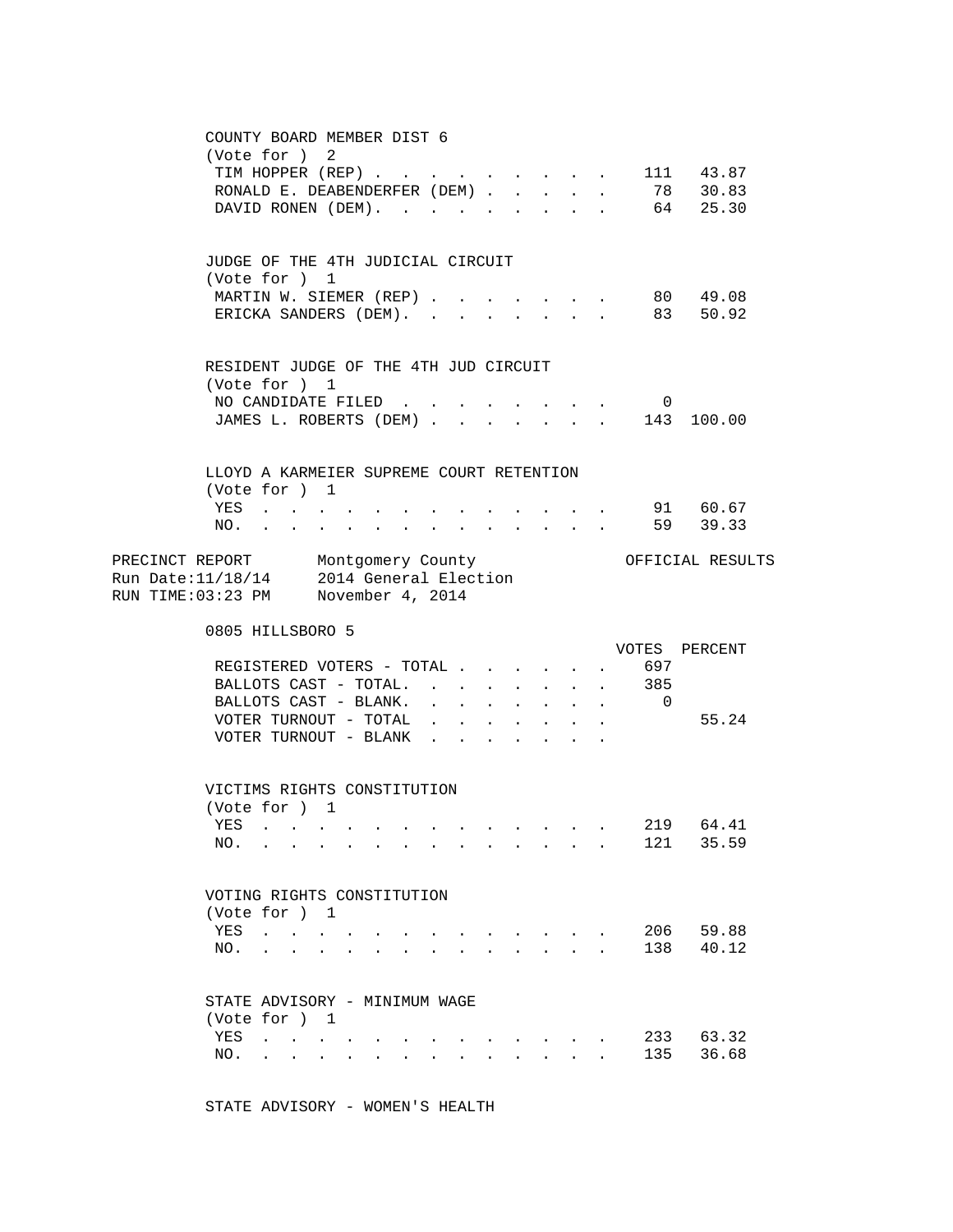COUNTY BOARD MEMBER DIST 6
(Vote for ) 2

| | VOTES | PERCENT |
|---|---|---|
| TIM HOPPER (REP) | 111 | 43.87 |
| RONALD E. DEABENDERFER (DEM) | 78 | 30.83 |
| DAVID RONEN (DEM). | 64 | 25.30 |

JUDGE OF THE 4TH JUDICIAL CIRCUIT
(Vote for ) 1

| | VOTES | PERCENT |
|---|---|---|
| MARTIN W. SIEMER (REP) | 80 | 49.08 |
| ERICKA SANDERS (DEM). | 83 | 50.92 |

RESIDENT JUDGE OF THE 4TH JUD CIRCUIT
(Vote for ) 1

| | VOTES | PERCENT |
|---|---|---|
| NO CANDIDATE FILED | 0 | |
| JAMES L. ROBERTS (DEM) | 143 | 100.00 |

LLOYD A KARMEIER SUPREME COURT RETENTION
(Vote for ) 1

| | VOTES | PERCENT |
|---|---|---|
| YES | 91 | 60.67 |
| NO. | 59 | 39.33 |

PRECINCT REPORT Montgomery County OFFICIAL RESULTS
Run Date:11/18/14 2014 General Election
RUN TIME:03:23 PM November 4, 2014

## 0805 HILLSBORO 5

| | VOTES | PERCENT |
|---|---|---|
| REGISTERED VOTERS - TOTAL | 697 | |
| BALLOTS CAST - TOTAL. | 385 | |
| BALLOTS CAST - BLANK. | 0 | |
| VOTER TURNOUT - TOTAL | | 55.24 |
| VOTER TURNOUT - BLANK | | |

VICTIMS RIGHTS CONSTITUTION
(Vote for ) 1

| | VOTES | PERCENT |
|---|---|---|
| YES | 219 | 64.41 |
| NO. | 121 | 35.59 |

VOTING RIGHTS CONSTITUTION
(Vote for ) 1

| | VOTES | PERCENT |
|---|---|---|
| YES | 206 | 59.88 |
| NO. | 138 | 40.12 |

STATE ADVISORY - MINIMUM WAGE
(Vote for ) 1

| | VOTES | PERCENT |
|---|---|---|
| YES | 233 | 63.32 |
| NO. | 135 | 36.68 |

STATE ADVISORY - WOMEN'S HEALTH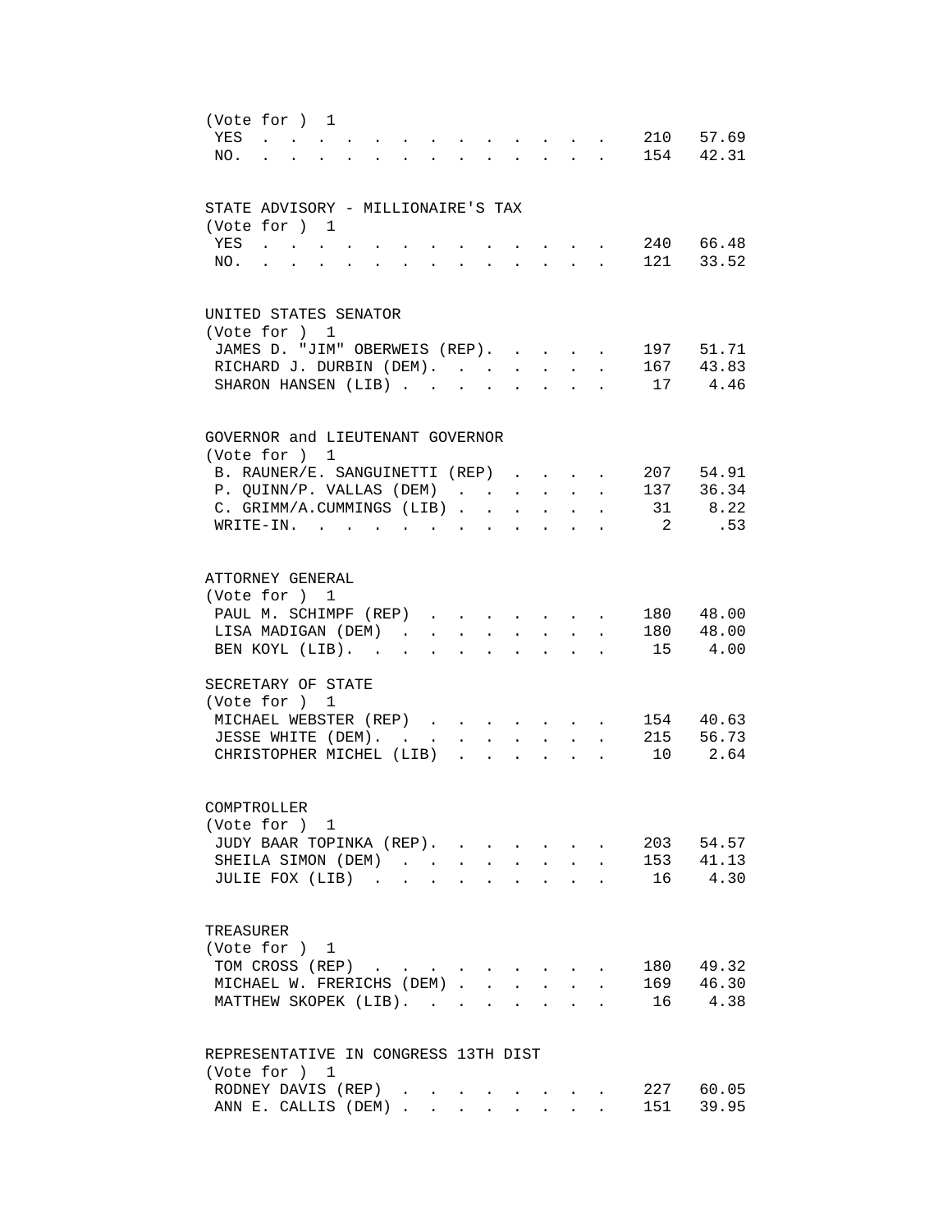(Vote for ) 1

| | Votes | Percent |
|---|---|---|
| YES | 210 | 57.69 |
| NO. | 154 | 42.31 |

STATE ADVISORY - MILLIONAIRE'S TAX

(Vote for ) 1

| | Votes | Percent |
|---|---|---|
| YES | 240 | 66.48 |
| NO. | 121 | 33.52 |

UNITED STATES SENATOR

(Vote for ) 1

| | Votes | Percent |
|---|---|---|
| JAMES D. "JIM" OBERWEIS (REP) | 197 | 51.71 |
| RICHARD J. DURBIN (DEM) | 167 | 43.83 |
| SHARON HANSEN (LIB) | 17 | 4.46 |

GOVERNOR and LIEUTENANT GOVERNOR

(Vote for ) 1

| | Votes | Percent |
|---|---|---|
| B. RAUNER/E. SANGUINETTI (REP) | 207 | 54.91 |
| P. QUINN/P. VALLAS (DEM) | 137 | 36.34 |
| C. GRIMM/A.CUMMINGS (LIB) | 31 | 8.22 |
| WRITE-IN. | 2 | .53 |

ATTORNEY GENERAL

(Vote for ) 1

| | Votes | Percent |
|---|---|---|
| PAUL M. SCHIMPF (REP) | 180 | 48.00 |
| LISA MADIGAN (DEM) | 180 | 48.00 |
| BEN KOYL (LIB). | 15 | 4.00 |

SECRETARY OF STATE

(Vote for ) 1

| | Votes | Percent |
|---|---|---|
| MICHAEL WEBSTER (REP) | 154 | 40.63 |
| JESSE WHITE (DEM). | 215 | 56.73 |
| CHRISTOPHER MICHEL (LIB) | 10 | 2.64 |

COMPTROLLER

(Vote for ) 1

| | Votes | Percent |
|---|---|---|
| JUDY BAAR TOPINKA (REP). | 203 | 54.57 |
| SHEILA SIMON (DEM) | 153 | 41.13 |
| JULIE FOX (LIB) | 16 | 4.30 |

TREASURER

(Vote for ) 1

| | Votes | Percent |
|---|---|---|
| TOM CROSS (REP) | 180 | 49.32 |
| MICHAEL W. FRERICHS (DEM) | 169 | 46.30 |
| MATTHEW SKOPEK (LIB). | 16 | 4.38 |

REPRESENTATIVE IN CONGRESS 13TH DIST

(Vote for ) 1

| | Votes | Percent |
|---|---|---|
| RODNEY DAVIS (REP) | 227 | 60.05 |
| ANN E. CALLIS (DEM) | 151 | 39.95 |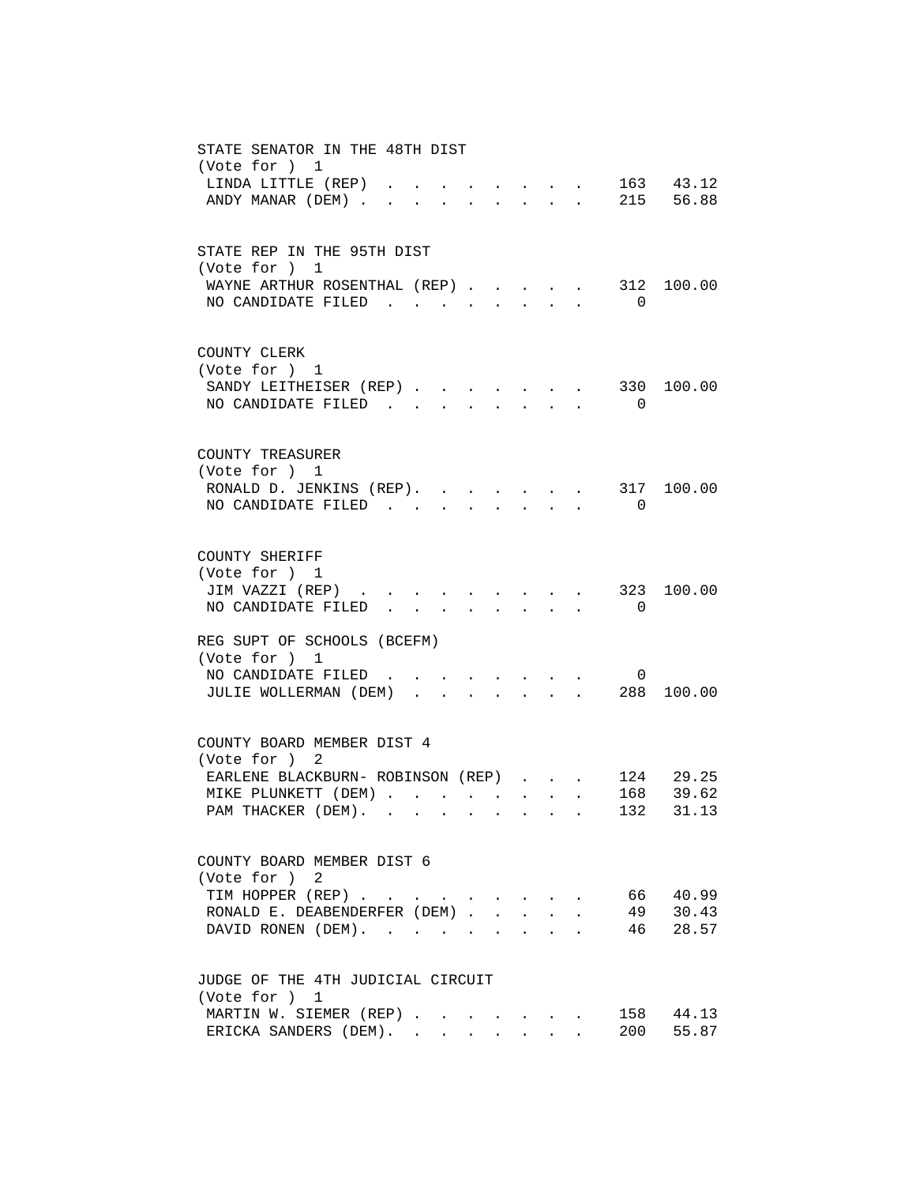## STATE SENATOR IN THE 48TH DIST
(Vote for ) 1

| Candidate | Votes | Percent |
|---|---|---|
| LINDA LITTLE (REP) | 163 | 43.12 |
| ANDY MANAR (DEM) | 215 | 56.88 |

## STATE REP IN THE 95TH DIST
(Vote for ) 1

| Candidate | Votes | Percent |
|---|---|---|
| WAYNE ARTHUR ROSENTHAL (REP) | 312 | 100.00 |
| NO CANDIDATE FILED | 0 | |

## COUNTY CLERK
(Vote for ) 1

| Candidate | Votes | Percent |
|---|---|---|
| SANDY LEITHEISER (REP) | 330 | 100.00 |
| NO CANDIDATE FILED | 0 | |

## COUNTY TREASURER
(Vote for ) 1

| Candidate | Votes | Percent |
|---|---|---|
| RONALD D. JENKINS (REP) | 317 | 100.00 |
| NO CANDIDATE FILED | 0 | |

## COUNTY SHERIFF
(Vote for ) 1

| Candidate | Votes | Percent |
|---|---|---|
| JIM VAZZI (REP) | 323 | 100.00 |
| NO CANDIDATE FILED | 0 | |

## REG SUPT OF SCHOOLS (BCEFM)
(Vote for ) 1

| Candidate | Votes | Percent |
|---|---|---|
| NO CANDIDATE FILED | 0 | |
| JULIE WOLLERMAN (DEM) | 288 | 100.00 |

## COUNTY BOARD MEMBER DIST 4
(Vote for ) 2

| Candidate | Votes | Percent |
|---|---|---|
| EARLENE BLACKBURN- ROBINSON (REP) | 124 | 29.25 |
| MIKE PLUNKETT (DEM) | 168 | 39.62 |
| PAM THACKER (DEM) | 132 | 31.13 |

## COUNTY BOARD MEMBER DIST 6
(Vote for ) 2

| Candidate | Votes | Percent |
|---|---|---|
| TIM HOPPER (REP) | 66 | 40.99 |
| RONALD E. DEABENDERFER (DEM) | 49 | 30.43 |
| DAVID RONEN (DEM) | 46 | 28.57 |

## JUDGE OF THE 4TH JUDICIAL CIRCUIT
(Vote for ) 1

| Candidate | Votes | Percent |
|---|---|---|
| MARTIN W. SIEMER (REP) | 158 | 44.13 |
| ERICKA SANDERS (DEM) | 200 | 55.87 |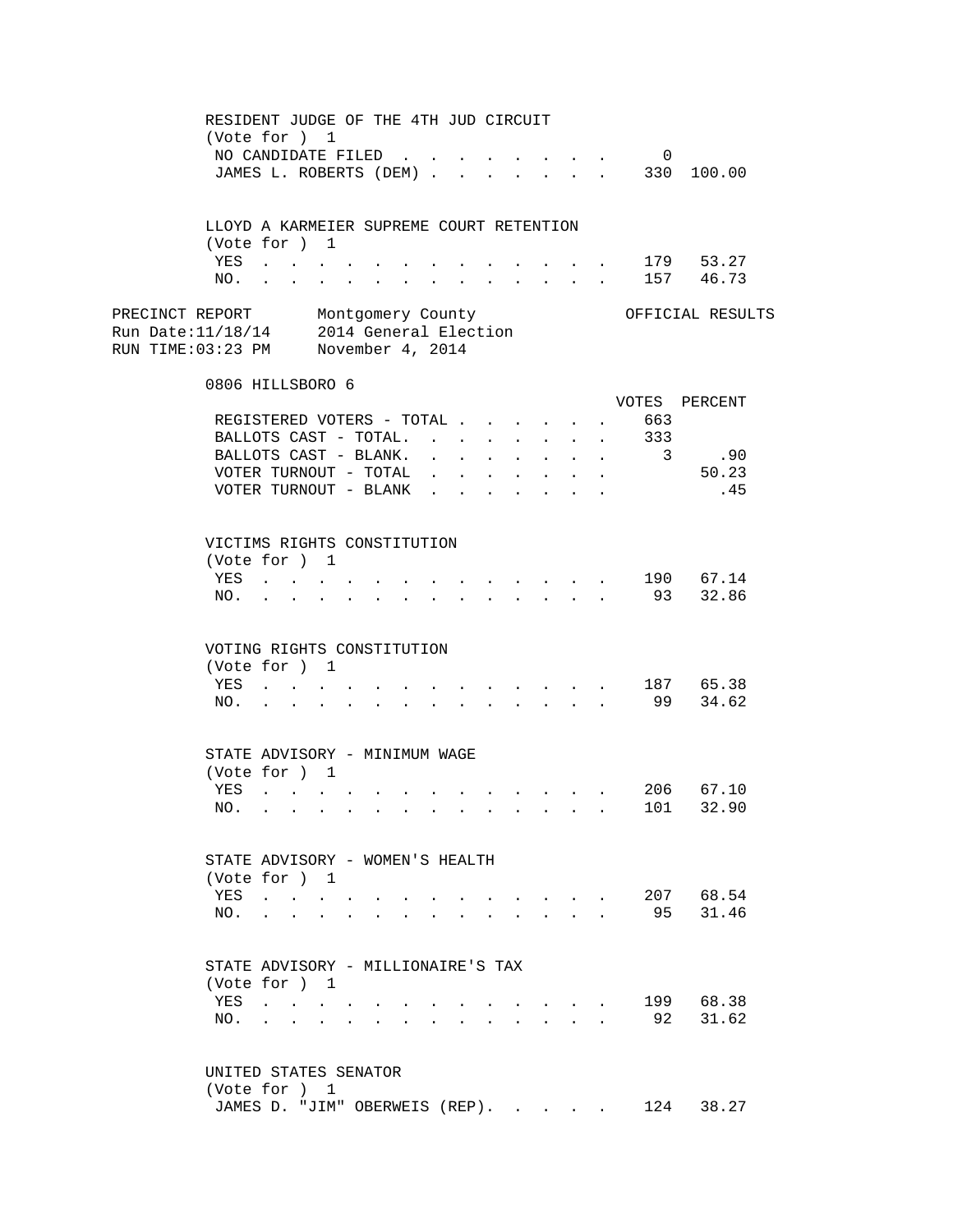RESIDENT JUDGE OF THE 4TH JUD CIRCUIT
(Vote for ) 1

| | | |
|---|---|---|
| NO CANDIDATE FILED | 0 | |
| JAMES L. ROBERTS (DEM) | 330 | 100.00 |

LLOYD A KARMEIER SUPREME COURT RETENTION
(Vote for ) 1

| | | |
|---|---|---|
| YES | 179 | 53.27 |
| NO. | 157 | 46.73 |

PRECINCT REPORT Montgomery County OFFICIAL RESULTS
Run Date:11/18/14 2014 General Election
RUN TIME:03:23 PM November 4, 2014

0806 HILLSBORO 6

| | VOTES | PERCENT |
|---|---|---|
| REGISTERED VOTERS - TOTAL | 663 | |
| BALLOTS CAST - TOTAL. | 333 | |
| BALLOTS CAST - BLANK. | 3 | .90 |
| VOTER TURNOUT - TOTAL | | 50.23 |
| VOTER TURNOUT - BLANK | | .45 |

VICTIMS RIGHTS CONSTITUTION
(Vote for ) 1

| | | |
|---|---|---|
| YES | 190 | 67.14 |
| NO. | 93 | 32.86 |

VOTING RIGHTS CONSTITUTION
(Vote for ) 1

| | | |
|---|---|---|
| YES | 187 | 65.38 |
| NO. | 99 | 34.62 |

STATE ADVISORY - MINIMUM WAGE
(Vote for ) 1

| | | |
|---|---|---|
| YES | 206 | 67.10 |
| NO. | 101 | 32.90 |

STATE ADVISORY - WOMEN'S HEALTH
(Vote for ) 1

| | | |
|---|---|---|
| YES | 207 | 68.54 |
| NO. | 95 | 31.46 |

STATE ADVISORY - MILLIONAIRE'S TAX
(Vote for ) 1

| | | |
|---|---|---|
| YES | 199 | 68.38 |
| NO. | 92 | 31.62 |

UNITED STATES SENATOR
(Vote for ) 1

| | | |
|---|---|---|
| JAMES D. "JIM" OBERWEIS (REP). | 124 | 38.27 |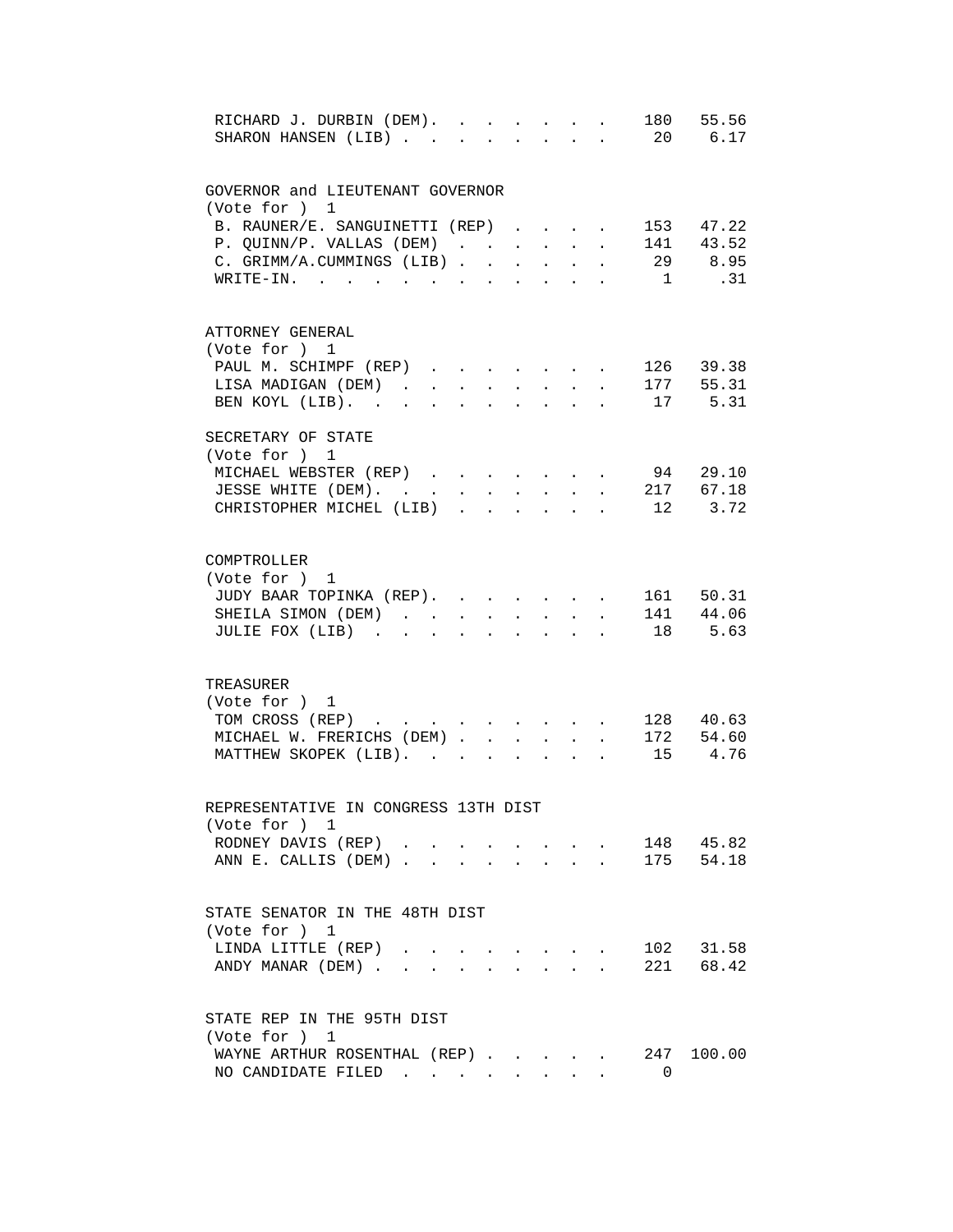| | | |
|---|---|---|
| RICHARD J. DURBIN (DEM). | 180 | 55.56 |
| SHARON HANSEN (LIB) | 20 | 6.17 |

GOVERNOR and LIEUTENANT GOVERNOR
(Vote for ) 1

| | | |
|---|---|---|
| B. RAUNER/E. SANGUINETTI (REP) | 153 | 47.22 |
| P. QUINN/P. VALLAS (DEM) | 141 | 43.52 |
| C. GRIMM/A.CUMMINGS (LIB) | 29 | 8.95 |
| WRITE-IN. | 1 | .31 |

ATTORNEY GENERAL
(Vote for ) 1

| | | |
|---|---|---|
| PAUL M. SCHIMPF (REP) | 126 | 39.38 |
| LISA MADIGAN (DEM) | 177 | 55.31 |
| BEN KOYL (LIB). | 17 | 5.31 |

SECRETARY OF STATE
(Vote for ) 1

| | | |
|---|---|---|
| MICHAEL WEBSTER (REP) | 94 | 29.10 |
| JESSE WHITE (DEM). | 217 | 67.18 |
| CHRISTOPHER MICHEL (LIB) | 12 | 3.72 |

COMPTROLLER
(Vote for ) 1

| | | |
|---|---|---|
| JUDY BAAR TOPINKA (REP). | 161 | 50.31 |
| SHEILA SIMON (DEM) | 141 | 44.06 |
| JULIE FOX (LIB) | 18 | 5.63 |

TREASURER
(Vote for ) 1

| | | |
|---|---|---|
| TOM CROSS (REP) | 128 | 40.63 |
| MICHAEL W. FRERICHS (DEM) | 172 | 54.60 |
| MATTHEW SKOPEK (LIB). | 15 | 4.76 |

REPRESENTATIVE IN CONGRESS 13TH DIST
(Vote for ) 1

| | | |
|---|---|---|
| RODNEY DAVIS (REP) | 148 | 45.82 |
| ANN E. CALLIS (DEM) | 175 | 54.18 |

STATE SENATOR IN THE 48TH DIST
(Vote for ) 1

| | | |
|---|---|---|
| LINDA LITTLE (REP) | 102 | 31.58 |
| ANDY MANAR (DEM) | 221 | 68.42 |

STATE REP IN THE 95TH DIST
(Vote for ) 1

| | | |
|---|---|---|
| WAYNE ARTHUR ROSENTHAL (REP) | 247 | 100.00 |
| NO CANDIDATE FILED | 0 | |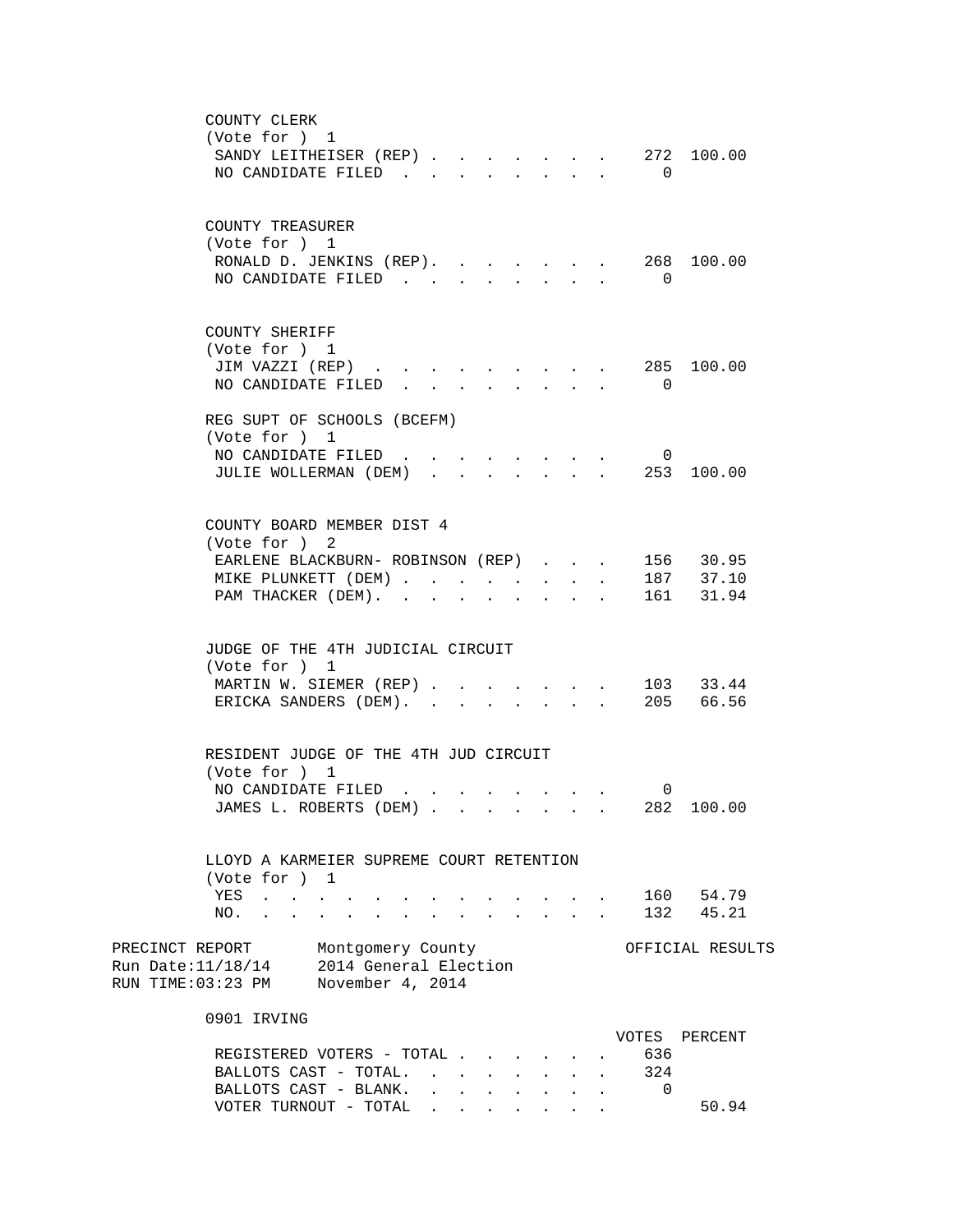COUNTY CLERK
(Vote for ) 1

| | VOTES | PERCENT |
|---|---|---|
| SANDY LEITHEISER (REP) | 272 | 100.00 |
| NO CANDIDATE FILED | 0 | |

COUNTY TREASURER
(Vote for ) 1

| | VOTES | PERCENT |
|---|---|---|
| RONALD D. JENKINS (REP) | 268 | 100.00 |
| NO CANDIDATE FILED | 0 | |

COUNTY SHERIFF
(Vote for ) 1

| | VOTES | PERCENT |
|---|---|---|
| JIM VAZZI (REP) | 285 | 100.00 |
| NO CANDIDATE FILED | 0 | |

REG SUPT OF SCHOOLS (BCEFM)
(Vote for ) 1

| | VOTES | PERCENT |
|---|---|---|
| NO CANDIDATE FILED | 0 | |
| JULIE WOLLERMAN (DEM) | 253 | 100.00 |

COUNTY BOARD MEMBER DIST 4
(Vote for ) 2

| | VOTES | PERCENT |
|---|---|---|
| EARLENE BLACKBURN- ROBINSON (REP) | 156 | 30.95 |
| MIKE PLUNKETT (DEM) | 187 | 37.10 |
| PAM THACKER (DEM) | 161 | 31.94 |

JUDGE OF THE 4TH JUDICIAL CIRCUIT
(Vote for ) 1

| | VOTES | PERCENT |
|---|---|---|
| MARTIN W. SIEMER (REP) | 103 | 33.44 |
| ERICKA SANDERS (DEM) | 205 | 66.56 |

RESIDENT JUDGE OF THE 4TH JUD CIRCUIT
(Vote for ) 1

| | VOTES | PERCENT |
|---|---|---|
| NO CANDIDATE FILED | 0 | |
| JAMES L. ROBERTS (DEM) | 282 | 100.00 |

LLOYD A KARMEIER SUPREME COURT RETENTION
(Vote for ) 1

| | VOTES | PERCENT |
|---|---|---|
| YES | 160 | 54.79 |
| NO. | 132 | 45.21 |

PRECINCT REPORT Montgomery County OFFICIAL RESULTS
Run Date:11/18/14 2014 General Election
RUN TIME:03:23 PM November 4, 2014

0901 IRVING

| | VOTES | PERCENT |
|---|---|---|
| REGISTERED VOTERS - TOTAL | 636 | |
| BALLOTS CAST - TOTAL. | 324 | |
| BALLOTS CAST - BLANK. | 0 | |
| VOTER TURNOUT - TOTAL | | 50.94 |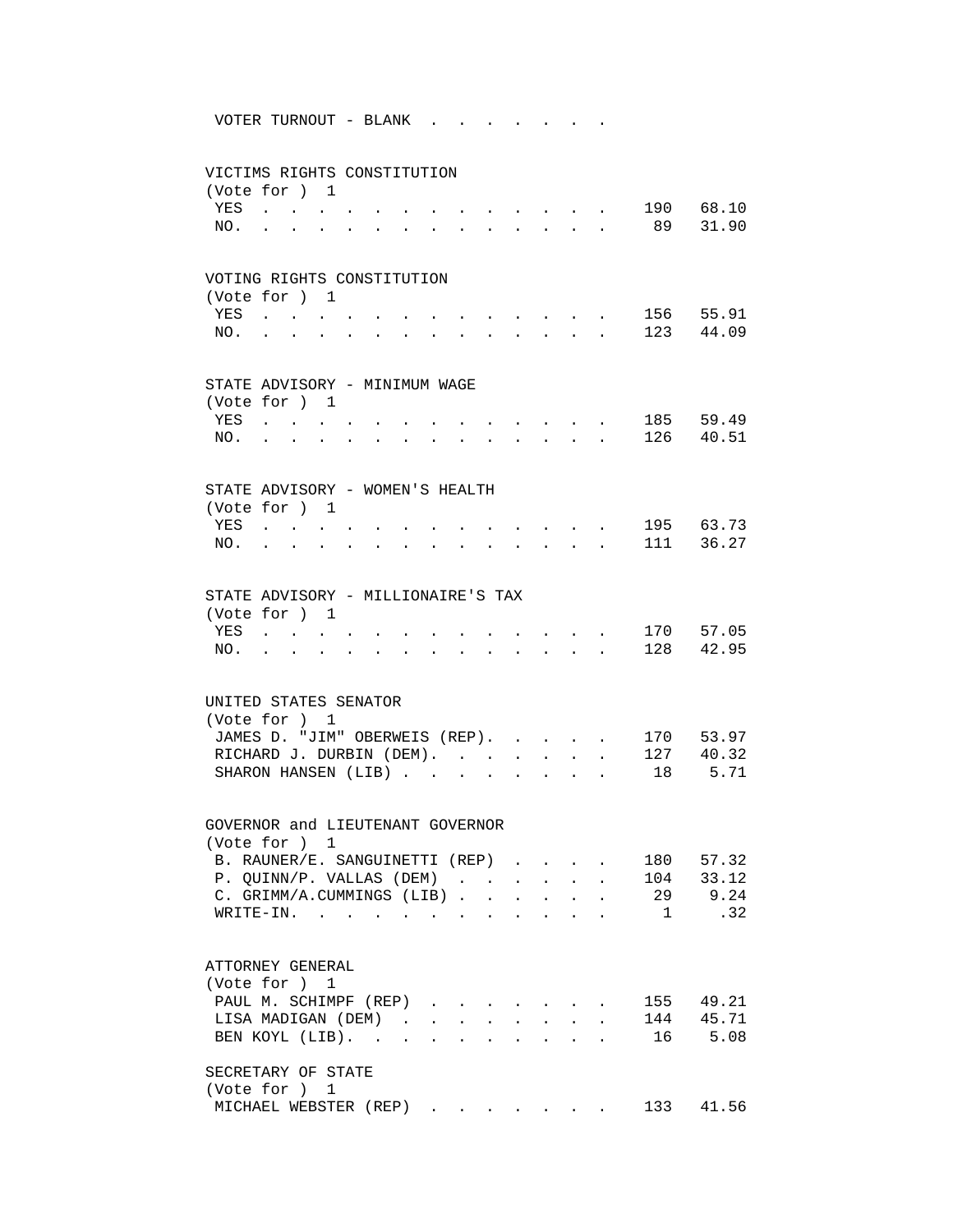VOTER TURNOUT - BLANK

VICTIMS RIGHTS CONSTITUTION
(Vote for ) 1

| | | |
|---|---|---|
| YES | 190 | 68.10 |
| NO. | 89 | 31.90 |

VOTING RIGHTS CONSTITUTION
(Vote for ) 1

| | | |
|---|---|---|
| YES | 156 | 55.91 |
| NO. | 123 | 44.09 |

STATE ADVISORY - MINIMUM WAGE
(Vote for ) 1

| | | |
|---|---|---|
| YES | 185 | 59.49 |
| NO. | 126 | 40.51 |

STATE ADVISORY - WOMEN'S HEALTH
(Vote for ) 1

| | | |
|---|---|---|
| YES | 195 | 63.73 |
| NO. | 111 | 36.27 |

STATE ADVISORY - MILLIONAIRE'S TAX
(Vote for ) 1

| | | |
|---|---|---|
| YES | 170 | 57.05 |
| NO. | 128 | 42.95 |

UNITED STATES SENATOR
(Vote for ) 1

| | | |
|---|---|---|
| JAMES D. "JIM" OBERWEIS (REP). | 170 | 53.97 |
| RICHARD J. DURBIN (DEM). | 127 | 40.32 |
| SHARON HANSEN (LIB) | 18 | 5.71 |

GOVERNOR and LIEUTENANT GOVERNOR
(Vote for ) 1

| | | |
|---|---|---|
| B. RAUNER/E. SANGUINETTI (REP) | 180 | 57.32 |
| P. QUINN/P. VALLAS (DEM) | 104 | 33.12 |
| C. GRIMM/A.CUMMINGS (LIB) | 29 | 9.24 |
| WRITE-IN. | 1 | .32 |

ATTORNEY GENERAL
(Vote for ) 1

| | | |
|---|---|---|
| PAUL M. SCHIMPF (REP) | 155 | 49.21 |
| LISA MADIGAN (DEM) | 144 | 45.71 |
| BEN KOYL (LIB). | 16 | 5.08 |

SECRETARY OF STATE
(Vote for ) 1

| | | |
|---|---|---|
| MICHAEL WEBSTER (REP) | 133 | 41.56 |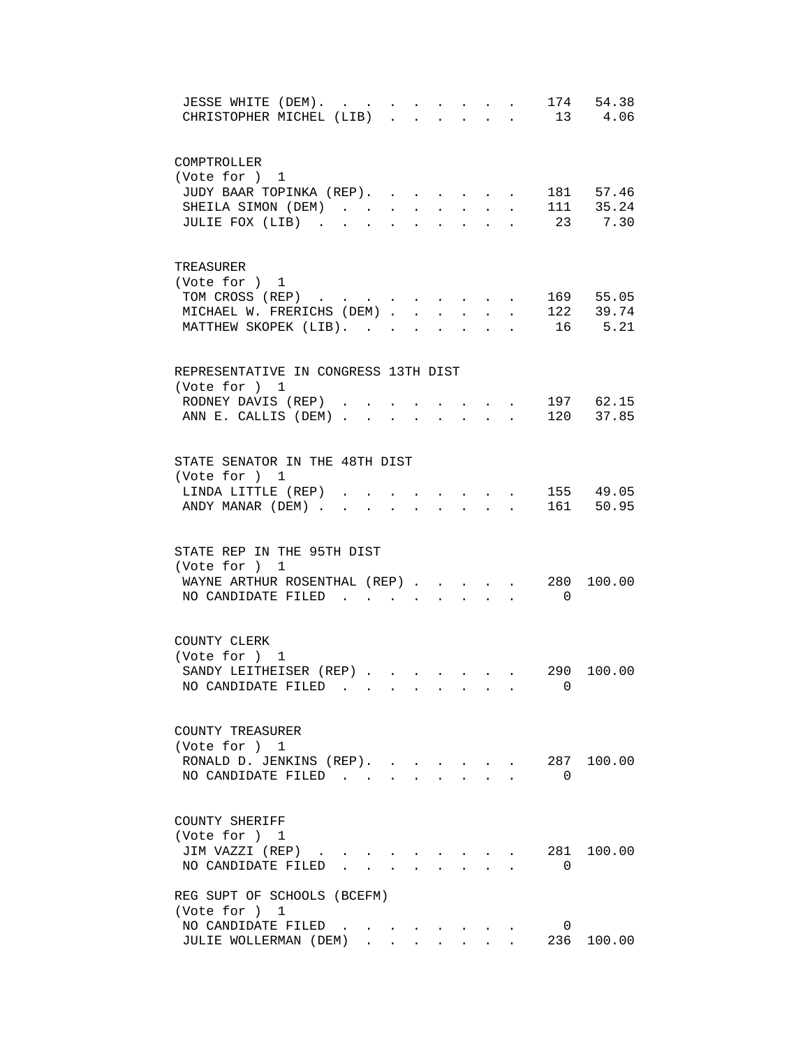| Candidate | Votes | Percent |
|---|---|---|
| JESSE WHITE (DEM) | 174 | 54.38 |
| CHRISTOPHER MICHEL (LIB) | 13 | 4.06 |

COMPTROLLER
(Vote for ) 1

| Candidate | Votes | Percent |
|---|---|---|
| JUDY BAAR TOPINKA (REP) | 181 | 57.46 |
| SHEILA SIMON (DEM) | 111 | 35.24 |
| JULIE FOX (LIB) | 23 | 7.30 |

TREASURER
(Vote for ) 1

| Candidate | Votes | Percent |
|---|---|---|
| TOM CROSS (REP) | 169 | 55.05 |
| MICHAEL W. FRERICHS (DEM) | 122 | 39.74 |
| MATTHEW SKOPEK (LIB) | 16 | 5.21 |

REPRESENTATIVE IN CONGRESS 13TH DIST
(Vote for ) 1

| Candidate | Votes | Percent |
|---|---|---|
| RODNEY DAVIS (REP) | 197 | 62.15 |
| ANN E. CALLIS (DEM) | 120 | 37.85 |

STATE SENATOR IN THE 48TH DIST
(Vote for ) 1

| Candidate | Votes | Percent |
|---|---|---|
| LINDA LITTLE (REP) | 155 | 49.05 |
| ANDY MANAR (DEM) | 161 | 50.95 |

STATE REP IN THE 95TH DIST
(Vote for ) 1

| Candidate | Votes | Percent |
|---|---|---|
| WAYNE ARTHUR ROSENTHAL (REP) | 280 | 100.00 |
| NO CANDIDATE FILED | 0 | |

COUNTY CLERK
(Vote for ) 1

| Candidate | Votes | Percent |
|---|---|---|
| SANDY LEITHEISER (REP) | 290 | 100.00 |
| NO CANDIDATE FILED | 0 | |

COUNTY TREASURER
(Vote for ) 1

| Candidate | Votes | Percent |
|---|---|---|
| RONALD D. JENKINS (REP) | 287 | 100.00 |
| NO CANDIDATE FILED | 0 | |

COUNTY SHERIFF
(Vote for ) 1

| Candidate | Votes | Percent |
|---|---|---|
| JIM VAZZI (REP) | 281 | 100.00 |
| NO CANDIDATE FILED | 0 | |

REG SUPT OF SCHOOLS (BCEFM)
(Vote for ) 1

| Candidate | Votes | Percent |
|---|---|---|
| NO CANDIDATE FILED | 0 | |
| JULIE WOLLERMAN (DEM) | 236 | 100.00 |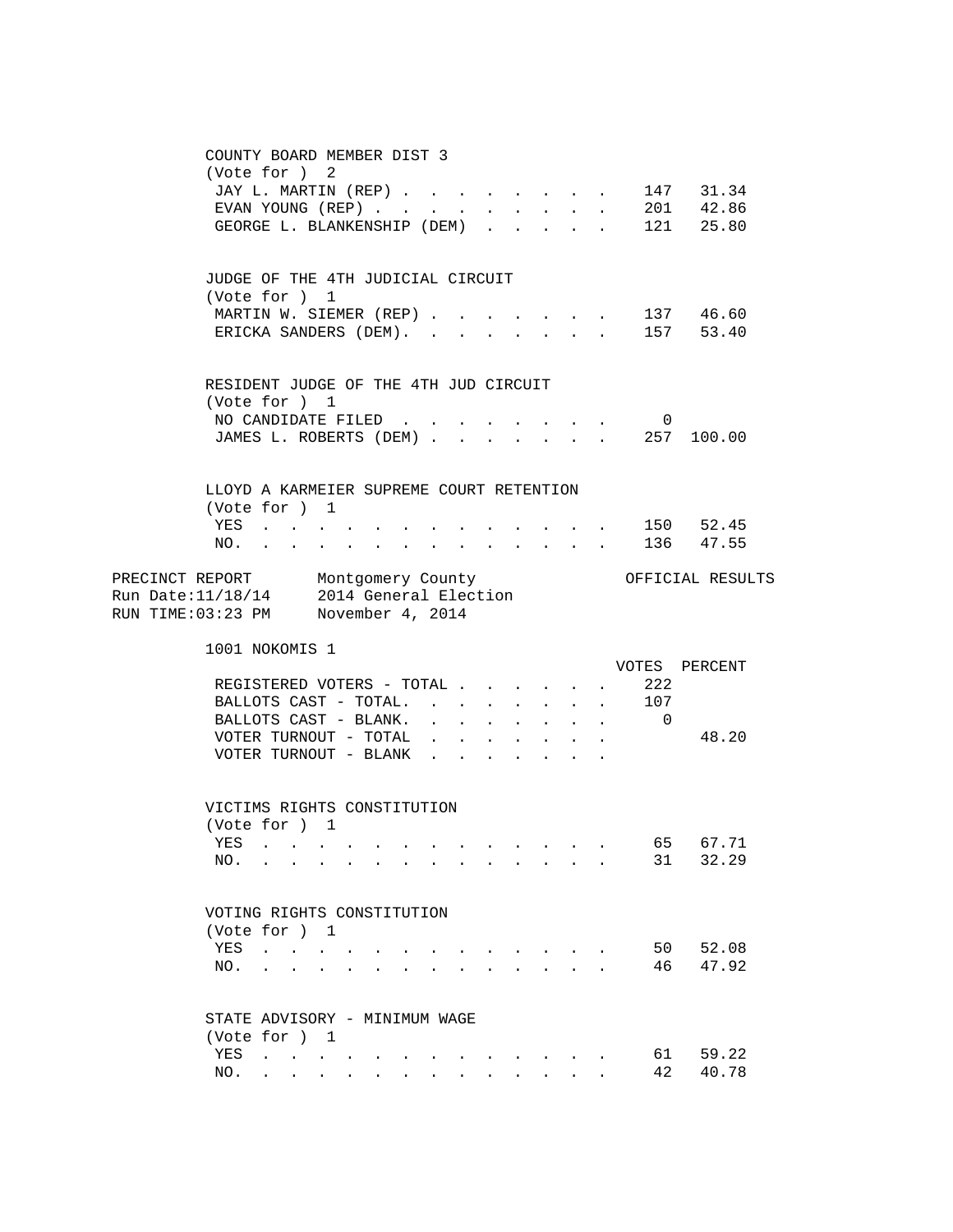COUNTY BOARD MEMBER DIST 3
(Vote for ) 2

| | VOTES | PERCENT |
|---|---|---|
| JAY L. MARTIN (REP) | 147 | 31.34 |
| EVAN YOUNG (REP) | 201 | 42.86 |
| GEORGE L. BLANKENSHIP (DEM) | 121 | 25.80 |

JUDGE OF THE 4TH JUDICIAL CIRCUIT
(Vote for ) 1

| | VOTES | PERCENT |
|---|---|---|
| MARTIN W. SIEMER (REP) | 137 | 46.60 |
| ERICKA SANDERS (DEM) | 157 | 53.40 |

RESIDENT JUDGE OF THE 4TH JUD CIRCUIT
(Vote for ) 1

| | VOTES | PERCENT |
|---|---|---|
| NO CANDIDATE FILED | 0 | |
| JAMES L. ROBERTS (DEM) | 257 | 100.00 |

LLOYD A KARMEIER SUPREME COURT RETENTION
(Vote for ) 1

| | VOTES | PERCENT |
|---|---|---|
| YES | 150 | 52.45 |
| NO. | 136 | 47.55 |

PRECINCT REPORT    Montgomery County    OFFICIAL RESULTS
Run Date:11/18/14    2014 General Election
RUN TIME:03:23 PM    November 4, 2014

1001 NOKOMIS 1

| | VOTES | PERCENT |
|---|---|---|
| REGISTERED VOTERS - TOTAL | 222 | |
| BALLOTS CAST - TOTAL. | 107 | |
| BALLOTS CAST - BLANK. | 0 | |
| VOTER TURNOUT - TOTAL | | 48.20 |
| VOTER TURNOUT - BLANK | | |

VICTIMS RIGHTS CONSTITUTION
(Vote for ) 1

| | VOTES | PERCENT |
|---|---|---|
| YES | 65 | 67.71 |
| NO. | 31 | 32.29 |

VOTING RIGHTS CONSTITUTION
(Vote for ) 1

| | VOTES | PERCENT |
|---|---|---|
| YES | 50 | 52.08 |
| NO. | 46 | 47.92 |

STATE ADVISORY - MINIMUM WAGE
(Vote for ) 1

| | VOTES | PERCENT |
|---|---|---|
| YES | 61 | 59.22 |
| NO. | 42 | 40.78 |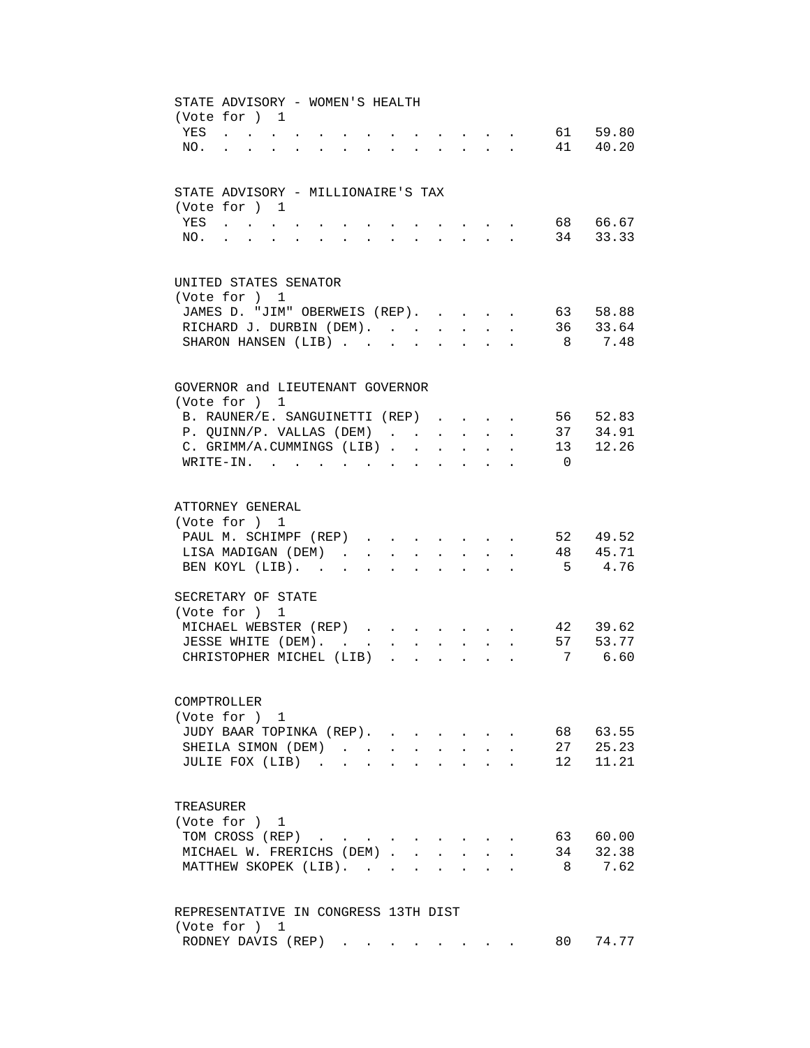## STATE ADVISORY - WOMEN'S HEALTH
(Vote for ) 1

| Choice | Votes | Percent |
|---|---|---|
| YES | 61 | 59.80 |
| NO. | 41 | 40.20 |

## STATE ADVISORY - MILLIONAIRE'S TAX
(Vote for ) 1

| Choice | Votes | Percent |
|---|---|---|
| YES | 68 | 66.67 |
| NO. | 34 | 33.33 |

## UNITED STATES SENATOR
(Vote for ) 1

| Candidate | Votes | Percent |
|---|---|---|
| JAMES D. "JIM" OBERWEIS (REP) | 63 | 58.88 |
| RICHARD J. DURBIN (DEM) | 36 | 33.64 |
| SHARON HANSEN (LIB) | 8 | 7.48 |

## GOVERNOR and LIEUTENANT GOVERNOR
(Vote for ) 1

| Candidate | Votes | Percent |
|---|---|---|
| B. RAUNER/E. SANGUINETTI (REP) | 56 | 52.83 |
| P. QUINN/P. VALLAS (DEM) | 37 | 34.91 |
| C. GRIMM/A.CUMMINGS (LIB) | 13 | 12.26 |
| WRITE-IN. | 0 | |

## ATTORNEY GENERAL
(Vote for ) 1

| Candidate | Votes | Percent |
|---|---|---|
| PAUL M. SCHIMPF (REP) | 52 | 49.52 |
| LISA MADIGAN (DEM) | 48 | 45.71 |
| BEN KOYL (LIB) | 5 | 4.76 |

## SECRETARY OF STATE
(Vote for ) 1

| Candidate | Votes | Percent |
|---|---|---|
| MICHAEL WEBSTER (REP) | 42 | 39.62 |
| JESSE WHITE (DEM) | 57 | 53.77 |
| CHRISTOPHER MICHEL (LIB) | 7 | 6.60 |

## COMPTROLLER
(Vote for ) 1

| Candidate | Votes | Percent |
|---|---|---|
| JUDY BAAR TOPINKA (REP) | 68 | 63.55 |
| SHEILA SIMON (DEM) | 27 | 25.23 |
| JULIE FOX (LIB) | 12 | 11.21 |

## TREASURER
(Vote for ) 1

| Candidate | Votes | Percent |
|---|---|---|
| TOM CROSS (REP) | 63 | 60.00 |
| MICHAEL W. FRERICHS (DEM) | 34 | 32.38 |
| MATTHEW SKOPEK (LIB) | 8 | 7.62 |

## REPRESENTATIVE IN CONGRESS 13TH DIST
(Vote for ) 1

| Candidate | Votes | Percent |
|---|---|---|
| RODNEY DAVIS (REP) | 80 | 74.77 |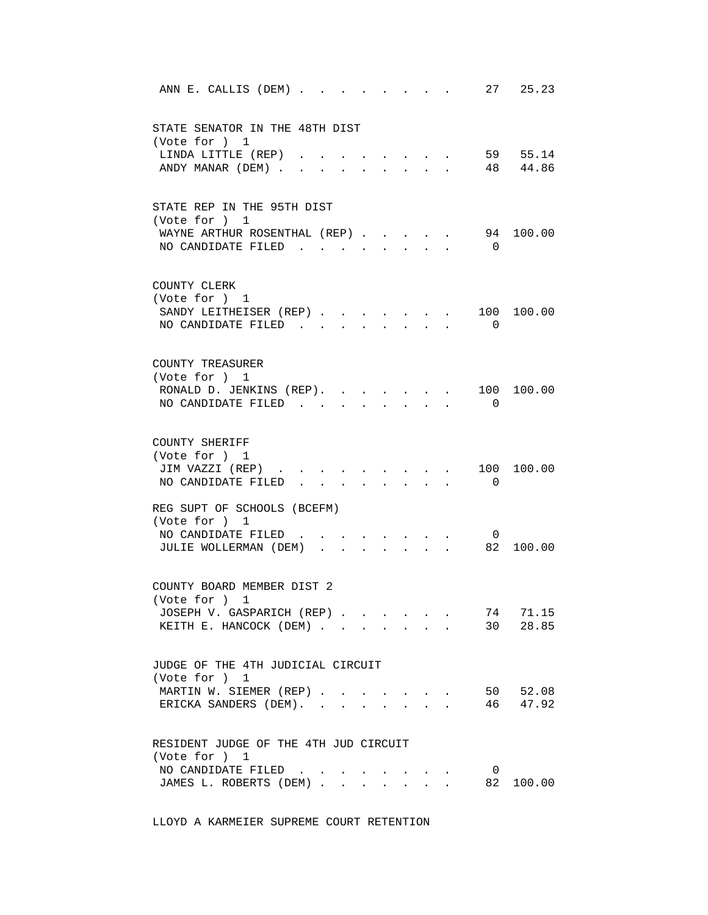ANN E. CALLIS (DEM) . . . . . . . . . 27 25.23

STATE SENATOR IN THE 48TH DIST
(Vote for ) 1

| Candidate | Votes | Percent |
|---|---|---|
| LINDA LITTLE (REP) | 59 | 55.14 |
| ANDY MANAR (DEM) | 48 | 44.86 |

STATE REP IN THE 95TH DIST
(Vote for ) 1

| Candidate | Votes | Percent |
|---|---|---|
| WAYNE ARTHUR ROSENTHAL (REP) | 94 | 100.00 |
| NO CANDIDATE FILED | 0 | |

COUNTY CLERK
(Vote for ) 1

| Candidate | Votes | Percent |
|---|---|---|
| SANDY LEITHEISER (REP) | 100 | 100.00 |
| NO CANDIDATE FILED | 0 | |

COUNTY TREASURER
(Vote for ) 1

| Candidate | Votes | Percent |
|---|---|---|
| RONALD D. JENKINS (REP) | 100 | 100.00 |
| NO CANDIDATE FILED | 0 | |

COUNTY SHERIFF
(Vote for ) 1

| Candidate | Votes | Percent |
|---|---|---|
| JIM VAZZI (REP) | 100 | 100.00 |
| NO CANDIDATE FILED | 0 | |

REG SUPT OF SCHOOLS (BCEFM)
(Vote for ) 1

| Candidate | Votes | Percent |
|---|---|---|
| NO CANDIDATE FILED | 0 | |
| JULIE WOLLERMAN (DEM) | 82 | 100.00 |

COUNTY BOARD MEMBER DIST 2
(Vote for ) 1

| Candidate | Votes | Percent |
|---|---|---|
| JOSEPH V. GASPARICH (REP) | 74 | 71.15 |
| KEITH E. HANCOCK (DEM) | 30 | 28.85 |

JUDGE OF THE 4TH JUDICIAL CIRCUIT
(Vote for ) 1

| Candidate | Votes | Percent |
|---|---|---|
| MARTIN W. SIEMER (REP) | 50 | 52.08 |
| ERICKA SANDERS (DEM) | 46 | 47.92 |

RESIDENT JUDGE OF THE 4TH JUD CIRCUIT
(Vote for ) 1

| Candidate | Votes | Percent |
|---|---|---|
| NO CANDIDATE FILED | 0 | |
| JAMES L. ROBERTS (DEM) | 82 | 100.00 |

LLOYD A KARMEIER SUPREME COURT RETENTION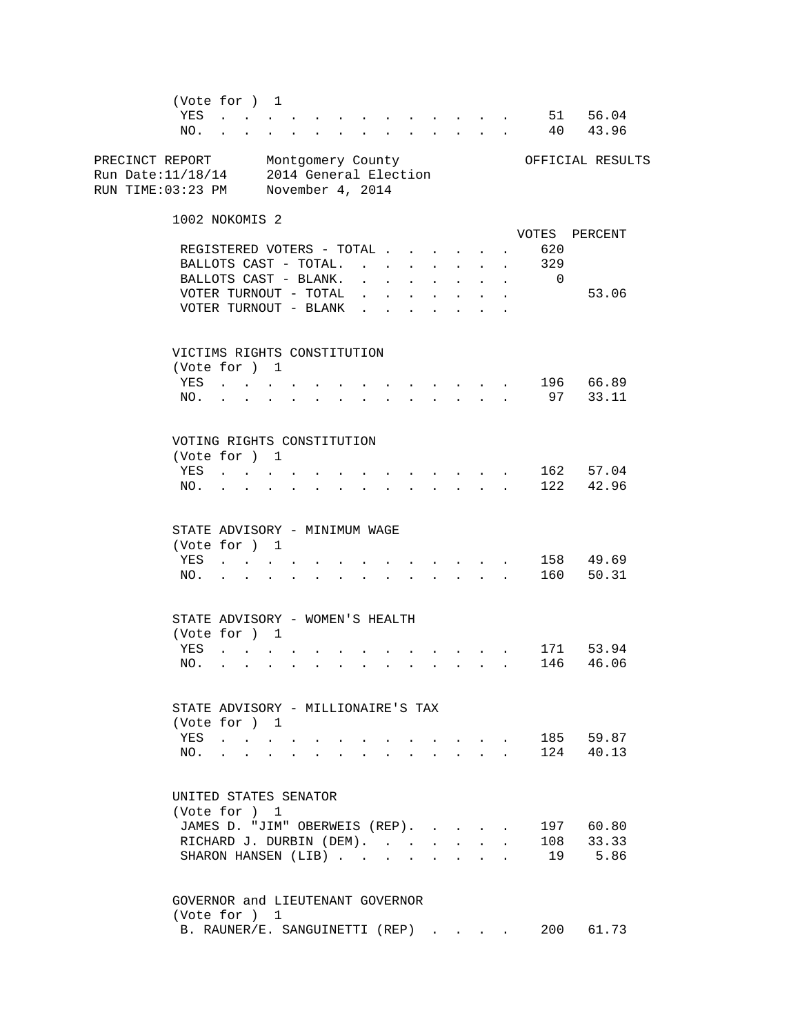(Vote for ) 1

| | VOTES | PERCENT |
|---|---|---|
| YES | 51 | 56.04 |
| NO. | 40 | 43.96 |

PRECINCT REPORT Montgomery County OFFICIAL RESULTS
Run Date:11/18/14 2014 General Election
RUN TIME:03:23 PM November 4, 2014

1002 NOKOMIS 2

| | VOTES | PERCENT |
|---|---|---|
| REGISTERED VOTERS - TOTAL | 620 | |
| BALLOTS CAST - TOTAL. | 329 | |
| BALLOTS CAST - BLANK. | 0 | |
| VOTER TURNOUT - TOTAL | | 53.06 |
| VOTER TURNOUT - BLANK | | |

VICTIMS RIGHTS CONSTITUTION
(Vote for ) 1

| | VOTES | PERCENT |
|---|---|---|
| YES | 196 | 66.89 |
| NO. | 97 | 33.11 |

VOTING RIGHTS CONSTITUTION
(Vote for ) 1

| | VOTES | PERCENT |
|---|---|---|
| YES | 162 | 57.04 |
| NO. | 122 | 42.96 |

STATE ADVISORY - MINIMUM WAGE
(Vote for ) 1

| | VOTES | PERCENT |
|---|---|---|
| YES | 158 | 49.69 |
| NO. | 160 | 50.31 |

STATE ADVISORY - WOMEN'S HEALTH
(Vote for ) 1

| | VOTES | PERCENT |
|---|---|---|
| YES | 171 | 53.94 |
| NO. | 146 | 46.06 |

STATE ADVISORY - MILLIONAIRE'S TAX
(Vote for ) 1

| | VOTES | PERCENT |
|---|---|---|
| YES | 185 | 59.87 |
| NO. | 124 | 40.13 |

UNITED STATES SENATOR
(Vote for ) 1

| | VOTES | PERCENT |
|---|---|---|
| JAMES D. "JIM" OBERWEIS (REP). | 197 | 60.80 |
| RICHARD J. DURBIN (DEM). | 108 | 33.33 |
| SHARON HANSEN (LIB) | 19 | 5.86 |

GOVERNOR and LIEUTENANT GOVERNOR
(Vote for ) 1

| | VOTES | PERCENT |
|---|---|---|
| B. RAUNER/E. SANGUINETTI (REP) | 200 | 61.73 |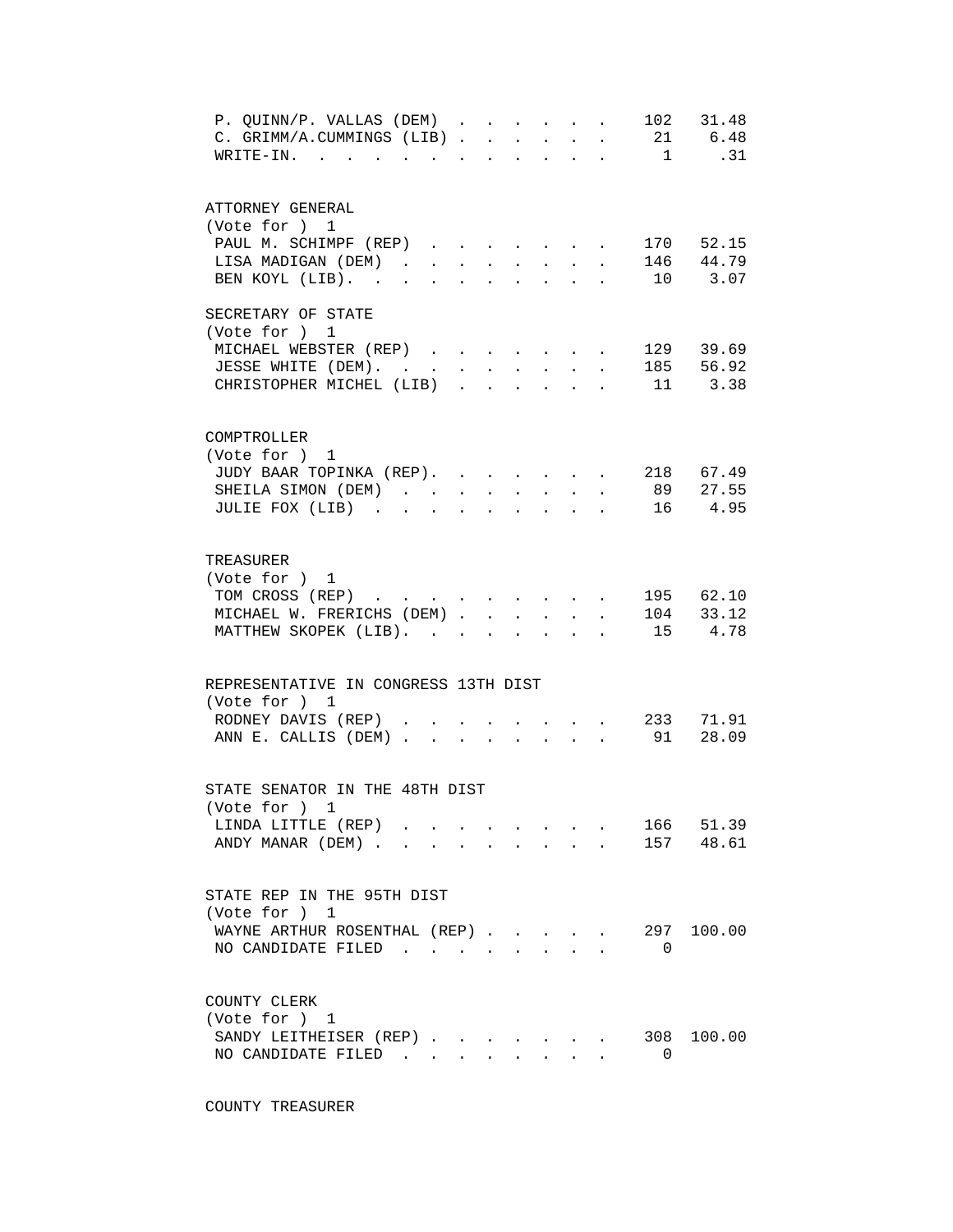| | | |
|---|---|---|
| P. QUINN/P. VALLAS (DEM) | 102 | 31.48 |
| C. GRIMM/A.CUMMINGS (LIB) | 21 | 6.48 |
| WRITE-IN. | 1 | .31 |

ATTORNEY GENERAL
(Vote for ) 1

| | | |
|---|---|---|
| PAUL M. SCHIMPF (REP) | 170 | 52.15 |
| LISA MADIGAN (DEM) | 146 | 44.79 |
| BEN KOYL (LIB). | 10 | 3.07 |

SECRETARY OF STATE
(Vote for ) 1

| | | |
|---|---|---|
| MICHAEL WEBSTER (REP) | 129 | 39.69 |
| JESSE WHITE (DEM). | 185 | 56.92 |
| CHRISTOPHER MICHEL (LIB) | 11 | 3.38 |

COMPTROLLER
(Vote for ) 1

| | | |
|---|---|---|
| JUDY BAAR TOPINKA (REP). | 218 | 67.49 |
| SHEILA SIMON (DEM) | 89 | 27.55 |
| JULIE FOX (LIB) | 16 | 4.95 |

TREASURER
(Vote for ) 1

| | | |
|---|---|---|
| TOM CROSS (REP) | 195 | 62.10 |
| MICHAEL W. FRERICHS (DEM) | 104 | 33.12 |
| MATTHEW SKOPEK (LIB). | 15 | 4.78 |

REPRESENTATIVE IN CONGRESS 13TH DIST
(Vote for ) 1

| | | |
|---|---|---|
| RODNEY DAVIS (REP) | 233 | 71.91 |
| ANN E. CALLIS (DEM) | 91 | 28.09 |

STATE SENATOR IN THE 48TH DIST
(Vote for ) 1

| | | |
|---|---|---|
| LINDA LITTLE (REP) | 166 | 51.39 |
| ANDY MANAR (DEM) | 157 | 48.61 |

STATE REP IN THE 95TH DIST
(Vote for ) 1

| | | |
|---|---|---|
| WAYNE ARTHUR ROSENTHAL (REP) | 297 | 100.00 |
| NO CANDIDATE FILED | 0 | |

COUNTY CLERK
(Vote for ) 1

| | | |
|---|---|---|
| SANDY LEITHEISER (REP) | 308 | 100.00 |
| NO CANDIDATE FILED | 0 | |

COUNTY TREASURER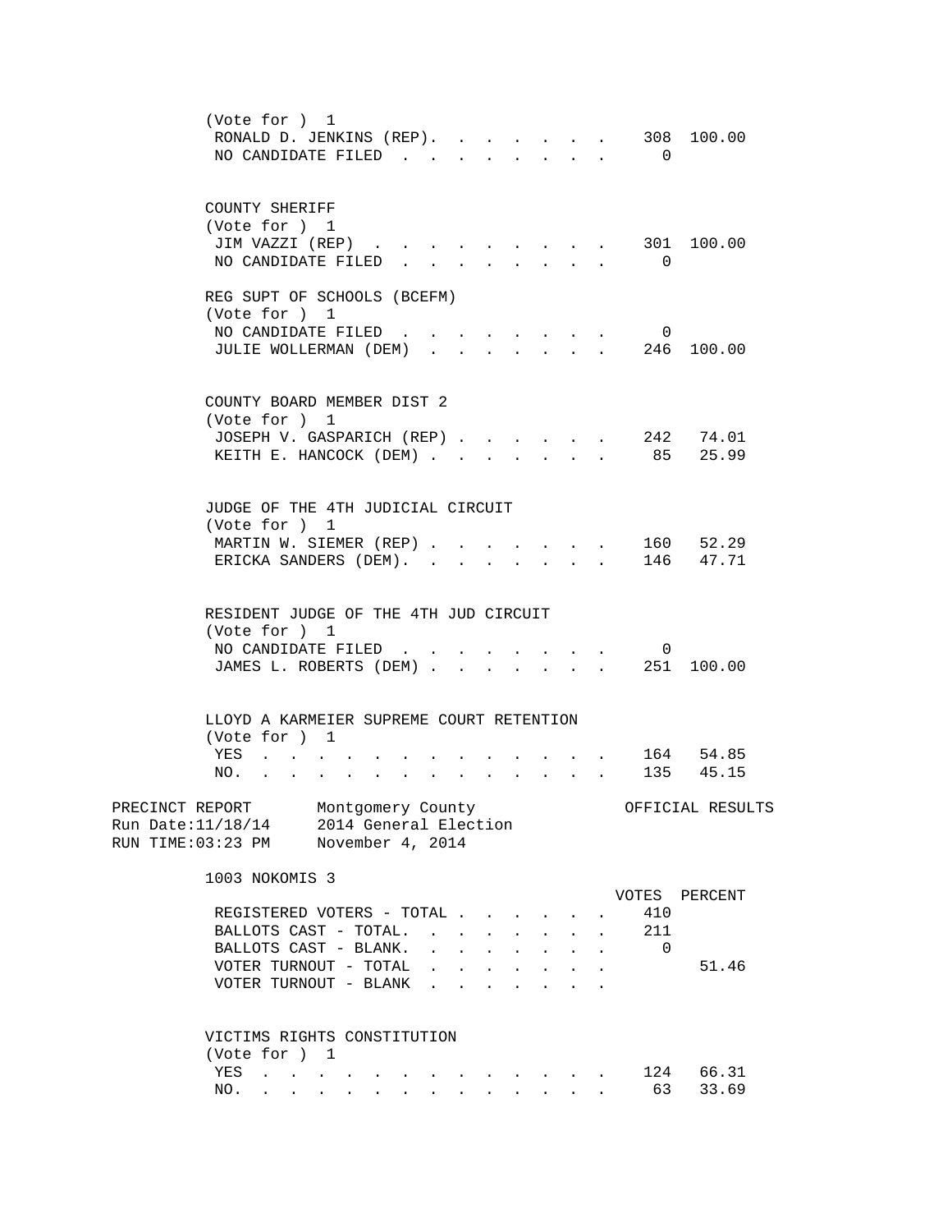(Vote for ) 1

| | Votes | Percent |
|---|---|---|
| RONALD D. JENKINS (REP). . . . . . . . | 308 | 100.00 |
| NO CANDIDATE FILED . . . . . . . . . | 0 | |

COUNTY SHERIFF
(Vote for ) 1

| | Votes | Percent |
|---|---|---|
| JIM VAZZI (REP) . . . . . . . . . . | 301 | 100.00 |
| NO CANDIDATE FILED . . . . . . . . . | 0 | |

REG SUPT OF SCHOOLS (BCEFM)
(Vote for ) 1

| | Votes | Percent |
|---|---|---|
| NO CANDIDATE FILED . . . . . . . . . | 0 | |
| JULIE WOLLERMAN (DEM) . . . . . . . . | 246 | 100.00 |

COUNTY BOARD MEMBER DIST 2
(Vote for ) 1

| | Votes | Percent |
|---|---|---|
| JOSEPH V. GASPARICH (REP) . . . . . . . | 242 | 74.01 |
| KEITH E. HANCOCK (DEM) . . . . . . . . | 85 | 25.99 |

JUDGE OF THE 4TH JUDICIAL CIRCUIT
(Vote for ) 1

| | Votes | Percent |
|---|---|---|
| MARTIN W. SIEMER (REP) . . . . . . . . | 160 | 52.29 |
| ERICKA SANDERS (DEM). . . . . . . . . | 146 | 47.71 |

RESIDENT JUDGE OF THE 4TH JUD CIRCUIT
(Vote for ) 1

| | Votes | Percent |
|---|---|---|
| NO CANDIDATE FILED . . . . . . . . . | 0 | |
| JAMES L. ROBERTS (DEM) . . . . . . . . | 251 | 100.00 |

LLOYD A KARMEIER SUPREME COURT RETENTION
(Vote for ) 1

| | Votes | Percent |
|---|---|---|
| YES . . . . . . . . . . . . . . . | 164 | 54.85 |
| NO. . . . . . . . . . . . . . . . | 135 | 45.15 |

PRECINCT REPORT Montgomery County OFFICIAL RESULTS
Run Date:11/18/14 2014 General Election
RUN TIME:03:23 PM November 4, 2014

## 1003 NOKOMIS 3

| | VOTES | PERCENT |
|---|---|---|
| REGISTERED VOTERS - TOTAL . . . . . . . | 410 | |
| BALLOTS CAST - TOTAL. . . . . . . . . | 211 | |
| BALLOTS CAST - BLANK. . . . . . . . . | 0 | |
| VOTER TURNOUT - TOTAL . . . . . . . . | | 51.46 |
| VOTER TURNOUT - BLANK . . . . . . . . | | |

VICTIMS RIGHTS CONSTITUTION
(Vote for ) 1

| | Votes | Percent |
|---|---|---|
| YES . . . . . . . . . . . . . . . | 124 | 66.31 |
| NO. . . . . . . . . . . . . . . . | 63 | 33.69 |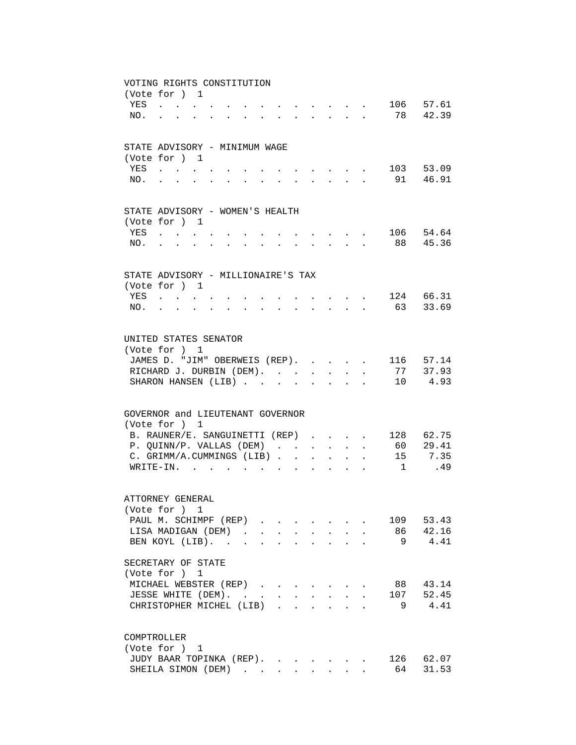VOTING RIGHTS CONSTITUTION
(Vote for ) 1

| | | |
|---|---|---|
| YES | 106 | 57.61 |
| NO. | 78 | 42.39 |

STATE ADVISORY - MINIMUM WAGE
(Vote for ) 1

| | | |
|---|---|---|
| YES | 103 | 53.09 |
| NO. | 91 | 46.91 |

STATE ADVISORY - WOMEN'S HEALTH
(Vote for ) 1

| | | |
|---|---|---|
| YES | 106 | 54.64 |
| NO. | 88 | 45.36 |

STATE ADVISORY - MILLIONAIRE'S TAX
(Vote for ) 1

| | | |
|---|---|---|
| YES | 124 | 66.31 |
| NO. | 63 | 33.69 |

UNITED STATES SENATOR
(Vote for ) 1

| | | |
|---|---|---|
| JAMES D. "JIM" OBERWEIS (REP). | 116 | 57.14 |
| RICHARD J. DURBIN (DEM). | 77 | 37.93 |
| SHARON HANSEN (LIB) | 10 | 4.93 |

GOVERNOR and LIEUTENANT GOVERNOR
(Vote for ) 1

| | | |
|---|---|---|
| B. RAUNER/E. SANGUINETTI (REP) | 128 | 62.75 |
| P. QUINN/P. VALLAS (DEM) | 60 | 29.41 |
| C. GRIMM/A.CUMMINGS (LIB) | 15 | 7.35 |
| WRITE-IN. | 1 | .49 |

ATTORNEY GENERAL
(Vote for ) 1

| | | |
|---|---|---|
| PAUL M. SCHIMPF (REP) | 109 | 53.43 |
| LISA MADIGAN (DEM) | 86 | 42.16 |
| BEN KOYL (LIB). | 9 | 4.41 |

SECRETARY OF STATE
(Vote for ) 1

| | | |
|---|---|---|
| MICHAEL WEBSTER (REP) | 88 | 43.14 |
| JESSE WHITE (DEM). | 107 | 52.45 |
| CHRISTOPHER MICHEL (LIB) | 9 | 4.41 |

COMPTROLLER
(Vote for ) 1

| | | |
|---|---|---|
| JUDY BAAR TOPINKA (REP). | 126 | 62.07 |
| SHEILA SIMON (DEM) | 64 | 31.53 |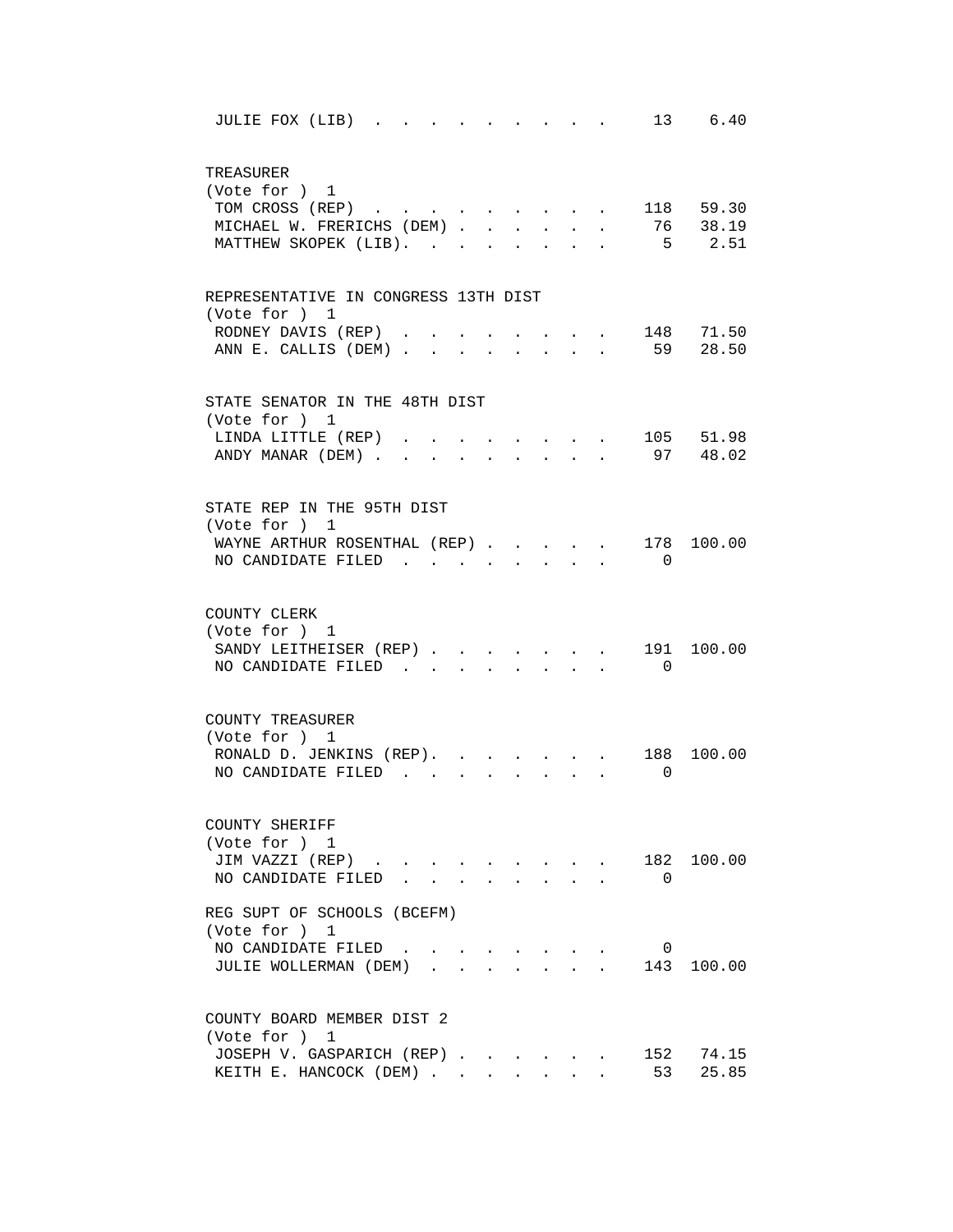| JULIE FOX (LIB) | 13 | 6.40 |
|---|---|---|

TREASURER
(Vote for ) 1

| Candidate | Votes | Percent |
|---|---|---|
| TOM CROSS (REP) | 118 | 59.30 |
| MICHAEL W. FRERICHS (DEM) | 76 | 38.19 |
| MATTHEW SKOPEK (LIB) | 5 | 2.51 |

REPRESENTATIVE IN CONGRESS 13TH DIST
(Vote for ) 1

| Candidate | Votes | Percent |
|---|---|---|
| RODNEY DAVIS (REP) | 148 | 71.50 |
| ANN E. CALLIS (DEM) | 59 | 28.50 |

STATE SENATOR IN THE 48TH DIST
(Vote for ) 1

| Candidate | Votes | Percent |
|---|---|---|
| LINDA LITTLE (REP) | 105 | 51.98 |
| ANDY MANAR (DEM) | 97 | 48.02 |

STATE REP IN THE 95TH DIST
(Vote for ) 1

| Candidate | Votes | Percent |
|---|---|---|
| WAYNE ARTHUR ROSENTHAL (REP) | 178 | 100.00 |
| NO CANDIDATE FILED | 0 | |

COUNTY CLERK
(Vote for ) 1

| Candidate | Votes | Percent |
|---|---|---|
| SANDY LEITHEISER (REP) | 191 | 100.00 |
| NO CANDIDATE FILED | 0 | |

COUNTY TREASURER
(Vote for ) 1

| Candidate | Votes | Percent |
|---|---|---|
| RONALD D. JENKINS (REP) | 188 | 100.00 |
| NO CANDIDATE FILED | 0 | |

COUNTY SHERIFF
(Vote for ) 1

| Candidate | Votes | Percent |
|---|---|---|
| JIM VAZZI (REP) | 182 | 100.00 |
| NO CANDIDATE FILED | 0 | |

REG SUPT OF SCHOOLS (BCEFM)
(Vote for ) 1

| Candidate | Votes | Percent |
|---|---|---|
| NO CANDIDATE FILED | 0 | |
| JULIE WOLLERMAN (DEM) | 143 | 100.00 |

COUNTY BOARD MEMBER DIST 2
(Vote for ) 1

| Candidate | Votes | Percent |
|---|---|---|
| JOSEPH V. GASPARICH (REP) | 152 | 74.15 |
| KEITH E. HANCOCK (DEM) | 53 | 25.85 |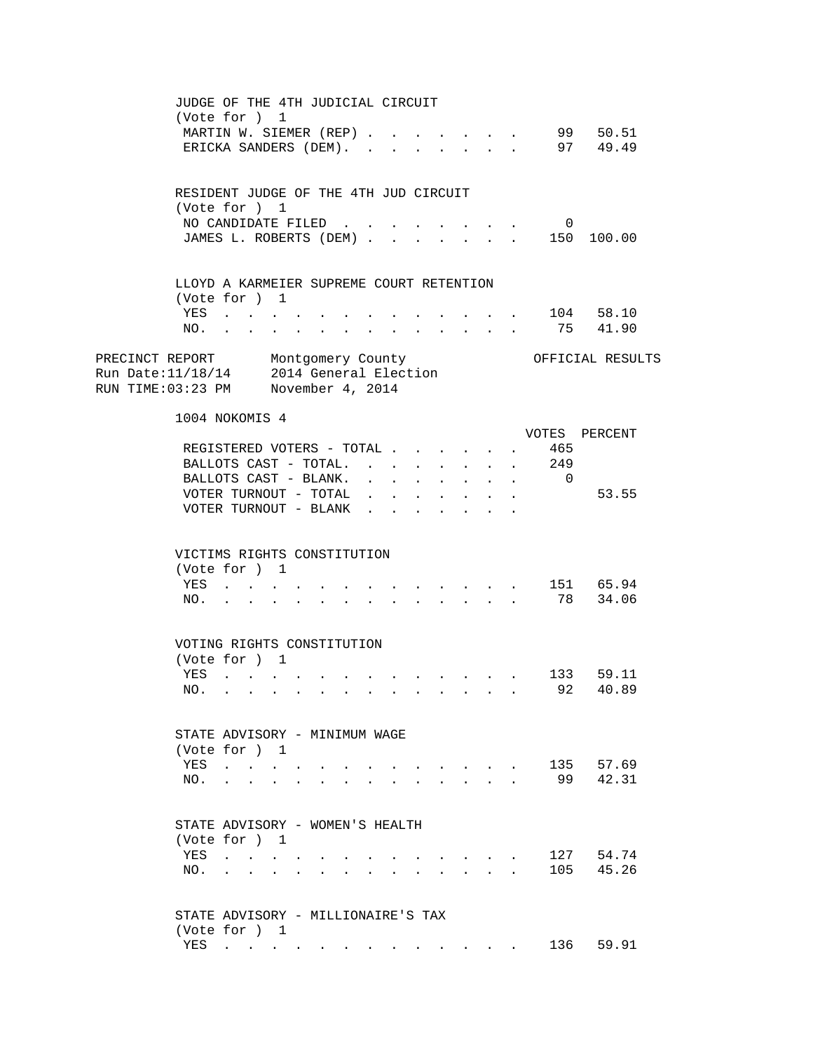JUDGE OF THE 4TH JUDICIAL CIRCUIT
(Vote for ) 1

| | VOTES | PERCENT |
|---|---|---|
| MARTIN W. SIEMER (REP) | 99 | 50.51 |
| ERICKA SANDERS (DEM) | 97 | 49.49 |

RESIDENT JUDGE OF THE 4TH JUD CIRCUIT
(Vote for ) 1

| | VOTES | PERCENT |
|---|---|---|
| NO CANDIDATE FILED | 0 | |
| JAMES L. ROBERTS (DEM) | 150 | 100.00 |

LLOYD A KARMEIER SUPREME COURT RETENTION
(Vote for ) 1

| | VOTES | PERCENT |
|---|---|---|
| YES | 104 | 58.10 |
| NO. | 75 | 41.90 |

PRECINCT REPORT — Montgomery County — OFFICIAL RESULTS
Run Date:11/18/14 — 2014 General Election
RUN TIME:03:23 PM — November 4, 2014

## 1004 NOKOMIS 4

| | VOTES | PERCENT |
|---|---|---|
| REGISTERED VOTERS - TOTAL | 465 | |
| BALLOTS CAST - TOTAL. | 249 | |
| BALLOTS CAST - BLANK. | 0 | |
| VOTER TURNOUT - TOTAL | | 53.55 |
| VOTER TURNOUT - BLANK | | |

VICTIMS RIGHTS CONSTITUTION
(Vote for ) 1

| | VOTES | PERCENT |
|---|---|---|
| YES | 151 | 65.94 |
| NO. | 78 | 34.06 |

VOTING RIGHTS CONSTITUTION
(Vote for ) 1

| | VOTES | PERCENT |
|---|---|---|
| YES | 133 | 59.11 |
| NO. | 92 | 40.89 |

STATE ADVISORY - MINIMUM WAGE
(Vote for ) 1

| | VOTES | PERCENT |
|---|---|---|
| YES | 135 | 57.69 |
| NO. | 99 | 42.31 |

STATE ADVISORY - WOMEN'S HEALTH
(Vote for ) 1

| | VOTES | PERCENT |
|---|---|---|
| YES | 127 | 54.74 |
| NO. | 105 | 45.26 |

STATE ADVISORY - MILLIONAIRE'S TAX
(Vote for ) 1

| | VOTES | PERCENT |
|---|---|---|
| YES | 136 | 59.91 |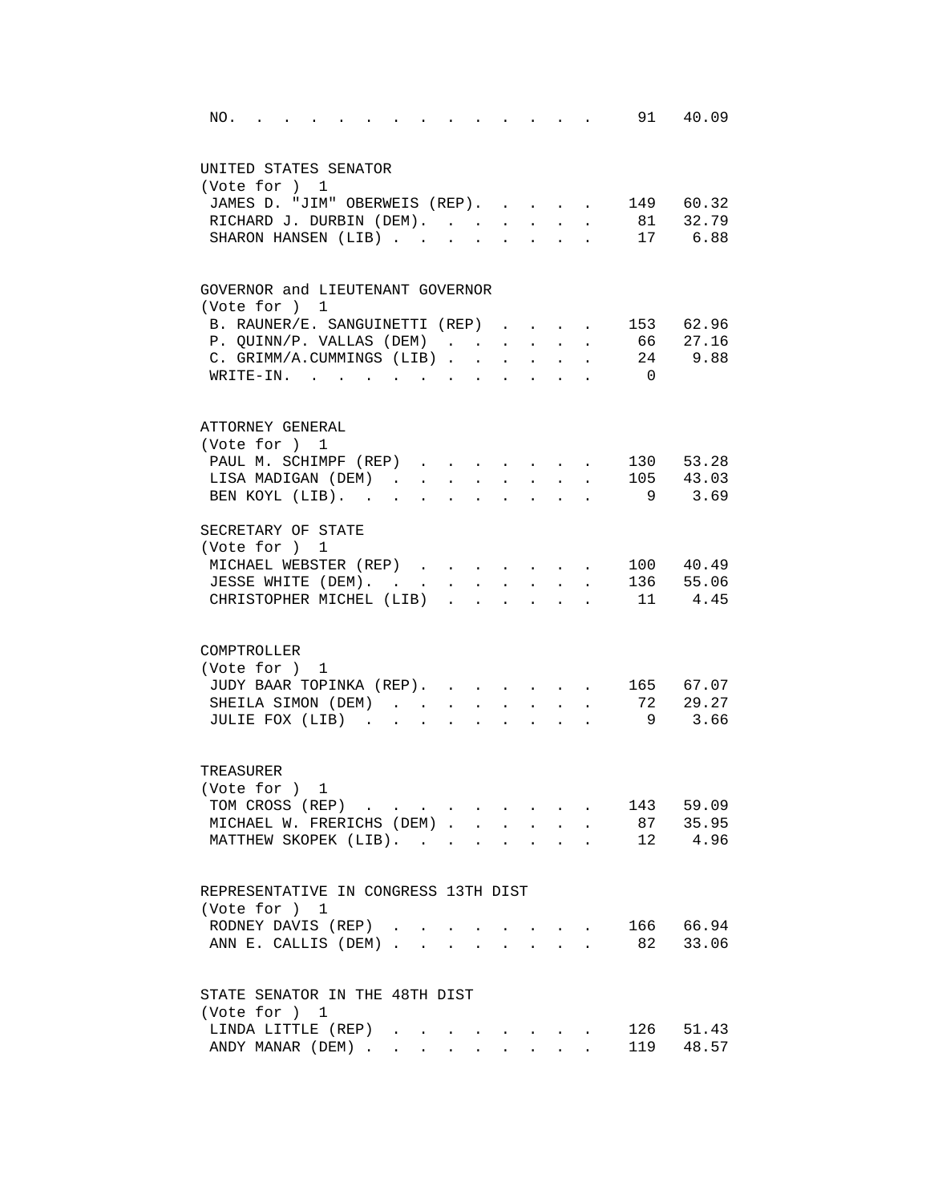| | | |
|---|---|---|
| NO. | 91 | 40.09 |

UNITED STATES SENATOR
(Vote for ) 1

| Candidate | Votes | Percent |
|---|---|---|
| JAMES D. "JIM" OBERWEIS (REP) | 149 | 60.32 |
| RICHARD J. DURBIN (DEM) | 81 | 32.79 |
| SHARON HANSEN (LIB) | 17 | 6.88 |

GOVERNOR and LIEUTENANT GOVERNOR
(Vote for ) 1

| Candidate | Votes | Percent |
|---|---|---|
| B. RAUNER/E. SANGUINETTI (REP) | 153 | 62.96 |
| P. QUINN/P. VALLAS (DEM) | 66 | 27.16 |
| C. GRIMM/A.CUMMINGS (LIB) | 24 | 9.88 |
| WRITE-IN. | 0 | |

ATTORNEY GENERAL
(Vote for ) 1

| Candidate | Votes | Percent |
|---|---|---|
| PAUL M. SCHIMPF (REP) | 130 | 53.28 |
| LISA MADIGAN (DEM) | 105 | 43.03 |
| BEN KOYL (LIB) | 9 | 3.69 |

SECRETARY OF STATE
(Vote for ) 1

| Candidate | Votes | Percent |
|---|---|---|
| MICHAEL WEBSTER (REP) | 100 | 40.49 |
| JESSE WHITE (DEM) | 136 | 55.06 |
| CHRISTOPHER MICHEL (LIB) | 11 | 4.45 |

COMPTROLLER
(Vote for ) 1

| Candidate | Votes | Percent |
|---|---|---|
| JUDY BAAR TOPINKA (REP) | 165 | 67.07 |
| SHEILA SIMON (DEM) | 72 | 29.27 |
| JULIE FOX (LIB) | 9 | 3.66 |

TREASURER
(Vote for ) 1

| Candidate | Votes | Percent |
|---|---|---|
| TOM CROSS (REP) | 143 | 59.09 |
| MICHAEL W. FRERICHS (DEM) | 87 | 35.95 |
| MATTHEW SKOPEK (LIB) | 12 | 4.96 |

REPRESENTATIVE IN CONGRESS 13TH DIST
(Vote for ) 1

| Candidate | Votes | Percent |
|---|---|---|
| RODNEY DAVIS (REP) | 166 | 66.94 |
| ANN E. CALLIS (DEM) | 82 | 33.06 |

STATE SENATOR IN THE 48TH DIST
(Vote for ) 1

| Candidate | Votes | Percent |
|---|---|---|
| LINDA LITTLE (REP) | 126 | 51.43 |
| ANDY MANAR (DEM) | 119 | 48.57 |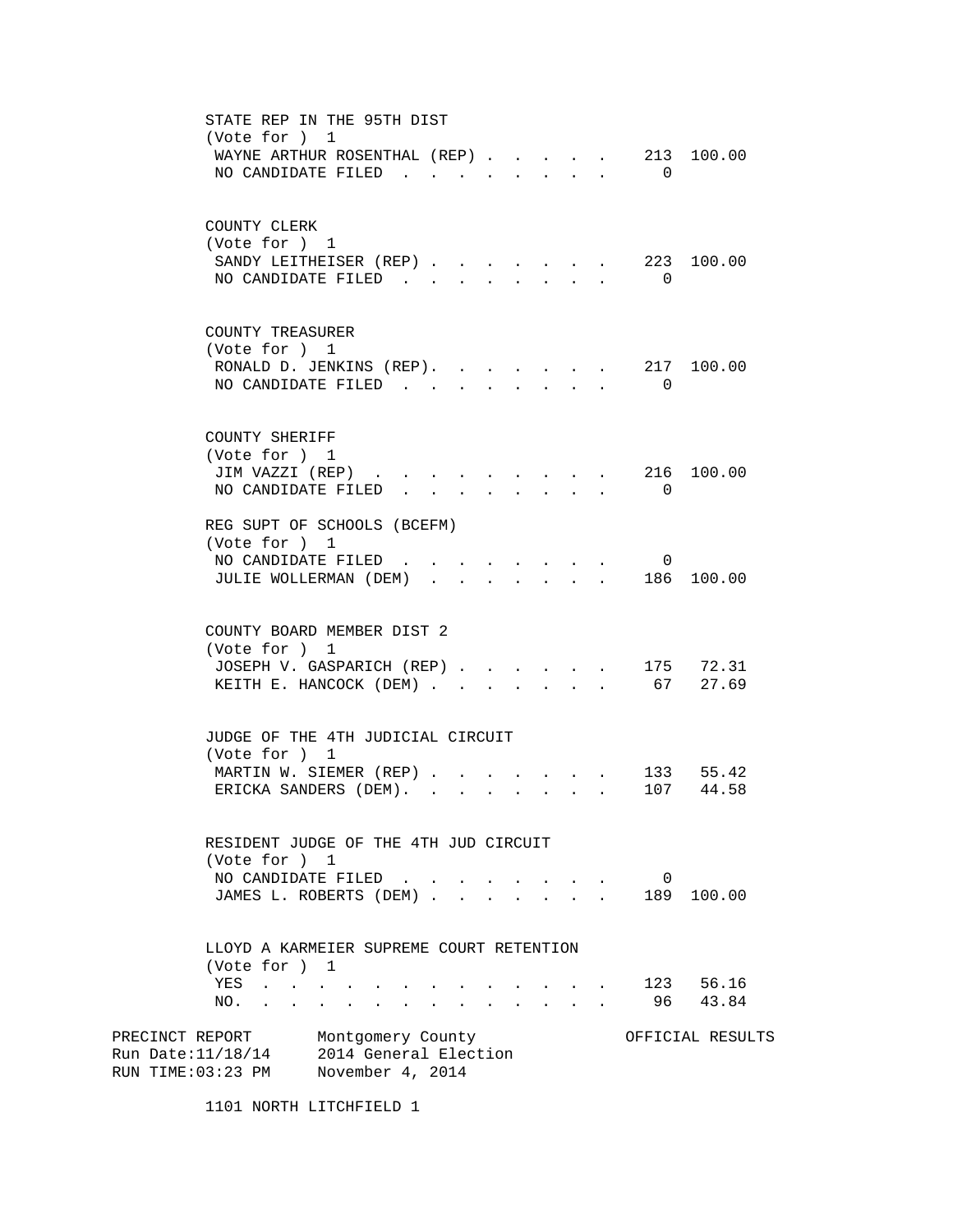STATE REP IN THE 95TH DIST
(Vote for ) 1

| Candidate | Votes | Percent |
|---|---|---|
| WAYNE ARTHUR ROSENTHAL (REP) | 213 | 100.00 |
| NO CANDIDATE FILED | 0 | |

COUNTY CLERK
(Vote for ) 1

| Candidate | Votes | Percent |
|---|---|---|
| SANDY LEITHEISER (REP) | 223 | 100.00 |
| NO CANDIDATE FILED | 0 | |

COUNTY TREASURER
(Vote for ) 1

| Candidate | Votes | Percent |
|---|---|---|
| RONALD D. JENKINS (REP) | 217 | 100.00 |
| NO CANDIDATE FILED | 0 | |

COUNTY SHERIFF
(Vote for ) 1

| Candidate | Votes | Percent |
|---|---|---|
| JIM VAZZI (REP) | 216 | 100.00 |
| NO CANDIDATE FILED | 0 | |

REG SUPT OF SCHOOLS (BCEFM)
(Vote for ) 1

| Candidate | Votes | Percent |
|---|---|---|
| NO CANDIDATE FILED | 0 | |
| JULIE WOLLERMAN (DEM) | 186 | 100.00 |

COUNTY BOARD MEMBER DIST 2
(Vote for ) 1

| Candidate | Votes | Percent |
|---|---|---|
| JOSEPH V. GASPARICH (REP) | 175 | 72.31 |
| KEITH E. HANCOCK (DEM) | 67 | 27.69 |

JUDGE OF THE 4TH JUDICIAL CIRCUIT
(Vote for ) 1

| Candidate | Votes | Percent |
|---|---|---|
| MARTIN W. SIEMER (REP) | 133 | 55.42 |
| ERICKA SANDERS (DEM) | 107 | 44.58 |

RESIDENT JUDGE OF THE 4TH JUD CIRCUIT
(Vote for ) 1

| Candidate | Votes | Percent |
|---|---|---|
| NO CANDIDATE FILED | 0 | |
| JAMES L. ROBERTS (DEM) | 189 | 100.00 |

LLOYD A KARMEIER SUPREME COURT RETENTION
(Vote for ) 1

| Choice | Votes | Percent |
|---|---|---|
| YES | 123 | 56.16 |
| NO. | 96 | 43.84 |

PRECINCT REPORT Montgomery County OFFICIAL RESULTS
Run Date:11/18/14 2014 General Election
RUN TIME:03:23 PM November 4, 2014

1101 NORTH LITCHFIELD 1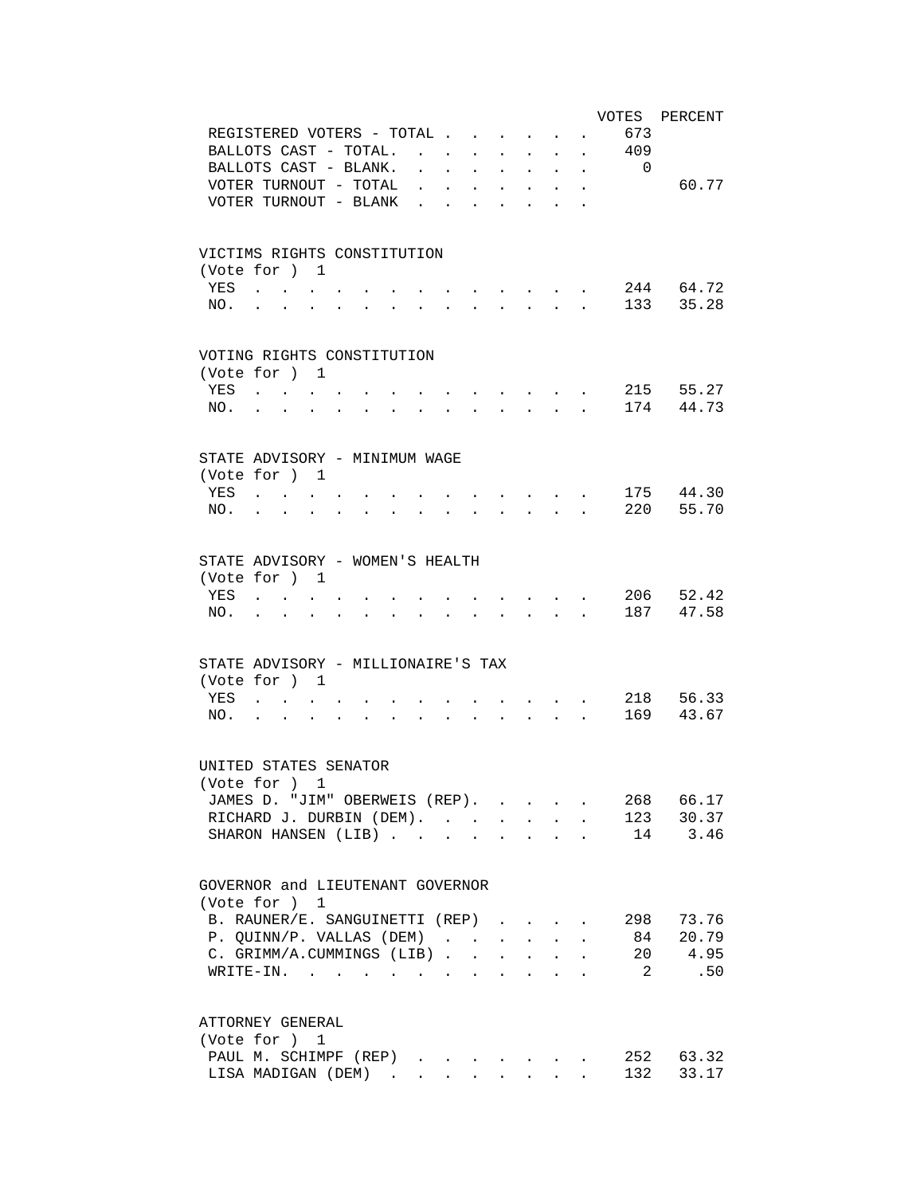| | VOTES | PERCENT |
|---|---|---|
| REGISTERED VOTERS - TOTAL | 673 | |
| BALLOTS CAST - TOTAL. | 409 | |
| BALLOTS CAST - BLANK. | 0 | |
| VOTER TURNOUT - TOTAL | | 60.77 |
| VOTER TURNOUT - BLANK | | |

VICTIMS RIGHTS CONSTITUTION
(Vote for ) 1

| | VOTES | PERCENT |
|---|---|---|
| YES | 244 | 64.72 |
| NO. | 133 | 35.28 |

VOTING RIGHTS CONSTITUTION
(Vote for ) 1

| | VOTES | PERCENT |
|---|---|---|
| YES | 215 | 55.27 |
| NO. | 174 | 44.73 |

STATE ADVISORY - MINIMUM WAGE
(Vote for ) 1

| | VOTES | PERCENT |
|---|---|---|
| YES | 175 | 44.30 |
| NO. | 220 | 55.70 |

STATE ADVISORY - WOMEN'S HEALTH
(Vote for ) 1

| | VOTES | PERCENT |
|---|---|---|
| YES | 206 | 52.42 |
| NO. | 187 | 47.58 |

STATE ADVISORY - MILLIONAIRE'S TAX
(Vote for ) 1

| | VOTES | PERCENT |
|---|---|---|
| YES | 218 | 56.33 |
| NO. | 169 | 43.67 |

UNITED STATES SENATOR
(Vote for ) 1

| | VOTES | PERCENT |
|---|---|---|
| JAMES D. "JIM" OBERWEIS (REP). | 268 | 66.17 |
| RICHARD J. DURBIN (DEM). | 123 | 30.37 |
| SHARON HANSEN (LIB) | 14 | 3.46 |

GOVERNOR and LIEUTENANT GOVERNOR
(Vote for ) 1

| | VOTES | PERCENT |
|---|---|---|
| B. RAUNER/E. SANGUINETTI (REP) | 298 | 73.76 |
| P. QUINN/P. VALLAS (DEM) | 84 | 20.79 |
| C. GRIMM/A.CUMMINGS (LIB) | 20 | 4.95 |
| WRITE-IN. | 2 | .50 |

ATTORNEY GENERAL
(Vote for ) 1

| | VOTES | PERCENT |
|---|---|---|
| PAUL M. SCHIMPF (REP) | 252 | 63.32 |
| LISA MADIGAN (DEM) | 132 | 33.17 |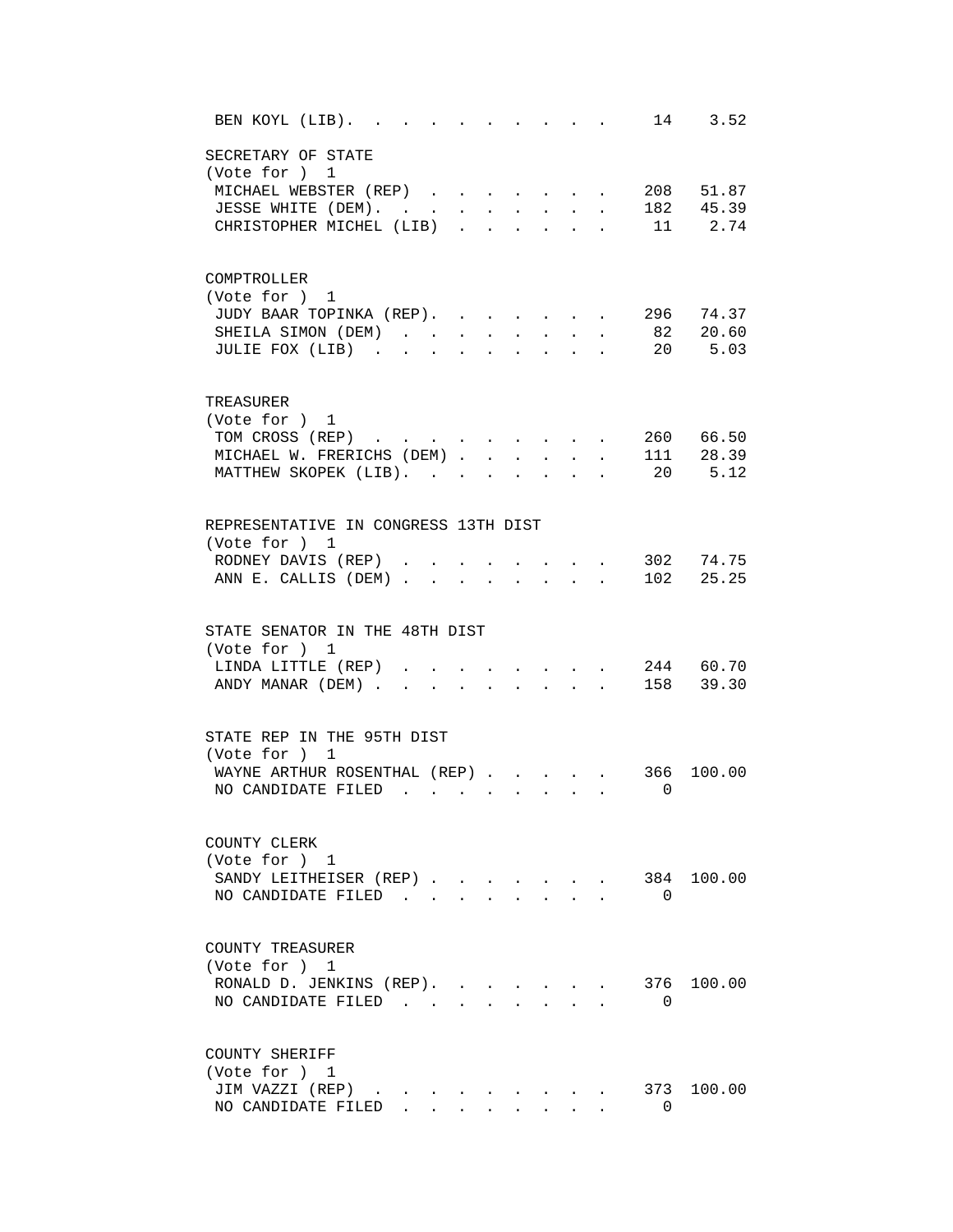BEN KOYL (LIB). . . . . . . . . . . 14 3.52

SECRETARY OF STATE
(Vote for ) 1

| Candidate | Votes | Percent |
|---|---|---|
| MICHAEL WEBSTER (REP) | 208 | 51.87 |
| JESSE WHITE (DEM). | 182 | 45.39 |
| CHRISTOPHER MICHEL (LIB) | 11 | 2.74 |

COMPTROLLER
(Vote for ) 1

| Candidate | Votes | Percent |
|---|---|---|
| JUDY BAAR TOPINKA (REP). | 296 | 74.37 |
| SHEILA SIMON (DEM) | 82 | 20.60 |
| JULIE FOX (LIB) | 20 | 5.03 |

TREASURER
(Vote for ) 1

| Candidate | Votes | Percent |
|---|---|---|
| TOM CROSS (REP) | 260 | 66.50 |
| MICHAEL W. FRERICHS (DEM) | 111 | 28.39 |
| MATTHEW SKOPEK (LIB). | 20 | 5.12 |

REPRESENTATIVE IN CONGRESS 13TH DIST
(Vote for ) 1

| Candidate | Votes | Percent |
|---|---|---|
| RODNEY DAVIS (REP) | 302 | 74.75 |
| ANN E. CALLIS (DEM) | 102 | 25.25 |

STATE SENATOR IN THE 48TH DIST
(Vote for ) 1

| Candidate | Votes | Percent |
|---|---|---|
| LINDA LITTLE (REP) | 244 | 60.70 |
| ANDY MANAR (DEM) | 158 | 39.30 |

STATE REP IN THE 95TH DIST
(Vote for ) 1

| Candidate | Votes | Percent |
|---|---|---|
| WAYNE ARTHUR ROSENTHAL (REP) | 366 | 100.00 |
| NO CANDIDATE FILED | 0 | |

COUNTY CLERK
(Vote for ) 1

| Candidate | Votes | Percent |
|---|---|---|
| SANDY LEITHEISER (REP) | 384 | 100.00 |
| NO CANDIDATE FILED | 0 | |

COUNTY TREASURER
(Vote for ) 1

| Candidate | Votes | Percent |
|---|---|---|
| RONALD D. JENKINS (REP). | 376 | 100.00 |
| NO CANDIDATE FILED | 0 | |

COUNTY SHERIFF
(Vote for ) 1

| Candidate | Votes | Percent |
|---|---|---|
| JIM VAZZI (REP) | 373 | 100.00 |
| NO CANDIDATE FILED | 0 | |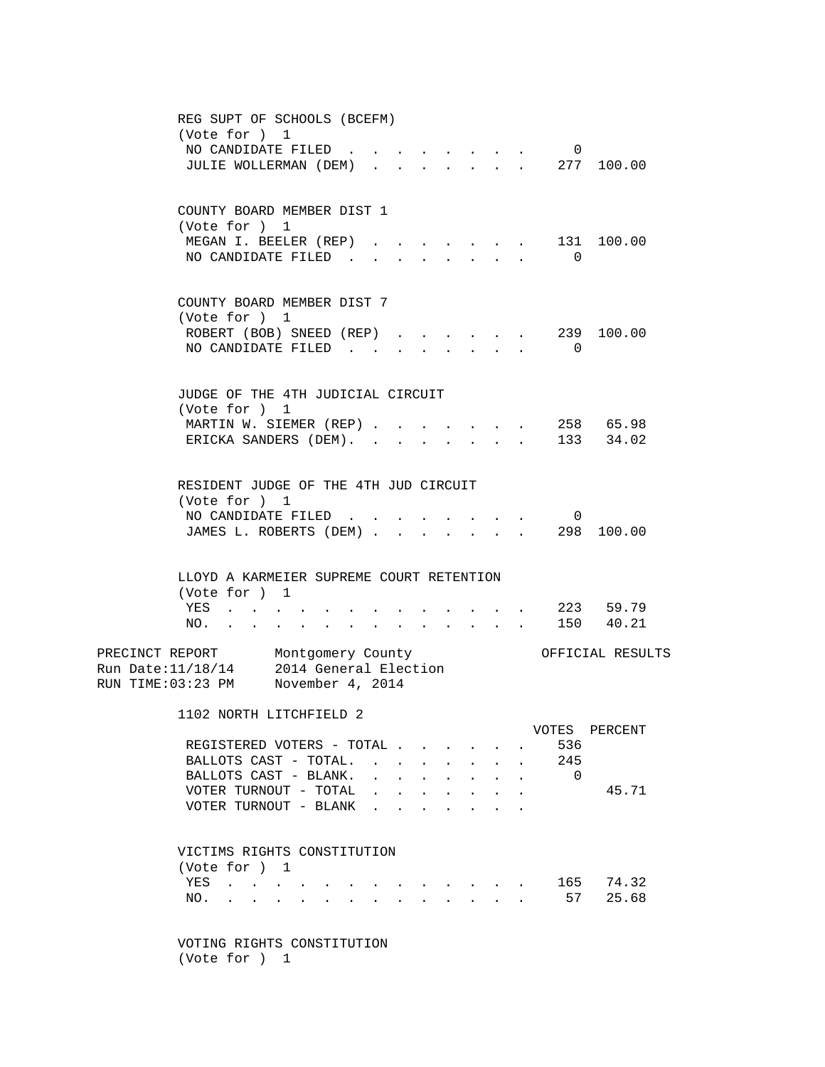REG SUPT OF SCHOOLS (BCEFM)
(Vote for ) 1

| | VOTES | PERCENT |
|---|---|---|
| NO CANDIDATE FILED | 0 | |
| JULIE WOLLERMAN (DEM) | 277 | 100.00 |

COUNTY BOARD MEMBER DIST 1
(Vote for ) 1

| | VOTES | PERCENT |
|---|---|---|
| MEGAN I. BEELER (REP) | 131 | 100.00 |
| NO CANDIDATE FILED | 0 | |

COUNTY BOARD MEMBER DIST 7
(Vote for ) 1

| | VOTES | PERCENT |
|---|---|---|
| ROBERT (BOB) SNEED (REP) | 239 | 100.00 |
| NO CANDIDATE FILED | 0 | |

JUDGE OF THE 4TH JUDICIAL CIRCUIT
(Vote for ) 1

| | VOTES | PERCENT |
|---|---|---|
| MARTIN W. SIEMER (REP) | 258 | 65.98 |
| ERICKA SANDERS (DEM) | 133 | 34.02 |

RESIDENT JUDGE OF THE 4TH JUD CIRCUIT
(Vote for ) 1

| | VOTES | PERCENT |
|---|---|---|
| NO CANDIDATE FILED | 0 | |
| JAMES L. ROBERTS (DEM) | 298 | 100.00 |

LLOYD A KARMEIER SUPREME COURT RETENTION
(Vote for ) 1

| | VOTES | PERCENT |
|---|---|---|
| YES | 223 | 59.79 |
| NO | 150 | 40.21 |

PRECINCT REPORT Montgomery County OFFICIAL RESULTS
Run Date:11/18/14 2014 General Election
RUN TIME:03:23 PM November 4, 2014

## 1102 NORTH LITCHFIELD 2

| | VOTES | PERCENT |
|---|---|---|
| REGISTERED VOTERS - TOTAL | 536 | |
| BALLOTS CAST - TOTAL | 245 | |
| BALLOTS CAST - BLANK | 0 | |
| VOTER TURNOUT - TOTAL | | 45.71 |
| VOTER TURNOUT - BLANK | | |

VICTIMS RIGHTS CONSTITUTION
(Vote for ) 1

| | VOTES | PERCENT |
|---|---|---|
| YES | 165 | 74.32 |
| NO | 57 | 25.68 |

VOTING RIGHTS CONSTITUTION
(Vote for ) 1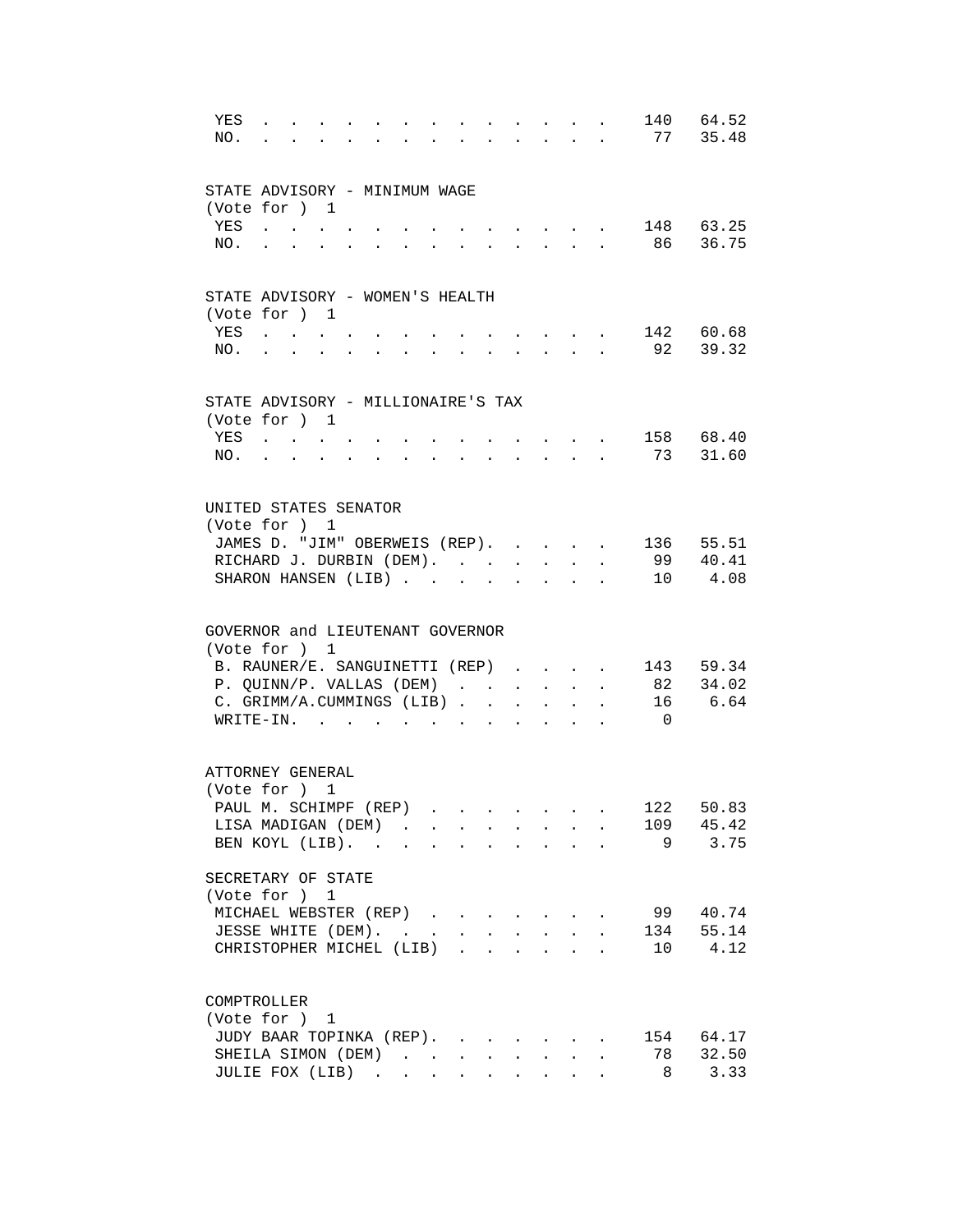| | | |
|---|---|---|
| YES | 140 | 64.52 |
| NO. | 77 | 35.48 |

STATE ADVISORY - MINIMUM WAGE
(Vote for ) 1

| | | |
|---|---|---|
| YES | 148 | 63.25 |
| NO. | 86 | 36.75 |

STATE ADVISORY - WOMEN'S HEALTH
(Vote for ) 1

| | | |
|---|---|---|
| YES | 142 | 60.68 |
| NO. | 92 | 39.32 |

STATE ADVISORY - MILLIONAIRE'S TAX
(Vote for ) 1

| | | |
|---|---|---|
| YES | 158 | 68.40 |
| NO. | 73 | 31.60 |

UNITED STATES SENATOR
(Vote for ) 1

| | | |
|---|---|---|
| JAMES D. "JIM" OBERWEIS (REP) | 136 | 55.51 |
| RICHARD J. DURBIN (DEM) | 99 | 40.41 |
| SHARON HANSEN (LIB) | 10 | 4.08 |

GOVERNOR and LIEUTENANT GOVERNOR
(Vote for ) 1

| | | |
|---|---|---|
| B. RAUNER/E. SANGUINETTI (REP) | 143 | 59.34 |
| P. QUINN/P. VALLAS (DEM) | 82 | 34.02 |
| C. GRIMM/A.CUMMINGS (LIB) | 16 | 6.64 |
| WRITE-IN. | 0 | |

ATTORNEY GENERAL
(Vote for ) 1

| | | |
|---|---|---|
| PAUL M. SCHIMPF (REP) | 122 | 50.83 |
| LISA MADIGAN (DEM) | 109 | 45.42 |
| BEN KOYL (LIB) | 9 | 3.75 |

SECRETARY OF STATE
(Vote for ) 1

| | | |
|---|---|---|
| MICHAEL WEBSTER (REP) | 99 | 40.74 |
| JESSE WHITE (DEM) | 134 | 55.14 |
| CHRISTOPHER MICHEL (LIB) | 10 | 4.12 |

COMPTROLLER
(Vote for ) 1

| | | |
|---|---|---|
| JUDY BAAR TOPINKA (REP) | 154 | 64.17 |
| SHEILA SIMON (DEM) | 78 | 32.50 |
| JULIE FOX (LIB) | 8 | 3.33 |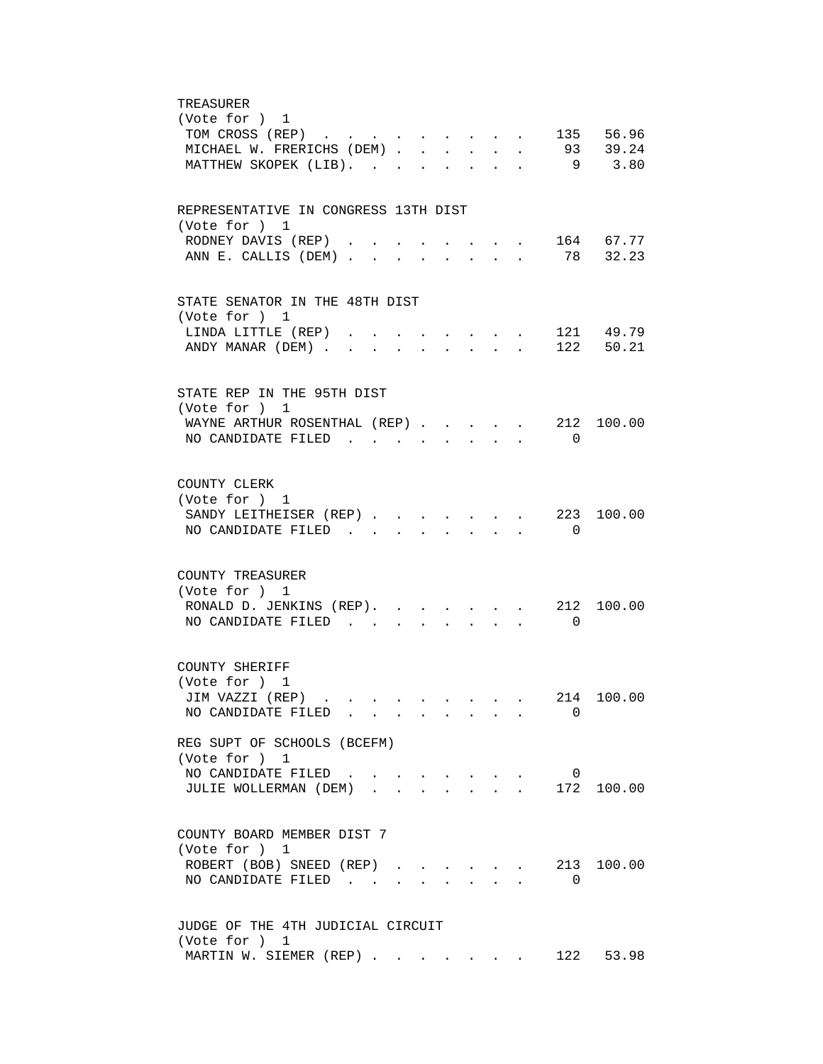TREASURER
(Vote for ) 1

| Candidate | Votes | Percent |
|---|---|---|
| TOM CROSS (REP) | 135 | 56.96 |
| MICHAEL W. FRERICHS (DEM) | 93 | 39.24 |
| MATTHEW SKOPEK (LIB) | 9 | 3.80 |

REPRESENTATIVE IN CONGRESS 13TH DIST
(Vote for ) 1

| Candidate | Votes | Percent |
|---|---|---|
| RODNEY DAVIS (REP) | 164 | 67.77 |
| ANN E. CALLIS (DEM) | 78 | 32.23 |

STATE SENATOR IN THE 48TH DIST
(Vote for ) 1

| Candidate | Votes | Percent |
|---|---|---|
| LINDA LITTLE (REP) | 121 | 49.79 |
| ANDY MANAR (DEM) | 122 | 50.21 |

STATE REP IN THE 95TH DIST
(Vote for ) 1

| Candidate | Votes | Percent |
|---|---|---|
| WAYNE ARTHUR ROSENTHAL (REP) | 212 | 100.00 |
| NO CANDIDATE FILED | 0 | |

COUNTY CLERK
(Vote for ) 1

| Candidate | Votes | Percent |
|---|---|---|
| SANDY LEITHEISER (REP) | 223 | 100.00 |
| NO CANDIDATE FILED | 0 | |

COUNTY TREASURER
(Vote for ) 1

| Candidate | Votes | Percent |
|---|---|---|
| RONALD D. JENKINS (REP) | 212 | 100.00 |
| NO CANDIDATE FILED | 0 | |

COUNTY SHERIFF
(Vote for ) 1

| Candidate | Votes | Percent |
|---|---|---|
| JIM VAZZI (REP) | 214 | 100.00 |
| NO CANDIDATE FILED | 0 | |

REG SUPT OF SCHOOLS (BCEFM)
(Vote for ) 1

| Candidate | Votes | Percent |
|---|---|---|
| NO CANDIDATE FILED | 0 | |
| JULIE WOLLERMAN (DEM) | 172 | 100.00 |

COUNTY BOARD MEMBER DIST 7
(Vote for ) 1

| Candidate | Votes | Percent |
|---|---|---|
| ROBERT (BOB) SNEED (REP) | 213 | 100.00 |
| NO CANDIDATE FILED | 0 | |

JUDGE OF THE 4TH JUDICIAL CIRCUIT
(Vote for ) 1

| Candidate | Votes | Percent |
|---|---|---|
| MARTIN W. SIEMER (REP) | 122 | 53.98 |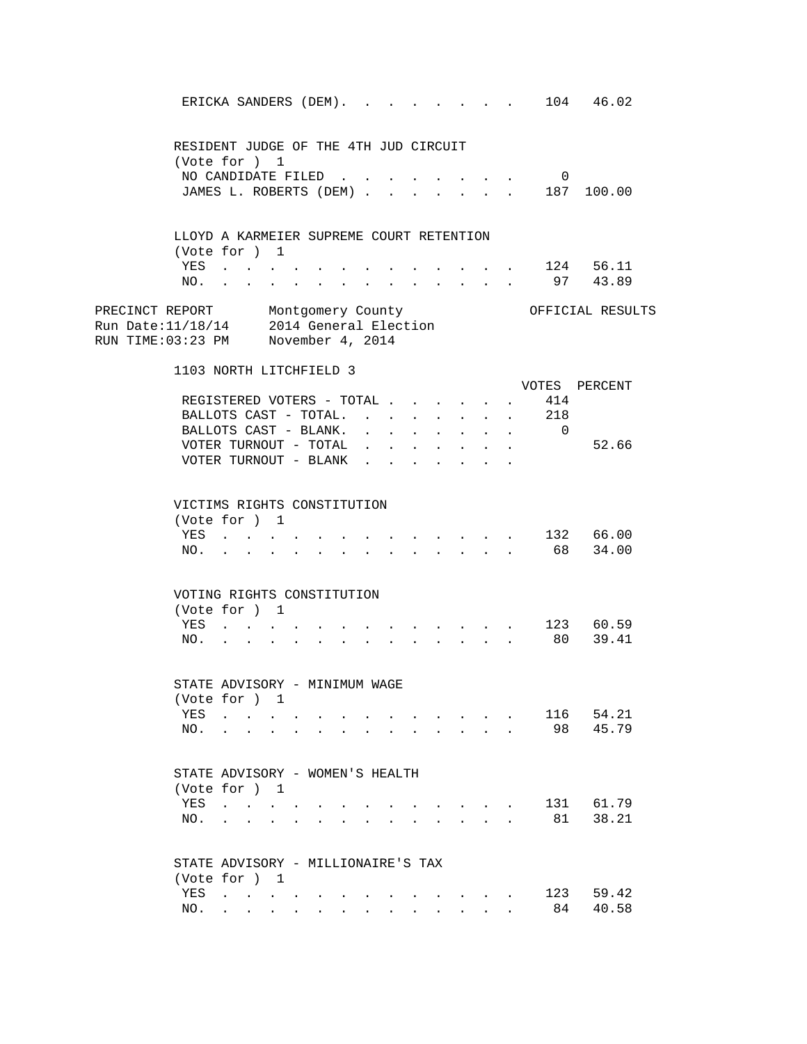| | VOTES | PERCENT |
|---|---|---|
| ERICKA SANDERS (DEM). | 104 | 46.02 |

RESIDENT JUDGE OF THE 4TH JUD CIRCUIT
(Vote for ) 1

| | VOTES | PERCENT |
|---|---|---|
| NO CANDIDATE FILED | 0 | |
| JAMES L. ROBERTS (DEM) | 187 | 100.00 |

LLOYD A KARMEIER SUPREME COURT RETENTION
(Vote for ) 1

| | VOTES | PERCENT |
|---|---|---|
| YES | 124 | 56.11 |
| NO. | 97 | 43.89 |

PRECINCT REPORT Montgomery County OFFICIAL RESULTS
Run Date:11/18/14 2014 General Election
RUN TIME:03:23 PM November 4, 2014

## 1103 NORTH LITCHFIELD 3

| | VOTES | PERCENT |
|---|---|---|
| REGISTERED VOTERS - TOTAL | 414 | |
| BALLOTS CAST - TOTAL. | 218 | |
| BALLOTS CAST - BLANK. | 0 | |
| VOTER TURNOUT - TOTAL | | 52.66 |
| VOTER TURNOUT - BLANK | | |

VICTIMS RIGHTS CONSTITUTION
(Vote for ) 1

| | VOTES | PERCENT |
|---|---|---|
| YES | 132 | 66.00 |
| NO. | 68 | 34.00 |

VOTING RIGHTS CONSTITUTION
(Vote for ) 1

| | VOTES | PERCENT |
|---|---|---|
| YES | 123 | 60.59 |
| NO. | 80 | 39.41 |

STATE ADVISORY - MINIMUM WAGE
(Vote for ) 1

| | VOTES | PERCENT |
|---|---|---|
| YES | 116 | 54.21 |
| NO. | 98 | 45.79 |

STATE ADVISORY - WOMEN'S HEALTH
(Vote for ) 1

| | VOTES | PERCENT |
|---|---|---|
| YES | 131 | 61.79 |
| NO. | 81 | 38.21 |

STATE ADVISORY - MILLIONAIRE'S TAX
(Vote for ) 1

| | VOTES | PERCENT |
|---|---|---|
| YES | 123 | 59.42 |
| NO. | 84 | 40.58 |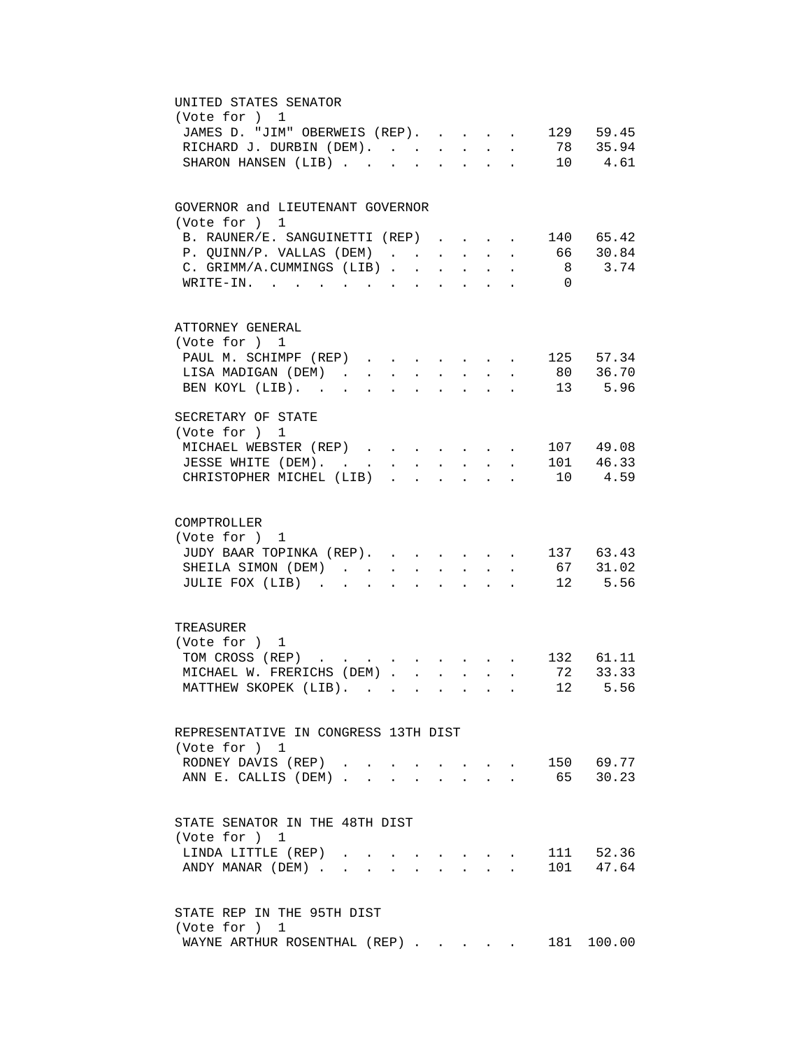UNITED STATES SENATOR
(Vote for ) 1

| Candidate | Votes | Percent |
|---|---|---|
| JAMES D. "JIM" OBERWEIS (REP). | 129 | 59.45 |
| RICHARD J. DURBIN (DEM). | 78 | 35.94 |
| SHARON HANSEN (LIB) | 10 | 4.61 |

GOVERNOR and LIEUTENANT GOVERNOR
(Vote for ) 1

| Candidate | Votes | Percent |
|---|---|---|
| B. RAUNER/E. SANGUINETTI (REP) | 140 | 65.42 |
| P. QUINN/P. VALLAS (DEM) | 66 | 30.84 |
| C. GRIMM/A.CUMMINGS (LIB) | 8 | 3.74 |
| WRITE-IN. | 0 | |

ATTORNEY GENERAL
(Vote for ) 1

| Candidate | Votes | Percent |
|---|---|---|
| PAUL M. SCHIMPF (REP) | 125 | 57.34 |
| LISA MADIGAN (DEM) | 80 | 36.70 |
| BEN KOYL (LIB). | 13 | 5.96 |

SECRETARY OF STATE
(Vote for ) 1

| Candidate | Votes | Percent |
|---|---|---|
| MICHAEL WEBSTER (REP) | 107 | 49.08 |
| JESSE WHITE (DEM). | 101 | 46.33 |
| CHRISTOPHER MICHEL (LIB) | 10 | 4.59 |

COMPTROLLER
(Vote for ) 1

| Candidate | Votes | Percent |
|---|---|---|
| JUDY BAAR TOPINKA (REP). | 137 | 63.43 |
| SHEILA SIMON (DEM) | 67 | 31.02 |
| JULIE FOX (LIB) | 12 | 5.56 |

TREASURER
(Vote for ) 1

| Candidate | Votes | Percent |
|---|---|---|
| TOM CROSS (REP) | 132 | 61.11 |
| MICHAEL W. FRERICHS (DEM) | 72 | 33.33 |
| MATTHEW SKOPEK (LIB). | 12 | 5.56 |

REPRESENTATIVE IN CONGRESS 13TH DIST
(Vote for ) 1

| Candidate | Votes | Percent |
|---|---|---|
| RODNEY DAVIS (REP) | 150 | 69.77 |
| ANN E. CALLIS (DEM) | 65 | 30.23 |

STATE SENATOR IN THE 48TH DIST
(Vote for ) 1

| Candidate | Votes | Percent |
|---|---|---|
| LINDA LITTLE (REP) | 111 | 52.36 |
| ANDY MANAR (DEM) | 101 | 47.64 |

STATE REP IN THE 95TH DIST
(Vote for ) 1

| Candidate | Votes | Percent |
|---|---|---|
| WAYNE ARTHUR ROSENTHAL (REP) | 181 | 100.00 |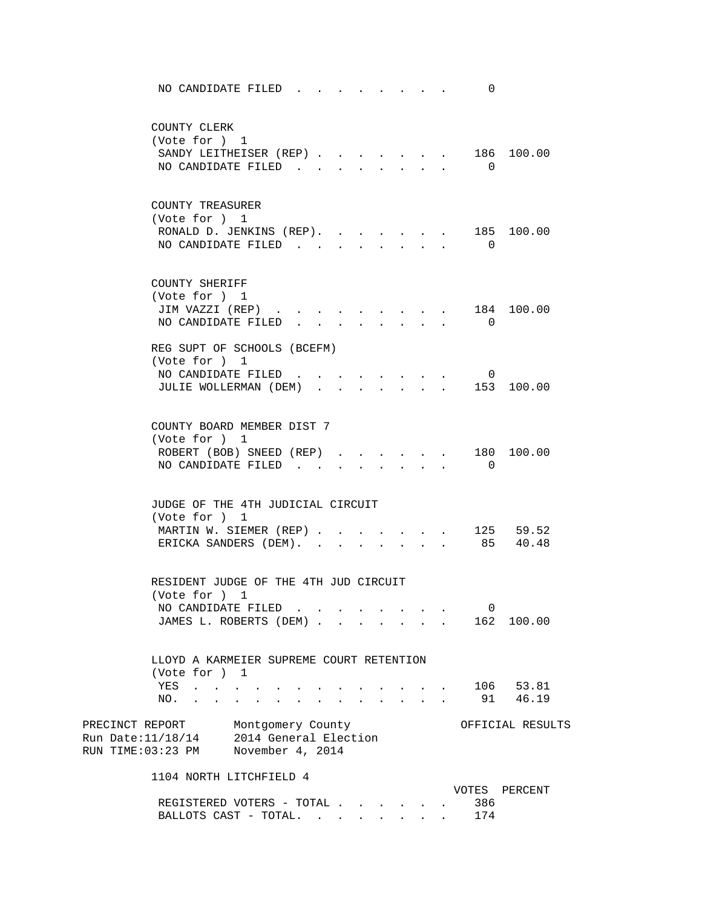NO CANDIDATE FILED . . . . . . . . . 0

COUNTY CLERK
(Vote for ) 1

| | | |
|---|---|---|
| SANDY LEITHEISER (REP) . . . . . . . . | 186 | 100.00 |
| NO CANDIDATE FILED . . . . . . . . . | 0 | |

COUNTY TREASURER
(Vote for ) 1

| | | |
|---|---|---|
| RONALD D. JENKINS (REP). . . . . . . . | 185 | 100.00 |
| NO CANDIDATE FILED . . . . . . . . . | 0 | |

COUNTY SHERIFF
(Vote for ) 1

| | | |
|---|---|---|
| JIM VAZZI (REP) . . . . . . . . . . | 184 | 100.00 |
| NO CANDIDATE FILED . . . . . . . . . | 0 | |

REG SUPT OF SCHOOLS (BCEFM)
(Vote for ) 1

| | | |
|---|---|---|
| NO CANDIDATE FILED . . . . . . . . . | 0 | |
| JULIE WOLLERMAN (DEM) . . . . . . . . | 153 | 100.00 |

COUNTY BOARD MEMBER DIST 7
(Vote for ) 1

| | | |
|---|---|---|
| ROBERT (BOB) SNEED (REP) . . . . . . . | 180 | 100.00 |
| NO CANDIDATE FILED . . . . . . . . . | 0 | |

JUDGE OF THE 4TH JUDICIAL CIRCUIT
(Vote for ) 1

| | | |
|---|---|---|
| MARTIN W. SIEMER (REP) . . . . . . . . | 125 | 59.52 |
| ERICKA SANDERS (DEM). . . . . . . . . | 85 | 40.48 |

RESIDENT JUDGE OF THE 4TH JUD CIRCUIT
(Vote for ) 1

| | | |
|---|---|---|
| NO CANDIDATE FILED . . . . . . . . . | 0 | |
| JAMES L. ROBERTS (DEM) . . . . . . . . | 162 | 100.00 |

LLOYD A KARMEIER SUPREME COURT RETENTION
(Vote for ) 1

| | | |
|---|---|---|
| YES . . . . . . . . . . . . . . . | 106 | 53.81 |
| NO. . . . . . . . . . . . . . . . | 91 | 46.19 |

PRECINCT REPORT Montgomery County OFFICIAL RESULTS
Run Date:11/18/14 2014 General Election
RUN TIME:03:23 PM November 4, 2014

1104 NORTH LITCHFIELD 4

| | VOTES | PERCENT |
|---|---|---|
| REGISTERED VOTERS - TOTAL . . . . . . . | 386 | |
| BALLOTS CAST - TOTAL. . . . . . . . . | 174 | |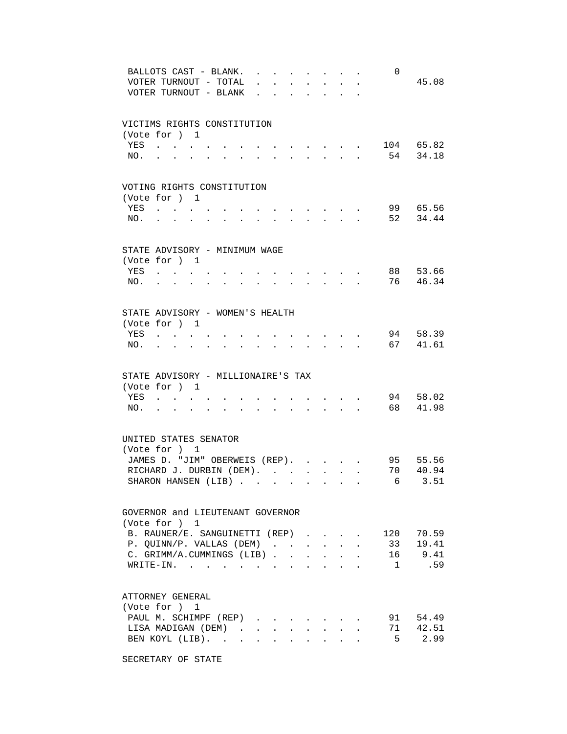| | | |
|---|---|---|
| BALLOTS CAST - BLANK | 0 | |
| VOTER TURNOUT - TOTAL | | 45.08 |
| VOTER TURNOUT - BLANK | | |

VICTIMS RIGHTS CONSTITUTION
(Vote for ) 1

| | | |
|---|---|---|
| YES | 104 | 65.82 |
| NO. | 54 | 34.18 |

VOTING RIGHTS CONSTITUTION
(Vote for ) 1

| | | |
|---|---|---|
| YES | 99 | 65.56 |
| NO. | 52 | 34.44 |

STATE ADVISORY - MINIMUM WAGE
(Vote for ) 1

| | | |
|---|---|---|
| YES | 88 | 53.66 |
| NO. | 76 | 46.34 |

STATE ADVISORY - WOMEN'S HEALTH
(Vote for ) 1

| | | |
|---|---|---|
| YES | 94 | 58.39 |
| NO. | 67 | 41.61 |

STATE ADVISORY - MILLIONAIRE'S TAX
(Vote for ) 1

| | | |
|---|---|---|
| YES | 94 | 58.02 |
| NO. | 68 | 41.98 |

UNITED STATES SENATOR
(Vote for ) 1

| | | |
|---|---|---|
| JAMES D. "JIM" OBERWEIS (REP). | 95 | 55.56 |
| RICHARD J. DURBIN (DEM). | 70 | 40.94 |
| SHARON HANSEN (LIB) | 6 | 3.51 |

GOVERNOR and LIEUTENANT GOVERNOR
(Vote for ) 1

| | | |
|---|---|---|
| B. RAUNER/E. SANGUINETTI (REP) | 120 | 70.59 |
| P. QUINN/P. VALLAS (DEM) | 33 | 19.41 |
| C. GRIMM/A.CUMMINGS (LIB) | 16 | 9.41 |
| WRITE-IN. | 1 | .59 |

ATTORNEY GENERAL
(Vote for ) 1

| | | |
|---|---|---|
| PAUL M. SCHIMPF (REP) | 91 | 54.49 |
| LISA MADIGAN (DEM) | 71 | 42.51 |
| BEN KOYL (LIB). | 5 | 2.99 |

SECRETARY OF STATE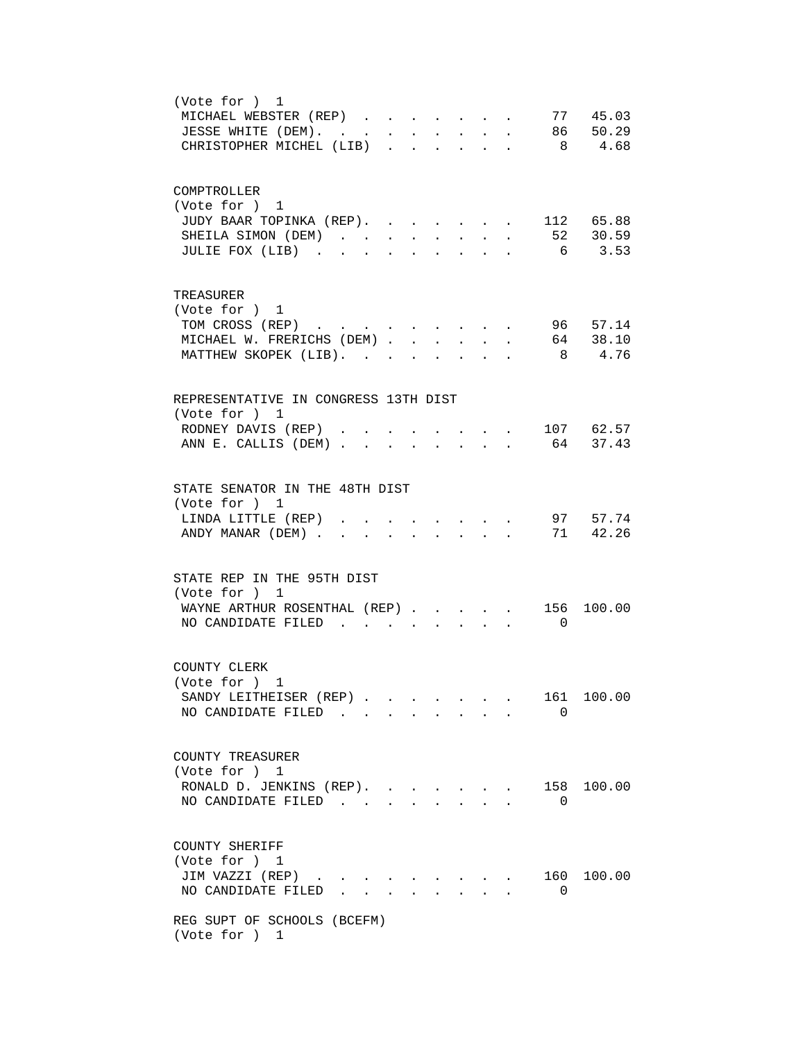(Vote for ) 1

| Candidate | Votes | Percent |
|---|---|---|
| MICHAEL WEBSTER (REP) | 77 | 45.03 |
| JESSE WHITE (DEM) | 86 | 50.29 |
| CHRISTOPHER MICHEL (LIB) | 8 | 4.68 |

COMPTROLLER
(Vote for ) 1

| Candidate | Votes | Percent |
|---|---|---|
| JUDY BAAR TOPINKA (REP) | 112 | 65.88 |
| SHEILA SIMON (DEM) | 52 | 30.59 |
| JULIE FOX (LIB) | 6 | 3.53 |

TREASURER
(Vote for ) 1

| Candidate | Votes | Percent |
|---|---|---|
| TOM CROSS (REP) | 96 | 57.14 |
| MICHAEL W. FRERICHS (DEM) | 64 | 38.10 |
| MATTHEW SKOPEK (LIB) | 8 | 4.76 |

REPRESENTATIVE IN CONGRESS 13TH DIST
(Vote for ) 1

| Candidate | Votes | Percent |
|---|---|---|
| RODNEY DAVIS (REP) | 107 | 62.57 |
| ANN E. CALLIS (DEM) | 64 | 37.43 |

STATE SENATOR IN THE 48TH DIST
(Vote for ) 1

| Candidate | Votes | Percent |
|---|---|---|
| LINDA LITTLE (REP) | 97 | 57.74 |
| ANDY MANAR (DEM) | 71 | 42.26 |

STATE REP IN THE 95TH DIST
(Vote for ) 1

| Candidate | Votes | Percent |
|---|---|---|
| WAYNE ARTHUR ROSENTHAL (REP) | 156 | 100.00 |
| NO CANDIDATE FILED | 0 | |

COUNTY CLERK
(Vote for ) 1

| Candidate | Votes | Percent |
|---|---|---|
| SANDY LEITHEISER (REP) | 161 | 100.00 |
| NO CANDIDATE FILED | 0 | |

COUNTY TREASURER
(Vote for ) 1

| Candidate | Votes | Percent |
|---|---|---|
| RONALD D. JENKINS (REP) | 158 | 100.00 |
| NO CANDIDATE FILED | 0 | |

COUNTY SHERIFF
(Vote for ) 1

| Candidate | Votes | Percent |
|---|---|---|
| JIM VAZZI (REP) | 160 | 100.00 |
| NO CANDIDATE FILED | 0 | |

REG SUPT OF SCHOOLS (BCEFM)
(Vote for ) 1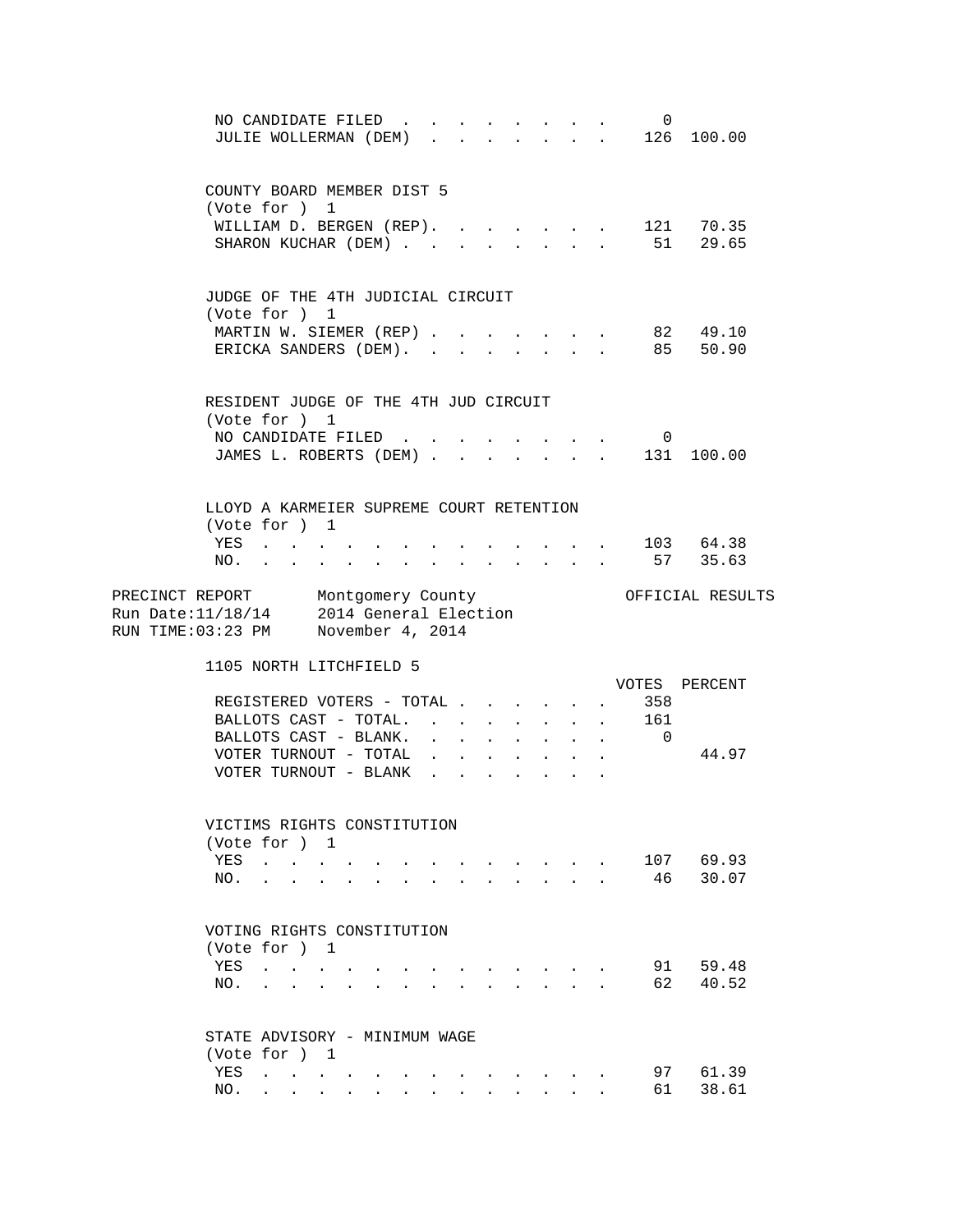| | VOTES | PERCENT |
|---|---|---|
| NO CANDIDATE FILED | 0 | |
| JULIE WOLLERMAN (DEM) | 126 | 100.00 |

COUNTY BOARD MEMBER DIST 5
(Vote for ) 1

| | VOTES | PERCENT |
|---|---|---|
| WILLIAM D. BERGEN (REP) | 121 | 70.35 |
| SHARON KUCHAR (DEM) | 51 | 29.65 |

JUDGE OF THE 4TH JUDICIAL CIRCUIT
(Vote for ) 1

| | VOTES | PERCENT |
|---|---|---|
| MARTIN W. SIEMER (REP) | 82 | 49.10 |
| ERICKA SANDERS (DEM) | 85 | 50.90 |

RESIDENT JUDGE OF THE 4TH JUD CIRCUIT
(Vote for ) 1

| | VOTES | PERCENT |
|---|---|---|
| NO CANDIDATE FILED | 0 | |
| JAMES L. ROBERTS (DEM) | 131 | 100.00 |

LLOYD A KARMEIER SUPREME COURT RETENTION
(Vote for ) 1

| | VOTES | PERCENT |
|---|---|---|
| YES | 103 | 64.38 |
| NO | 57 | 35.63 |

PRECINCT REPORT Montgomery County OFFICIAL RESULTS
Run Date:11/18/14 2014 General Election
RUN TIME:03:23 PM November 4, 2014

## 1105 NORTH LITCHFIELD 5

| | VOTES | PERCENT |
|---|---|---|
| REGISTERED VOTERS - TOTAL | 358 | |
| BALLOTS CAST - TOTAL | 161 | |
| BALLOTS CAST - BLANK | 0 | |
| VOTER TURNOUT - TOTAL | | 44.97 |
| VOTER TURNOUT - BLANK | | |

VICTIMS RIGHTS CONSTITUTION
(Vote for ) 1

| | VOTES | PERCENT |
|---|---|---|
| YES | 107 | 69.93 |
| NO | 46 | 30.07 |

VOTING RIGHTS CONSTITUTION
(Vote for ) 1

| | VOTES | PERCENT |
|---|---|---|
| YES | 91 | 59.48 |
| NO | 62 | 40.52 |

STATE ADVISORY - MINIMUM WAGE
(Vote for ) 1

| | VOTES | PERCENT |
|---|---|---|
| YES | 97 | 61.39 |
| NO | 61 | 38.61 |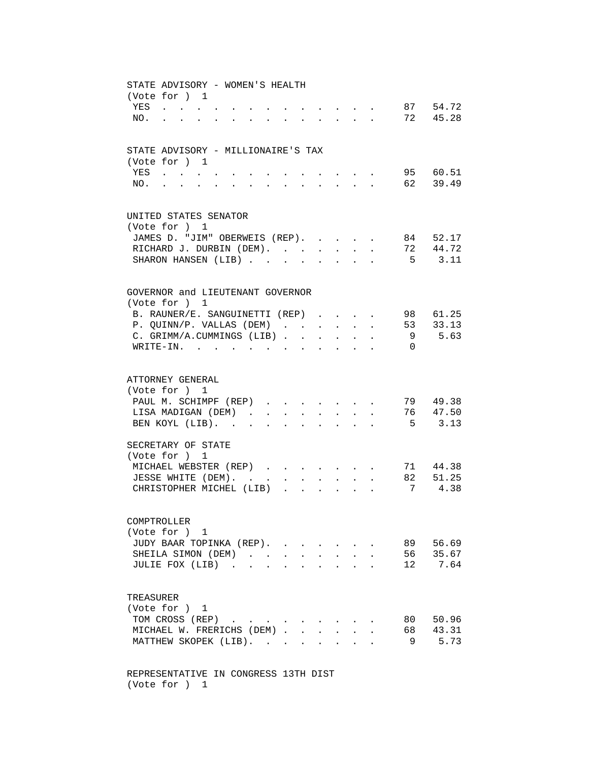## STATE ADVISORY - WOMEN'S HEALTH

(Vote for ) 1

| Choice | Votes | Percent |
|---|---|---|
| YES | 87 | 54.72 |
| NO. | 72 | 45.28 |

## STATE ADVISORY - MILLIONAIRE'S TAX

(Vote for ) 1

| Choice | Votes | Percent |
|---|---|---|
| YES | 95 | 60.51 |
| NO. | 62 | 39.49 |

## UNITED STATES SENATOR

(Vote for ) 1

| Candidate | Votes | Percent |
|---|---|---|
| JAMES D. "JIM" OBERWEIS (REP). | 84 | 52.17 |
| RICHARD J. DURBIN (DEM). | 72 | 44.72 |
| SHARON HANSEN (LIB) | 5 | 3.11 |

## GOVERNOR and LIEUTENANT GOVERNOR

(Vote for ) 1

| Candidate | Votes | Percent |
|---|---|---|
| B. RAUNER/E. SANGUINETTI (REP) | 98 | 61.25 |
| P. QUINN/P. VALLAS (DEM) | 53 | 33.13 |
| C. GRIMM/A.CUMMINGS (LIB) | 9 | 5.63 |
| WRITE-IN. | 0 | |

## ATTORNEY GENERAL

(Vote for ) 1

| Candidate | Votes | Percent |
|---|---|---|
| PAUL M. SCHIMPF (REP) | 79 | 49.38 |
| LISA MADIGAN (DEM) | 76 | 47.50 |
| BEN KOYL (LIB). | 5 | 3.13 |

## SECRETARY OF STATE

(Vote for ) 1

| Candidate | Votes | Percent |
|---|---|---|
| MICHAEL WEBSTER (REP) | 71 | 44.38 |
| JESSE WHITE (DEM). | 82 | 51.25 |
| CHRISTOPHER MICHEL (LIB) | 7 | 4.38 |

## COMPTROLLER

(Vote for ) 1

| Candidate | Votes | Percent |
|---|---|---|
| JUDY BAAR TOPINKA (REP). | 89 | 56.69 |
| SHEILA SIMON (DEM) | 56 | 35.67 |
| JULIE FOX (LIB) | 12 | 7.64 |

## TREASURER

(Vote for ) 1

| Candidate | Votes | Percent |
|---|---|---|
| TOM CROSS (REP) | 80 | 50.96 |
| MICHAEL W. FRERICHS (DEM) | 68 | 43.31 |
| MATTHEW SKOPEK (LIB). | 9 | 5.73 |

## REPRESENTATIVE IN CONGRESS 13TH DIST

(Vote for ) 1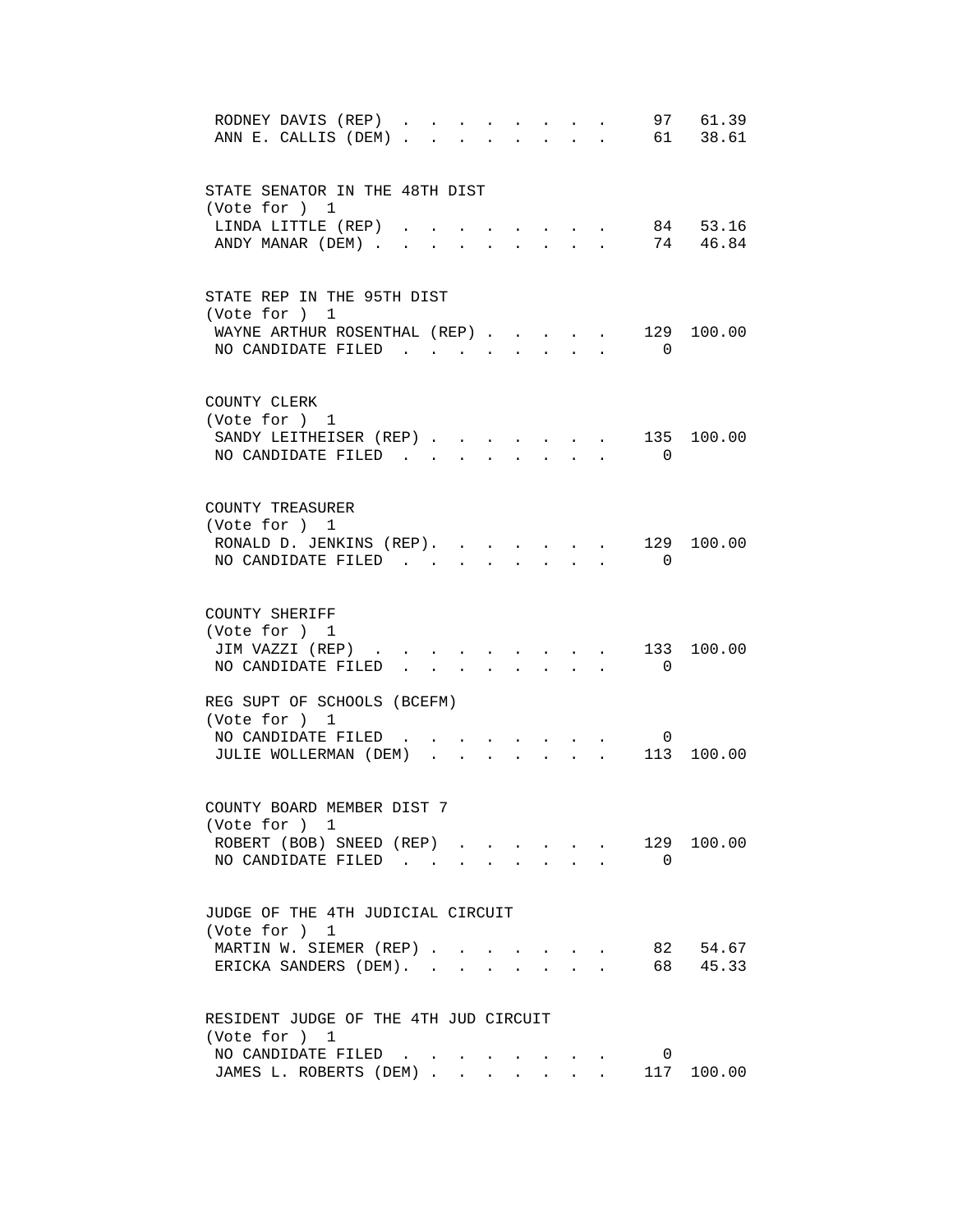RODNEY DAVIS (REP) . . . . . . . . . 97 61.39
ANN E. CALLIS (DEM) . . . . . . . . . 61 38.61

STATE SENATOR IN THE 48TH DIST
(Vote for ) 1

| Candidate | Votes | Percent |
|---|---|---|
| LINDA LITTLE (REP) | 84 | 53.16 |
| ANDY MANAR (DEM) | 74 | 46.84 |

STATE REP IN THE 95TH DIST
(Vote for ) 1

| Candidate | Votes | Percent |
|---|---|---|
| WAYNE ARTHUR ROSENTHAL (REP) | 129 | 100.00 |
| NO CANDIDATE FILED | 0 | |

COUNTY CLERK
(Vote for ) 1

| Candidate | Votes | Percent |
|---|---|---|
| SANDY LEITHEISER (REP) | 135 | 100.00 |
| NO CANDIDATE FILED | 0 | |

COUNTY TREASURER
(Vote for ) 1

| Candidate | Votes | Percent |
|---|---|---|
| RONALD D. JENKINS (REP) | 129 | 100.00 |
| NO CANDIDATE FILED | 0 | |

COUNTY SHERIFF
(Vote for ) 1

| Candidate | Votes | Percent |
|---|---|---|
| JIM VAZZI (REP) | 133 | 100.00 |
| NO CANDIDATE FILED | 0 | |

REG SUPT OF SCHOOLS (BCEFM)
(Vote for ) 1

| Candidate | Votes | Percent |
|---|---|---|
| NO CANDIDATE FILED | 0 | |
| JULIE WOLLERMAN (DEM) | 113 | 100.00 |

COUNTY BOARD MEMBER DIST 7
(Vote for ) 1

| Candidate | Votes | Percent |
|---|---|---|
| ROBERT (BOB) SNEED (REP) | 129 | 100.00 |
| NO CANDIDATE FILED | 0 | |

JUDGE OF THE 4TH JUDICIAL CIRCUIT
(Vote for ) 1

| Candidate | Votes | Percent |
|---|---|---|
| MARTIN W. SIEMER (REP) | 82 | 54.67 |
| ERICKA SANDERS (DEM) | 68 | 45.33 |

RESIDENT JUDGE OF THE 4TH JUD CIRCUIT
(Vote for ) 1

| Candidate | Votes | Percent |
|---|---|---|
| NO CANDIDATE FILED | 0 | |
| JAMES L. ROBERTS (DEM) | 117 | 100.00 |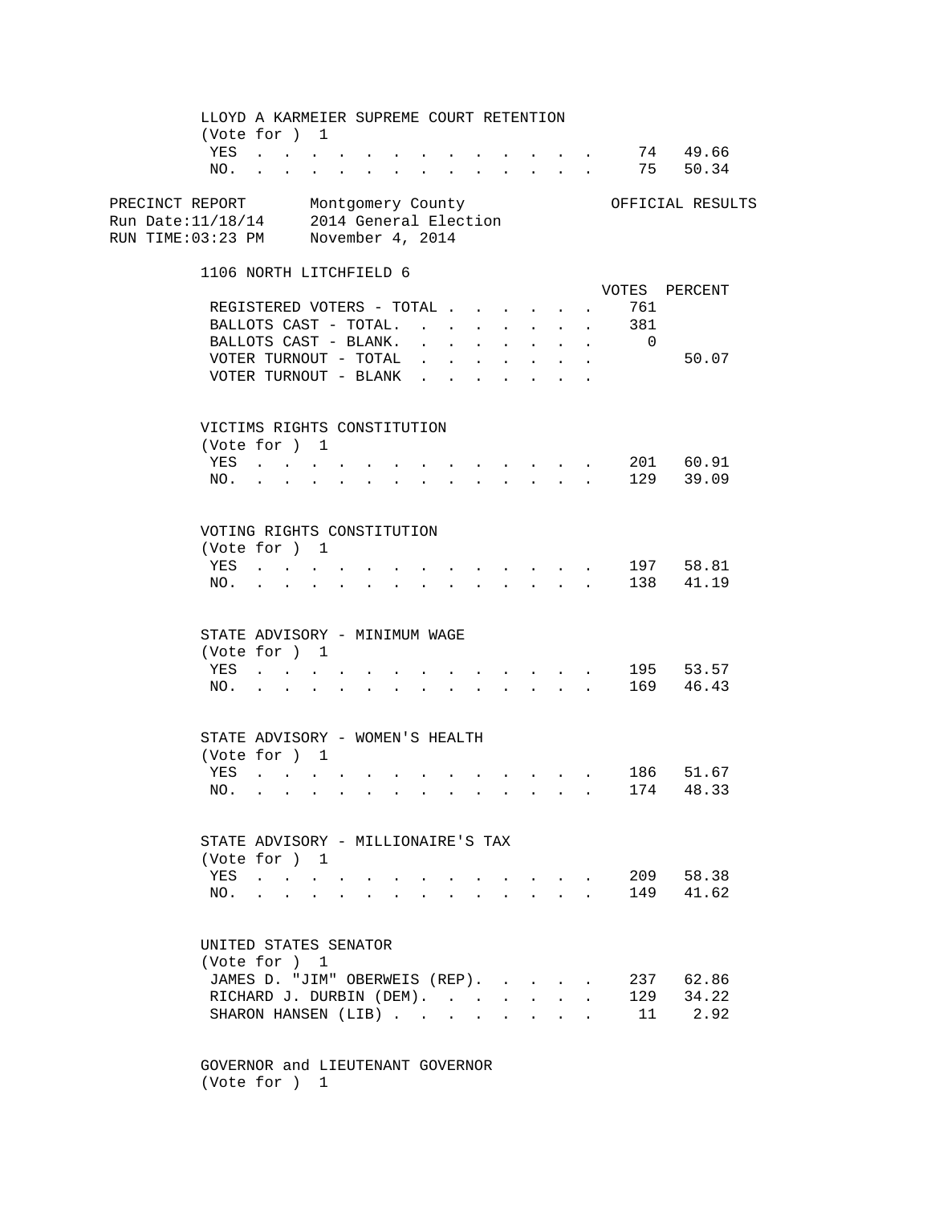LLOYD A KARMEIER SUPREME COURT RETENTION
(Vote for ) 1

| | VOTES | PERCENT |
|---|---|---|
| YES | 74 | 49.66 |
| NO. | 75 | 50.34 |

PRECINCT REPORT Montgomery County OFFICIAL RESULTS
Run Date:11/18/14 2014 General Election
RUN TIME:03:23 PM November 4, 2014

## 1106 NORTH LITCHFIELD 6

| | VOTES | PERCENT |
|---|---|---|
| REGISTERED VOTERS - TOTAL | 761 | |
| BALLOTS CAST - TOTAL. | 381 | |
| BALLOTS CAST - BLANK. | 0 | |
| VOTER TURNOUT - TOTAL | | 50.07 |
| VOTER TURNOUT - BLANK | | |

VICTIMS RIGHTS CONSTITUTION
(Vote for ) 1

| | VOTES | PERCENT |
|---|---|---|
| YES | 201 | 60.91 |
| NO. | 129 | 39.09 |

VOTING RIGHTS CONSTITUTION
(Vote for ) 1

| | VOTES | PERCENT |
|---|---|---|
| YES | 197 | 58.81 |
| NO. | 138 | 41.19 |

STATE ADVISORY - MINIMUM WAGE
(Vote for ) 1

| | VOTES | PERCENT |
|---|---|---|
| YES | 195 | 53.57 |
| NO. | 169 | 46.43 |

STATE ADVISORY - WOMEN'S HEALTH
(Vote for ) 1

| | VOTES | PERCENT |
|---|---|---|
| YES | 186 | 51.67 |
| NO. | 174 | 48.33 |

STATE ADVISORY - MILLIONAIRE'S TAX
(Vote for ) 1

| | VOTES | PERCENT |
|---|---|---|
| YES | 209 | 58.38 |
| NO. | 149 | 41.62 |

UNITED STATES SENATOR
(Vote for ) 1

| | VOTES | PERCENT |
|---|---|---|
| JAMES D. "JIM" OBERWEIS (REP). | 237 | 62.86 |
| RICHARD J. DURBIN (DEM). | 129 | 34.22 |
| SHARON HANSEN (LIB) | 11 | 2.92 |

GOVERNOR and LIEUTENANT GOVERNOR
(Vote for ) 1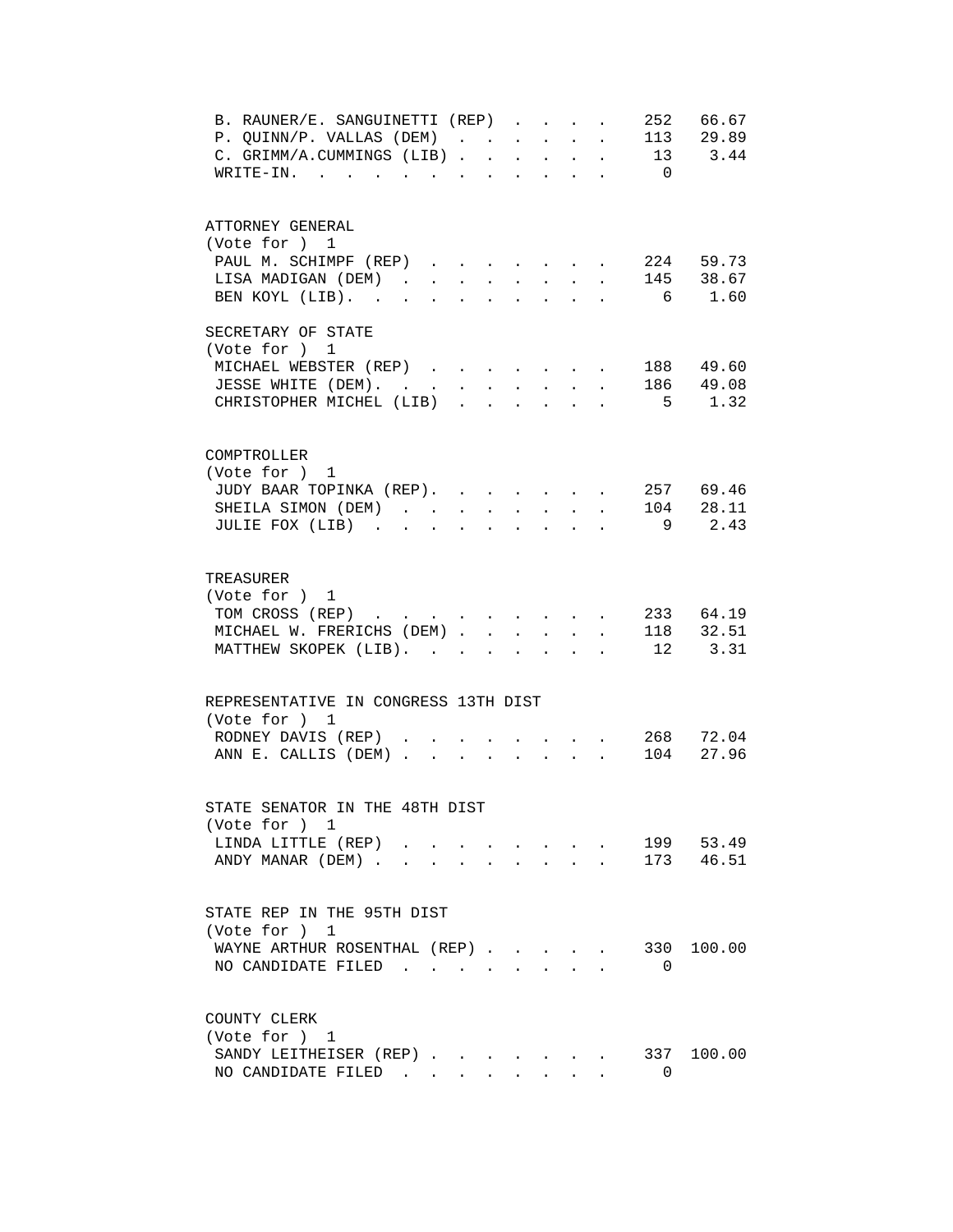| | | |
|---|---|---|
| B. RAUNER/E. SANGUINETTI (REP) | 252 | 66.67 |
| P. QUINN/P. VALLAS (DEM) | 113 | 29.89 |
| C. GRIMM/A.CUMMINGS (LIB) | 13 | 3.44 |
| WRITE-IN. | 0 | |

ATTORNEY GENERAL
(Vote for ) 1

| | | |
|---|---|---|
| PAUL M. SCHIMPF (REP) | 224 | 59.73 |
| LISA MADIGAN (DEM) | 145 | 38.67 |
| BEN KOYL (LIB). | 6 | 1.60 |

SECRETARY OF STATE
(Vote for ) 1

| | | |
|---|---|---|
| MICHAEL WEBSTER (REP) | 188 | 49.60 |
| JESSE WHITE (DEM). | 186 | 49.08 |
| CHRISTOPHER MICHEL (LIB) | 5 | 1.32 |

COMPTROLLER
(Vote for ) 1

| | | |
|---|---|---|
| JUDY BAAR TOPINKA (REP). | 257 | 69.46 |
| SHEILA SIMON (DEM) | 104 | 28.11 |
| JULIE FOX (LIB) | 9 | 2.43 |

TREASURER
(Vote for ) 1

| | | |
|---|---|---|
| TOM CROSS (REP) | 233 | 64.19 |
| MICHAEL W. FRERICHS (DEM) | 118 | 32.51 |
| MATTHEW SKOPEK (LIB). | 12 | 3.31 |

REPRESENTATIVE IN CONGRESS 13TH DIST
(Vote for ) 1

| | | |
|---|---|---|
| RODNEY DAVIS (REP) | 268 | 72.04 |
| ANN E. CALLIS (DEM) | 104 | 27.96 |

STATE SENATOR IN THE 48TH DIST
(Vote for ) 1

| | | |
|---|---|---|
| LINDA LITTLE (REP) | 199 | 53.49 |
| ANDY MANAR (DEM) | 173 | 46.51 |

STATE REP IN THE 95TH DIST
(Vote for ) 1

| | | |
|---|---|---|
| WAYNE ARTHUR ROSENTHAL (REP) | 330 | 100.00 |
| NO CANDIDATE FILED | 0 | |

COUNTY CLERK
(Vote for ) 1

| | | |
|---|---|---|
| SANDY LEITHEISER (REP) | 337 | 100.00 |
| NO CANDIDATE FILED | 0 | |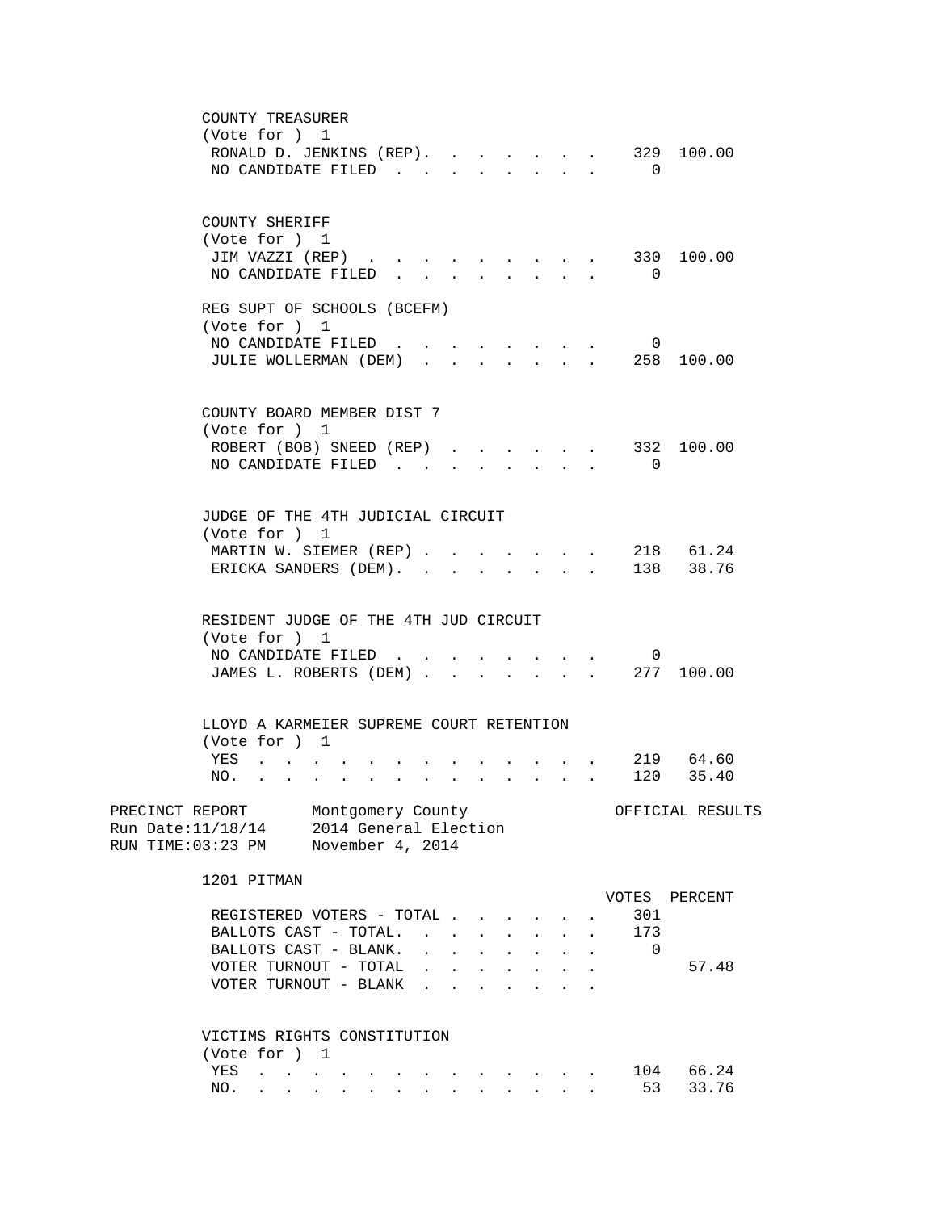COUNTY TREASURER
(Vote for ) 1

| Candidate | Votes | Percent |
|---|---|---|
| RONALD D. JENKINS (REP) | 329 | 100.00 |
| NO CANDIDATE FILED | 0 | |

COUNTY SHERIFF
(Vote for ) 1

| Candidate | Votes | Percent |
|---|---|---|
| JIM VAZZI (REP) | 330 | 100.00 |
| NO CANDIDATE FILED | 0 | |

REG SUPT OF SCHOOLS (BCEFM)
(Vote for ) 1

| Candidate | Votes | Percent |
|---|---|---|
| NO CANDIDATE FILED | 0 | |
| JULIE WOLLERMAN (DEM) | 258 | 100.00 |

COUNTY BOARD MEMBER DIST 7
(Vote for ) 1

| Candidate | Votes | Percent |
|---|---|---|
| ROBERT (BOB) SNEED (REP) | 332 | 100.00 |
| NO CANDIDATE FILED | 0 | |

JUDGE OF THE 4TH JUDICIAL CIRCUIT
(Vote for ) 1

| Candidate | Votes | Percent |
|---|---|---|
| MARTIN W. SIEMER (REP) | 218 | 61.24 |
| ERICKA SANDERS (DEM) | 138 | 38.76 |

RESIDENT JUDGE OF THE 4TH JUD CIRCUIT
(Vote for ) 1

| Candidate | Votes | Percent |
|---|---|---|
| NO CANDIDATE FILED | 0 | |
| JAMES L. ROBERTS (DEM) | 277 | 100.00 |

LLOYD A KARMEIER SUPREME COURT RETENTION
(Vote for ) 1

| Choice | Votes | Percent |
|---|---|---|
| YES | 219 | 64.60 |
| NO | 120 | 35.40 |

PRECINCT REPORT — Montgomery County — OFFICIAL RESULTS
Run Date:11/18/14 — 2014 General Election
RUN TIME:03:23 PM — November 4, 2014

## 1201 PITMAN

| | VOTES | PERCENT |
|---|---|---|
| REGISTERED VOTERS - TOTAL | 301 | |
| BALLOTS CAST - TOTAL | 173 | |
| BALLOTS CAST - BLANK | 0 | |
| VOTER TURNOUT - TOTAL | | 57.48 |
| VOTER TURNOUT - BLANK | | |

VICTIMS RIGHTS CONSTITUTION
(Vote for ) 1

| Choice | Votes | Percent |
|---|---|---|
| YES | 104 | 66.24 |
| NO | 53 | 33.76 |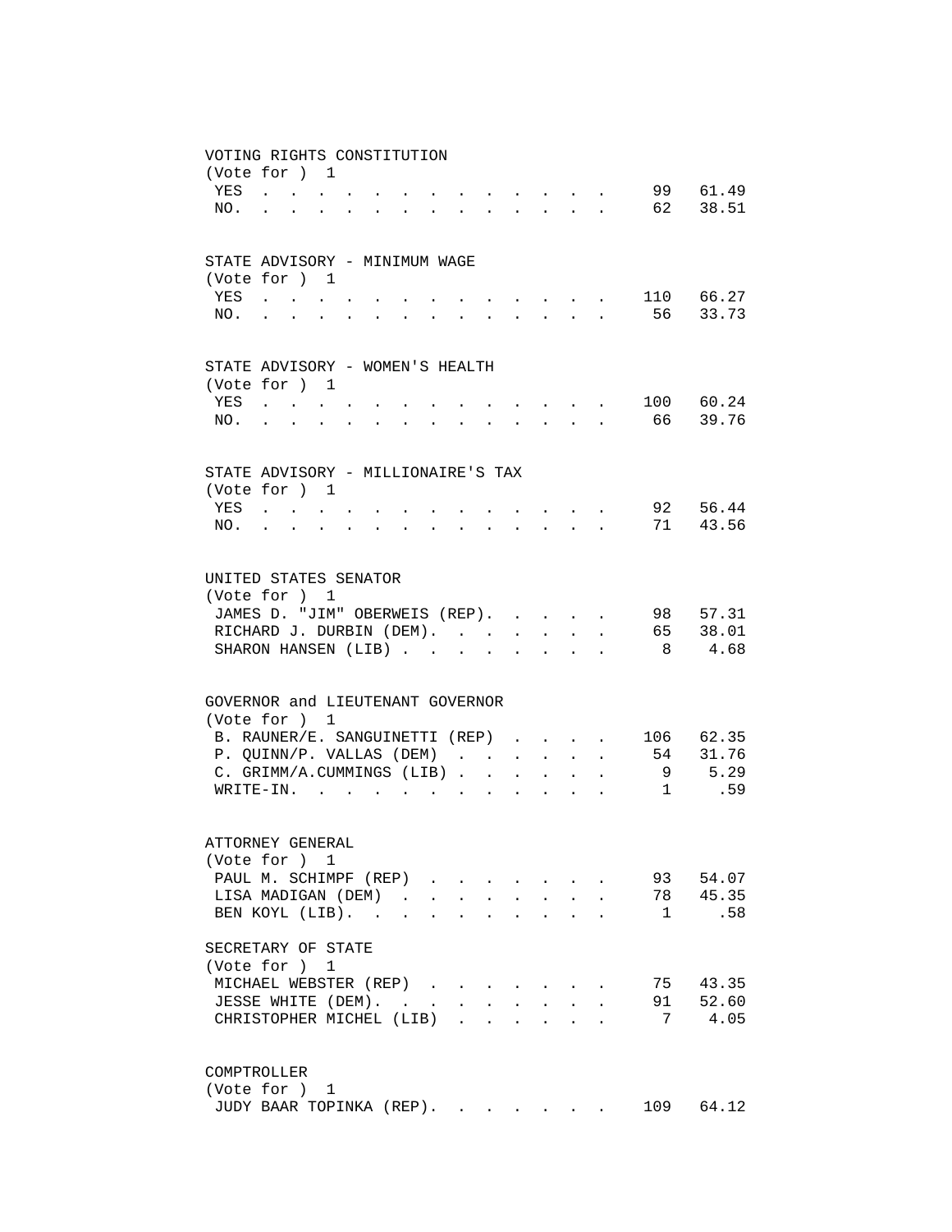VOTING RIGHTS CONSTITUTION
(Vote for ) 1

| | | |
|---|---|---|
| YES | 99 | 61.49 |
| NO. | 62 | 38.51 |

STATE ADVISORY - MINIMUM WAGE
(Vote for ) 1

| | | |
|---|---|---|
| YES | 110 | 66.27 |
| NO. | 56 | 33.73 |

STATE ADVISORY - WOMEN'S HEALTH
(Vote for ) 1

| | | |
|---|---|---|
| YES | 100 | 60.24 |
| NO. | 66 | 39.76 |

STATE ADVISORY - MILLIONAIRE'S TAX
(Vote for ) 1

| | | |
|---|---|---|
| YES | 92 | 56.44 |
| NO. | 71 | 43.56 |

UNITED STATES SENATOR
(Vote for ) 1

| | | |
|---|---|---|
| JAMES D. "JIM" OBERWEIS (REP). | 98 | 57.31 |
| RICHARD J. DURBIN (DEM). | 65 | 38.01 |
| SHARON HANSEN (LIB) | 8 | 4.68 |

GOVERNOR and LIEUTENANT GOVERNOR
(Vote for ) 1

| | | |
|---|---|---|
| B. RAUNER/E. SANGUINETTI (REP) | 106 | 62.35 |
| P. QUINN/P. VALLAS (DEM) | 54 | 31.76 |
| C. GRIMM/A.CUMMINGS (LIB) | 9 | 5.29 |
| WRITE-IN. | 1 | .59 |

ATTORNEY GENERAL
(Vote for ) 1

| | | |
|---|---|---|
| PAUL M. SCHIMPF (REP) | 93 | 54.07 |
| LISA MADIGAN (DEM) | 78 | 45.35 |
| BEN KOYL (LIB). | 1 | .58 |

SECRETARY OF STATE
(Vote for ) 1

| | | |
|---|---|---|
| MICHAEL WEBSTER (REP) | 75 | 43.35 |
| JESSE WHITE (DEM). | 91 | 52.60 |
| CHRISTOPHER MICHEL (LIB) | 7 | 4.05 |

COMPTROLLER
(Vote for ) 1

| | | |
|---|---|---|
| JUDY BAAR TOPINKA (REP). | 109 | 64.12 |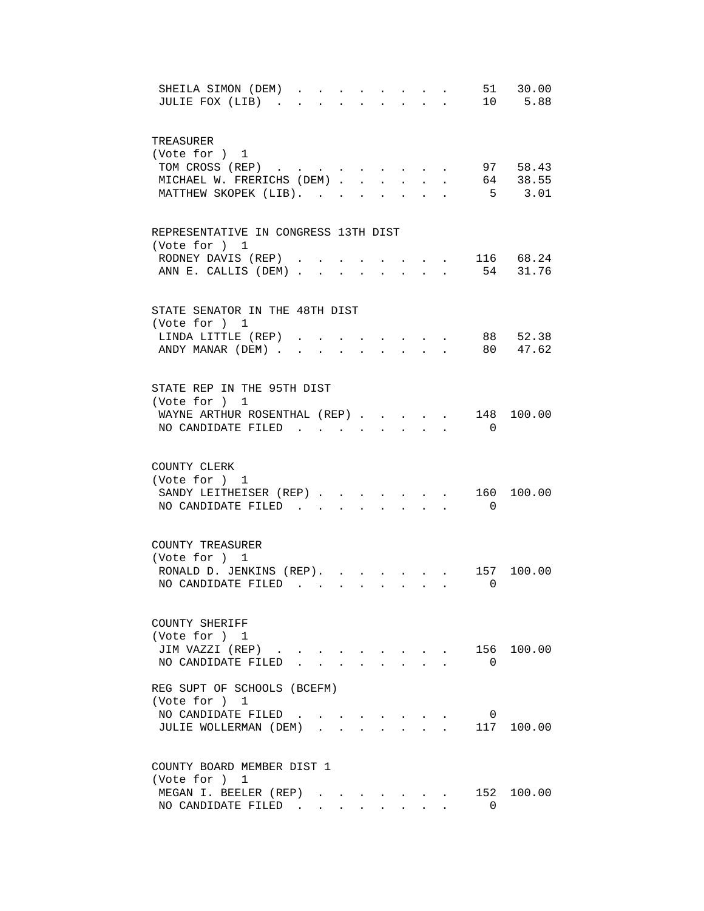| | | |
|---|---|---|
| SHEILA SIMON (DEM) | 51 | 30.00 |
| JULIE FOX (LIB) | 10 | 5.88 |

TREASURER
(Vote for ) 1

| | | |
|---|---|---|
| TOM CROSS (REP) | 97 | 58.43 |
| MICHAEL W. FRERICHS (DEM) | 64 | 38.55 |
| MATTHEW SKOPEK (LIB) | 5 | 3.01 |

REPRESENTATIVE IN CONGRESS 13TH DIST
(Vote for ) 1

| | | |
|---|---|---|
| RODNEY DAVIS (REP) | 116 | 68.24 |
| ANN E. CALLIS (DEM) | 54 | 31.76 |

STATE SENATOR IN THE 48TH DIST
(Vote for ) 1

| | | |
|---|---|---|
| LINDA LITTLE (REP) | 88 | 52.38 |
| ANDY MANAR (DEM) | 80 | 47.62 |

STATE REP IN THE 95TH DIST
(Vote for ) 1

| | | |
|---|---|---|
| WAYNE ARTHUR ROSENTHAL (REP) | 148 | 100.00 |
| NO CANDIDATE FILED | 0 | |

COUNTY CLERK
(Vote for ) 1

| | | |
|---|---|---|
| SANDY LEITHEISER (REP) | 160 | 100.00 |
| NO CANDIDATE FILED | 0 | |

COUNTY TREASURER
(Vote for ) 1

| | | |
|---|---|---|
| RONALD D. JENKINS (REP) | 157 | 100.00 |
| NO CANDIDATE FILED | 0 | |

COUNTY SHERIFF
(Vote for ) 1

| | | |
|---|---|---|
| JIM VAZZI (REP) | 156 | 100.00 |
| NO CANDIDATE FILED | 0 | |

REG SUPT OF SCHOOLS (BCEFM)
(Vote for ) 1

| | | |
|---|---|---|
| NO CANDIDATE FILED | 0 | |
| JULIE WOLLERMAN (DEM) | 117 | 100.00 |

COUNTY BOARD MEMBER DIST 1
(Vote for ) 1

| | | |
|---|---|---|
| MEGAN I. BEELER (REP) | 152 | 100.00 |
| NO CANDIDATE FILED | 0 | |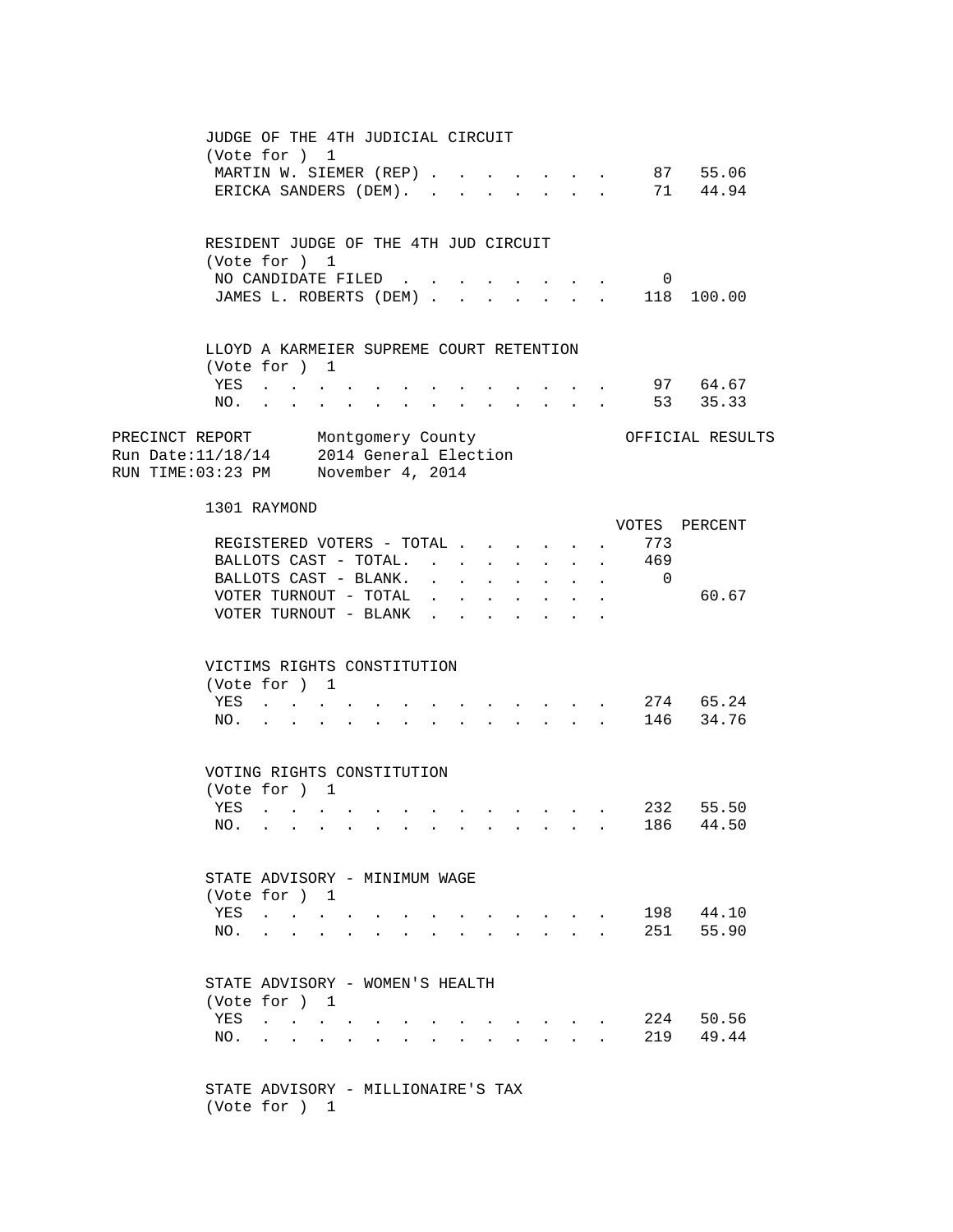JUDGE OF THE 4TH JUDICIAL CIRCUIT
(Vote for ) 1

| | VOTES | PERCENT |
|---|---|---|
| MARTIN W. SIEMER (REP) | 87 | 55.06 |
| ERICKA SANDERS (DEM) | 71 | 44.94 |

RESIDENT JUDGE OF THE 4TH JUD CIRCUIT
(Vote for ) 1

| | VOTES | PERCENT |
|---|---|---|
| NO CANDIDATE FILED | 0 | |
| JAMES L. ROBERTS (DEM) | 118 | 100.00 |

LLOYD A KARMEIER SUPREME COURT RETENTION
(Vote for ) 1

| | VOTES | PERCENT |
|---|---|---|
| YES | 97 | 64.67 |
| NO. | 53 | 35.33 |

PRECINCT REPORT Montgomery County OFFICIAL RESULTS
Run Date:11/18/14 2014 General Election
RUN TIME:03:23 PM November 4, 2014

## 1301 RAYMOND

| | VOTES | PERCENT |
|---|---|---|
| REGISTERED VOTERS - TOTAL | 773 | |
| BALLOTS CAST - TOTAL. | 469 | |
| BALLOTS CAST - BLANK. | 0 | |
| VOTER TURNOUT - TOTAL | | 60.67 |
| VOTER TURNOUT - BLANK | | |

VICTIMS RIGHTS CONSTITUTION
(Vote for ) 1

| | VOTES | PERCENT |
|---|---|---|
| YES | 274 | 65.24 |
| NO. | 146 | 34.76 |

VOTING RIGHTS CONSTITUTION
(Vote for ) 1

| | VOTES | PERCENT |
|---|---|---|
| YES | 232 | 55.50 |
| NO. | 186 | 44.50 |

STATE ADVISORY - MINIMUM WAGE
(Vote for ) 1

| | VOTES | PERCENT |
|---|---|---|
| YES | 198 | 44.10 |
| NO. | 251 | 55.90 |

STATE ADVISORY - WOMEN'S HEALTH
(Vote for ) 1

| | VOTES | PERCENT |
|---|---|---|
| YES | 224 | 50.56 |
| NO. | 219 | 49.44 |

STATE ADVISORY - MILLIONAIRE'S TAX
(Vote for ) 1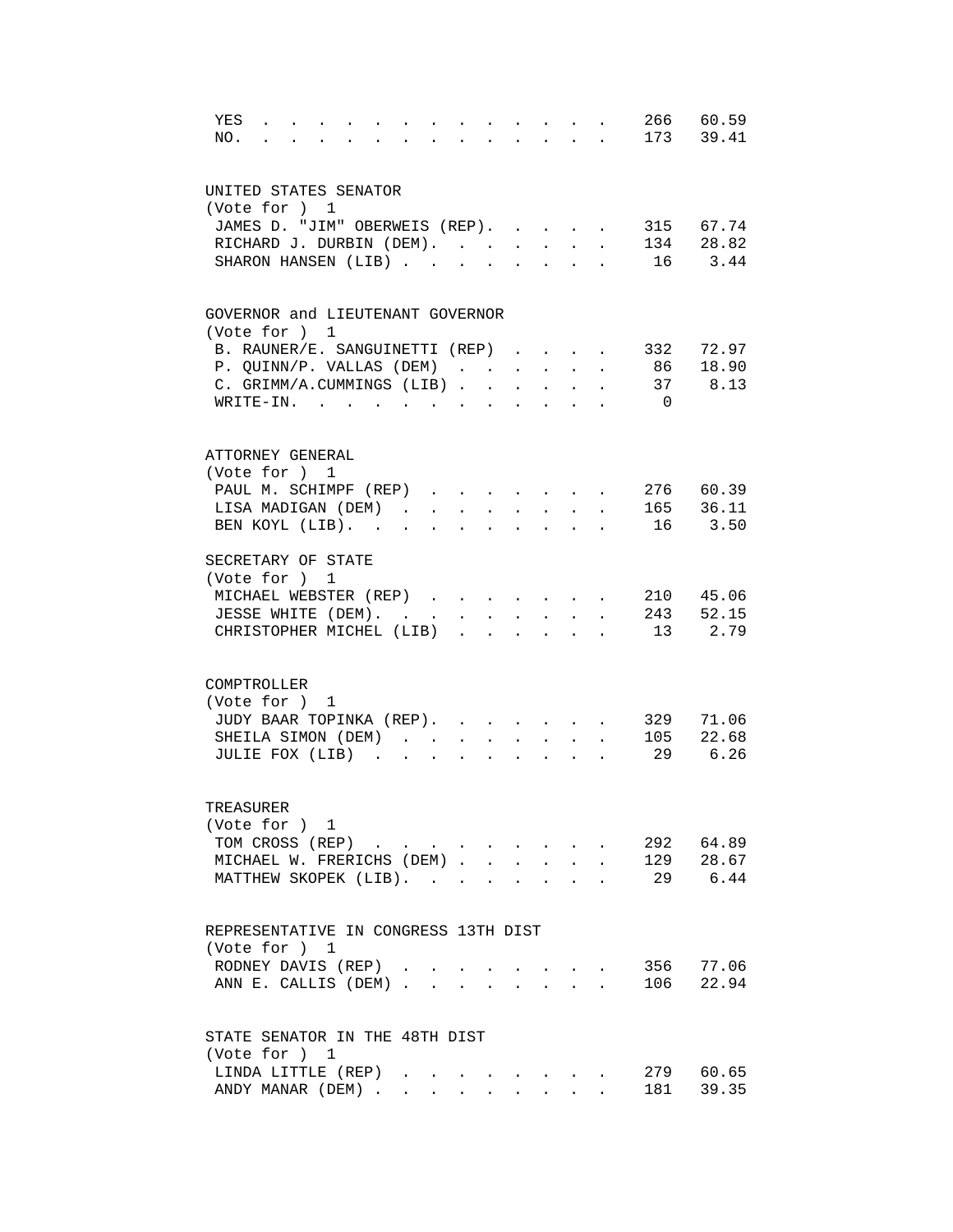| | | |
|---|---|---|
| YES | 266 | 60.59 |
| NO. | 173 | 39.41 |

## UNITED STATES SENATOR

(Vote for ) 1

| Candidate | Votes | Percent |
|---|---|---|
| JAMES D. "JIM" OBERWEIS (REP). | 315 | 67.74 |
| RICHARD J. DURBIN (DEM). | 134 | 28.82 |
| SHARON HANSEN (LIB) | 16 | 3.44 |

## GOVERNOR and LIEUTENANT GOVERNOR

(Vote for ) 1

| Candidate | Votes | Percent |
|---|---|---|
| B. RAUNER/E. SANGUINETTI (REP) | 332 | 72.97 |
| P. QUINN/P. VALLAS (DEM) | 86 | 18.90 |
| C. GRIMM/A.CUMMINGS (LIB) | 37 | 8.13 |
| WRITE-IN. | 0 | |

## ATTORNEY GENERAL

(Vote for ) 1

| Candidate | Votes | Percent |
|---|---|---|
| PAUL M. SCHIMPF (REP) | 276 | 60.39 |
| LISA MADIGAN (DEM) | 165 | 36.11 |
| BEN KOYL (LIB). | 16 | 3.50 |

## SECRETARY OF STATE

(Vote for ) 1

| Candidate | Votes | Percent |
|---|---|---|
| MICHAEL WEBSTER (REP) | 210 | 45.06 |
| JESSE WHITE (DEM). | 243 | 52.15 |
| CHRISTOPHER MICHEL (LIB) | 13 | 2.79 |

## COMPTROLLER

(Vote for ) 1

| Candidate | Votes | Percent |
|---|---|---|
| JUDY BAAR TOPINKA (REP). | 329 | 71.06 |
| SHEILA SIMON (DEM) | 105 | 22.68 |
| JULIE FOX (LIB) | 29 | 6.26 |

## TREASURER

(Vote for ) 1

| Candidate | Votes | Percent |
|---|---|---|
| TOM CROSS (REP) | 292 | 64.89 |
| MICHAEL W. FRERICHS (DEM) | 129 | 28.67 |
| MATTHEW SKOPEK (LIB). | 29 | 6.44 |

## REPRESENTATIVE IN CONGRESS 13TH DIST

(Vote for ) 1

| Candidate | Votes | Percent |
|---|---|---|
| RODNEY DAVIS (REP) | 356 | 77.06 |
| ANN E. CALLIS (DEM) | 106 | 22.94 |

## STATE SENATOR IN THE 48TH DIST

(Vote for ) 1

| Candidate | Votes | Percent |
|---|---|---|
| LINDA LITTLE (REP) | 279 | 60.65 |
| ANDY MANAR (DEM) | 181 | 39.35 |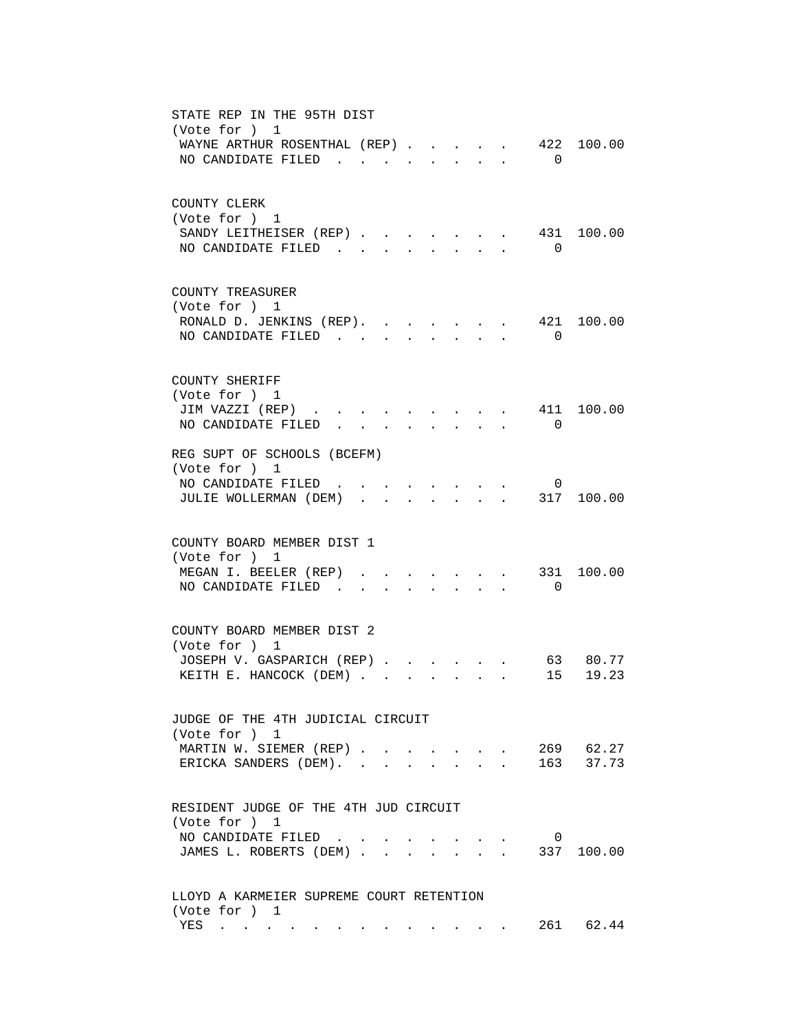STATE REP IN THE 95TH DIST
(Vote for ) 1

| | | |
|---|---|---|
| WAYNE ARTHUR ROSENTHAL (REP) | 422 | 100.00 |
| NO CANDIDATE FILED | 0 | |

COUNTY CLERK
(Vote for ) 1

| | | |
|---|---|---|
| SANDY LEITHEISER (REP) | 431 | 100.00 |
| NO CANDIDATE FILED | 0 | |

COUNTY TREASURER
(Vote for ) 1

| | | |
|---|---|---|
| RONALD D. JENKINS (REP) | 421 | 100.00 |
| NO CANDIDATE FILED | 0 | |

COUNTY SHERIFF
(Vote for ) 1

| | | |
|---|---|---|
| JIM VAZZI (REP) | 411 | 100.00 |
| NO CANDIDATE FILED | 0 | |

REG SUPT OF SCHOOLS (BCEFM)
(Vote for ) 1

| | | |
|---|---|---|
| NO CANDIDATE FILED | 0 | |
| JULIE WOLLERMAN (DEM) | 317 | 100.00 |

COUNTY BOARD MEMBER DIST 1
(Vote for ) 1

| | | |
|---|---|---|
| MEGAN I. BEELER (REP) | 331 | 100.00 |
| NO CANDIDATE FILED | 0 | |

COUNTY BOARD MEMBER DIST 2
(Vote for ) 1

| | | |
|---|---|---|
| JOSEPH V. GASPARICH (REP) | 63 | 80.77 |
| KEITH E. HANCOCK (DEM) | 15 | 19.23 |

JUDGE OF THE 4TH JUDICIAL CIRCUIT
(Vote for ) 1

| | | |
|---|---|---|
| MARTIN W. SIEMER (REP) | 269 | 62.27 |
| ERICKA SANDERS (DEM) | 163 | 37.73 |

RESIDENT JUDGE OF THE 4TH JUD CIRCUIT
(Vote for ) 1

| | | |
|---|---|---|
| NO CANDIDATE FILED | 0 | |
| JAMES L. ROBERTS (DEM) | 337 | 100.00 |

LLOYD A KARMEIER SUPREME COURT RETENTION
(Vote for ) 1

| | | |
|---|---|---|
| YES | 261 | 62.44 |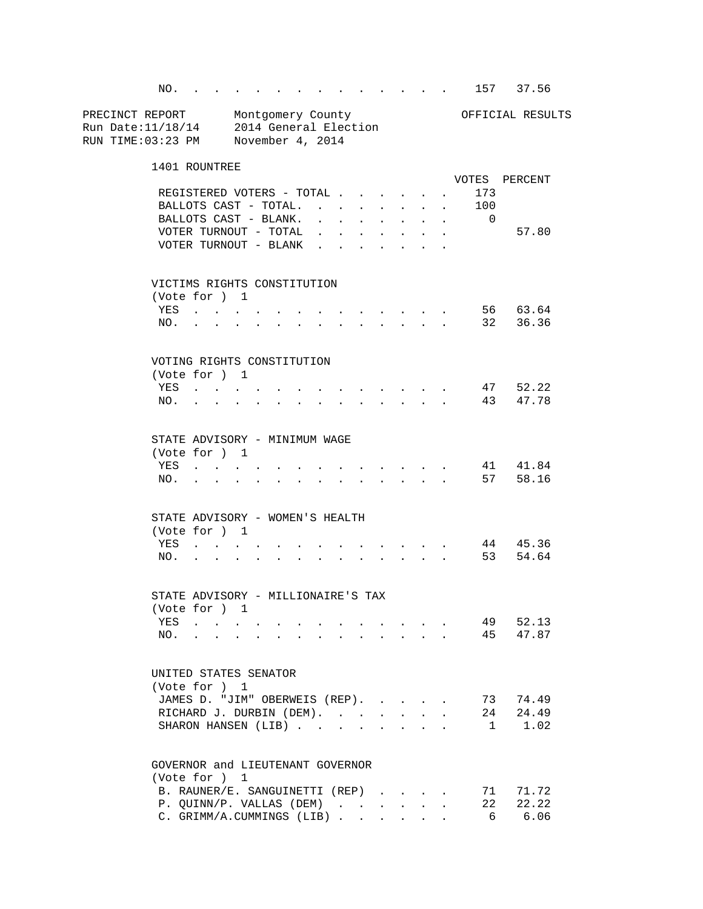| | VOTES | PERCENT |
|---|---|---|
| NO. | 157 | 37.56 |

PRECINCT REPORT Montgomery County OFFICIAL RESULTS
Run Date:11/18/14 2014 General Election
RUN TIME:03:23 PM November 4, 2014

## 1401 ROUNTREE

| | VOTES | PERCENT |
|---|---|---|
| REGISTERED VOTERS - TOTAL | 173 | |
| BALLOTS CAST - TOTAL. | 100 | |
| BALLOTS CAST - BLANK. | 0 | |
| VOTER TURNOUT - TOTAL | | 57.80 |
| VOTER TURNOUT - BLANK | | |

### VICTIMS RIGHTS CONSTITUTION
(Vote for ) 1

| | VOTES | PERCENT |
|---|---|---|
| YES | 56 | 63.64 |
| NO. | 32 | 36.36 |

### VOTING RIGHTS CONSTITUTION
(Vote for ) 1

| | VOTES | PERCENT |
|---|---|---|
| YES | 47 | 52.22 |
| NO. | 43 | 47.78 |

### STATE ADVISORY - MINIMUM WAGE
(Vote for ) 1

| | VOTES | PERCENT |
|---|---|---|
| YES | 41 | 41.84 |
| NO. | 57 | 58.16 |

### STATE ADVISORY - WOMEN'S HEALTH
(Vote for ) 1

| | VOTES | PERCENT |
|---|---|---|
| YES | 44 | 45.36 |
| NO. | 53 | 54.64 |

### STATE ADVISORY - MILLIONAIRE'S TAX
(Vote for ) 1

| | VOTES | PERCENT |
|---|---|---|
| YES | 49 | 52.13 |
| NO. | 45 | 47.87 |

### UNITED STATES SENATOR
(Vote for ) 1

| | VOTES | PERCENT |
|---|---|---|
| JAMES D. "JIM" OBERWEIS (REP). | 73 | 74.49 |
| RICHARD J. DURBIN (DEM). | 24 | 24.49 |
| SHARON HANSEN (LIB) | 1 | 1.02 |

### GOVERNOR and LIEUTENANT GOVERNOR
(Vote for ) 1

| | VOTES | PERCENT |
|---|---|---|
| B. RAUNER/E. SANGUINETTI (REP) | 71 | 71.72 |
| P. QUINN/P. VALLAS (DEM) | 22 | 22.22 |
| C. GRIMM/A.CUMMINGS (LIB) | 6 | 6.06 |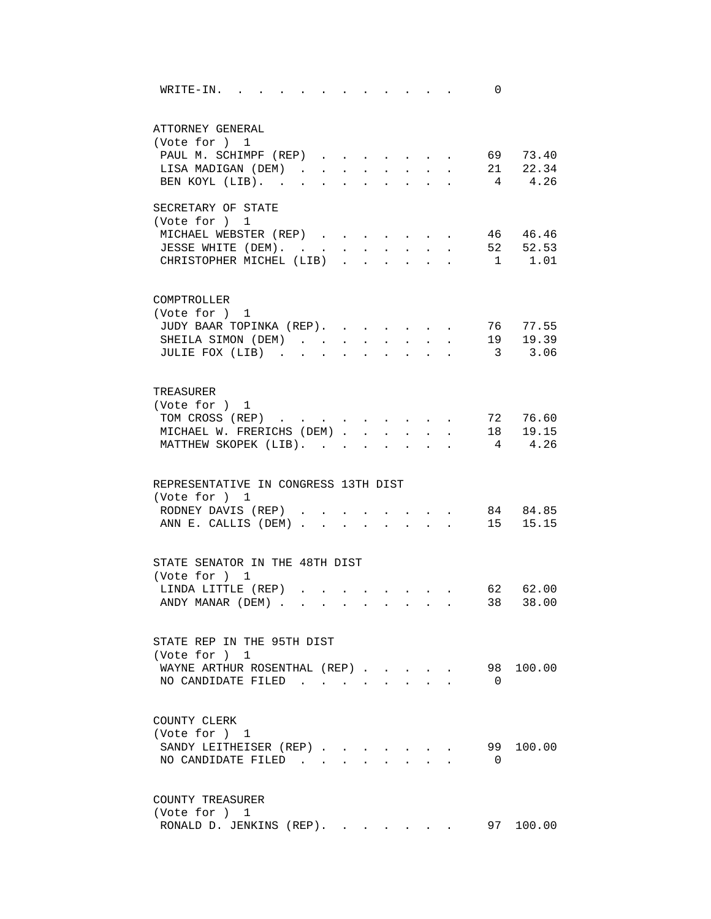WRITE-IN. . . . . . . . . . . . . . 0

ATTORNEY GENERAL
(Vote for ) 1

| Candidate | Votes | Percent |
|---|---|---|
| PAUL M. SCHIMPF (REP) | 69 | 73.40 |
| LISA MADIGAN (DEM) | 21 | 22.34 |
| BEN KOYL (LIB) | 4 | 4.26 |

SECRETARY OF STATE
(Vote for ) 1

| Candidate | Votes | Percent |
|---|---|---|
| MICHAEL WEBSTER (REP) | 46 | 46.46 |
| JESSE WHITE (DEM) | 52 | 52.53 |
| CHRISTOPHER MICHEL (LIB) | 1 | 1.01 |

COMPTROLLER
(Vote for ) 1

| Candidate | Votes | Percent |
|---|---|---|
| JUDY BAAR TOPINKA (REP) | 76 | 77.55 |
| SHEILA SIMON (DEM) | 19 | 19.39 |
| JULIE FOX (LIB) | 3 | 3.06 |

TREASURER
(Vote for ) 1

| Candidate | Votes | Percent |
|---|---|---|
| TOM CROSS (REP) | 72 | 76.60 |
| MICHAEL W. FRERICHS (DEM) | 18 | 19.15 |
| MATTHEW SKOPEK (LIB) | 4 | 4.26 |

REPRESENTATIVE IN CONGRESS 13TH DIST
(Vote for ) 1

| Candidate | Votes | Percent |
|---|---|---|
| RODNEY DAVIS (REP) | 84 | 84.85 |
| ANN E. CALLIS (DEM) | 15 | 15.15 |

STATE SENATOR IN THE 48TH DIST
(Vote for ) 1

| Candidate | Votes | Percent |
|---|---|---|
| LINDA LITTLE (REP) | 62 | 62.00 |
| ANDY MANAR (DEM) | 38 | 38.00 |

STATE REP IN THE 95TH DIST
(Vote for ) 1

| Candidate | Votes | Percent |
|---|---|---|
| WAYNE ARTHUR ROSENTHAL (REP) | 98 | 100.00 |
| NO CANDIDATE FILED | 0 | |

COUNTY CLERK
(Vote for ) 1

| Candidate | Votes | Percent |
|---|---|---|
| SANDY LEITHEISER (REP) | 99 | 100.00 |
| NO CANDIDATE FILED | 0 | |

COUNTY TREASURER
(Vote for ) 1

| Candidate | Votes | Percent |
|---|---|---|
| RONALD D. JENKINS (REP) | 97 | 100.00 |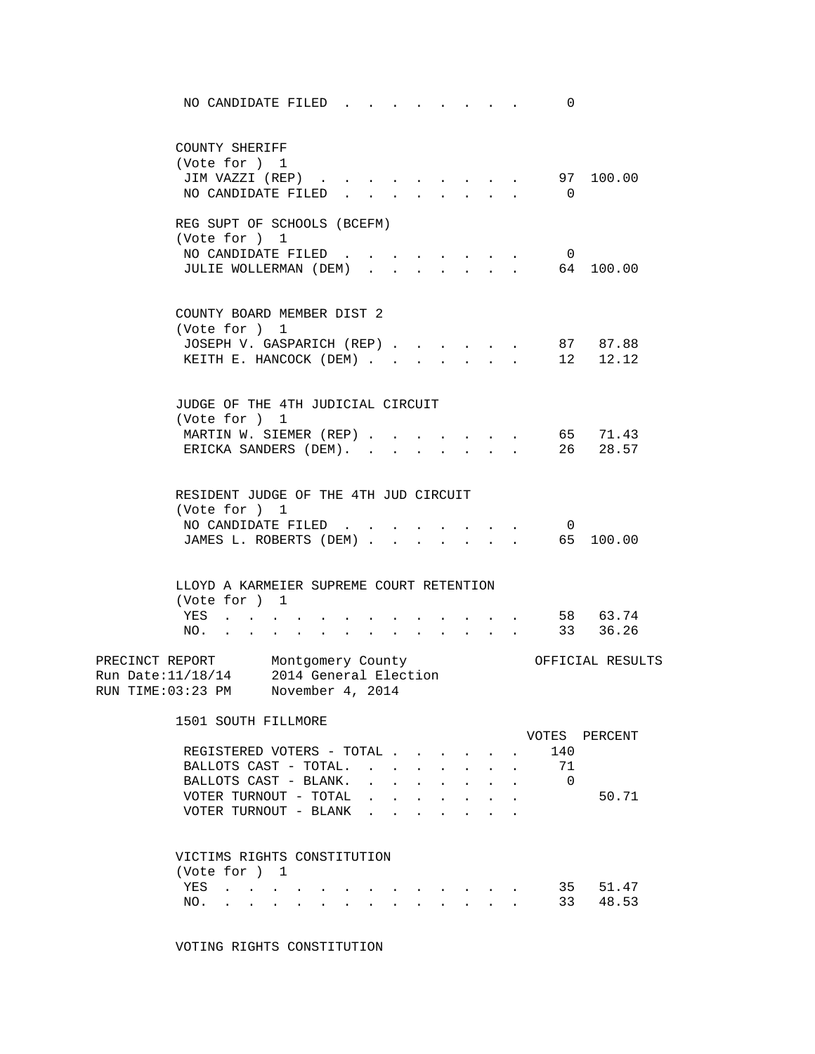NO CANDIDATE FILED . . . . . . . . . 0

COUNTY SHERIFF
(Vote for ) 1

| | VOTES | PERCENT |
|---|---|---|
| JIM VAZZI (REP) | 97 | 100.00 |
| NO CANDIDATE FILED | 0 | |

REG SUPT OF SCHOOLS (BCEFM)
(Vote for ) 1

| | VOTES | PERCENT |
|---|---|---|
| NO CANDIDATE FILED | 0 | |
| JULIE WOLLERMAN (DEM) | 64 | 100.00 |

COUNTY BOARD MEMBER DIST 2
(Vote for ) 1

| | VOTES | PERCENT |
|---|---|---|
| JOSEPH V. GASPARICH (REP) | 87 | 87.88 |
| KEITH E. HANCOCK (DEM) | 12 | 12.12 |

JUDGE OF THE 4TH JUDICIAL CIRCUIT
(Vote for ) 1

| | VOTES | PERCENT |
|---|---|---|
| MARTIN W. SIEMER (REP) | 65 | 71.43 |
| ERICKA SANDERS (DEM). | 26 | 28.57 |

RESIDENT JUDGE OF THE 4TH JUD CIRCUIT
(Vote for ) 1

| | VOTES | PERCENT |
|---|---|---|
| NO CANDIDATE FILED | 0 | |
| JAMES L. ROBERTS (DEM) | 65 | 100.00 |

LLOYD A KARMEIER SUPREME COURT RETENTION
(Vote for ) 1

| | VOTES | PERCENT |
|---|---|---|
| YES | 58 | 63.74 |
| NO. | 33 | 36.26 |

PRECINCT REPORT — Montgomery County — OFFICIAL RESULTS
Run Date:11/18/14 — 2014 General Election
RUN TIME:03:23 PM — November 4, 2014

## 1501 SOUTH FILLMORE

| | VOTES | PERCENT |
|---|---|---|
| REGISTERED VOTERS - TOTAL | 140 | |
| BALLOTS CAST - TOTAL. | 71 | |
| BALLOTS CAST - BLANK. | 0 | |
| VOTER TURNOUT - TOTAL | | 50.71 |
| VOTER TURNOUT - BLANK | | |

VICTIMS RIGHTS CONSTITUTION
(Vote for ) 1

| | VOTES | PERCENT |
|---|---|---|
| YES | 35 | 51.47 |
| NO. | 33 | 48.53 |

VOTING RIGHTS CONSTITUTION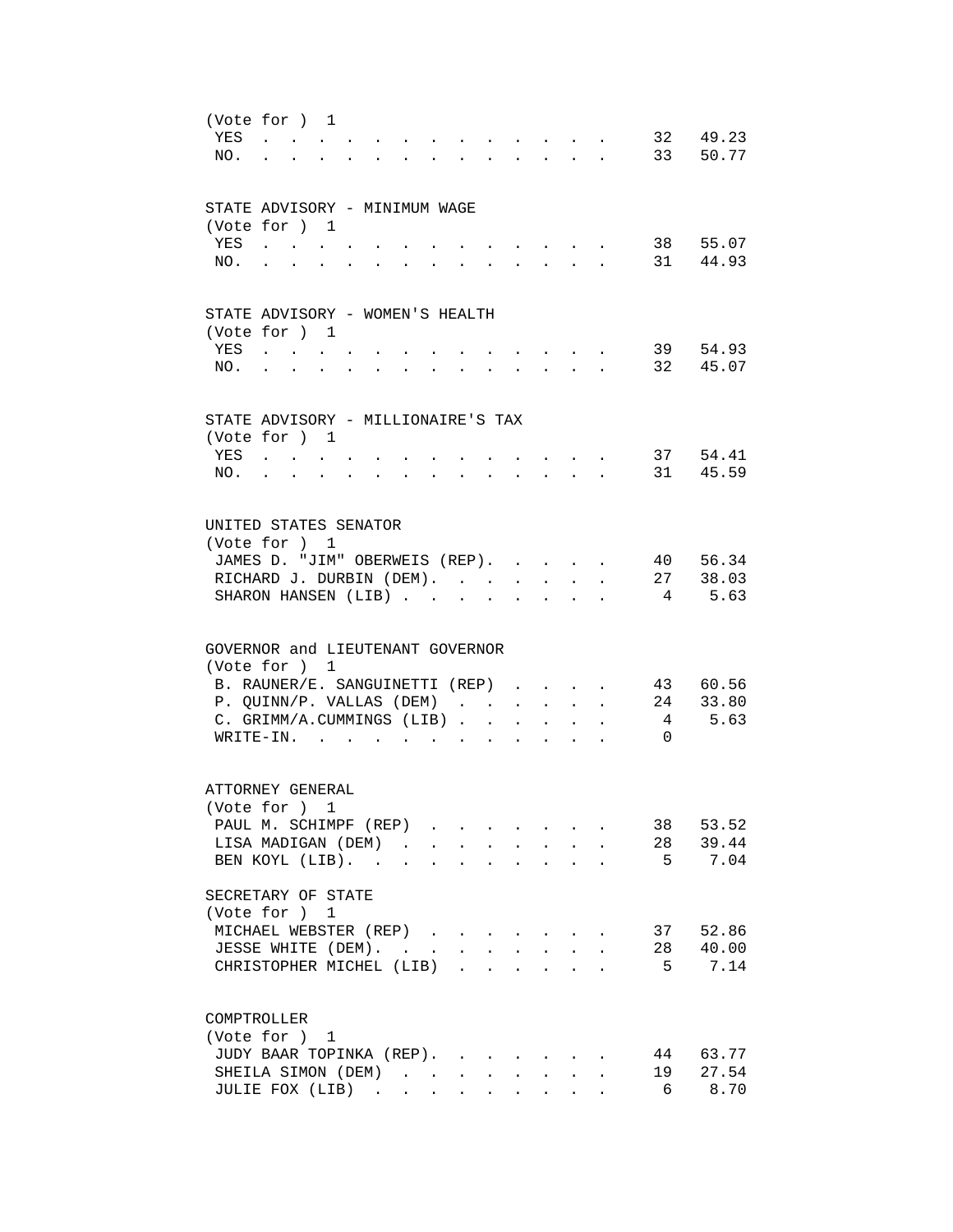(Vote for ) 1

| | | |
|---|---|---|
| YES | 32 | 49.23 |
| NO. | 33 | 50.77 |

STATE ADVISORY - MINIMUM WAGE

(Vote for ) 1

| | | |
|---|---|---|
| YES | 38 | 55.07 |
| NO. | 31 | 44.93 |

STATE ADVISORY - WOMEN'S HEALTH

(Vote for ) 1

| | | |
|---|---|---|
| YES | 39 | 54.93 |
| NO. | 32 | 45.07 |

STATE ADVISORY - MILLIONAIRE'S TAX

(Vote for ) 1

| | | |
|---|---|---|
| YES | 37 | 54.41 |
| NO. | 31 | 45.59 |

UNITED STATES SENATOR

(Vote for ) 1

| | | |
|---|---|---|
| JAMES D. "JIM" OBERWEIS (REP) | 40 | 56.34 |
| RICHARD J. DURBIN (DEM) | 27 | 38.03 |
| SHARON HANSEN (LIB) | 4 | 5.63 |

GOVERNOR and LIEUTENANT GOVERNOR

(Vote for ) 1

| | | |
|---|---|---|
| B. RAUNER/E. SANGUINETTI (REP) | 43 | 60.56 |
| P. QUINN/P. VALLAS (DEM) | 24 | 33.80 |
| C. GRIMM/A.CUMMINGS (LIB) | 4 | 5.63 |
| WRITE-IN. | 0 | |

ATTORNEY GENERAL

(Vote for ) 1

| | | |
|---|---|---|
| PAUL M. SCHIMPF (REP) | 38 | 53.52 |
| LISA MADIGAN (DEM) | 28 | 39.44 |
| BEN KOYL (LIB) | 5 | 7.04 |

SECRETARY OF STATE

(Vote for ) 1

| | | |
|---|---|---|
| MICHAEL WEBSTER (REP) | 37 | 52.86 |
| JESSE WHITE (DEM) | 28 | 40.00 |
| CHRISTOPHER MICHEL (LIB) | 5 | 7.14 |

COMPTROLLER

(Vote for ) 1

| | | |
|---|---|---|
| JUDY BAAR TOPINKA (REP) | 44 | 63.77 |
| SHEILA SIMON (DEM) | 19 | 27.54 |
| JULIE FOX (LIB) | 6 | 8.70 |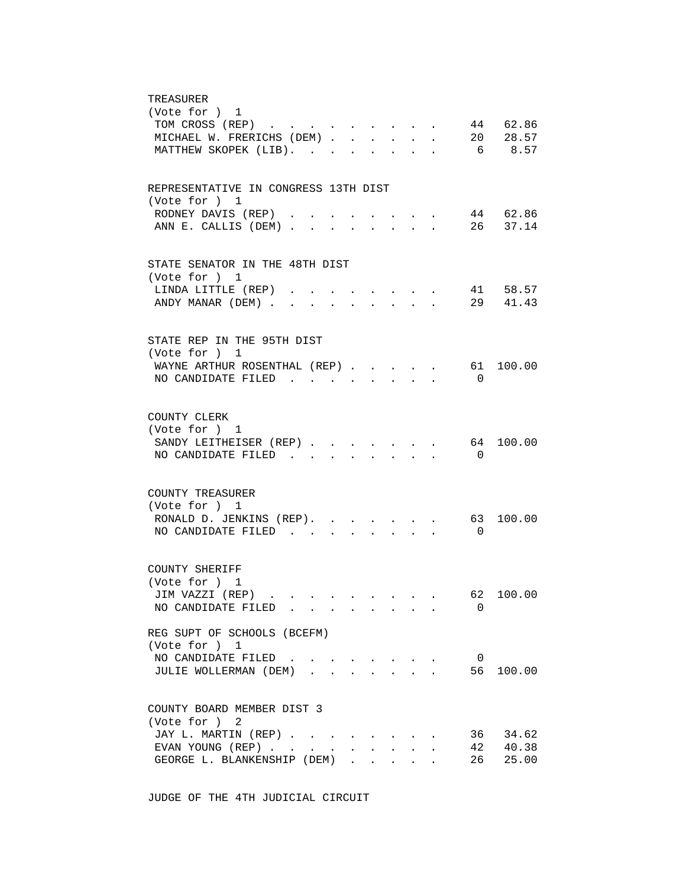TREASURER
(Vote for ) 1

| Candidate | Votes | Percent |
|---|---|---|
| TOM CROSS (REP) | 44 | 62.86 |
| MICHAEL W. FRERICHS (DEM) | 20 | 28.57 |
| MATTHEW SKOPEK (LIB) | 6 | 8.57 |

REPRESENTATIVE IN CONGRESS 13TH DIST
(Vote for ) 1

| Candidate | Votes | Percent |
|---|---|---|
| RODNEY DAVIS (REP) | 44 | 62.86 |
| ANN E. CALLIS (DEM) | 26 | 37.14 |

STATE SENATOR IN THE 48TH DIST
(Vote for ) 1

| Candidate | Votes | Percent |
|---|---|---|
| LINDA LITTLE (REP) | 41 | 58.57 |
| ANDY MANAR (DEM) | 29 | 41.43 |

STATE REP IN THE 95TH DIST
(Vote for ) 1

| Candidate | Votes | Percent |
|---|---|---|
| WAYNE ARTHUR ROSENTHAL (REP) | 61 | 100.00 |
| NO CANDIDATE FILED | 0 | |

COUNTY CLERK
(Vote for ) 1

| Candidate | Votes | Percent |
|---|---|---|
| SANDY LEITHEISER (REP) | 64 | 100.00 |
| NO CANDIDATE FILED | 0 | |

COUNTY TREASURER
(Vote for ) 1

| Candidate | Votes | Percent |
|---|---|---|
| RONALD D. JENKINS (REP) | 63 | 100.00 |
| NO CANDIDATE FILED | 0 | |

COUNTY SHERIFF
(Vote for ) 1

| Candidate | Votes | Percent |
|---|---|---|
| JIM VAZZI (REP) | 62 | 100.00 |
| NO CANDIDATE FILED | 0 | |

REG SUPT OF SCHOOLS (BCEFM)
(Vote for ) 1

| Candidate | Votes | Percent |
|---|---|---|
| NO CANDIDATE FILED | 0 | |
| JULIE WOLLERMAN (DEM) | 56 | 100.00 |

COUNTY BOARD MEMBER DIST 3
(Vote for ) 2

| Candidate | Votes | Percent |
|---|---|---|
| JAY L. MARTIN (REP) | 36 | 34.62 |
| EVAN YOUNG (REP) | 42 | 40.38 |
| GEORGE L. BLANKENSHIP (DEM) | 26 | 25.00 |

JUDGE OF THE 4TH JUDICIAL CIRCUIT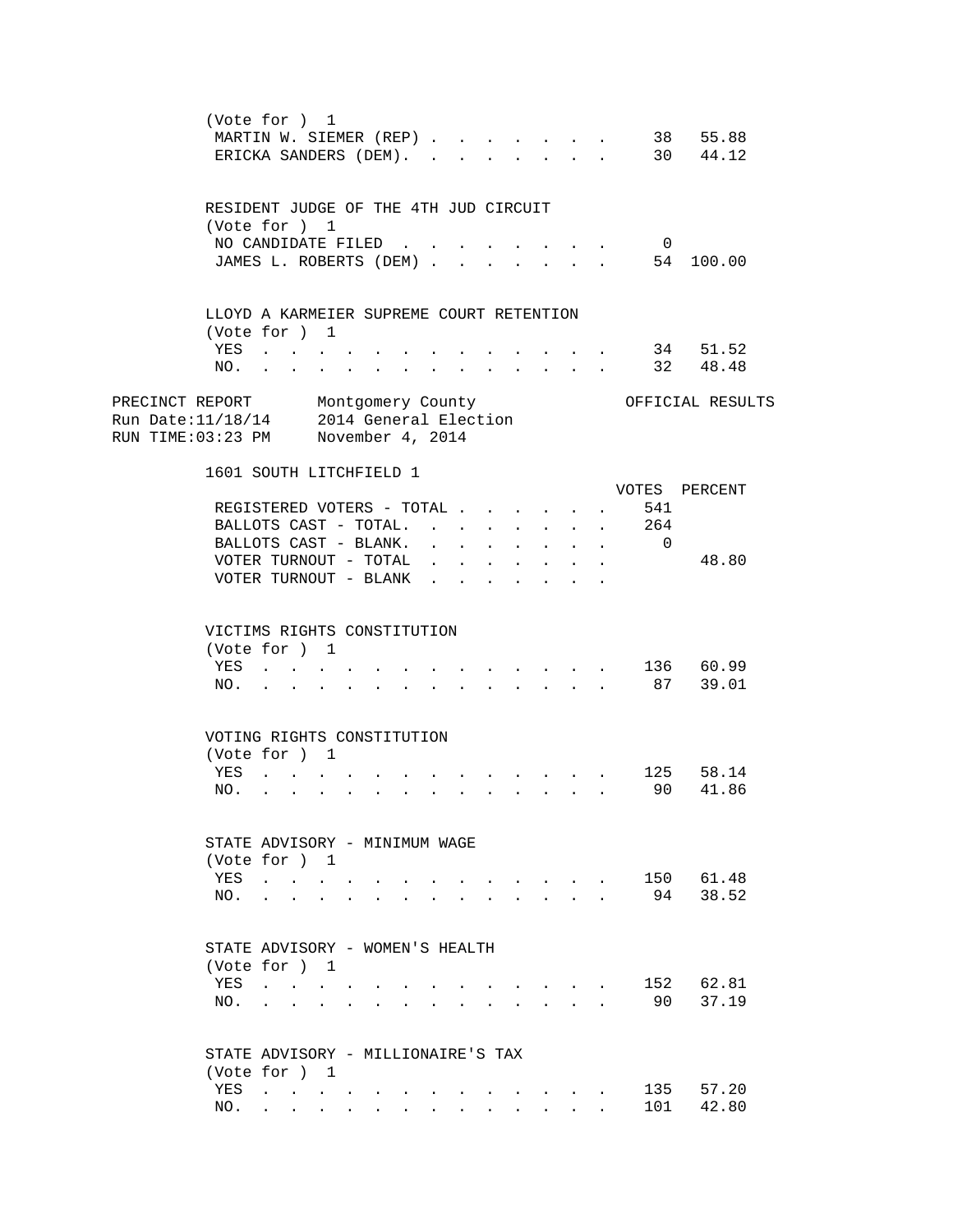(Vote for ) 1

| | VOTES | PERCENT |
|---|---|---|
| MARTIN W. SIEMER (REP) | 38 | 55.88 |
| ERICKA SANDERS (DEM). | 30 | 44.12 |

RESIDENT JUDGE OF THE 4TH JUD CIRCUIT

(Vote for ) 1

| | VOTES | PERCENT |
|---|---|---|
| NO CANDIDATE FILED | 0 | |
| JAMES L. ROBERTS (DEM) | 54 | 100.00 |

LLOYD A KARMEIER SUPREME COURT RETENTION

(Vote for ) 1

| | VOTES | PERCENT |
|---|---|---|
| YES | 34 | 51.52 |
| NO. | 32 | 48.48 |

PRECINCT REPORT Montgomery County OFFICIAL RESULTS

Run Date:11/18/14 2014 General Election

RUN TIME:03:23 PM November 4, 2014

## 1601 SOUTH LITCHFIELD 1

| | VOTES | PERCENT |
|---|---|---|
| REGISTERED VOTERS - TOTAL | 541 | |
| BALLOTS CAST - TOTAL. | 264 | |
| BALLOTS CAST - BLANK. | 0 | |
| VOTER TURNOUT - TOTAL | | 48.80 |
| VOTER TURNOUT - BLANK | | |

VICTIMS RIGHTS CONSTITUTION

(Vote for ) 1

| | VOTES | PERCENT |
|---|---|---|
| YES | 136 | 60.99 |
| NO. | 87 | 39.01 |

VOTING RIGHTS CONSTITUTION

(Vote for ) 1

| | VOTES | PERCENT |
|---|---|---|
| YES | 125 | 58.14 |
| NO. | 90 | 41.86 |

STATE ADVISORY - MINIMUM WAGE

(Vote for ) 1

| | VOTES | PERCENT |
|---|---|---|
| YES | 150 | 61.48 |
| NO. | 94 | 38.52 |

STATE ADVISORY - WOMEN'S HEALTH

(Vote for ) 1

| | VOTES | PERCENT |
|---|---|---|
| YES | 152 | 62.81 |
| NO. | 90 | 37.19 |

STATE ADVISORY - MILLIONAIRE'S TAX

(Vote for ) 1

| | VOTES | PERCENT |
|---|---|---|
| YES | 135 | 57.20 |
| NO. | 101 | 42.80 |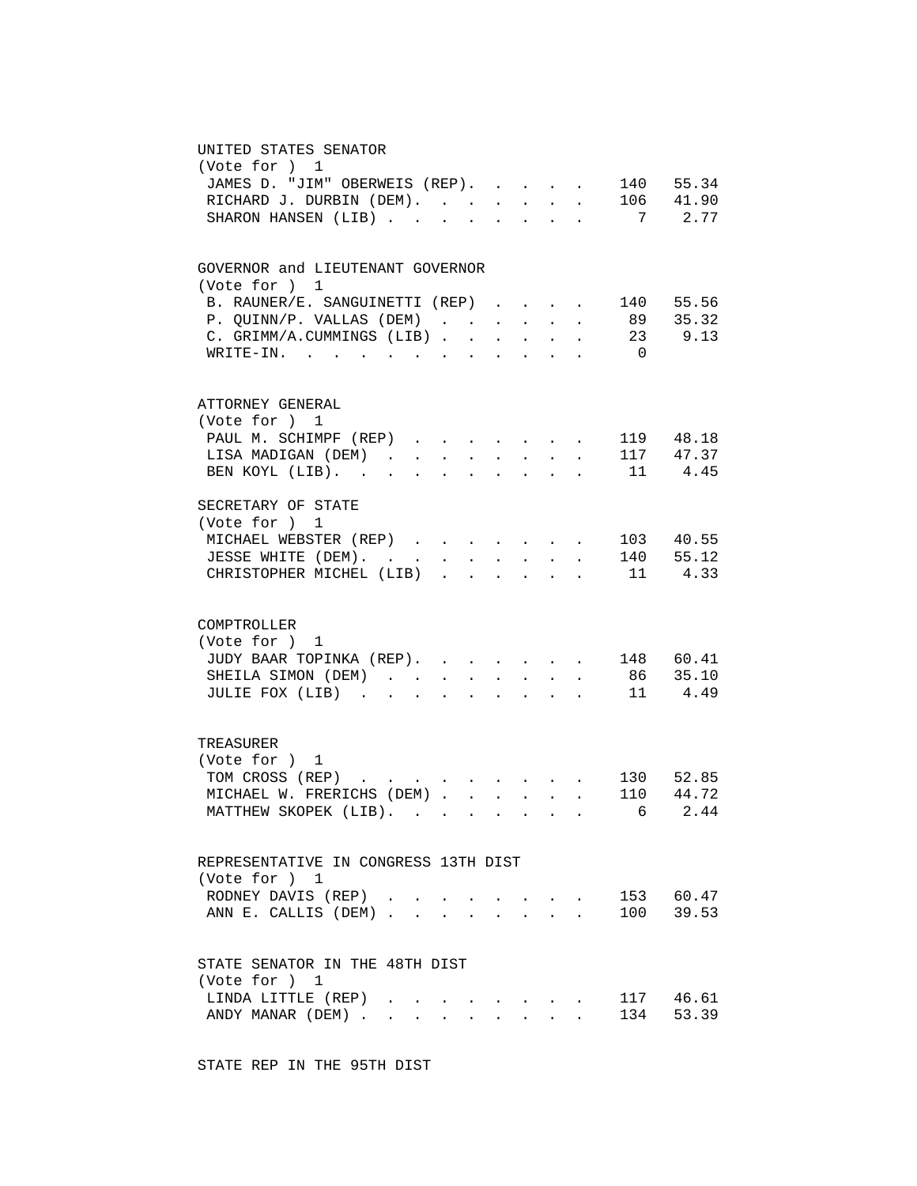UNITED STATES SENATOR
(Vote for ) 1

| Candidate | Votes | Percent |
|---|---|---|
| JAMES D. "JIM" OBERWEIS (REP) | 140 | 55.34 |
| RICHARD J. DURBIN (DEM) | 106 | 41.90 |
| SHARON HANSEN (LIB) | 7 | 2.77 |

GOVERNOR and LIEUTENANT GOVERNOR
(Vote for ) 1

| Candidate | Votes | Percent |
|---|---|---|
| B. RAUNER/E. SANGUINETTI (REP) | 140 | 55.56 |
| P. QUINN/P. VALLAS (DEM) | 89 | 35.32 |
| C. GRIMM/A.CUMMINGS (LIB) | 23 | 9.13 |
| WRITE-IN. | 0 | |

ATTORNEY GENERAL
(Vote for ) 1

| Candidate | Votes | Percent |
|---|---|---|
| PAUL M. SCHIMPF (REP) | 119 | 48.18 |
| LISA MADIGAN (DEM) | 117 | 47.37 |
| BEN KOYL (LIB) | 11 | 4.45 |

SECRETARY OF STATE
(Vote for ) 1

| Candidate | Votes | Percent |
|---|---|---|
| MICHAEL WEBSTER (REP) | 103 | 40.55 |
| JESSE WHITE (DEM) | 140 | 55.12 |
| CHRISTOPHER MICHEL (LIB) | 11 | 4.33 |

COMPTROLLER
(Vote for ) 1

| Candidate | Votes | Percent |
|---|---|---|
| JUDY BAAR TOPINKA (REP) | 148 | 60.41 |
| SHEILA SIMON (DEM) | 86 | 35.10 |
| JULIE FOX (LIB) | 11 | 4.49 |

TREASURER
(Vote for ) 1

| Candidate | Votes | Percent |
|---|---|---|
| TOM CROSS (REP) | 130 | 52.85 |
| MICHAEL W. FRERICHS (DEM) | 110 | 44.72 |
| MATTHEW SKOPEK (LIB) | 6 | 2.44 |

REPRESENTATIVE IN CONGRESS 13TH DIST
(Vote for ) 1

| Candidate | Votes | Percent |
|---|---|---|
| RODNEY DAVIS (REP) | 153 | 60.47 |
| ANN E. CALLIS (DEM) | 100 | 39.53 |

STATE SENATOR IN THE 48TH DIST
(Vote for ) 1

| Candidate | Votes | Percent |
|---|---|---|
| LINDA LITTLE (REP) | 117 | 46.61 |
| ANDY MANAR (DEM) | 134 | 53.39 |

STATE REP IN THE 95TH DIST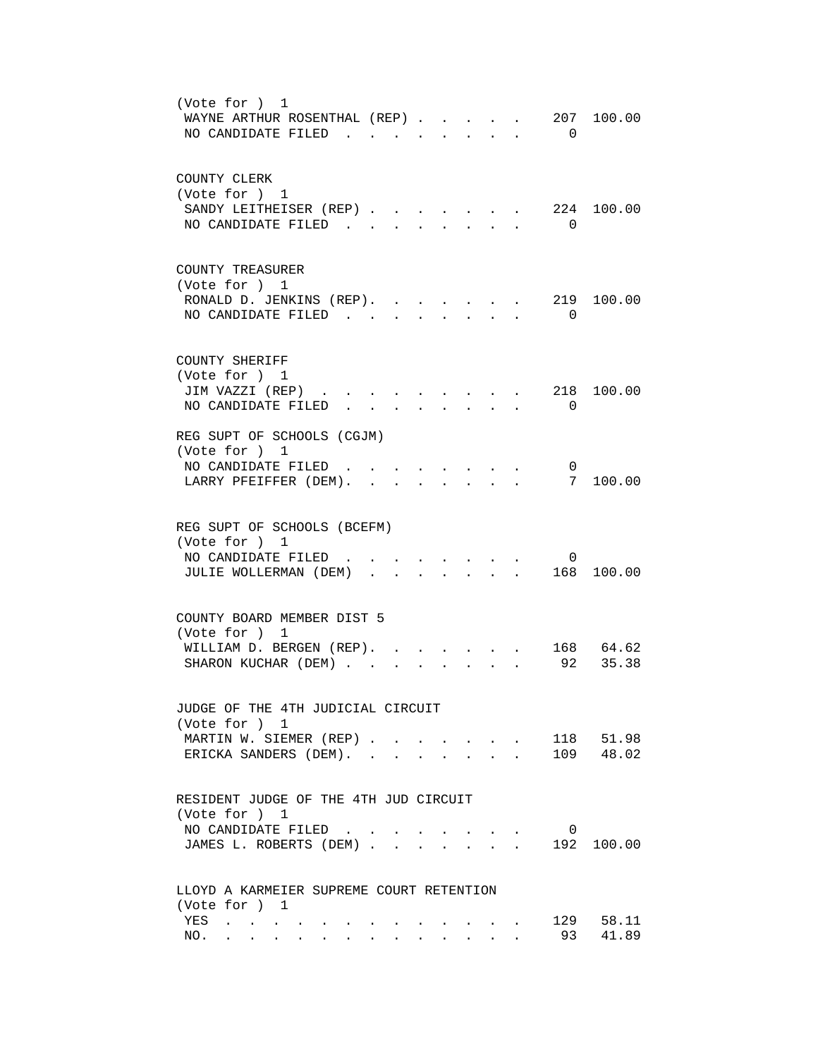(Vote for ) 1

| | Votes | Percent |
|---|---|---|
| WAYNE ARTHUR ROSENTHAL (REP) | 207 | 100.00 |
| NO CANDIDATE FILED | 0 | |

COUNTY CLERK
(Vote for ) 1

| | Votes | Percent |
|---|---|---|
| SANDY LEITHEISER (REP) | 224 | 100.00 |
| NO CANDIDATE FILED | 0 | |

COUNTY TREASURER
(Vote for ) 1

| | Votes | Percent |
|---|---|---|
| RONALD D. JENKINS (REP) | 219 | 100.00 |
| NO CANDIDATE FILED | 0 | |

COUNTY SHERIFF
(Vote for ) 1

| | Votes | Percent |
|---|---|---|
| JIM VAZZI (REP) | 218 | 100.00 |
| NO CANDIDATE FILED | 0 | |

REG SUPT OF SCHOOLS (CGJM)
(Vote for ) 1

| | Votes | Percent |
|---|---|---|
| NO CANDIDATE FILED | 0 | |
| LARRY PFEIFFER (DEM) | 7 | 100.00 |

REG SUPT OF SCHOOLS (BCEFM)
(Vote for ) 1

| | Votes | Percent |
|---|---|---|
| NO CANDIDATE FILED | 0 | |
| JULIE WOLLERMAN (DEM) | 168 | 100.00 |

COUNTY BOARD MEMBER DIST 5
(Vote for ) 1

| | Votes | Percent |
|---|---|---|
| WILLIAM D. BERGEN (REP) | 168 | 64.62 |
| SHARON KUCHAR (DEM) | 92 | 35.38 |

JUDGE OF THE 4TH JUDICIAL CIRCUIT
(Vote for ) 1

| | Votes | Percent |
|---|---|---|
| MARTIN W. SIEMER (REP) | 118 | 51.98 |
| ERICKA SANDERS (DEM) | 109 | 48.02 |

RESIDENT JUDGE OF THE 4TH JUD CIRCUIT
(Vote for ) 1

| | Votes | Percent |
|---|---|---|
| NO CANDIDATE FILED | 0 | |
| JAMES L. ROBERTS (DEM) | 192 | 100.00 |

LLOYD A KARMEIER SUPREME COURT RETENTION
(Vote for ) 1

| | Votes | Percent |
|---|---|---|
| YES | 129 | 58.11 |
| NO | 93 | 41.89 |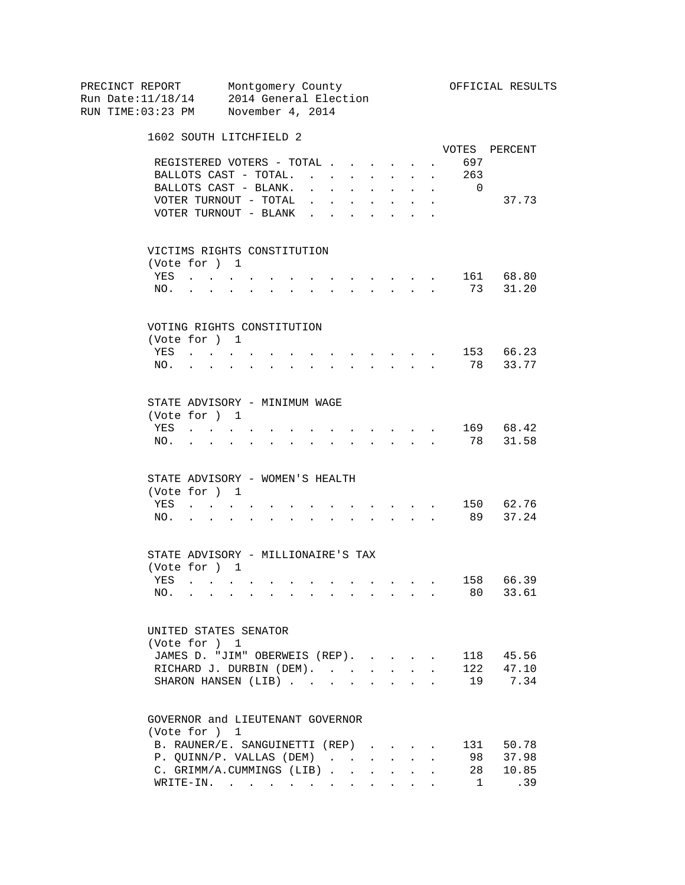PRECINCT REPORT Montgomery County OFFICIAL RESULTS
Run Date:11/18/14 2014 General Election
RUN TIME:03:23 PM November 4, 2014

## 1602 SOUTH LITCHFIELD 2

| | VOTES | PERCENT |
|---|---|---|
| REGISTERED VOTERS - TOTAL | 697 | |
| BALLOTS CAST - TOTAL. | 263 | |
| BALLOTS CAST - BLANK. | 0 | |
| VOTER TURNOUT - TOTAL | | 37.73 |
| VOTER TURNOUT - BLANK | | |

### VICTIMS RIGHTS CONSTITUTION
(Vote for ) 1

| | VOTES | PERCENT |
|---|---|---|
| YES | 161 | 68.80 |
| NO. | 73 | 31.20 |

### VOTING RIGHTS CONSTITUTION
(Vote for ) 1

| | VOTES | PERCENT |
|---|---|---|
| YES | 153 | 66.23 |
| NO. | 78 | 33.77 |

### STATE ADVISORY - MINIMUM WAGE
(Vote for ) 1

| | VOTES | PERCENT |
|---|---|---|
| YES | 169 | 68.42 |
| NO. | 78 | 31.58 |

### STATE ADVISORY - WOMEN'S HEALTH
(Vote for ) 1

| | VOTES | PERCENT |
|---|---|---|
| YES | 150 | 62.76 |
| NO. | 89 | 37.24 |

### STATE ADVISORY - MILLIONAIRE'S TAX
(Vote for ) 1

| | VOTES | PERCENT |
|---|---|---|
| YES | 158 | 66.39 |
| NO. | 80 | 33.61 |

### UNITED STATES SENATOR
(Vote for ) 1

| | VOTES | PERCENT |
|---|---|---|
| JAMES D. "JIM" OBERWEIS (REP). | 118 | 45.56 |
| RICHARD J. DURBIN (DEM). | 122 | 47.10 |
| SHARON HANSEN (LIB) | 19 | 7.34 |

### GOVERNOR and LIEUTENANT GOVERNOR
(Vote for ) 1

| | VOTES | PERCENT |
|---|---|---|
| B. RAUNER/E. SANGUINETTI (REP) | 131 | 50.78 |
| P. QUINN/P. VALLAS (DEM) | 98 | 37.98 |
| C. GRIMM/A.CUMMINGS (LIB) | 28 | 10.85 |
| WRITE-IN. | 1 | .39 |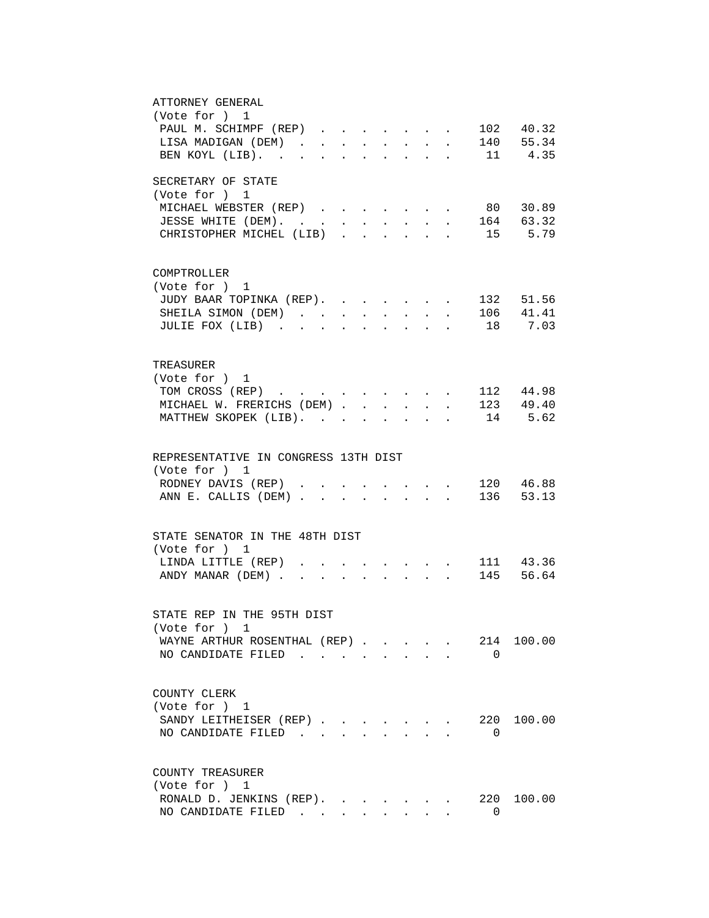ATTORNEY GENERAL
(Vote for ) 1

| Candidate | Votes | Percent |
|---|---|---|
| PAUL M. SCHIMPF (REP) | 102 | 40.32 |
| LISA MADIGAN (DEM) | 140 | 55.34 |
| BEN KOYL (LIB) | 11 | 4.35 |

SECRETARY OF STATE
(Vote for ) 1

| Candidate | Votes | Percent |
|---|---|---|
| MICHAEL WEBSTER (REP) | 80 | 30.89 |
| JESSE WHITE (DEM) | 164 | 63.32 |
| CHRISTOPHER MICHEL (LIB) | 15 | 5.79 |

COMPTROLLER
(Vote for ) 1

| Candidate | Votes | Percent |
|---|---|---|
| JUDY BAAR TOPINKA (REP) | 132 | 51.56 |
| SHEILA SIMON (DEM) | 106 | 41.41 |
| JULIE FOX (LIB) | 18 | 7.03 |

TREASURER
(Vote for ) 1

| Candidate | Votes | Percent |
|---|---|---|
| TOM CROSS (REP) | 112 | 44.98 |
| MICHAEL W. FRERICHS (DEM) | 123 | 49.40 |
| MATTHEW SKOPEK (LIB) | 14 | 5.62 |

REPRESENTATIVE IN CONGRESS 13TH DIST
(Vote for ) 1

| Candidate | Votes | Percent |
|---|---|---|
| RODNEY DAVIS (REP) | 120 | 46.88 |
| ANN E. CALLIS (DEM) | 136 | 53.13 |

STATE SENATOR IN THE 48TH DIST
(Vote for ) 1

| Candidate | Votes | Percent |
|---|---|---|
| LINDA LITTLE (REP) | 111 | 43.36 |
| ANDY MANAR (DEM) | 145 | 56.64 |

STATE REP IN THE 95TH DIST
(Vote for ) 1

| Candidate | Votes | Percent |
|---|---|---|
| WAYNE ARTHUR ROSENTHAL (REP) | 214 | 100.00 |
| NO CANDIDATE FILED | 0 | |

COUNTY CLERK
(Vote for ) 1

| Candidate | Votes | Percent |
|---|---|---|
| SANDY LEITHEISER (REP) | 220 | 100.00 |
| NO CANDIDATE FILED | 0 | |

COUNTY TREASURER
(Vote for ) 1

| Candidate | Votes | Percent |
|---|---|---|
| RONALD D. JENKINS (REP) | 220 | 100.00 |
| NO CANDIDATE FILED | 0 | |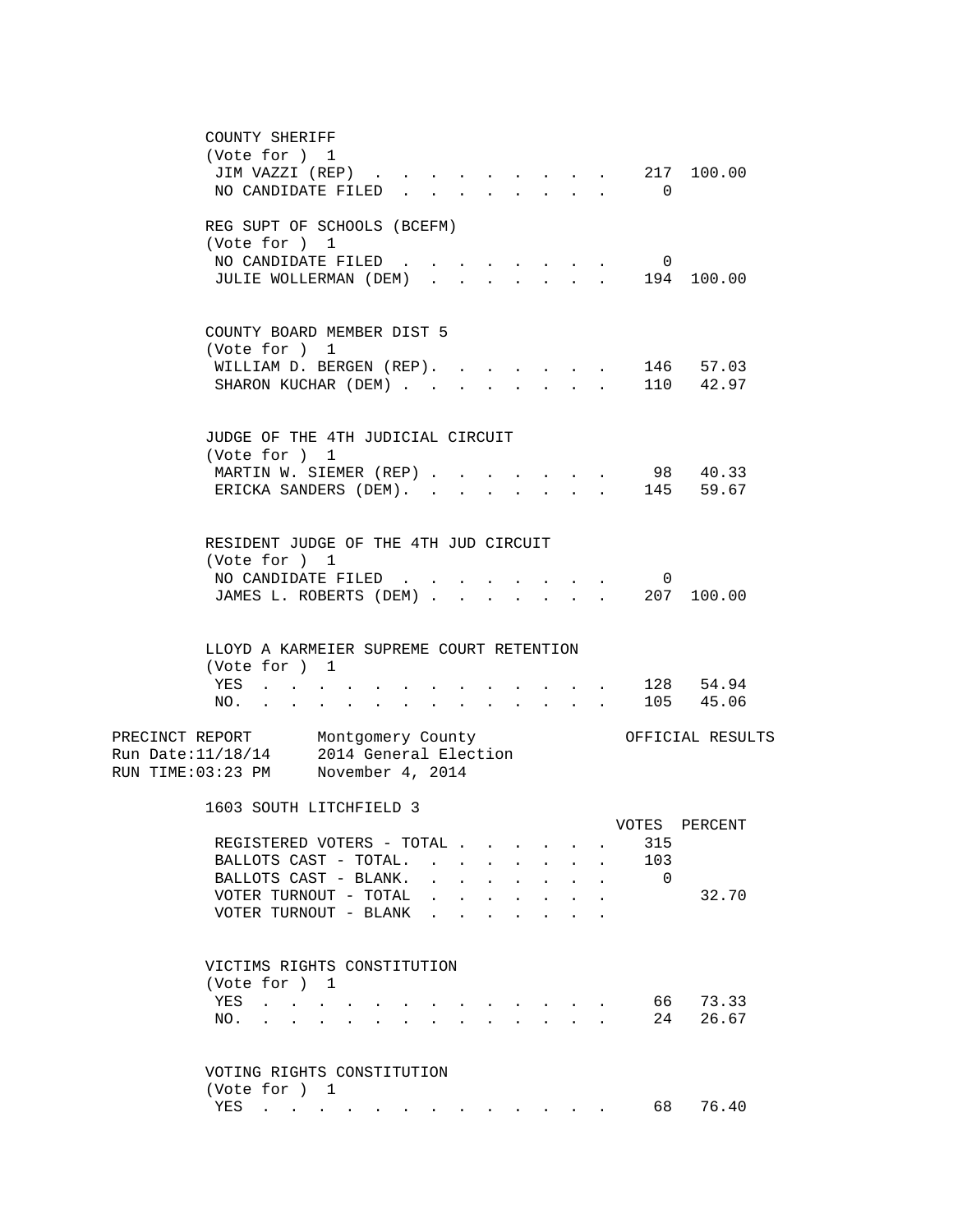COUNTY SHERIFF
(Vote for ) 1

| | VOTES | PERCENT |
|---|---|---|
| JIM VAZZI (REP) | 217 | 100.00 |
| NO CANDIDATE FILED | 0 | |

REG SUPT OF SCHOOLS (BCEFM)
(Vote for ) 1

| | VOTES | PERCENT |
|---|---|---|
| NO CANDIDATE FILED | 0 | |
| JULIE WOLLERMAN (DEM) | 194 | 100.00 |

COUNTY BOARD MEMBER DIST 5
(Vote for ) 1

| | VOTES | PERCENT |
|---|---|---|
| WILLIAM D. BERGEN (REP) | 146 | 57.03 |
| SHARON KUCHAR (DEM) | 110 | 42.97 |

JUDGE OF THE 4TH JUDICIAL CIRCUIT
(Vote for ) 1

| | VOTES | PERCENT |
|---|---|---|
| MARTIN W. SIEMER (REP) | 98 | 40.33 |
| ERICKA SANDERS (DEM) | 145 | 59.67 |

RESIDENT JUDGE OF THE 4TH JUD CIRCUIT
(Vote for ) 1

| | VOTES | PERCENT |
|---|---|---|
| NO CANDIDATE FILED | 0 | |
| JAMES L. ROBERTS (DEM) | 207 | 100.00 |

LLOYD A KARMEIER SUPREME COURT RETENTION
(Vote for ) 1

| | VOTES | PERCENT |
|---|---|---|
| YES | 128 | 54.94 |
| NO. | 105 | 45.06 |

PRECINCT REPORT — Montgomery County — OFFICIAL RESULTS
Run Date:11/18/14 — 2014 General Election
RUN TIME:03:23 PM — November 4, 2014

## 1603 SOUTH LITCHFIELD 3

| | VOTES | PERCENT |
|---|---|---|
| REGISTERED VOTERS - TOTAL | 315 | |
| BALLOTS CAST - TOTAL. | 103 | |
| BALLOTS CAST - BLANK. | 0 | |
| VOTER TURNOUT - TOTAL | | 32.70 |
| VOTER TURNOUT - BLANK | | |

VICTIMS RIGHTS CONSTITUTION
(Vote for ) 1

| | VOTES | PERCENT |
|---|---|---|
| YES | 66 | 73.33 |
| NO. | 24 | 26.67 |

VOTING RIGHTS CONSTITUTION
(Vote for ) 1

| | VOTES | PERCENT |
|---|---|---|
| YES | 68 | 76.40 |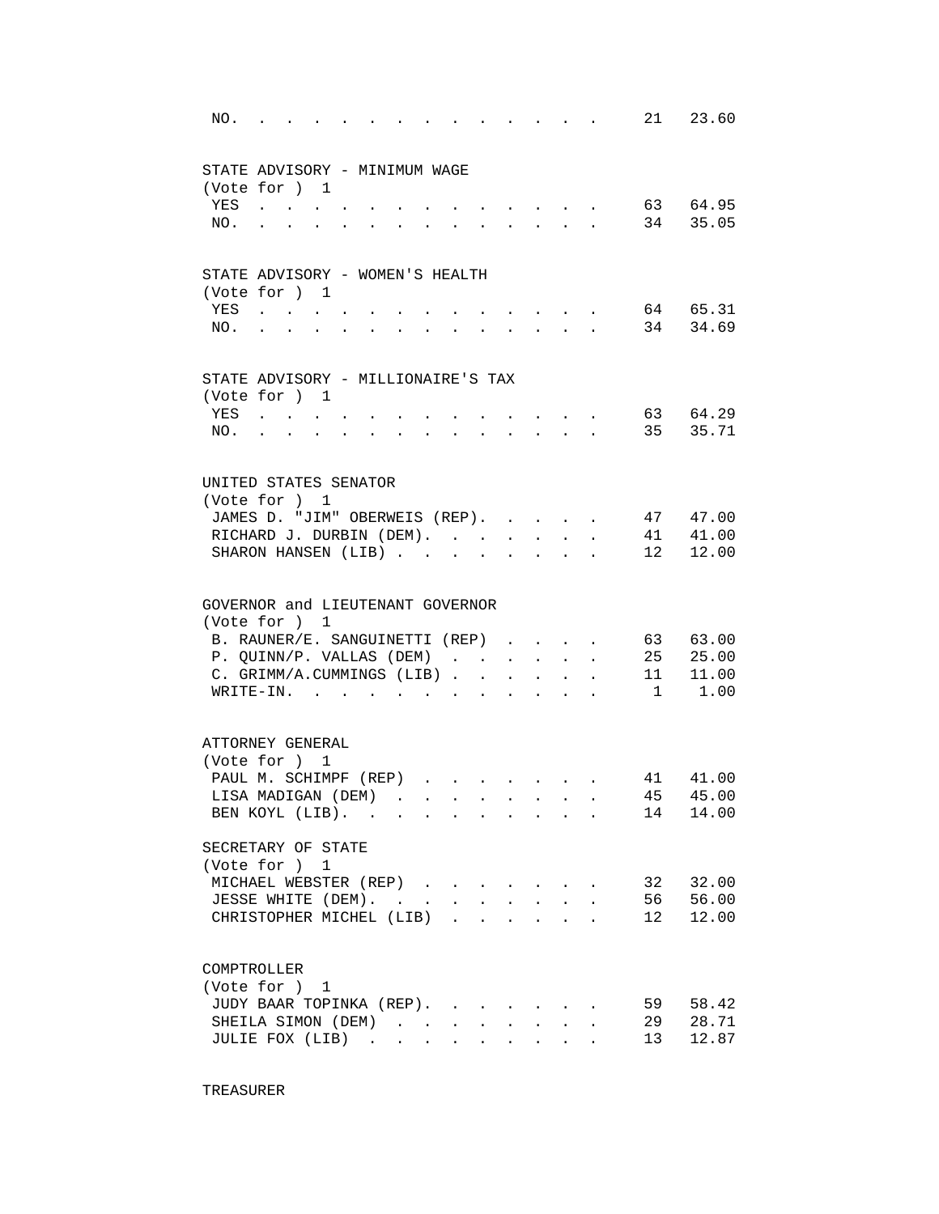| | | |
|---|---|---|
| NO. | 21 | 23.60 |

**STATE ADVISORY - MINIMUM WAGE**
(Vote for ) 1

| | | |
|---|---|---|
| YES | 63 | 64.95 |
| NO. | 34 | 35.05 |

**STATE ADVISORY - WOMEN'S HEALTH**
(Vote for ) 1

| | | |
|---|---|---|
| YES | 64 | 65.31 |
| NO. | 34 | 34.69 |

**STATE ADVISORY - MILLIONAIRE'S TAX**
(Vote for ) 1

| | | |
|---|---|---|
| YES | 63 | 64.29 |
| NO. | 35 | 35.71 |

**UNITED STATES SENATOR**
(Vote for ) 1

| | | |
|---|---|---|
| JAMES D. "JIM" OBERWEIS (REP). | 47 | 47.00 |
| RICHARD J. DURBIN (DEM). | 41 | 41.00 |
| SHARON HANSEN (LIB) | 12 | 12.00 |

**GOVERNOR and LIEUTENANT GOVERNOR**
(Vote for ) 1

| | | |
|---|---|---|
| B. RAUNER/E. SANGUINETTI (REP) | 63 | 63.00 |
| P. QUINN/P. VALLAS (DEM) | 25 | 25.00 |
| C. GRIMM/A.CUMMINGS (LIB) | 11 | 11.00 |
| WRITE-IN. | 1 | 1.00 |

**ATTORNEY GENERAL**
(Vote for ) 1

| | | |
|---|---|---|
| PAUL M. SCHIMPF (REP) | 41 | 41.00 |
| LISA MADIGAN (DEM) | 45 | 45.00 |
| BEN KOYL (LIB). | 14 | 14.00 |

**SECRETARY OF STATE**
(Vote for ) 1

| | | |
|---|---|---|
| MICHAEL WEBSTER (REP) | 32 | 32.00 |
| JESSE WHITE (DEM). | 56 | 56.00 |
| CHRISTOPHER MICHEL (LIB) | 12 | 12.00 |

**COMPTROLLER**
(Vote for ) 1

| | | |
|---|---|---|
| JUDY BAAR TOPINKA (REP). | 59 | 58.42 |
| SHEILA SIMON (DEM) | 29 | 28.71 |
| JULIE FOX (LIB) | 13 | 12.87 |

**TREASURER**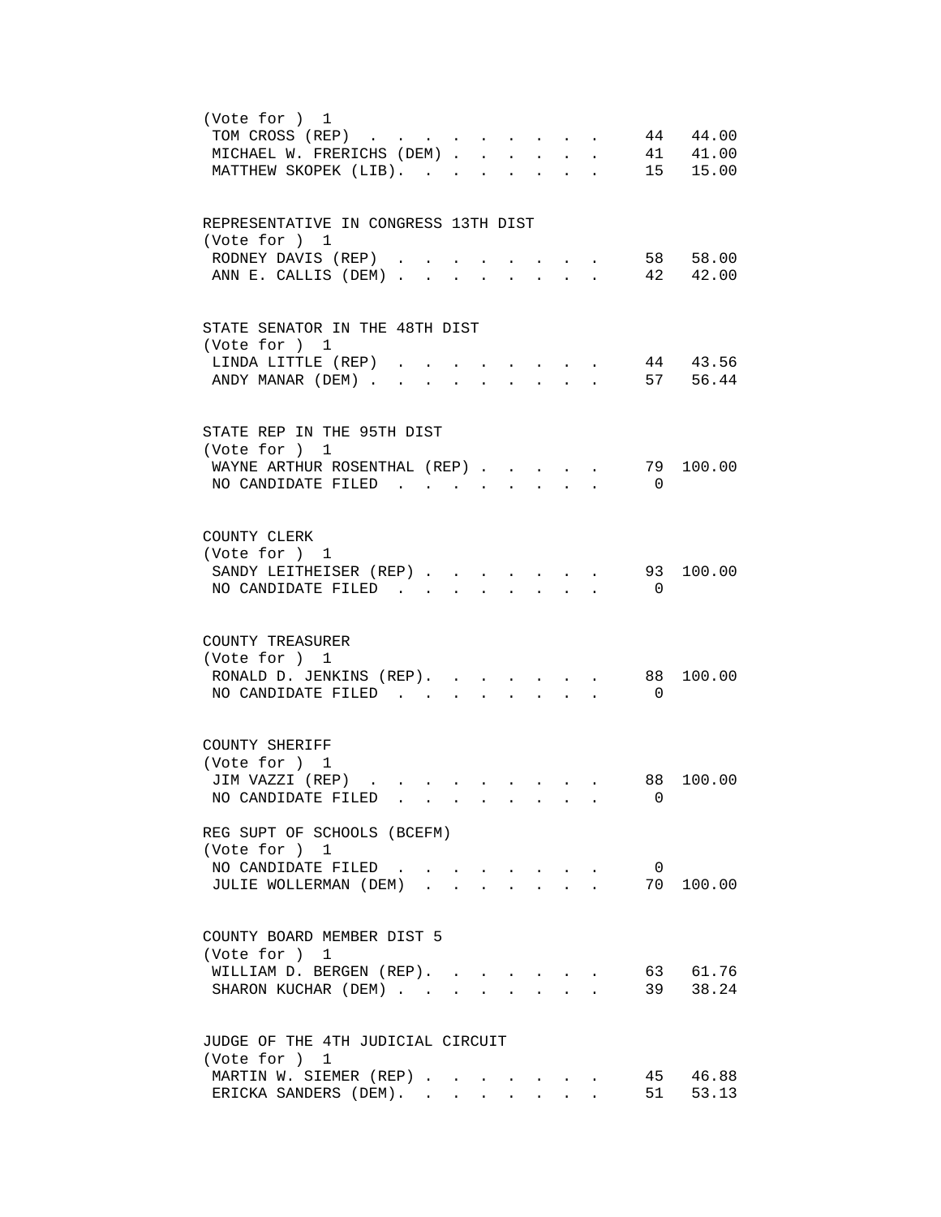(Vote for ) 1

| Candidate | Votes | Percent |
|---|---|---|
| TOM CROSS (REP) | 44 | 44.00 |
| MICHAEL W. FRERICHS (DEM) | 41 | 41.00 |
| MATTHEW SKOPEK (LIB) | 15 | 15.00 |

REPRESENTATIVE IN CONGRESS 13TH DIST
(Vote for ) 1

| Candidate | Votes | Percent |
|---|---|---|
| RODNEY DAVIS (REP) | 58 | 58.00 |
| ANN E. CALLIS (DEM) | 42 | 42.00 |

STATE SENATOR IN THE 48TH DIST
(Vote for ) 1

| Candidate | Votes | Percent |
|---|---|---|
| LINDA LITTLE (REP) | 44 | 43.56 |
| ANDY MANAR (DEM) | 57 | 56.44 |

STATE REP IN THE 95TH DIST
(Vote for ) 1

| Candidate | Votes | Percent |
|---|---|---|
| WAYNE ARTHUR ROSENTHAL (REP) | 79 | 100.00 |
| NO CANDIDATE FILED | 0 | |

COUNTY CLERK
(Vote for ) 1

| Candidate | Votes | Percent |
|---|---|---|
| SANDY LEITHEISER (REP) | 93 | 100.00 |
| NO CANDIDATE FILED | 0 | |

COUNTY TREASURER
(Vote for ) 1

| Candidate | Votes | Percent |
|---|---|---|
| RONALD D. JENKINS (REP) | 88 | 100.00 |
| NO CANDIDATE FILED | 0 | |

COUNTY SHERIFF
(Vote for ) 1

| Candidate | Votes | Percent |
|---|---|---|
| JIM VAZZI (REP) | 88 | 100.00 |
| NO CANDIDATE FILED | 0 | |

REG SUPT OF SCHOOLS (BCEFM)
(Vote for ) 1

| Candidate | Votes | Percent |
|---|---|---|
| NO CANDIDATE FILED | 0 | |
| JULIE WOLLERMAN (DEM) | 70 | 100.00 |

COUNTY BOARD MEMBER DIST 5
(Vote for ) 1

| Candidate | Votes | Percent |
|---|---|---|
| WILLIAM D. BERGEN (REP) | 63 | 61.76 |
| SHARON KUCHAR (DEM) | 39 | 38.24 |

JUDGE OF THE 4TH JUDICIAL CIRCUIT
(Vote for ) 1

| Candidate | Votes | Percent |
|---|---|---|
| MARTIN W. SIEMER (REP) | 45 | 46.88 |
| ERICKA SANDERS (DEM) | 51 | 53.13 |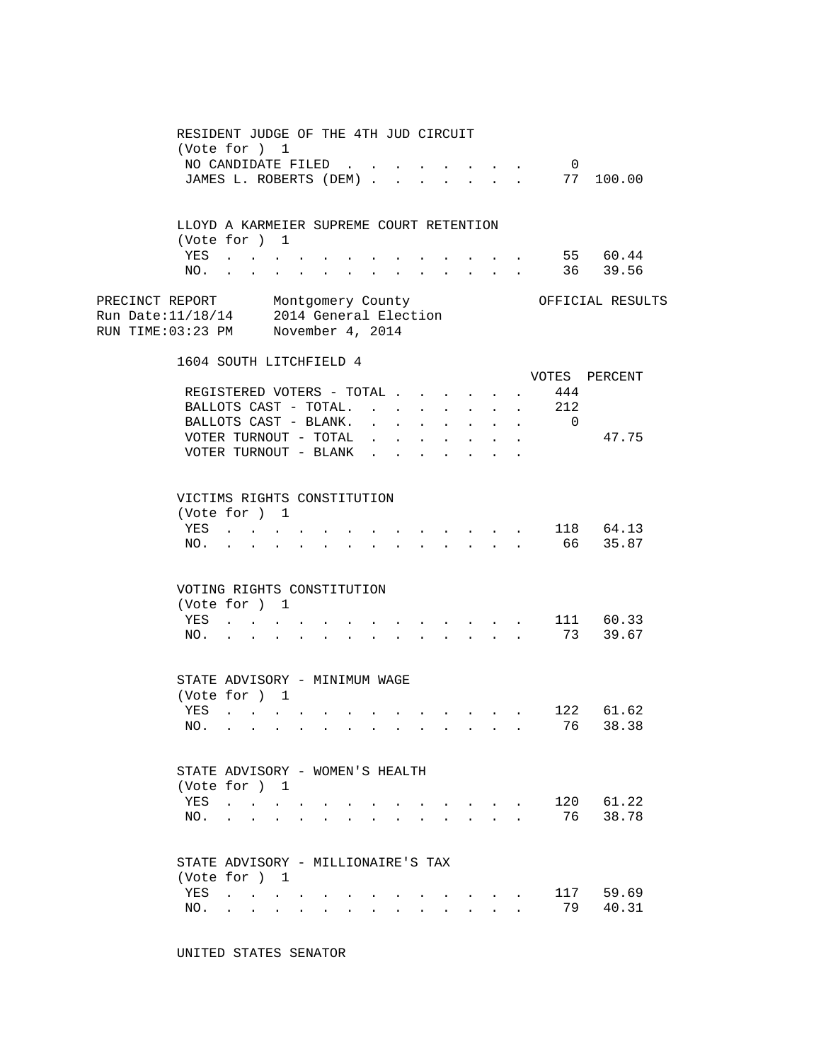RESIDENT JUDGE OF THE 4TH JUD CIRCUIT
(Vote for ) 1

| | VOTES | PERCENT |
|---|---|---|
| NO CANDIDATE FILED | 0 | |
| JAMES L. ROBERTS (DEM) | 77 | 100.00 |

LLOYD A KARMEIER SUPREME COURT RETENTION
(Vote for ) 1

| | VOTES | PERCENT |
|---|---|---|
| YES | 55 | 60.44 |
| NO. | 36 | 39.56 |

PRECINCT REPORT Montgomery County OFFICIAL RESULTS
Run Date:11/18/14 2014 General Election
RUN TIME:03:23 PM November 4, 2014

## 1604 SOUTH LITCHFIELD 4

| | VOTES | PERCENT |
|---|---|---|
| REGISTERED VOTERS - TOTAL | 444 | |
| BALLOTS CAST - TOTAL. | 212 | |
| BALLOTS CAST - BLANK. | 0 | |
| VOTER TURNOUT - TOTAL | | 47.75 |
| VOTER TURNOUT - BLANK | | |

VICTIMS RIGHTS CONSTITUTION
(Vote for ) 1

| | VOTES | PERCENT |
|---|---|---|
| YES | 118 | 64.13 |
| NO. | 66 | 35.87 |

VOTING RIGHTS CONSTITUTION
(Vote for ) 1

| | VOTES | PERCENT |
|---|---|---|
| YES | 111 | 60.33 |
| NO. | 73 | 39.67 |

STATE ADVISORY - MINIMUM WAGE
(Vote for ) 1

| | VOTES | PERCENT |
|---|---|---|
| YES | 122 | 61.62 |
| NO. | 76 | 38.38 |

STATE ADVISORY - WOMEN'S HEALTH
(Vote for ) 1

| | VOTES | PERCENT |
|---|---|---|
| YES | 120 | 61.22 |
| NO. | 76 | 38.78 |

STATE ADVISORY - MILLIONAIRE'S TAX
(Vote for ) 1

| | VOTES | PERCENT |
|---|---|---|
| YES | 117 | 59.69 |
| NO. | 79 | 40.31 |

UNITED STATES SENATOR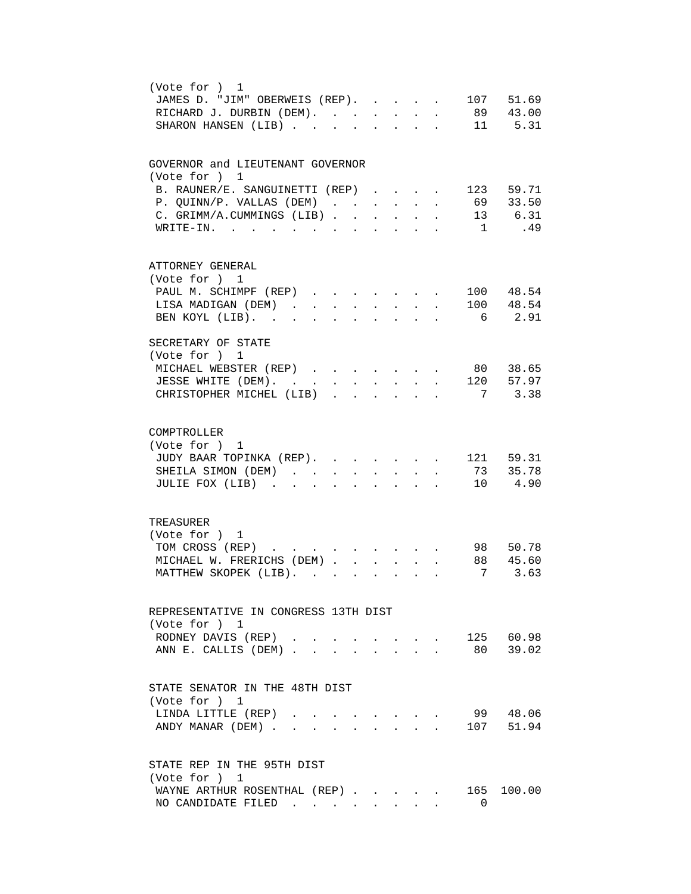(Vote for ) 1

| Candidate | Votes | Percent |
|---|---|---|
| JAMES D. "JIM" OBERWEIS (REP). | 107 | 51.69 |
| RICHARD J. DURBIN (DEM). | 89 | 43.00 |
| SHARON HANSEN (LIB) | 11 | 5.31 |

GOVERNOR and LIEUTENANT GOVERNOR

(Vote for ) 1

| Candidate | Votes | Percent |
|---|---|---|
| B. RAUNER/E. SANGUINETTI (REP) | 123 | 59.71 |
| P. QUINN/P. VALLAS (DEM) | 69 | 33.50 |
| C. GRIMM/A.CUMMINGS (LIB) | 13 | 6.31 |
| WRITE-IN. | 1 | .49 |

ATTORNEY GENERAL

(Vote for ) 1

| Candidate | Votes | Percent |
|---|---|---|
| PAUL M. SCHIMPF (REP) | 100 | 48.54 |
| LISA MADIGAN (DEM) | 100 | 48.54 |
| BEN KOYL (LIB). | 6 | 2.91 |

SECRETARY OF STATE

(Vote for ) 1

| Candidate | Votes | Percent |
|---|---|---|
| MICHAEL WEBSTER (REP) | 80 | 38.65 |
| JESSE WHITE (DEM). | 120 | 57.97 |
| CHRISTOPHER MICHEL (LIB) | 7 | 3.38 |

COMPTROLLER

(Vote for ) 1

| Candidate | Votes | Percent |
|---|---|---|
| JUDY BAAR TOPINKA (REP). | 121 | 59.31 |
| SHEILA SIMON (DEM) | 73 | 35.78 |
| JULIE FOX (LIB) | 10 | 4.90 |

TREASURER

(Vote for ) 1

| Candidate | Votes | Percent |
|---|---|---|
| TOM CROSS (REP) | 98 | 50.78 |
| MICHAEL W. FRERICHS (DEM) | 88 | 45.60 |
| MATTHEW SKOPEK (LIB). | 7 | 3.63 |

REPRESENTATIVE IN CONGRESS 13TH DIST

(Vote for ) 1

| Candidate | Votes | Percent |
|---|---|---|
| RODNEY DAVIS (REP) | 125 | 60.98 |
| ANN E. CALLIS (DEM) | 80 | 39.02 |

STATE SENATOR IN THE 48TH DIST

(Vote for ) 1

| Candidate | Votes | Percent |
|---|---|---|
| LINDA LITTLE (REP) | 99 | 48.06 |
| ANDY MANAR (DEM) | 107 | 51.94 |

STATE REP IN THE 95TH DIST

(Vote for ) 1

| Candidate | Votes | Percent |
|---|---|---|
| WAYNE ARTHUR ROSENTHAL (REP) | 165 | 100.00 |
| NO CANDIDATE FILED | 0 | |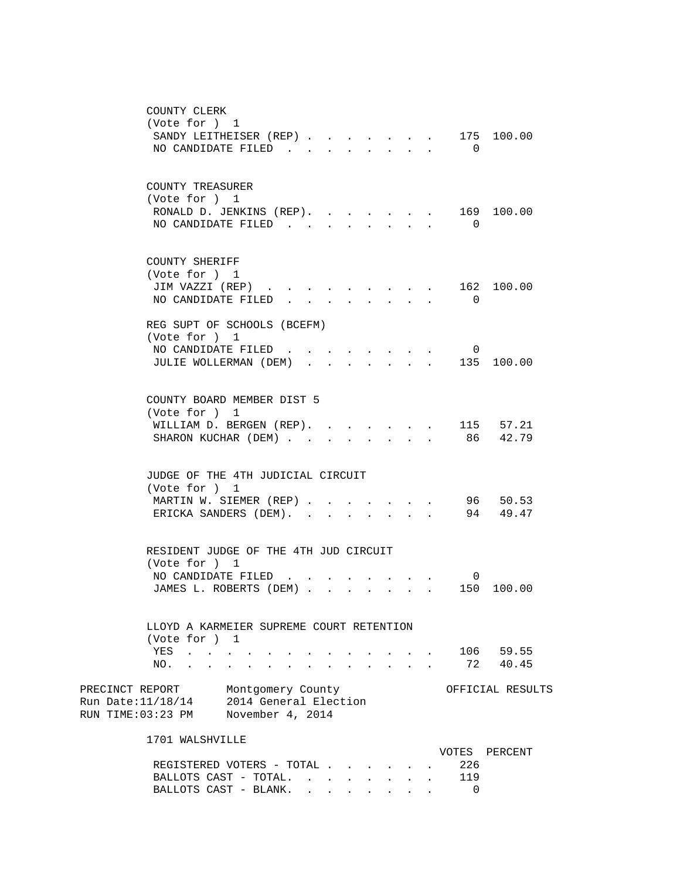COUNTY CLERK
(Vote for ) 1

| | VOTES | PERCENT |
|---|---|---|
| SANDY LEITHEISER (REP) | 175 | 100.00 |
| NO CANDIDATE FILED | 0 | |

COUNTY TREASURER
(Vote for ) 1

| | VOTES | PERCENT |
|---|---|---|
| RONALD D. JENKINS (REP) | 169 | 100.00 |
| NO CANDIDATE FILED | 0 | |

COUNTY SHERIFF
(Vote for ) 1

| | VOTES | PERCENT |
|---|---|---|
| JIM VAZZI (REP) | 162 | 100.00 |
| NO CANDIDATE FILED | 0 | |

REG SUPT OF SCHOOLS (BCEFM)
(Vote for ) 1

| | VOTES | PERCENT |
|---|---|---|
| NO CANDIDATE FILED | 0 | |
| JULIE WOLLERMAN (DEM) | 135 | 100.00 |

COUNTY BOARD MEMBER DIST 5
(Vote for ) 1

| | VOTES | PERCENT |
|---|---|---|
| WILLIAM D. BERGEN (REP) | 115 | 57.21 |
| SHARON KUCHAR (DEM) | 86 | 42.79 |

JUDGE OF THE 4TH JUDICIAL CIRCUIT
(Vote for ) 1

| | VOTES | PERCENT |
|---|---|---|
| MARTIN W. SIEMER (REP) | 96 | 50.53 |
| ERICKA SANDERS (DEM) | 94 | 49.47 |

RESIDENT JUDGE OF THE 4TH JUD CIRCUIT
(Vote for ) 1

| | VOTES | PERCENT |
|---|---|---|
| NO CANDIDATE FILED | 0 | |
| JAMES L. ROBERTS (DEM) | 150 | 100.00 |

LLOYD A KARMEIER SUPREME COURT RETENTION
(Vote for ) 1

| | VOTES | PERCENT |
|---|---|---|
| YES | 106 | 59.55 |
| NO | 72 | 40.45 |

PRECINCT REPORT　　Montgomery County　　OFFICIAL RESULTS
Run Date:11/18/14　　2014 General Election
RUN TIME:03:23 PM　　November 4, 2014

1701 WALSHVILLE

| | VOTES | PERCENT |
|---|---|---|
| REGISTERED VOTERS - TOTAL | 226 | |
| BALLOTS CAST - TOTAL | 119 | |
| BALLOTS CAST - BLANK | 0 | |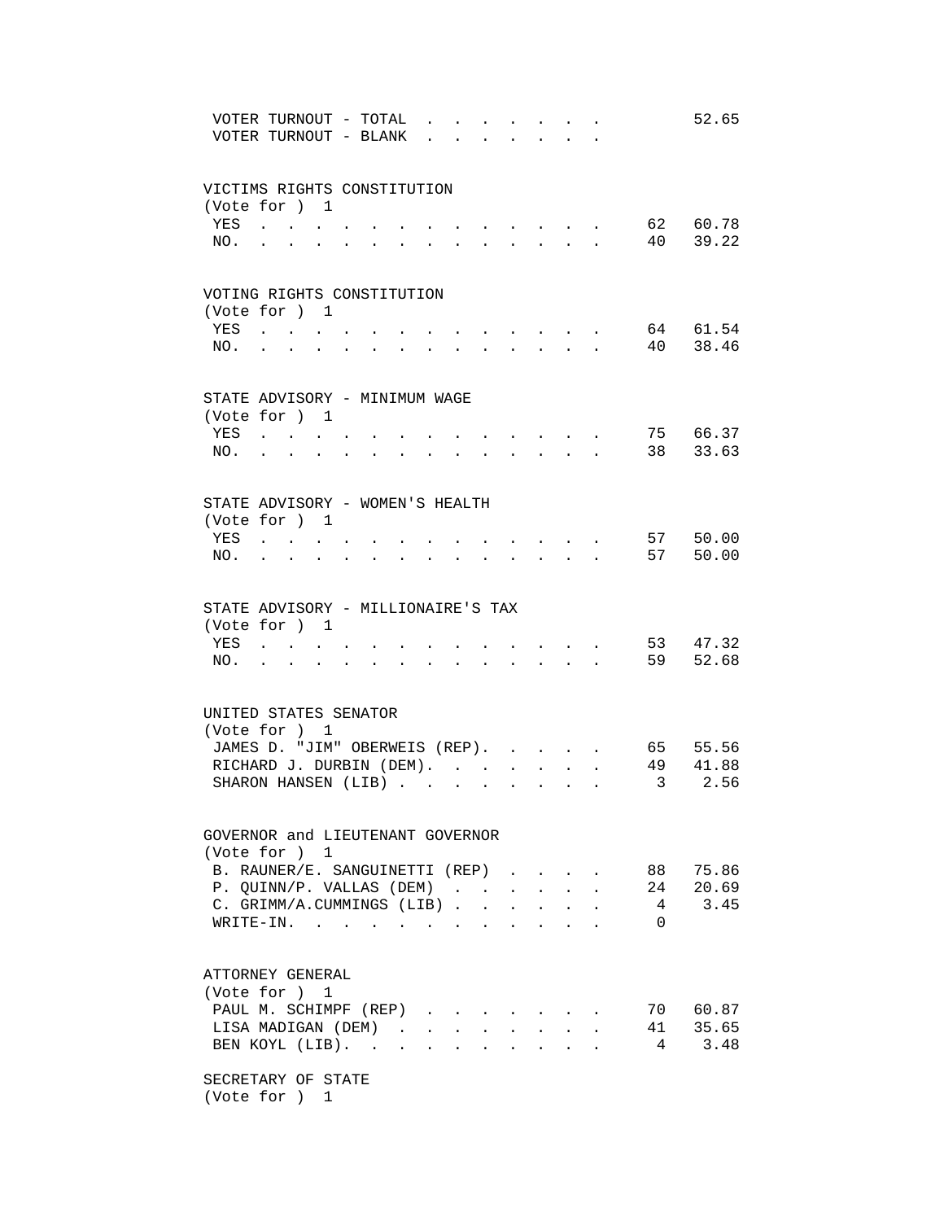VOTER TURNOUT - TOTAL . . . . . . . . 52.65
VOTER TURNOUT - BLANK . . . . . . . .

VICTIMS RIGHTS CONSTITUTION
(Vote for ) 1

| | Votes | Percent |
|---|---|---|
| YES | 62 | 60.78 |
| NO. | 40 | 39.22 |

VOTING RIGHTS CONSTITUTION
(Vote for ) 1

| | Votes | Percent |
|---|---|---|
| YES | 64 | 61.54 |
| NO. | 40 | 38.46 |

STATE ADVISORY - MINIMUM WAGE
(Vote for ) 1

| | Votes | Percent |
|---|---|---|
| YES | 75 | 66.37 |
| NO. | 38 | 33.63 |

STATE ADVISORY - WOMEN'S HEALTH
(Vote for ) 1

| | Votes | Percent |
|---|---|---|
| YES | 57 | 50.00 |
| NO. | 57 | 50.00 |

STATE ADVISORY - MILLIONAIRE'S TAX
(Vote for ) 1

| | Votes | Percent |
|---|---|---|
| YES | 53 | 47.32 |
| NO. | 59 | 52.68 |

UNITED STATES SENATOR
(Vote for ) 1

| | Votes | Percent |
|---|---|---|
| JAMES D. "JIM" OBERWEIS (REP). | 65 | 55.56 |
| RICHARD J. DURBIN (DEM). | 49 | 41.88 |
| SHARON HANSEN (LIB) | 3 | 2.56 |

GOVERNOR and LIEUTENANT GOVERNOR
(Vote for ) 1

| | Votes | Percent |
|---|---|---|
| B. RAUNER/E. SANGUINETTI (REP) | 88 | 75.86 |
| P. QUINN/P. VALLAS (DEM) | 24 | 20.69 |
| C. GRIMM/A.CUMMINGS (LIB) | 4 | 3.45 |
| WRITE-IN. | 0 | |

ATTORNEY GENERAL
(Vote for ) 1

| | Votes | Percent |
|---|---|---|
| PAUL M. SCHIMPF (REP) | 70 | 60.87 |
| LISA MADIGAN (DEM) | 41 | 35.65 |
| BEN KOYL (LIB). | 4 | 3.48 |

SECRETARY OF STATE
(Vote for ) 1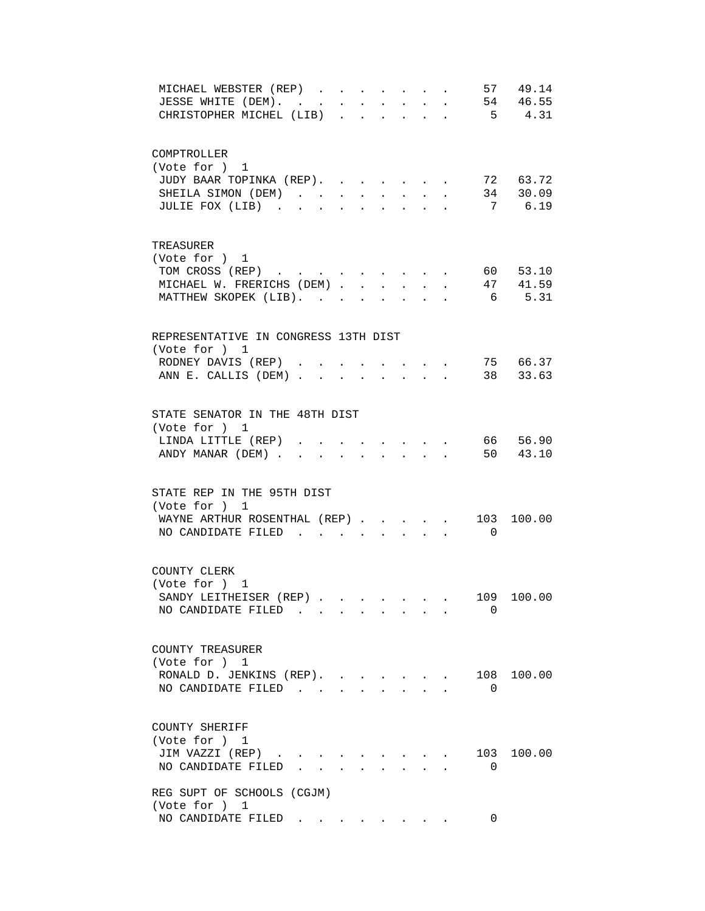| | Votes | Percent |
|---|---|---|
| MICHAEL WEBSTER (REP) | 57 | 49.14 |
| JESSE WHITE (DEM) | 54 | 46.55 |
| CHRISTOPHER MICHEL (LIB) | 5 | 4.31 |

COMPTROLLER
(Vote for ) 1

| | Votes | Percent |
|---|---|---|
| JUDY BAAR TOPINKA (REP) | 72 | 63.72 |
| SHEILA SIMON (DEM) | 34 | 30.09 |
| JULIE FOX (LIB) | 7 | 6.19 |

TREASURER
(Vote for ) 1

| | Votes | Percent |
|---|---|---|
| TOM CROSS (REP) | 60 | 53.10 |
| MICHAEL W. FRERICHS (DEM) | 47 | 41.59 |
| MATTHEW SKOPEK (LIB) | 6 | 5.31 |

REPRESENTATIVE IN CONGRESS 13TH DIST
(Vote for ) 1

| | Votes | Percent |
|---|---|---|
| RODNEY DAVIS (REP) | 75 | 66.37 |
| ANN E. CALLIS (DEM) | 38 | 33.63 |

STATE SENATOR IN THE 48TH DIST
(Vote for ) 1

| | Votes | Percent |
|---|---|---|
| LINDA LITTLE (REP) | 66 | 56.90 |
| ANDY MANAR (DEM) | 50 | 43.10 |

STATE REP IN THE 95TH DIST
(Vote for ) 1

| | Votes | Percent |
|---|---|---|
| WAYNE ARTHUR ROSENTHAL (REP) | 103 | 100.00 |
| NO CANDIDATE FILED | 0 | |

COUNTY CLERK
(Vote for ) 1

| | Votes | Percent |
|---|---|---|
| SANDY LEITHEISER (REP) | 109 | 100.00 |
| NO CANDIDATE FILED | 0 | |

COUNTY TREASURER
(Vote for ) 1

| | Votes | Percent |
|---|---|---|
| RONALD D. JENKINS (REP) | 108 | 100.00 |
| NO CANDIDATE FILED | 0 | |

COUNTY SHERIFF
(Vote for ) 1

| | Votes | Percent |
|---|---|---|
| JIM VAZZI (REP) | 103 | 100.00 |
| NO CANDIDATE FILED | 0 | |

REG SUPT OF SCHOOLS (CGJM)
(Vote for ) 1

| | Votes | Percent |
|---|---|---|
| NO CANDIDATE FILED | 0 | |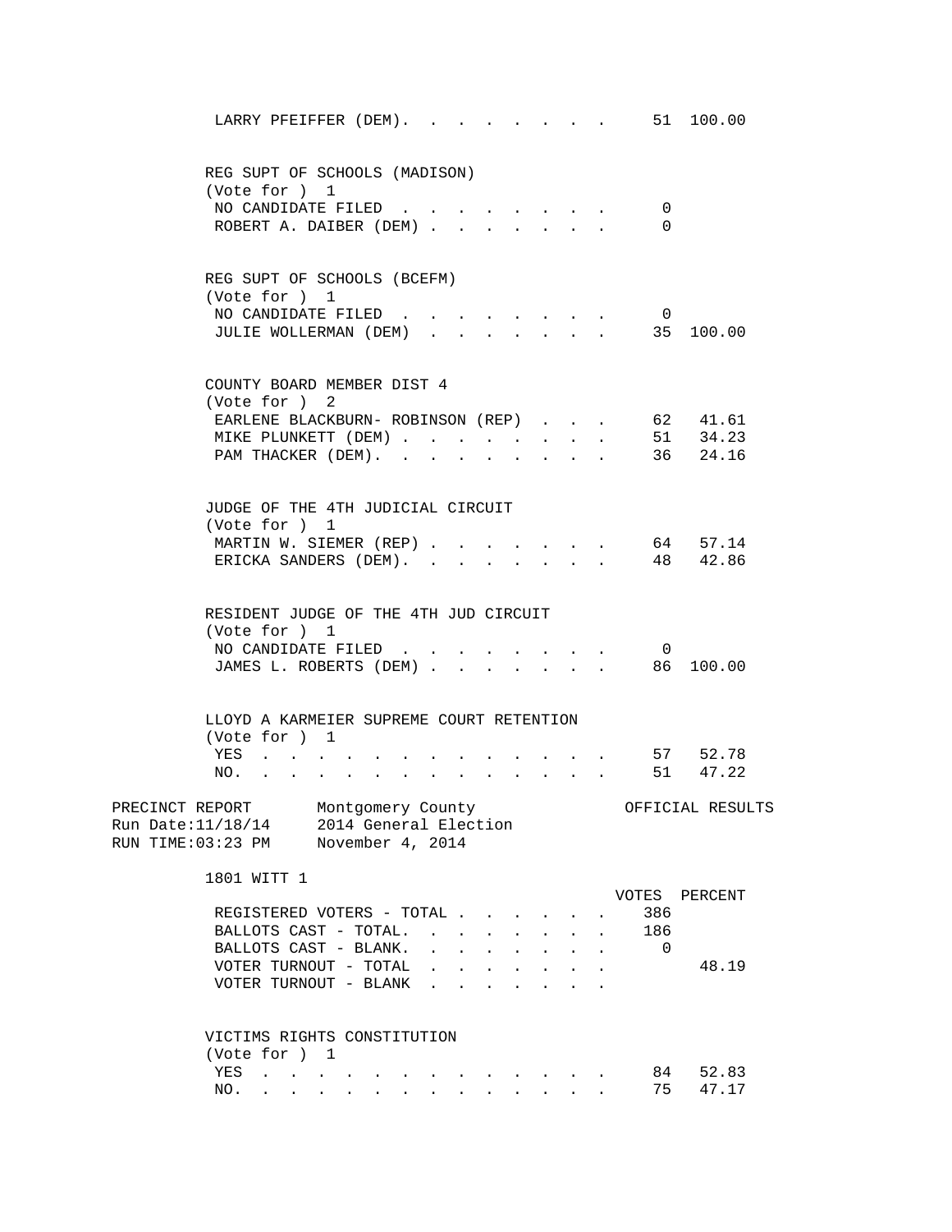LARRY PFEIFFER (DEM). . . . . . . . . 51 100.00

REG SUPT OF SCHOOLS (MADISON)
(Vote for ) 1

| | Votes | Percent |
|---|---|---|
| NO CANDIDATE FILED | 0 | |
| ROBERT A. DAIBER (DEM) | 0 | |

REG SUPT OF SCHOOLS (BCEFM)
(Vote for ) 1

| | Votes | Percent |
|---|---|---|
| NO CANDIDATE FILED | 0 | |
| JULIE WOLLERMAN (DEM) | 35 | 100.00 |

COUNTY BOARD MEMBER DIST 4
(Vote for ) 2

| | Votes | Percent |
|---|---|---|
| EARLENE BLACKBURN- ROBINSON (REP) | 62 | 41.61 |
| MIKE PLUNKETT (DEM) | 51 | 34.23 |
| PAM THACKER (DEM). | 36 | 24.16 |

JUDGE OF THE 4TH JUDICIAL CIRCUIT
(Vote for ) 1

| | Votes | Percent |
|---|---|---|
| MARTIN W. SIEMER (REP) | 64 | 57.14 |
| ERICKA SANDERS (DEM). | 48 | 42.86 |

RESIDENT JUDGE OF THE 4TH JUD CIRCUIT
(Vote for ) 1

| | Votes | Percent |
|---|---|---|
| NO CANDIDATE FILED | 0 | |
| JAMES L. ROBERTS (DEM) | 86 | 100.00 |

LLOYD A KARMEIER SUPREME COURT RETENTION
(Vote for ) 1

| | Votes | Percent |
|---|---|---|
| YES | 57 | 52.78 |
| NO. | 51 | 47.22 |

PRECINCT REPORT Montgomery County OFFICIAL RESULTS
Run Date:11/18/14 2014 General Election
RUN TIME:03:23 PM November 4, 2014

## 1801 WITT 1

| | VOTES | PERCENT |
|---|---|---|
| REGISTERED VOTERS - TOTAL | 386 | |
| BALLOTS CAST - TOTAL. | 186 | |
| BALLOTS CAST - BLANK. | 0 | |
| VOTER TURNOUT - TOTAL | | 48.19 |
| VOTER TURNOUT - BLANK | | |

VICTIMS RIGHTS CONSTITUTION
(Vote for ) 1

| | Votes | Percent |
|---|---|---|
| YES | 84 | 52.83 |
| NO. | 75 | 47.17 |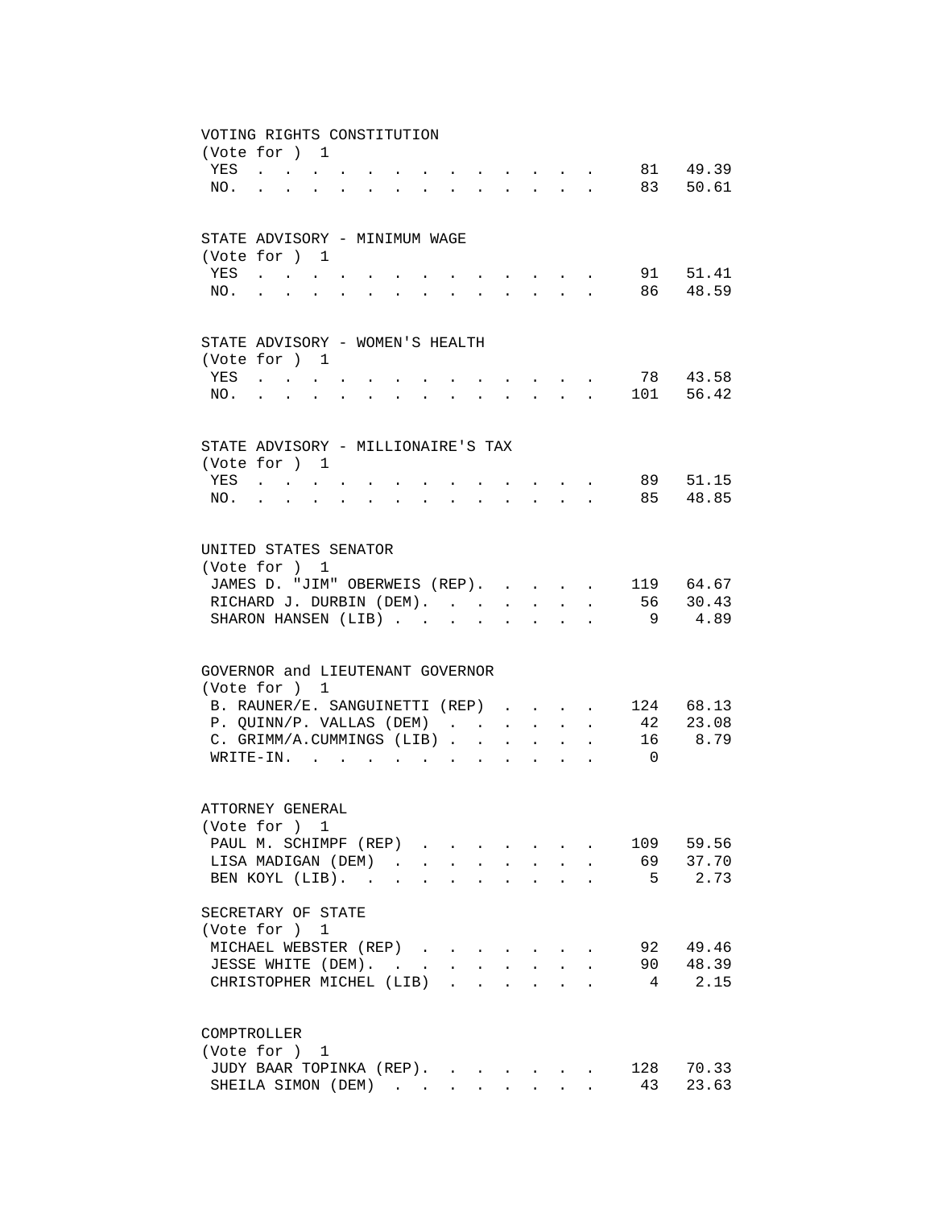VOTING RIGHTS CONSTITUTION
(Vote for ) 1

| | | |
|---|---|---|
| YES | 81 | 49.39 |
| NO. | 83 | 50.61 |

STATE ADVISORY - MINIMUM WAGE
(Vote for ) 1

| | | |
|---|---|---|
| YES | 91 | 51.41 |
| NO. | 86 | 48.59 |

STATE ADVISORY - WOMEN'S HEALTH
(Vote for ) 1

| | | |
|---|---|---|
| YES | 78 | 43.58 |
| NO. | 101 | 56.42 |

STATE ADVISORY - MILLIONAIRE'S TAX
(Vote for ) 1

| | | |
|---|---|---|
| YES | 89 | 51.15 |
| NO. | 85 | 48.85 |

UNITED STATES SENATOR
(Vote for ) 1

| | | |
|---|---|---|
| JAMES D. "JIM" OBERWEIS (REP). | 119 | 64.67 |
| RICHARD J. DURBIN (DEM). | 56 | 30.43 |
| SHARON HANSEN (LIB) | 9 | 4.89 |

GOVERNOR and LIEUTENANT GOVERNOR
(Vote for ) 1

| | | |
|---|---|---|
| B. RAUNER/E. SANGUINETTI (REP) | 124 | 68.13 |
| P. QUINN/P. VALLAS (DEM) | 42 | 23.08 |
| C. GRIMM/A.CUMMINGS (LIB) | 16 | 8.79 |
| WRITE-IN. | 0 | |

ATTORNEY GENERAL
(Vote for ) 1

| | | |
|---|---|---|
| PAUL M. SCHIMPF (REP) | 109 | 59.56 |
| LISA MADIGAN (DEM) | 69 | 37.70 |
| BEN KOYL (LIB). | 5 | 2.73 |

SECRETARY OF STATE
(Vote for ) 1

| | | |
|---|---|---|
| MICHAEL WEBSTER (REP) | 92 | 49.46 |
| JESSE WHITE (DEM). | 90 | 48.39 |
| CHRISTOPHER MICHEL (LIB) | 4 | 2.15 |

COMPTROLLER
(Vote for ) 1

| | | |
|---|---|---|
| JUDY BAAR TOPINKA (REP). | 128 | 70.33 |
| SHEILA SIMON (DEM) | 43 | 23.63 |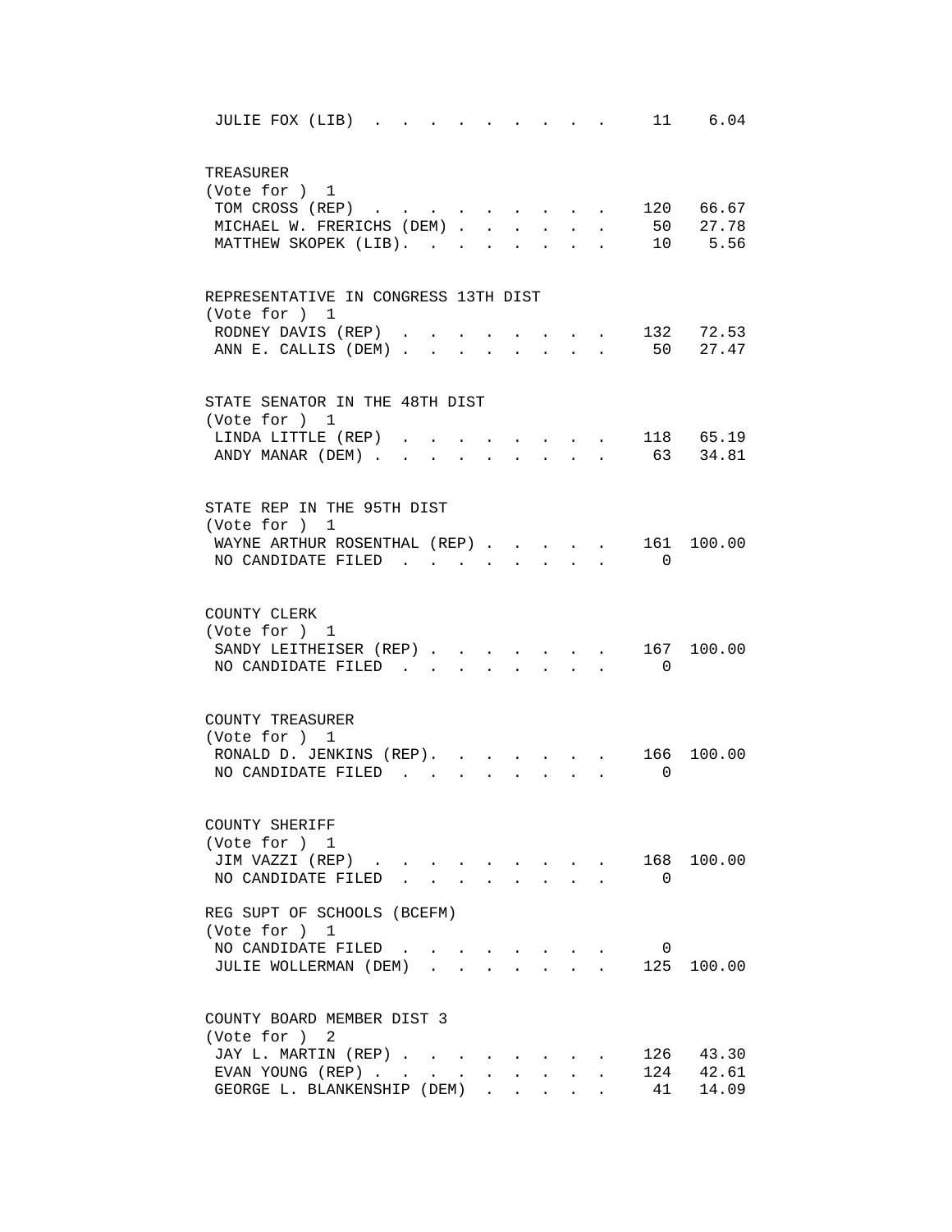| | | |
|---|---|---|
| JULIE FOX (LIB) | 11 | 6.04 |

TREASURER
(Vote for ) 1

| | | |
|---|---|---|
| TOM CROSS (REP) | 120 | 66.67 |
| MICHAEL W. FRERICHS (DEM) | 50 | 27.78 |
| MATTHEW SKOPEK (LIB) | 10 | 5.56 |

REPRESENTATIVE IN CONGRESS 13TH DIST
(Vote for ) 1

| | | |
|---|---|---|
| RODNEY DAVIS (REP) | 132 | 72.53 |
| ANN E. CALLIS (DEM) | 50 | 27.47 |

STATE SENATOR IN THE 48TH DIST
(Vote for ) 1

| | | |
|---|---|---|
| LINDA LITTLE (REP) | 118 | 65.19 |
| ANDY MANAR (DEM) | 63 | 34.81 |

STATE REP IN THE 95TH DIST
(Vote for ) 1

| | | |
|---|---|---|
| WAYNE ARTHUR ROSENTHAL (REP) | 161 | 100.00 |
| NO CANDIDATE FILED | 0 | |

COUNTY CLERK
(Vote for ) 1

| | | |
|---|---|---|
| SANDY LEITHEISER (REP) | 167 | 100.00 |
| NO CANDIDATE FILED | 0 | |

COUNTY TREASURER
(Vote for ) 1

| | | |
|---|---|---|
| RONALD D. JENKINS (REP) | 166 | 100.00 |
| NO CANDIDATE FILED | 0 | |

COUNTY SHERIFF
(Vote for ) 1

| | | |
|---|---|---|
| JIM VAZZI (REP) | 168 | 100.00 |
| NO CANDIDATE FILED | 0 | |

REG SUPT OF SCHOOLS (BCEFM)
(Vote for ) 1

| | | |
|---|---|---|
| NO CANDIDATE FILED | 0 | |
| JULIE WOLLERMAN (DEM) | 125 | 100.00 |

COUNTY BOARD MEMBER DIST 3
(Vote for ) 2

| | | |
|---|---|---|
| JAY L. MARTIN (REP) | 126 | 43.30 |
| EVAN YOUNG (REP) | 124 | 42.61 |
| GEORGE L. BLANKENSHIP (DEM) | 41 | 14.09 |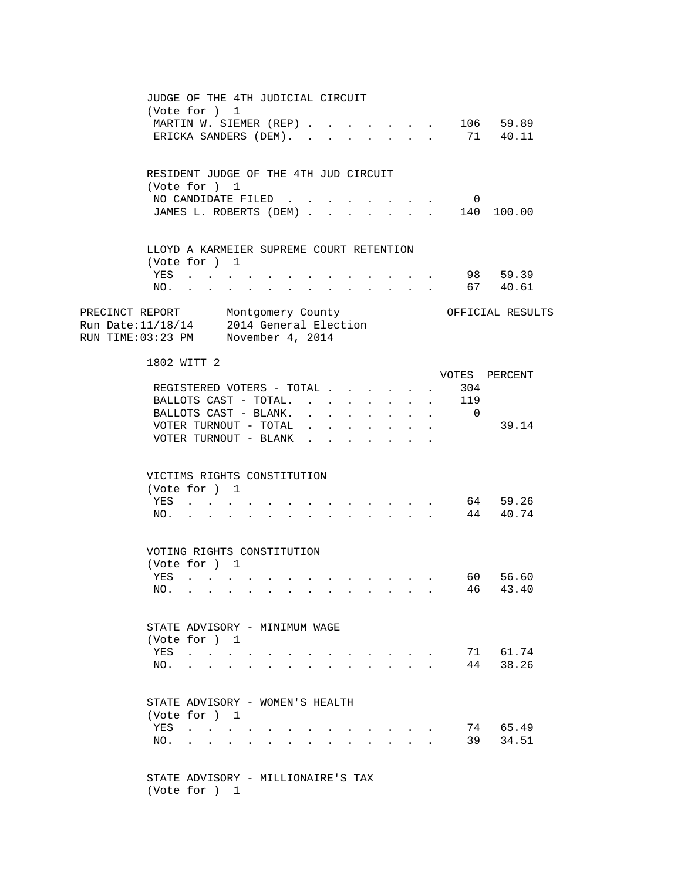JUDGE OF THE 4TH JUDICIAL CIRCUIT
(Vote for ) 1

| | VOTES | PERCENT |
|---|---|---|
| MARTIN W. SIEMER (REP) | 106 | 59.89 |
| ERICKA SANDERS (DEM) | 71 | 40.11 |

RESIDENT JUDGE OF THE 4TH JUD CIRCUIT
(Vote for ) 1

| | VOTES | PERCENT |
|---|---|---|
| NO CANDIDATE FILED | 0 | |
| JAMES L. ROBERTS (DEM) | 140 | 100.00 |

LLOYD A KARMEIER SUPREME COURT RETENTION
(Vote for ) 1

| | VOTES | PERCENT |
|---|---|---|
| YES | 98 | 59.39 |
| NO. | 67 | 40.61 |

PRECINCT REPORT Montgomery County OFFICIAL RESULTS
Run Date:11/18/14 2014 General Election
RUN TIME:03:23 PM November 4, 2014

1802 WITT 2

| | VOTES | PERCENT |
|---|---|---|
| REGISTERED VOTERS - TOTAL | 304 | |
| BALLOTS CAST - TOTAL. | 119 | |
| BALLOTS CAST - BLANK. | 0 | |
| VOTER TURNOUT - TOTAL | | 39.14 |
| VOTER TURNOUT - BLANK | | |

VICTIMS RIGHTS CONSTITUTION
(Vote for ) 1

| | VOTES | PERCENT |
|---|---|---|
| YES | 64 | 59.26 |
| NO. | 44 | 40.74 |

VOTING RIGHTS CONSTITUTION
(Vote for ) 1

| | VOTES | PERCENT |
|---|---|---|
| YES | 60 | 56.60 |
| NO. | 46 | 43.40 |

STATE ADVISORY - MINIMUM WAGE
(Vote for ) 1

| | VOTES | PERCENT |
|---|---|---|
| YES | 71 | 61.74 |
| NO. | 44 | 38.26 |

STATE ADVISORY - WOMEN'S HEALTH
(Vote for ) 1

| | VOTES | PERCENT |
|---|---|---|
| YES | 74 | 65.49 |
| NO. | 39 | 34.51 |

STATE ADVISORY - MILLIONAIRE'S TAX
(Vote for ) 1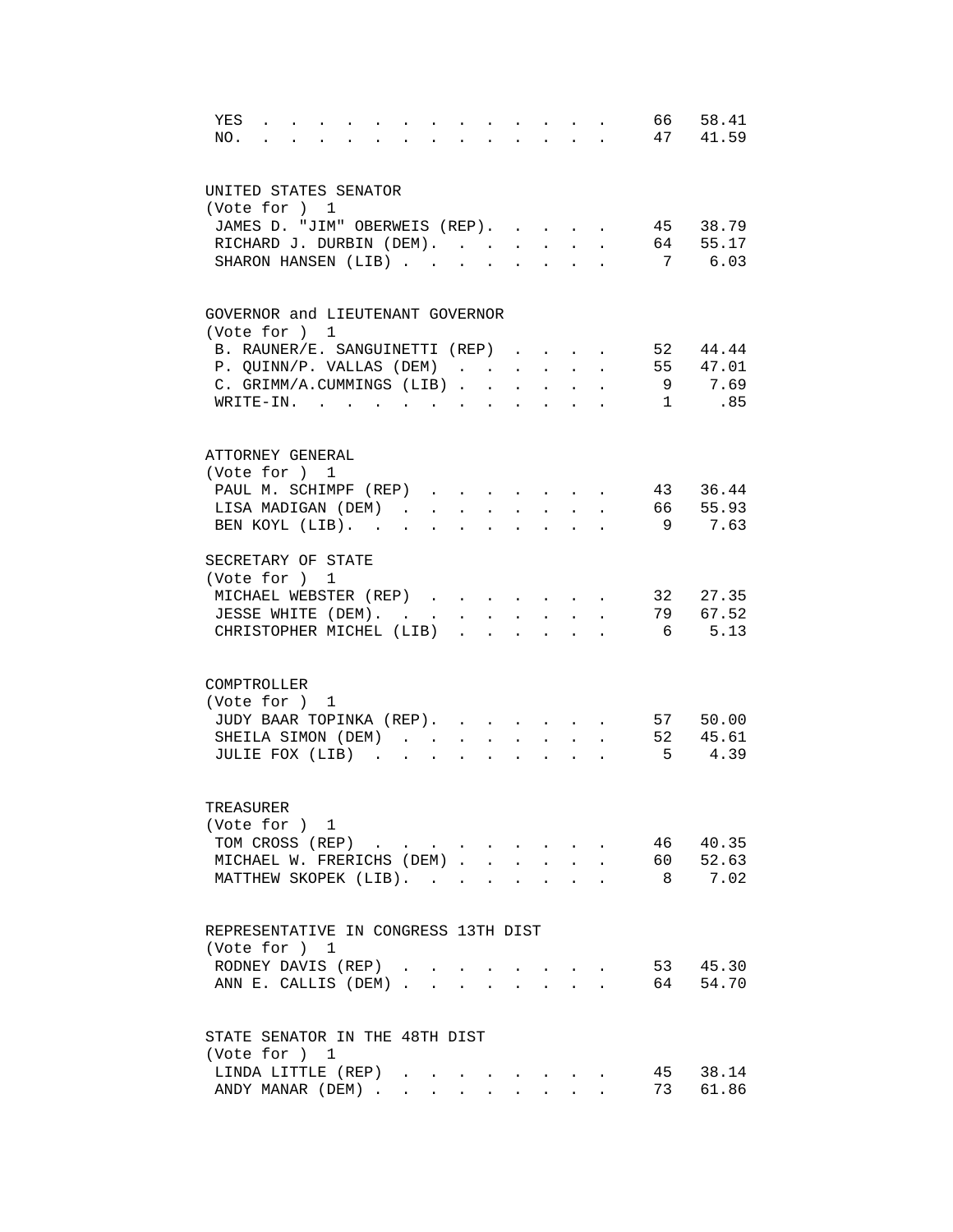| | | |
|---|---|---|
| YES | 66 | 58.41 |
| NO. | 47 | 41.59 |

UNITED STATES SENATOR
(Vote for ) 1

| | | |
|---|---|---|
| JAMES D. "JIM" OBERWEIS (REP). | 45 | 38.79 |
| RICHARD J. DURBIN (DEM). | 64 | 55.17 |
| SHARON HANSEN (LIB) | 7 | 6.03 |

GOVERNOR and LIEUTENANT GOVERNOR
(Vote for ) 1

| | | |
|---|---|---|
| B. RAUNER/E. SANGUINETTI (REP) | 52 | 44.44 |
| P. QUINN/P. VALLAS (DEM) | 55 | 47.01 |
| C. GRIMM/A.CUMMINGS (LIB) | 9 | 7.69 |
| WRITE-IN. | 1 | .85 |

ATTORNEY GENERAL
(Vote for ) 1

| | | |
|---|---|---|
| PAUL M. SCHIMPF (REP) | 43 | 36.44 |
| LISA MADIGAN (DEM) | 66 | 55.93 |
| BEN KOYL (LIB). | 9 | 7.63 |

SECRETARY OF STATE
(Vote for ) 1

| | | |
|---|---|---|
| MICHAEL WEBSTER (REP) | 32 | 27.35 |
| JESSE WHITE (DEM). | 79 | 67.52 |
| CHRISTOPHER MICHEL (LIB) | 6 | 5.13 |

COMPTROLLER
(Vote for ) 1

| | | |
|---|---|---|
| JUDY BAAR TOPINKA (REP). | 57 | 50.00 |
| SHEILA SIMON (DEM) | 52 | 45.61 |
| JULIE FOX (LIB) | 5 | 4.39 |

TREASURER
(Vote for ) 1

| | | |
|---|---|---|
| TOM CROSS (REP) | 46 | 40.35 |
| MICHAEL W. FRERICHS (DEM) | 60 | 52.63 |
| MATTHEW SKOPEK (LIB). | 8 | 7.02 |

REPRESENTATIVE IN CONGRESS 13TH DIST
(Vote for ) 1

| | | |
|---|---|---|
| RODNEY DAVIS (REP) | 53 | 45.30 |
| ANN E. CALLIS (DEM) | 64 | 54.70 |

STATE SENATOR IN THE 48TH DIST
(Vote for ) 1

| | | |
|---|---|---|
| LINDA LITTLE (REP) | 45 | 38.14 |
| ANDY MANAR (DEM) | 73 | 61.86 |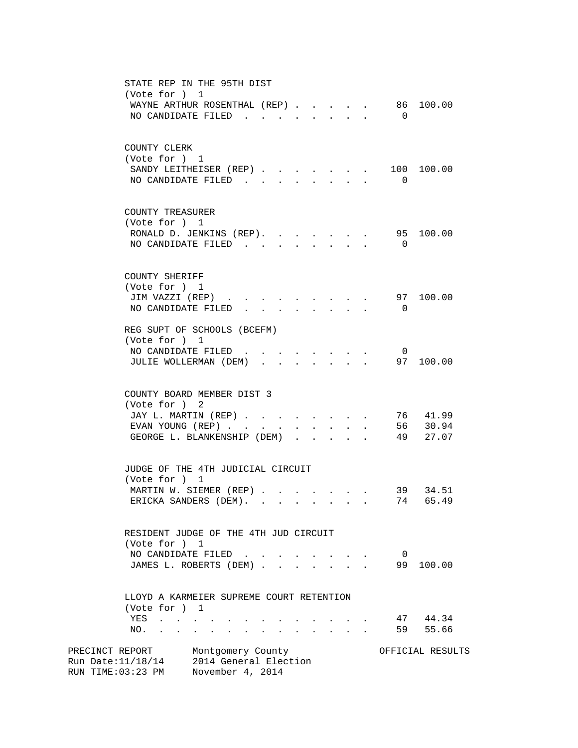STATE REP IN THE 95TH DIST
(Vote for ) 1

| | | |
|---|---|---|
| WAYNE ARTHUR ROSENTHAL (REP) | 86 | 100.00 |
| NO CANDIDATE FILED | 0 | |

COUNTY CLERK
(Vote for ) 1

| | | |
|---|---|---|
| SANDY LEITHEISER (REP) | 100 | 100.00 |
| NO CANDIDATE FILED | 0 | |

COUNTY TREASURER
(Vote for ) 1

| | | |
|---|---|---|
| RONALD D. JENKINS (REP) | 95 | 100.00 |
| NO CANDIDATE FILED | 0 | |

COUNTY SHERIFF
(Vote for ) 1

| | | |
|---|---|---|
| JIM VAZZI (REP) | 97 | 100.00 |
| NO CANDIDATE FILED | 0 | |

REG SUPT OF SCHOOLS (BCEFM)
(Vote for ) 1

| | | |
|---|---|---|
| NO CANDIDATE FILED | 0 | |
| JULIE WOLLERMAN (DEM) | 97 | 100.00 |

COUNTY BOARD MEMBER DIST 3
(Vote for ) 2

| | | |
|---|---|---|
| JAY L. MARTIN (REP) | 76 | 41.99 |
| EVAN YOUNG (REP) | 56 | 30.94 |
| GEORGE L. BLANKENSHIP (DEM) | 49 | 27.07 |

JUDGE OF THE 4TH JUDICIAL CIRCUIT
(Vote for ) 1

| | | |
|---|---|---|
| MARTIN W. SIEMER (REP) | 39 | 34.51 |
| ERICKA SANDERS (DEM) | 74 | 65.49 |

RESIDENT JUDGE OF THE 4TH JUD CIRCUIT
(Vote for ) 1

| | | |
|---|---|---|
| NO CANDIDATE FILED | 0 | |
| JAMES L. ROBERTS (DEM) | 99 | 100.00 |

LLOYD A KARMEIER SUPREME COURT RETENTION
(Vote for ) 1

| | | |
|---|---|---|
| YES | 47 | 44.34 |
| NO | 59 | 55.66 |

PRECINCT REPORT — Montgomery County — OFFICIAL RESULTS
Run Date:11/18/14 — 2014 General Election
RUN TIME:03:23 PM — November 4, 2014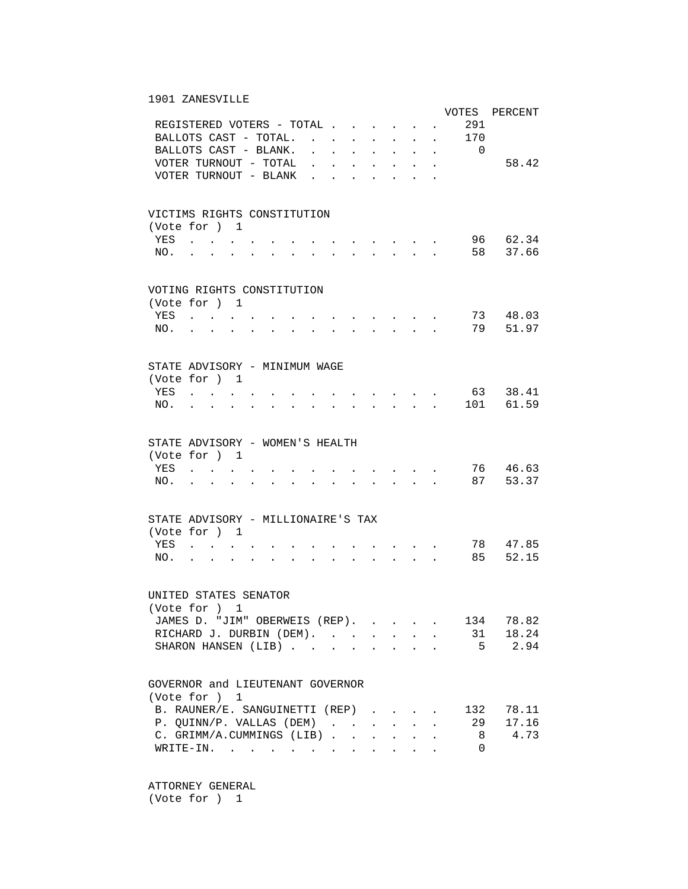## 1901 ZANESVILLE

| | VOTES | PERCENT |
|---|---|---|
| REGISTERED VOTERS - TOTAL | 291 | |
| BALLOTS CAST - TOTAL. | 170 | |
| BALLOTS CAST - BLANK. | 0 | |
| VOTER TURNOUT - TOTAL | | 58.42 |
| VOTER TURNOUT - BLANK | | |

### VICTIMS RIGHTS CONSTITUTION
(Vote for ) 1

| | VOTES | PERCENT |
|---|---|---|
| YES | 96 | 62.34 |
| NO. | 58 | 37.66 |

### VOTING RIGHTS CONSTITUTION
(Vote for ) 1

| | VOTES | PERCENT |
|---|---|---|
| YES | 73 | 48.03 |
| NO. | 79 | 51.97 |

### STATE ADVISORY - MINIMUM WAGE
(Vote for ) 1

| | VOTES | PERCENT |
|---|---|---|
| YES | 63 | 38.41 |
| NO. | 101 | 61.59 |

### STATE ADVISORY - WOMEN'S HEALTH
(Vote for ) 1

| | VOTES | PERCENT |
|---|---|---|
| YES | 76 | 46.63 |
| NO. | 87 | 53.37 |

### STATE ADVISORY - MILLIONAIRE'S TAX
(Vote for ) 1

| | VOTES | PERCENT |
|---|---|---|
| YES | 78 | 47.85 |
| NO. | 85 | 52.15 |

### UNITED STATES SENATOR
(Vote for ) 1

| | VOTES | PERCENT |
|---|---|---|
| JAMES D. "JIM" OBERWEIS (REP). | 134 | 78.82 |
| RICHARD J. DURBIN (DEM). | 31 | 18.24 |
| SHARON HANSEN (LIB) | 5 | 2.94 |

### GOVERNOR and LIEUTENANT GOVERNOR
(Vote for ) 1

| | VOTES | PERCENT |
|---|---|---|
| B. RAUNER/E. SANGUINETTI (REP) | 132 | 78.11 |
| P. QUINN/P. VALLAS (DEM) | 29 | 17.16 |
| C. GRIMM/A.CUMMINGS (LIB) | 8 | 4.73 |
| WRITE-IN. | 0 | |

### ATTORNEY GENERAL
(Vote for ) 1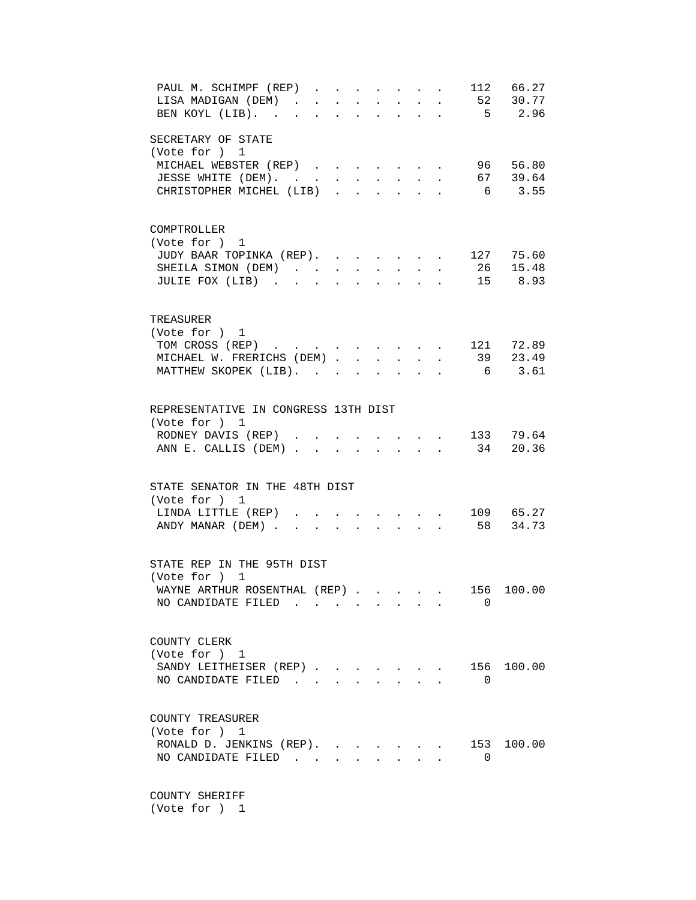| | | |
|---|---|---|
| PAUL M. SCHIMPF (REP) | 112 | 66.27 |
| LISA MADIGAN (DEM) | 52 | 30.77 |
| BEN KOYL (LIB). | 5 | 2.96 |

SECRETARY OF STATE
(Vote for ) 1

| | | |
|---|---|---|
| MICHAEL WEBSTER (REP) | 96 | 56.80 |
| JESSE WHITE (DEM). | 67 | 39.64 |
| CHRISTOPHER MICHEL (LIB) | 6 | 3.55 |

COMPTROLLER
(Vote for ) 1

| | | |
|---|---|---|
| JUDY BAAR TOPINKA (REP). | 127 | 75.60 |
| SHEILA SIMON (DEM) | 26 | 15.48 |
| JULIE FOX (LIB) | 15 | 8.93 |

TREASURER
(Vote for ) 1

| | | |
|---|---|---|
| TOM CROSS (REP) | 121 | 72.89 |
| MICHAEL W. FRERICHS (DEM) | 39 | 23.49 |
| MATTHEW SKOPEK (LIB). | 6 | 3.61 |

REPRESENTATIVE IN CONGRESS 13TH DIST
(Vote for ) 1

| | | |
|---|---|---|
| RODNEY DAVIS (REP) | 133 | 79.64 |
| ANN E. CALLIS (DEM) | 34 | 20.36 |

STATE SENATOR IN THE 48TH DIST
(Vote for ) 1

| | | |
|---|---|---|
| LINDA LITTLE (REP) | 109 | 65.27 |
| ANDY MANAR (DEM) | 58 | 34.73 |

STATE REP IN THE 95TH DIST
(Vote for ) 1

| | | |
|---|---|---|
| WAYNE ARTHUR ROSENTHAL (REP) | 156 | 100.00 |
| NO CANDIDATE FILED | 0 | |

COUNTY CLERK
(Vote for ) 1

| | | |
|---|---|---|
| SANDY LEITHEISER (REP) | 156 | 100.00 |
| NO CANDIDATE FILED | 0 | |

COUNTY TREASURER
(Vote for ) 1

| | | |
|---|---|---|
| RONALD D. JENKINS (REP). | 153 | 100.00 |
| NO CANDIDATE FILED | 0 | |

COUNTY SHERIFF
(Vote for ) 1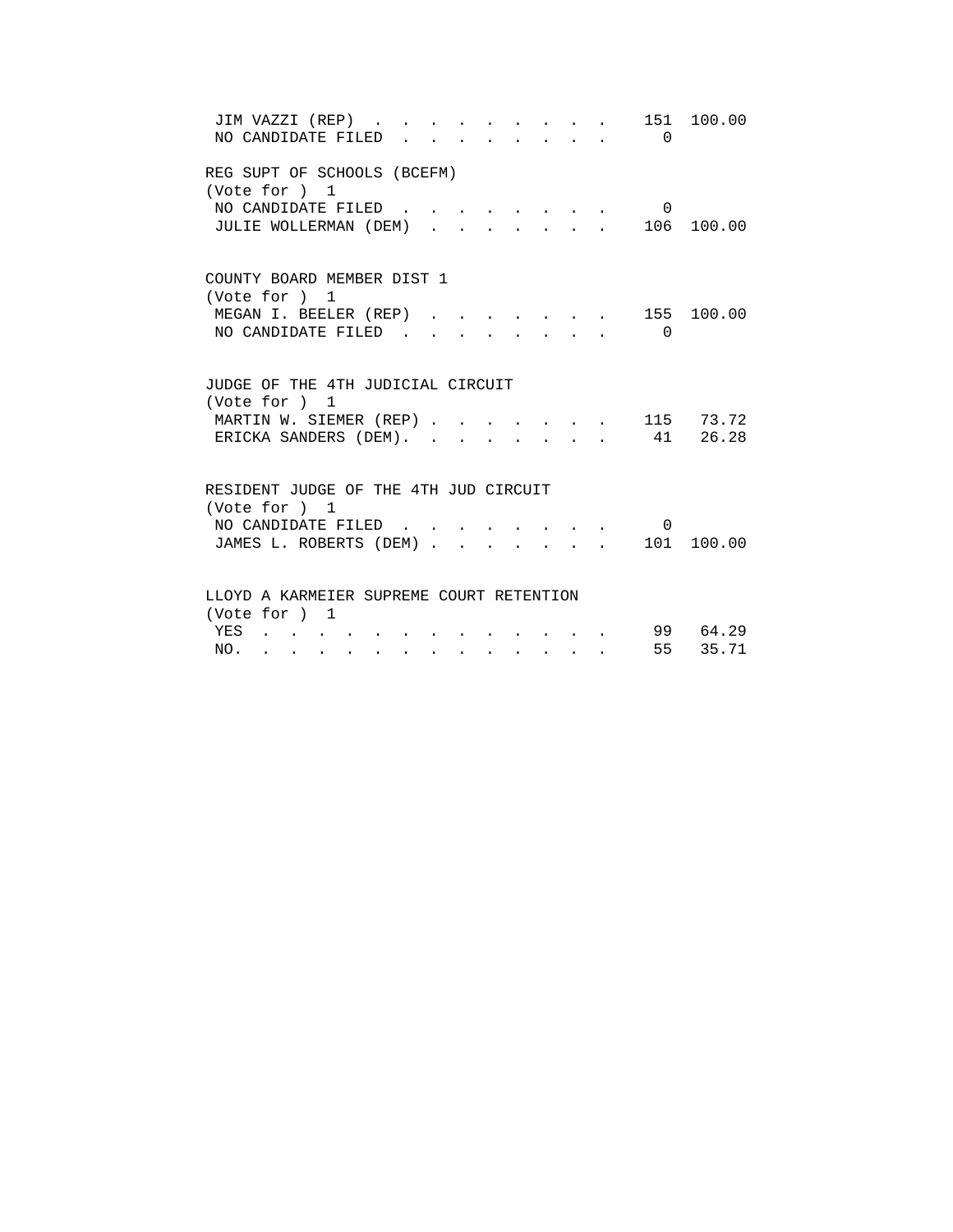| | | |
|---|---|---|
| JIM VAZZI (REP) | 151 | 100.00 |
| NO CANDIDATE FILED | 0 | |

REG SUPT OF SCHOOLS (BCEFM)
(Vote for ) 1

| | | |
|---|---|---|
| NO CANDIDATE FILED | 0 | |
| JULIE WOLLERMAN (DEM) | 106 | 100.00 |

COUNTY BOARD MEMBER DIST 1
(Vote for ) 1

| | | |
|---|---|---|
| MEGAN I. BEELER (REP) | 155 | 100.00 |
| NO CANDIDATE FILED | 0 | |

JUDGE OF THE 4TH JUDICIAL CIRCUIT
(Vote for ) 1

| | | |
|---|---|---|
| MARTIN W. SIEMER (REP) | 115 | 73.72 |
| ERICKA SANDERS (DEM) | 41 | 26.28 |

RESIDENT JUDGE OF THE 4TH JUD CIRCUIT
(Vote for ) 1

| | | |
|---|---|---|
| NO CANDIDATE FILED | 0 | |
| JAMES L. ROBERTS (DEM) | 101 | 100.00 |

LLOYD A KARMEIER SUPREME COURT RETENTION
(Vote for ) 1

| | | |
|---|---|---|
| YES | 99 | 64.29 |
| NO | 55 | 35.71 |